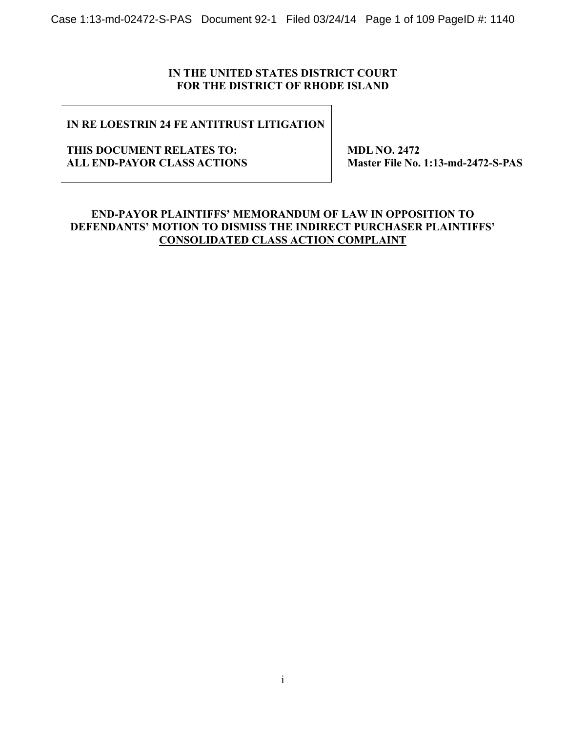**IN THE UNITED STATES DISTRICT COURT**
**FOR THE DISTRICT OF RHODE ISLAND**

| | |
|---|---|
| **IN RE LOESTRIN 24 FE ANTITRUST LITIGATION**<br><br>**THIS DOCUMENT RELATES TO:**<br>**ALL END-PAYOR CLASS ACTIONS** | **MDL NO. 2472**<br>**Master File No. 1:13-md-2472-S-PAS** |

# END-PAYOR PLAINTIFFS' MEMORANDUM OF LAW IN OPPOSITION TO DEFENDANTS' MOTION TO DISMISS THE INDIRECT PURCHASER PLAINTIFFS' CONSOLIDATED CLASS ACTION COMPLAINT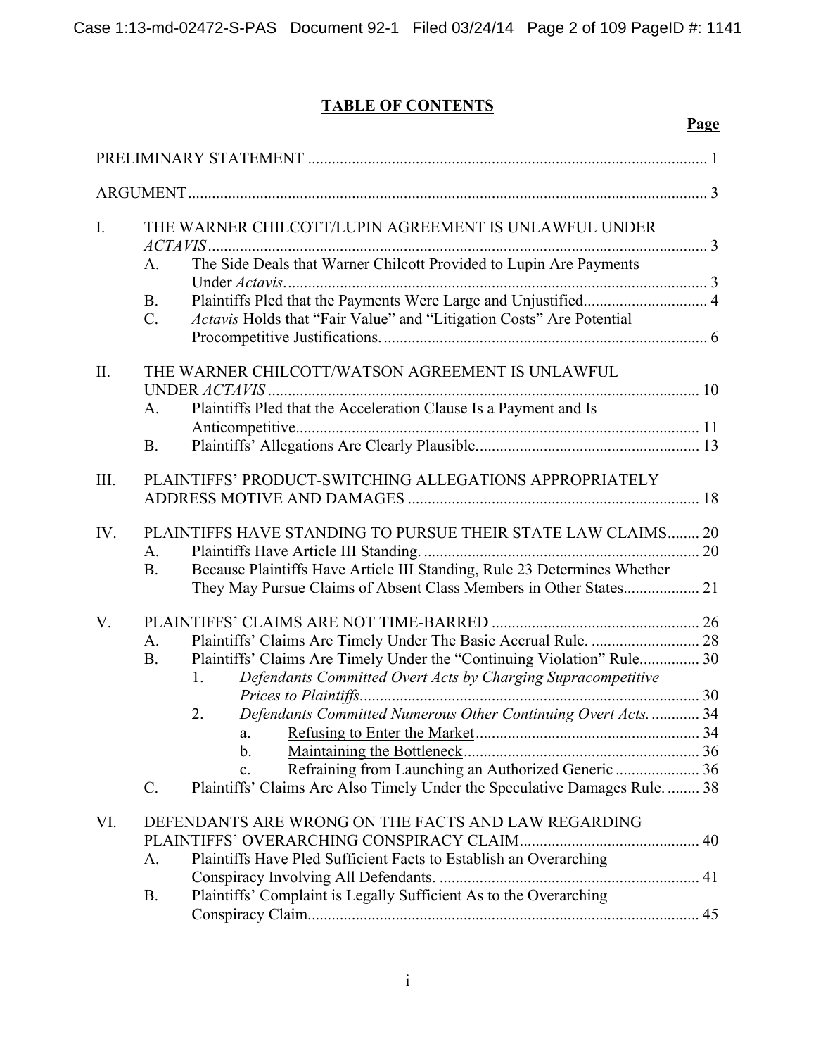# TABLE OF CONTENTS

**Page**

PRELIMINARY STATEMENT .......... 1

ARGUMENT .......... 3

I. THE WARNER CHILCOTT/LUPIN AGREEMENT IS UNLAWFUL UNDER *ACTAVIS* .......... 3
   - A. The Side Deals that Warner Chilcott Provided to Lupin Are Payments Under *Actavis*. .......... 3
   - B. Plaintiffs Pled that the Payments Were Large and Unjustified .......... 4
   - C. *Actavis* Holds that "Fair Value" and "Litigation Costs" Are Potential Procompetitive Justifications. .......... 6

II. THE WARNER CHILCOTT/WATSON AGREEMENT IS UNLAWFUL UNDER *ACTAVIS* .......... 10
   - A. Plaintiffs Pled that the Acceleration Clause Is a Payment and Is Anticompetitive .......... 11
   - B. Plaintiffs' Allegations Are Clearly Plausible. .......... 13

III. PLAINTIFFS' PRODUCT-SWITCHING ALLEGATIONS APPROPRIATELY ADDRESS MOTIVE AND DAMAGES .......... 18

IV. PLAINTIFFS HAVE STANDING TO PURSUE THEIR STATE LAW CLAIMS .......... 20
   - A. Plaintiffs Have Article III Standing. .......... 20
   - B. Because Plaintiffs Have Article III Standing, Rule 23 Determines Whether They May Pursue Claims of Absent Class Members in Other States .......... 21

V. PLAINTIFFS' CLAIMS ARE NOT TIME-BARRED .......... 26
   - A. Plaintiffs' Claims Are Timely Under The Basic Accrual Rule. .......... 28
   - B. Plaintiffs' Claims Are Timely Under the "Continuing Violation" Rule .......... 30
      1. *Defendants Committed Overt Acts by Charging Supracompetitive Prices to Plaintiffs.* .......... 30
      2. *Defendants Committed Numerous Other Continuing Overt Acts.* .......... 34
         - a. Refusing to Enter the Market .......... 34
         - b. Maintaining the Bottleneck .......... 36
         - c. Refraining from Launching an Authorized Generic .......... 36
   - C. Plaintiffs' Claims Are Also Timely Under the Speculative Damages Rule. .......... 38

VI. DEFENDANTS ARE WRONG ON THE FACTS AND LAW REGARDING PLAINTIFFS' OVERARCHING CONSPIRACY CLAIM .......... 40
   - A. Plaintiffs Have Pled Sufficient Facts to Establish an Overarching Conspiracy Involving All Defendants. .......... 41
   - B. Plaintiffs' Complaint is Legally Sufficient As to the Overarching Conspiracy Claim. .......... 45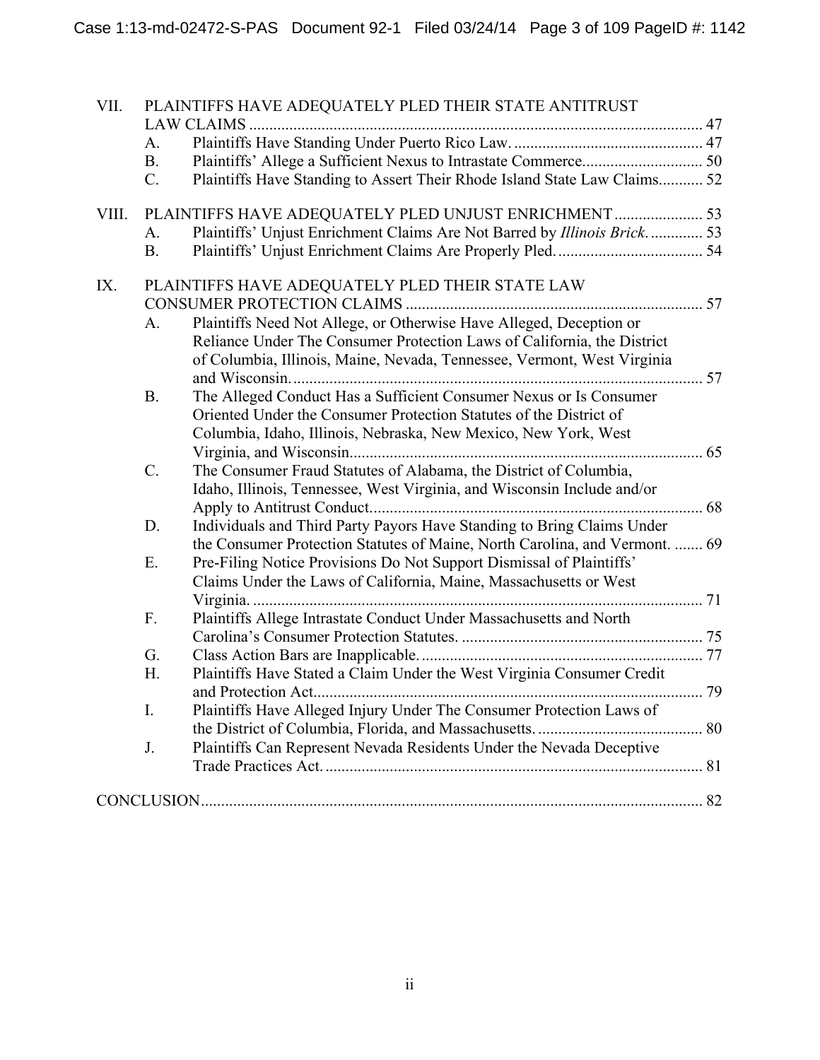VII. PLAINTIFFS HAVE ADEQUATELY PLED THEIR STATE ANTITRUST LAW CLAIMS ........ 47

- A. Plaintiffs Have Standing Under Puerto Rico Law. ........ 47
- B. Plaintiffs' Allege a Sufficient Nexus to Intrastate Commerce. ........ 50
- C. Plaintiffs Have Standing to Assert Their Rhode Island State Law Claims. ........ 52

VIII. PLAINTIFFS HAVE ADEQUATELY PLED UNJUST ENRICHMENT ........ 53

- A. Plaintiffs' Unjust Enrichment Claims Are Not Barred by *Illinois Brick*. ........ 53
- B. Plaintiffs' Unjust Enrichment Claims Are Properly Pled. ........ 54

IX. PLAINTIFFS HAVE ADEQUATELY PLED THEIR STATE LAW CONSUMER PROTECTION CLAIMS ........ 57

- A. Plaintiffs Need Not Allege, or Otherwise Have Alleged, Deception or Reliance Under The Consumer Protection Laws of California, the District of Columbia, Illinois, Maine, Nevada, Tennessee, Vermont, West Virginia and Wisconsin. ........ 57
- B. The Alleged Conduct Has a Sufficient Consumer Nexus or Is Consumer Oriented Under the Consumer Protection Statutes of the District of Columbia, Idaho, Illinois, Nebraska, New Mexico, New York, West Virginia, and Wisconsin. ........ 65
- C. The Consumer Fraud Statutes of Alabama, the District of Columbia, Idaho, Illinois, Tennessee, West Virginia, and Wisconsin Include and/or Apply to Antitrust Conduct. ........ 68
- D. Individuals and Third Party Payors Have Standing to Bring Claims Under the Consumer Protection Statutes of Maine, North Carolina, and Vermont. ........ 69
- E. Pre-Filing Notice Provisions Do Not Support Dismissal of Plaintiffs' Claims Under the Laws of California, Maine, Massachusetts or West Virginia. ........ 71
- F. Plaintiffs Allege Intrastate Conduct Under Massachusetts and North Carolina's Consumer Protection Statutes. ........ 75
- G. Class Action Bars are Inapplicable. ........ 77
- H. Plaintiffs Have Stated a Claim Under the West Virginia Consumer Credit and Protection Act. ........ 79
- I. Plaintiffs Have Alleged Injury Under The Consumer Protection Laws of the District of Columbia, Florida, and Massachusetts. ........ 80
- J. Plaintiffs Can Represent Nevada Residents Under the Nevada Deceptive Trade Practices Act. ........ 81

CONCLUSION ........ 82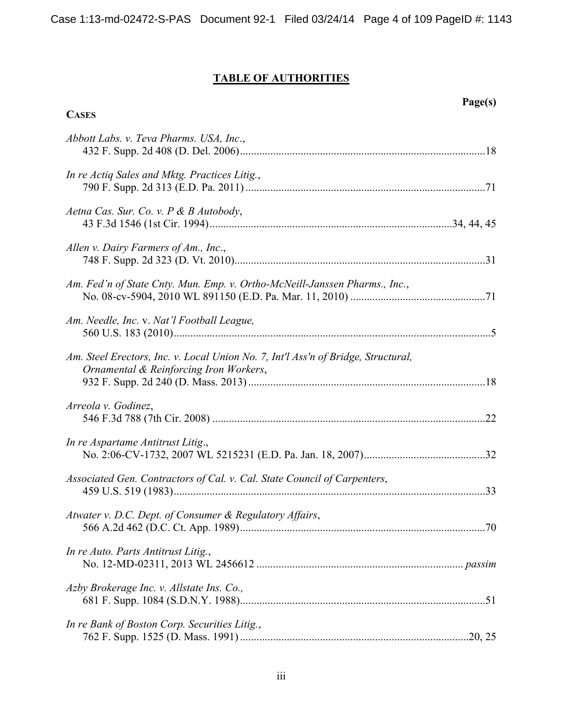## TABLE OF AUTHORITIES

**CASES** **Page(s)**

*Abbott Labs. v. Teva Pharms. USA, Inc.*,
432 F. Supp. 2d 408 (D. Del. 2006).......................................................................................18

*In re Actiq Sales and Mktg. Practices Litig.*,
790 F. Supp. 2d 313 (E.D. Pa. 2011).....................................................................................71

*Aetna Cas. Sur. Co. v. P & B Autobody*,
43 F.3d 1546 (1st Cir. 1994)......................................................................................34, 44, 45

*Allen v. Dairy Farmers of Am., Inc.*,
748 F. Supp. 2d 323 (D. Vt. 2010).........................................................................................31

*Am. Fed'n of State Cnty. Mun. Emp. v. Ortho-McNeill-Janssen Pharms., Inc.*,
No. 08-cv-5904, 2010 WL 891150 (E.D. Pa. Mar. 11, 2010)................................................71

*Am. Needle, Inc. v. Nat'l Football League,*
560 U.S. 183 (2010)..................................................................................................................5

*Am. Steel Erectors, Inc. v. Local Union No. 7, Int'l Ass'n of Bridge, Structural, Ornamental & Reinforcing Iron Workers*,
932 F. Supp. 2d 240 (D. Mass. 2013).....................................................................................18

*Arreola v. Godinez*,
546 F.3d 788 (7th Cir. 2008)...................................................................................................22

*In re Aspartame Antitrust Litig.*,
No. 2:06-CV-1732, 2007 WL 5215231 (E.D. Pa. Jan. 18, 2007)...........................................32

*Associated Gen. Contractors of Cal. v. Cal. State Council of Carpenters*,
459 U.S. 519 (1983)................................................................................................................33

*Atwater v. D.C. Dept. of Consumer & Regulatory Affairs*,
566 A.2d 462 (D.C. Ct. App. 1989)........................................................................................70

*In re Auto. Parts Antitrust Litig.*,
No. 12-MD-02311, 2013 WL 2456612 .......................................................................... *passim*

*Azby Brokerage Inc. v. Allstate Ins. Co.,*
681 F. Supp. 1084 (S.D.N.Y. 1988)........................................................................................51

*In re Bank of Boston Corp. Securities Litig.*,
762 F. Supp. 1525 (D. Mass. 1991)...................................................................................20, 25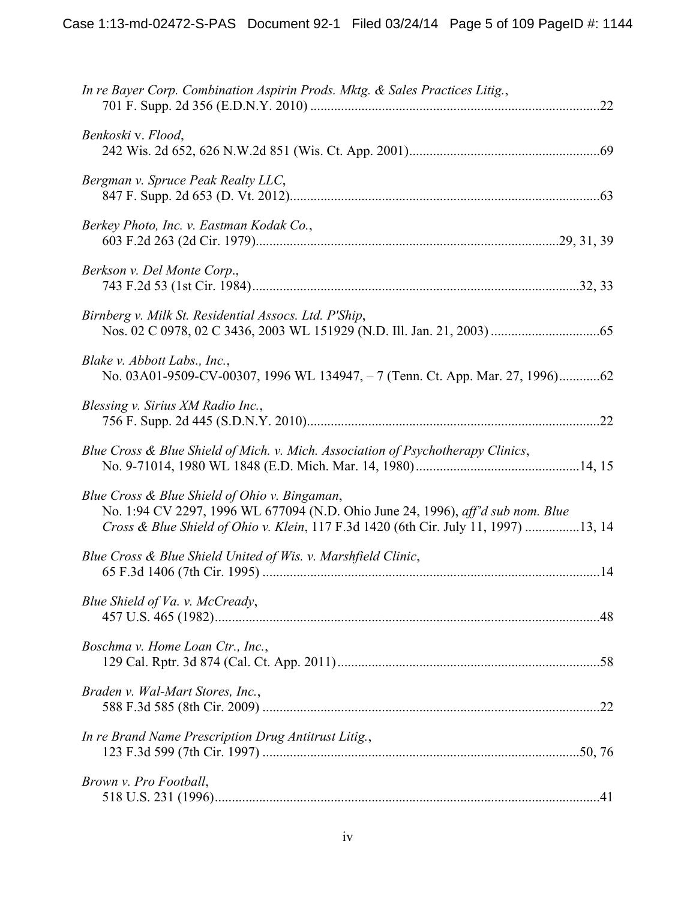*In re Bayer Corp. Combination Aspirin Prods. Mktg. & Sales Practices Litig.*,
701 F. Supp. 2d 356 (E.D.N.Y. 2010) ....................................................................................22

*Benkoski* v. *Flood*,
242 Wis. 2d 652, 626 N.W.2d 851 (Wis. Ct. App. 2001)........................................................69

*Bergman v. Spruce Peak Realty LLC*,
847 F. Supp. 2d 653 (D. Vt. 2012)..........................................................................................63

*Berkey Photo, Inc. v. Eastman Kodak Co.*,
603 F.2d 263 (2d Cir. 1979)........................................................................................29, 31, 39

*Berkson v. Del Monte Corp*.,
743 F.2d 53 (1st Cir. 1984)...............................................................................................32, 33

*Birnberg v. Milk St. Residential Assocs. Ltd. P'Ship*,
Nos. 02 C 0978, 02 C 3436, 2003 WL 151929 (N.D. Ill. Jan. 21, 2003) ................................65

*Blake v. Abbott Labs., Inc.*,
No. 03A01-9509-CV-00307, 1996 WL 134947, – 7 (Tenn. Ct. App. Mar. 27, 1996)............62

*Blessing v. Sirius XM Radio Inc.*,
756 F. Supp. 2d 445 (S.D.N.Y. 2010).....................................................................................22

*Blue Cross & Blue Shield of Mich. v. Mich. Association of Psychotherapy Clinics*,
No. 9-71014, 1980 WL 1848 (E.D. Mich. Mar. 14, 1980)................................................14, 15

*Blue Cross & Blue Shield of Ohio v. Bingaman*,
No. 1:94 CV 2297, 1996 WL 677094 (N.D. Ohio June 24, 1996), *aff'd sub nom. Blue Cross & Blue Shield of Ohio v. Klein*, 117 F.3d 1420 (6th Cir. July 11, 1997) ................13, 14

*Blue Cross & Blue Shield United of Wis. v. Marshfield Clinic*,
65 F.3d 1406 (7th Cir. 1995) ..................................................................................................14

*Blue Shield of Va. v. McCready*,
457 U.S. 465 (1982)................................................................................................................48

*Boschma v. Home Loan Ctr., Inc.*,
129 Cal. Rptr. 3d 874 (Cal. Ct. App. 2011).............................................................................58

*Braden v. Wal-Mart Stores, Inc.*,
588 F.3d 585 (8th Cir. 2009) ..................................................................................................22

*In re Brand Name Prescription Drug Antitrust Litig.*,
123 F.3d 599 (7th Cir. 1997) ............................................................................................50, 76

*Brown v. Pro Football*,
518 U.S. 231 (1996)................................................................................................................41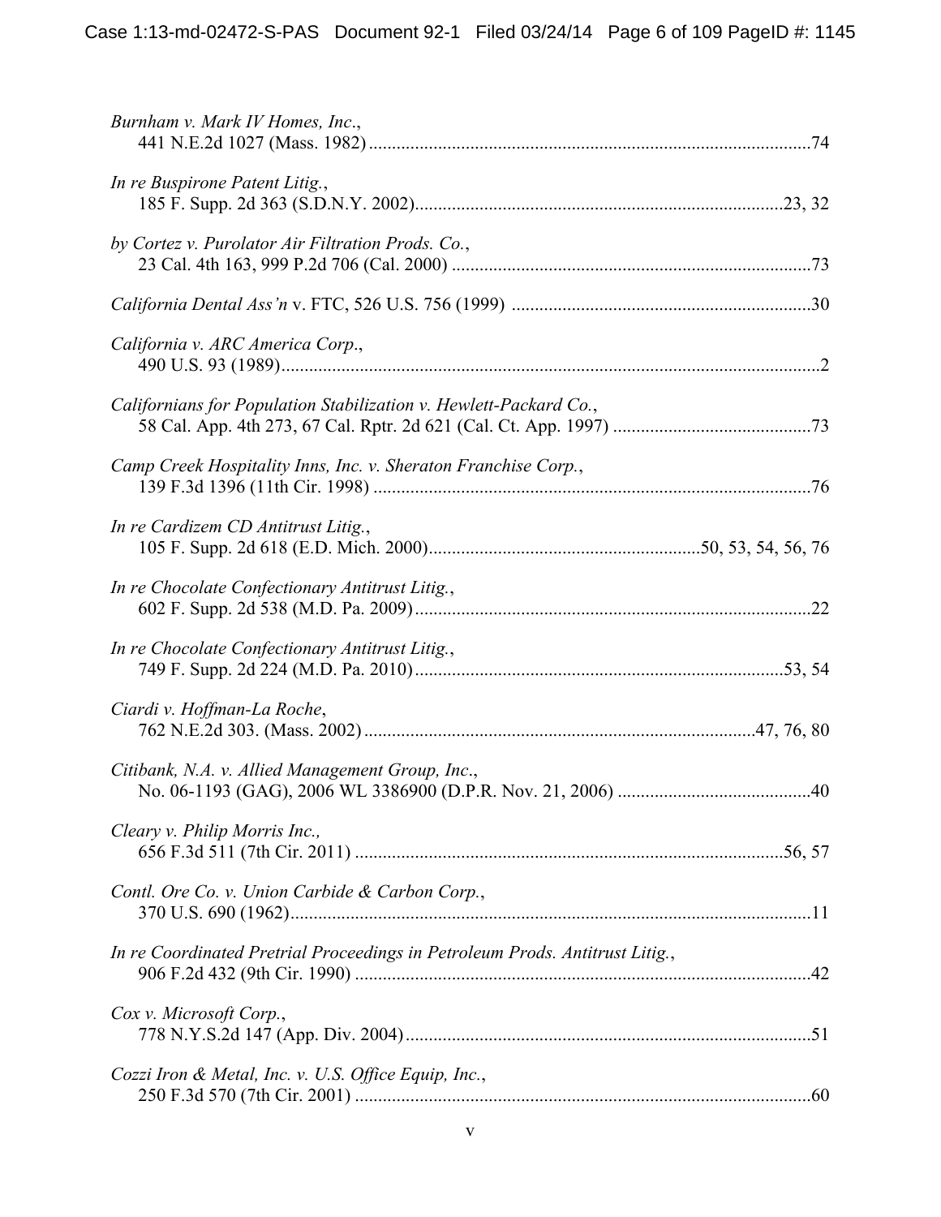*Burnham v. Mark IV Homes, Inc.*,
441 N.E.2d 1027 (Mass. 1982) ....................................................................................................74

*In re Buspirone Patent Litig.*,
185 F. Supp. 2d 363 (S.D.N.Y. 2002)....................................................................................23, 32

*by Cortez v. Purolator Air Filtration Prods. Co.*,
23 Cal. 4th 163, 999 P.2d 706 (Cal. 2000) ..............................................................................73

*California Dental Ass'n* v. FTC, 526 U.S. 756 (1999) ...............................................................30

*California v. ARC America Corp.*,
490 U.S. 93 (1989)........................................................................................................................2

*Californians for Population Stabilization v. Hewlett-Packard Co.*,
58 Cal. App. 4th 273, 67 Cal. Rptr. 2d 621 (Cal. Ct. App. 1997) ...........................................73

*Camp Creek Hospitality Inns, Inc. v. Sheraton Franchise Corp.*,
139 F.3d 1396 (11th Cir. 1998) ..................................................................................................76

*In re Cardizem CD Antitrust Litig.*,
105 F. Supp. 2d 618 (E.D. Mich. 2000)...........................................................50, 53, 54, 56, 76

*In re Chocolate Confectionary Antitrust Litig.*,
602 F. Supp. 2d 538 (M.D. Pa. 2009).........................................................................................22

*In re Chocolate Confectionary Antitrust Litig.*,
749 F. Supp. 2d 224 (M.D. Pa. 2010)...................................................................................53, 54

*Ciardi v. Hoffman-La Roche*,
762 N.E.2d 303. (Mass. 2002) .......................................................................................47, 76, 80

*Citibank, N.A. v. Allied Management Group, Inc.*,
No. 06-1193 (GAG), 2006 WL 3386900 (D.P.R. Nov. 21, 2006) ..........................................40

*Cleary v. Philip Morris Inc.,*
656 F.3d 511 (7th Cir. 2011) ..................................................................................................56, 57

*Contl. Ore Co. v. Union Carbide & Carbon Corp.*,
370 U.S. 690 (1962)....................................................................................................................11

*In re Coordinated Pretrial Proceedings in Petroleum Prods. Antitrust Litig.*,
906 F.2d 432 (9th Cir. 1990) .....................................................................................................42

*Cox v. Microsoft Corp.*,
778 N.Y.S.2d 147 (App. Div. 2004)...........................................................................................51

*Cozzi Iron & Metal, Inc. v. U.S. Office Equip, Inc.*,
250 F.3d 570 (7th Cir. 2001) ......................................................................................................60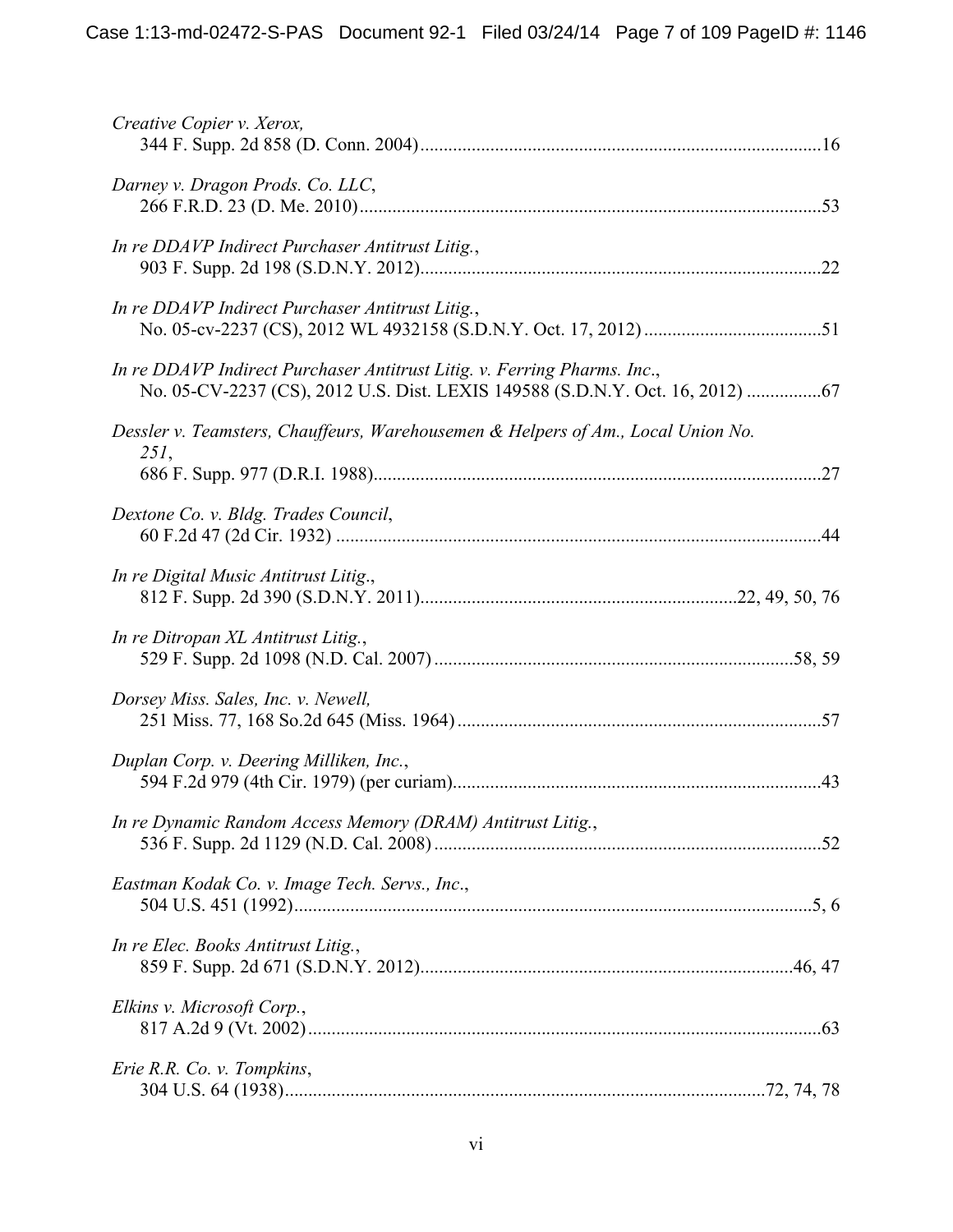*Creative Copier v. Xerox*,
344 F. Supp. 2d 858 (D. Conn. 2004) ........................................................................................16

*Darney v. Dragon Prods. Co. LLC*,
266 F.R.D. 23 (D. Me. 2010) ....................................................................................................53

*In re DDAVP Indirect Purchaser Antitrust Litig.*,
903 F. Supp. 2d 198 (S.D.N.Y. 2012) .......................................................................................22

*In re DDAVP Indirect Purchaser Antitrust Litig.*,
No. 05-cv-2237 (CS), 2012 WL 4932158 (S.D.N.Y. Oct. 17, 2012) .......................................51

*In re DDAVP Indirect Purchaser Antitrust Litig. v. Ferring Pharms. Inc.*,
No. 05-CV-2237 (CS), 2012 U.S. Dist. LEXIS 149588 (S.D.N.Y. Oct. 16, 2012) ................67

*Dessler v. Teamsters, Chauffeurs, Warehousemen & Helpers of Am., Local Union No. 251*,
686 F. Supp. 977 (D.R.I. 1988) .................................................................................................27

*Dextone Co. v. Bldg. Trades Council*,
60 F.2d 47 (2d Cir. 1932) .........................................................................................................44

*In re Digital Music Antitrust Litig.*,
812 F. Supp. 2d 390 (S.D.N.Y. 2011) ....................................................................22, 49, 50, 76

*In re Ditropan XL Antitrust Litig.*,
529 F. Supp. 2d 1098 (N.D. Cal. 2007) ..............................................................................58, 59

*Dorsey Miss. Sales, Inc. v. Newell*,
251 Miss. 77, 168 So.2d 645 (Miss. 1964) ..............................................................................57

*Duplan Corp. v. Deering Milliken, Inc.*,
594 F.2d 979 (4th Cir. 1979) (per curiam) ...............................................................................43

*In re Dynamic Random Access Memory (DRAM) Antitrust Litig.*,
536 F. Supp. 2d 1129 (N.D. Cal. 2008) ....................................................................................52

*Eastman Kodak Co. v. Image Tech. Servs., Inc.*,
504 U.S. 451 (1992) ...............................................................................................................5, 6

*In re Elec. Books Antitrust Litig.*,
859 F. Supp. 2d 671 (S.D.N.Y. 2012) ................................................................................46, 47

*Elkins v. Microsoft Corp.*,
817 A.2d 9 (Vt. 2002) ...............................................................................................................63

*Erie R.R. Co. v. Tompkins*,
304 U.S. 64 (1938) ......................................................................................................72, 74, 78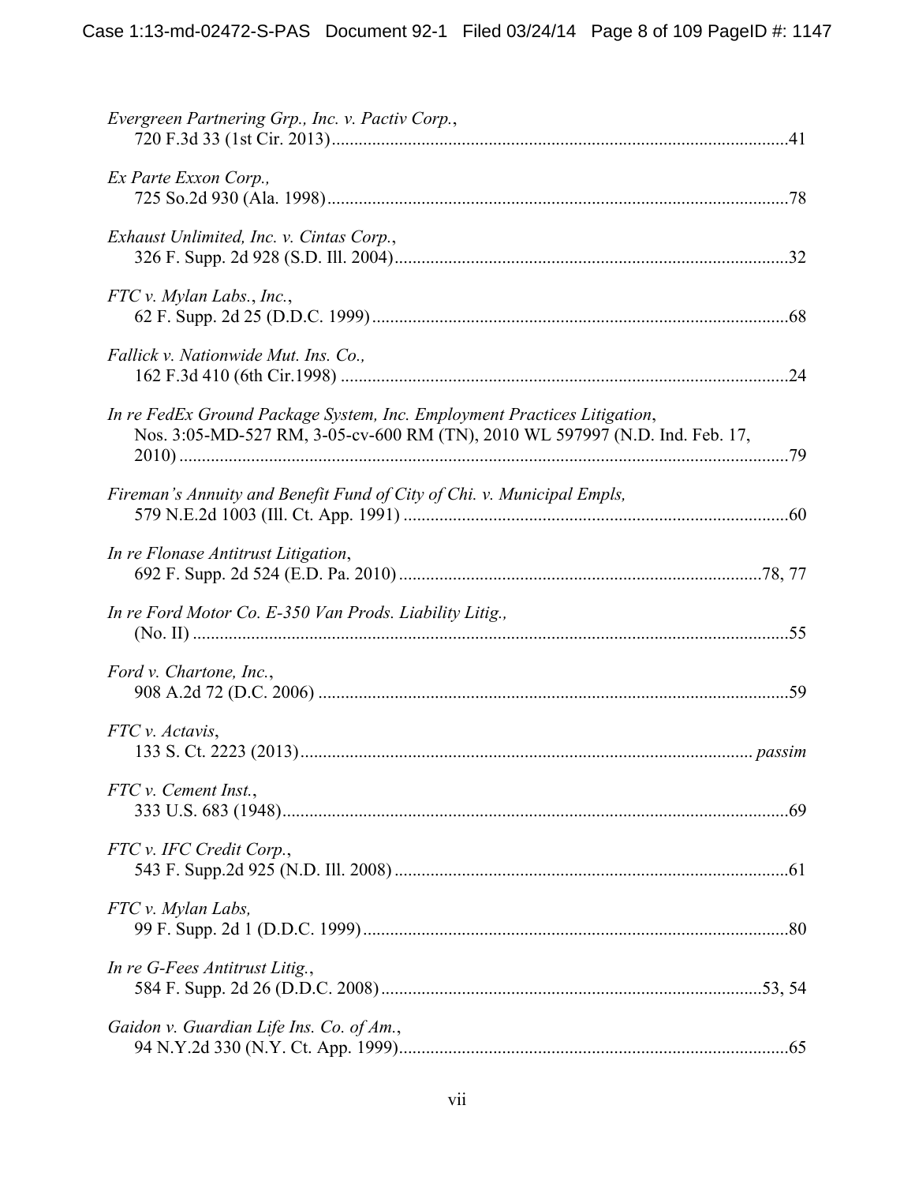*Evergreen Partnering Grp., Inc. v. Pactiv Corp.*,
720 F.3d 33 (1st Cir. 2013)....................................................................................................41

*Ex Parte Exxon Corp.,*
725 So.2d 930 (Ala. 1998).....................................................................................................78

*Exhaust Unlimited, Inc. v. Cintas Corp.*,
326 F. Supp. 2d 928 (S.D. Ill. 2004)......................................................................................32

*FTC v. Mylan Labs., Inc.*,
62 F. Supp. 2d 25 (D.D.C. 1999)...........................................................................................68

*Fallick v. Nationwide Mut. Ins. Co.,*
162 F.3d 410 (6th Cir.1998) ..................................................................................................24

*In re FedEx Ground Package System, Inc. Employment Practices Litigation*,
Nos. 3:05-MD-527 RM, 3-05-cv-600 RM (TN), 2010 WL 597997 (N.D. Ind. Feb. 17, 2010) ......................................................................................................................................79

*Fireman's Annuity and Benefit Fund of City of Chi. v. Municipal Empls,*
579 N.E.2d 1003 (Ill. Ct. App. 1991) .....................................................................................60

*In re Flonase Antitrust Litigation*,
692 F. Supp. 2d 524 (E.D. Pa. 2010) ................................................................................78, 77

*In re Ford Motor Co. E-350 Van Prods. Liability Litig.,*
(No. II) ....................................................................................................................................55

*Ford v. Chartone, Inc.*,
908 A.2d 72 (D.C. 2006) .......................................................................................................59

*FTC v. Actavis*,
133 S. Ct. 2223 (2013)................................................................................................... *passim*

*FTC v. Cement Inst.*,
333 U.S. 683 (1948)................................................................................................................69

*FTC v. IFC Credit Corp.*,
543 F. Supp.2d 925 (N.D. Ill. 2008) ......................................................................................61

*FTC v. Mylan Labs,*
99 F. Supp. 2d 1 (D.D.C. 1999).............................................................................................80

*In re G-Fees Antitrust Litig.*,
584 F. Supp. 2d 26 (D.D.C. 2008).....................................................................................53, 54

*Gaidon v. Guardian Life Ins. Co. of Am.*,
94 N.Y.2d 330 (N.Y. Ct. App. 1999).....................................................................................65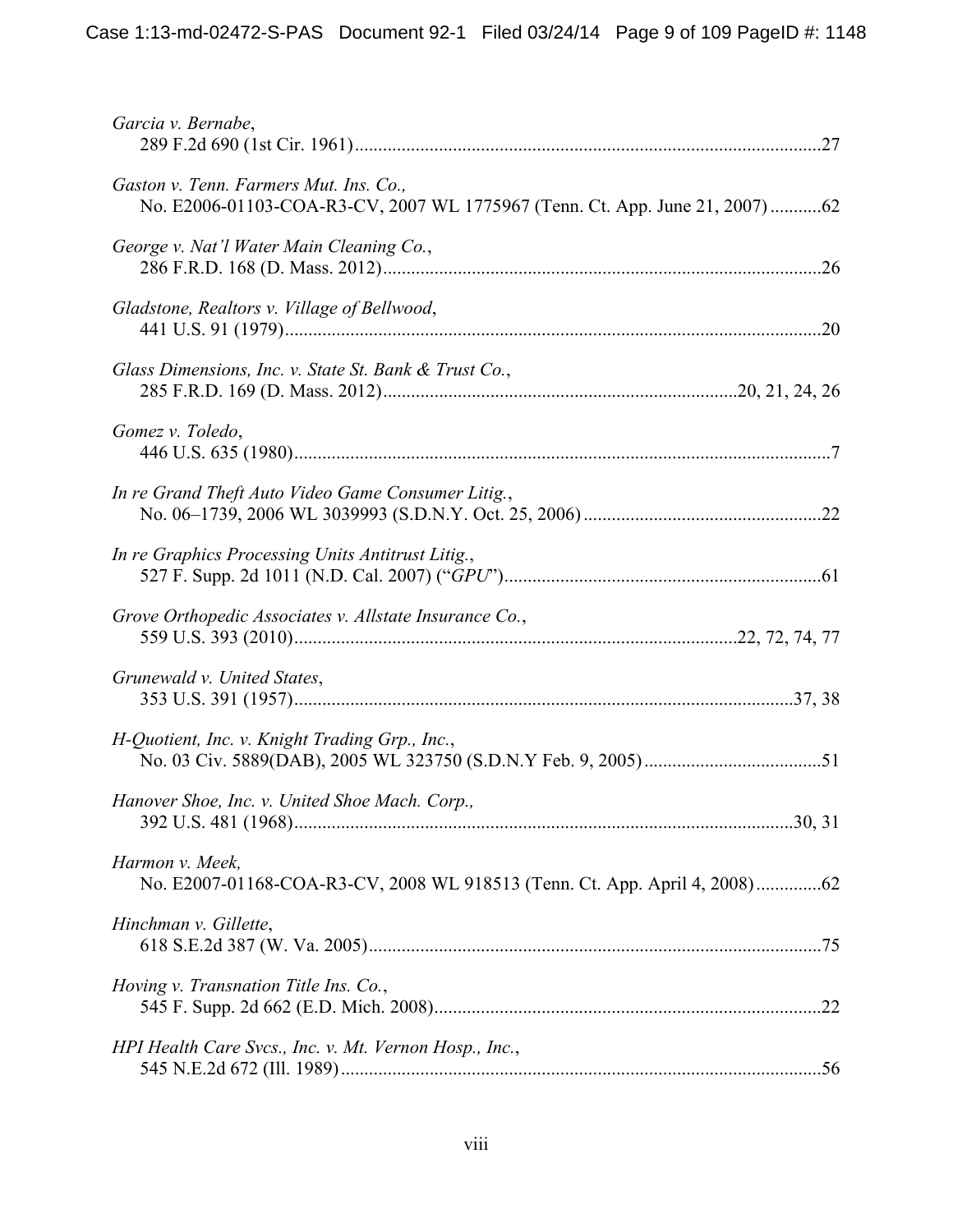*Garcia v. Bernabe*,
289 F.2d 690 (1st Cir. 1961) ....................................................................................................27

*Gaston v. Tenn. Farmers Mut. Ins. Co.,*
No. E2006-01103-COA-R3-CV, 2007 WL 1775967 (Tenn. Ct. App. June 21, 2007) ...........62

*George v. Nat'l Water Main Cleaning Co.*,
286 F.R.D. 168 (D. Mass. 2012).............................................................................................26

*Gladstone, Realtors v. Village of Bellwood*,
441 U.S. 91 (1979)..................................................................................................................20

*Glass Dimensions, Inc. v. State St. Bank & Trust Co.*,
285 F.R.D. 169 (D. Mass. 2012)...........................................................................20, 21, 24, 26

*Gomez v. Toledo*,
446 U.S. 635 (1980)..................................................................................................................7

*In re Grand Theft Auto Video Game Consumer Litig.*,
No. 06–1739, 2006 WL 3039993 (S.D.N.Y. Oct. 25, 2006) ..................................................22

*In re Graphics Processing Units Antitrust Litig.*,
527 F. Supp. 2d 1011 (N.D. Cal. 2007) ("*GPU*")...................................................................61

*Grove Orthopedic Associates v. Allstate Insurance Co.*,
559 U.S. 393 (2010)..............................................................................................22, 72, 74, 77

*Grunewald v. United States*,
353 U.S. 391 (1957)..........................................................................................................37, 38

*H-Quotient, Inc. v. Knight Trading Grp., Inc.*,
No. 03 Civ. 5889(DAB), 2005 WL 323750 (S.D.N.Y Feb. 9, 2005) ......................................51

*Hanover Shoe, Inc. v. United Shoe Mach. Corp.,*
392 U.S. 481 (1968)..........................................................................................................30, 31

*Harmon v. Meek,*
No. E2007-01168-COA-R3-CV, 2008 WL 918513 (Tenn. Ct. App. April 4, 2008) ..............62

*Hinchman v. Gillette*,
618 S.E.2d 387 (W. Va. 2005).................................................................................................75

*Hoving v. Transnation Title Ins. Co.*,
545 F. Supp. 2d 662 (E.D. Mich. 2008)...................................................................................22

*HPI Health Care Svcs., Inc. v. Mt. Vernon Hosp., Inc.*,
545 N.E.2d 672 (Ill. 1989).......................................................................................................56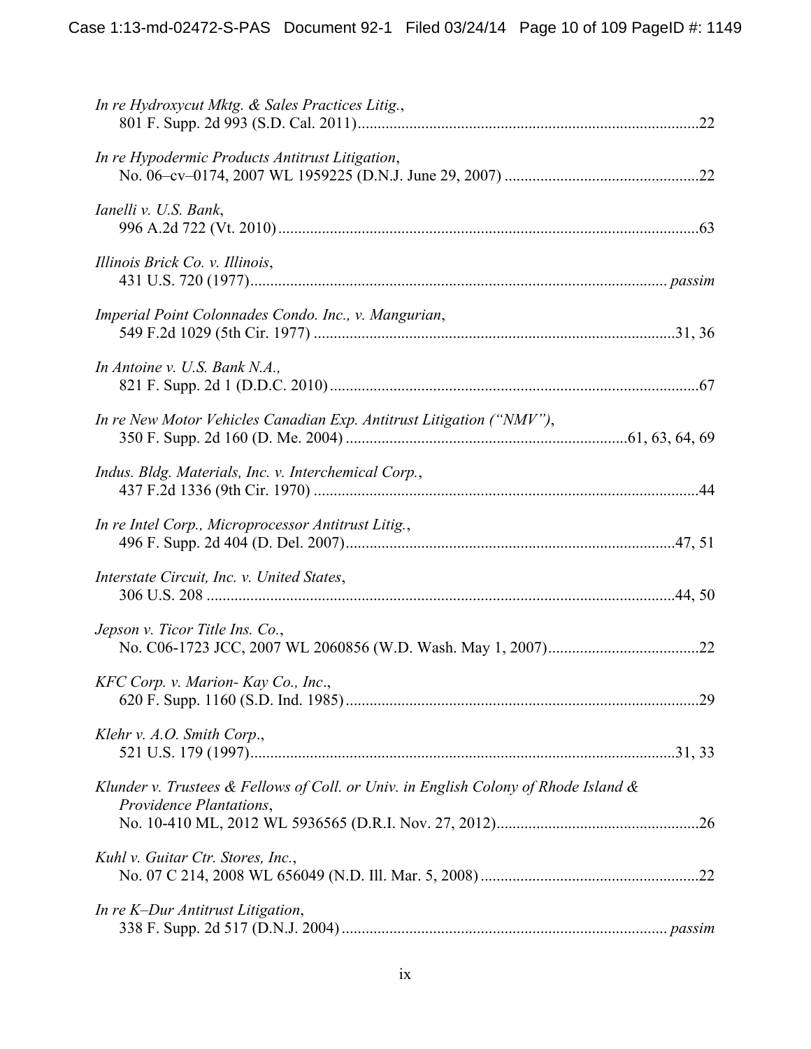*In re Hydroxycut Mktg. & Sales Practices Litig.*,
801 F. Supp. 2d 993 (S.D. Cal. 2011)......................................................................................22

*In re Hypodermic Products Antitrust Litigation*,
No. 06–cv–0174, 2007 WL 1959225 (D.N.J. June 29, 2007) .................................................22

*Ianelli v. U.S. Bank*,
996 A.2d 722 (Vt. 2010)..........................................................................................................63

*Illinois Brick Co. v. Illinois*,
431 U.S. 720 (1977)......................................................................................................... *passim*

*Imperial Point Colonnades Condo. Inc., v. Mangurian*,
549 F.2d 1029 (5th Cir. 1977) ...........................................................................................31, 36

*In Antoine v. U.S. Bank N.A.,*
821 F. Supp. 2d 1 (D.D.C. 2010).............................................................................................67

*In re New Motor Vehicles Canadian Exp. Antitrust Litigation ("NMV")*,
350 F. Supp. 2d 160 (D. Me. 2004) .......................................................................61, 63, 64, 69

*Indus. Bldg. Materials, Inc. v. Interchemical Corp.*,
437 F.2d 1336 (9th Cir. 1970) .................................................................................................44

*In re Intel Corp., Microprocessor Antitrust Litig.*,
496 F. Supp. 2d 404 (D. Del. 2007)...................................................................................47, 51

*Interstate Circuit, Inc. v. United States*,
306 U.S. 208 .......................................................................................................................44, 50

*Jepson v. Ticor Title Ins. Co.*,
No. C06-1723 JCC, 2007 WL 2060856 (W.D. Wash. May 1, 2007).......................................22

*KFC Corp. v. Marion- Kay Co., Inc*.,
620 F. Supp. 1160 (S.D. Ind. 1985).........................................................................................29

*Klehr v. A.O. Smith Corp*.,
521 U.S. 179 (1997)...........................................................................................................31, 33

*Klunder v. Trustees & Fellows of Coll. or Univ. in English Colony of Rhode Island & Providence Plantations*,
No. 10-410 ML, 2012 WL 5936565 (D.R.I. Nov. 27, 2012)...................................................26

*Kuhl v. Guitar Ctr. Stores, Inc.*,
No. 07 C 214, 2008 WL 656049 (N.D. Ill. Mar. 5, 2008) .......................................................22

*In re K–Dur Antitrust Litigation*,
338 F. Supp. 2d 517 (D.N.J. 2004) ................................................................................. *passim*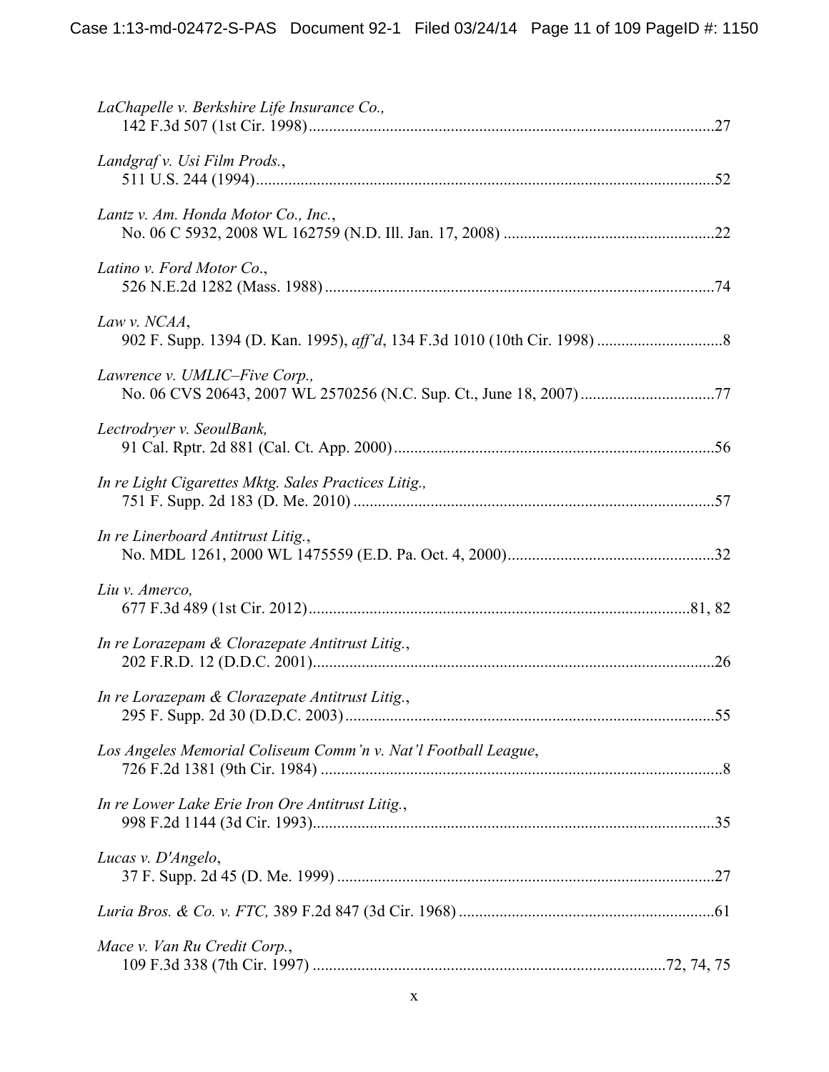*LaChapelle v. Berkshire Life Insurance Co.*,
142 F.3d 507 (1st Cir. 1998) ..................................................................................................27

*Landgraf v. Usi Film Prods.*,
511 U.S. 244 (1994) ..............................................................................................................52

*Lantz v. Am. Honda Motor Co., Inc.*,
No. 06 C 5932, 2008 WL 162759 (N.D. Ill. Jan. 17, 2008) ...................................................22

*Latino v. Ford Motor Co*.,
526 N.E.2d 1282 (Mass. 1988) ..............................................................................................74

*Law v. NCAA*,
902 F. Supp. 1394 (D. Kan. 1995), *aff'd*, 134 F.3d 1010 (10th Cir. 1998) ...............................8

*Lawrence v. UMLIC–Five Corp.*,
No. 06 CVS 20643, 2007 WL 2570256 (N.C. Sup. Ct., June 18, 2007) ................................77

*Lectrodryer v. SeoulBank*,
91 Cal. Rptr. 2d 881 (Cal. Ct. App. 2000) .............................................................................56

*In re Light Cigarettes Mktg. Sales Practices Litig.*,
751 F. Supp. 2d 183 (D. Me. 2010) .......................................................................................57

*In re Linerboard Antitrust Litig.*,
No. MDL 1261, 2000 WL 1475559 (E.D. Pa. Oct. 4, 2000) ..................................................32

*Liu v. Amerco*,
677 F.3d 489 (1st Cir. 2012) ............................................................................................81, 82

*In re Lorazepam & Clorazepate Antitrust Litig.*,
202 F.R.D. 12 (D.D.C. 2001) .................................................................................................26

*In re Lorazepam & Clorazepate Antitrust Litig.*,
295 F. Supp. 2d 30 (D.D.C. 2003) .........................................................................................55

*Los Angeles Memorial Coliseum Comm'n v. Nat'l Football League*,
726 F.2d 1381 (9th Cir. 1984) .................................................................................................8

*In re Lower Lake Erie Iron Ore Antitrust Litig.*,
998 F.2d 1144 (3d Cir. 1993) .................................................................................................35

*Lucas v. D'Angelo*,
37 F. Supp. 2d 45 (D. Me. 1999) ............................................................................................27

*Luria Bros. & Co. v. FTC*, 389 F.2d 847 (3d Cir. 1968) ..............................................................61

*Mace v. Van Ru Credit Corp.*,
109 F.3d 338 (7th Cir. 1997) .....................................................................................72, 74, 75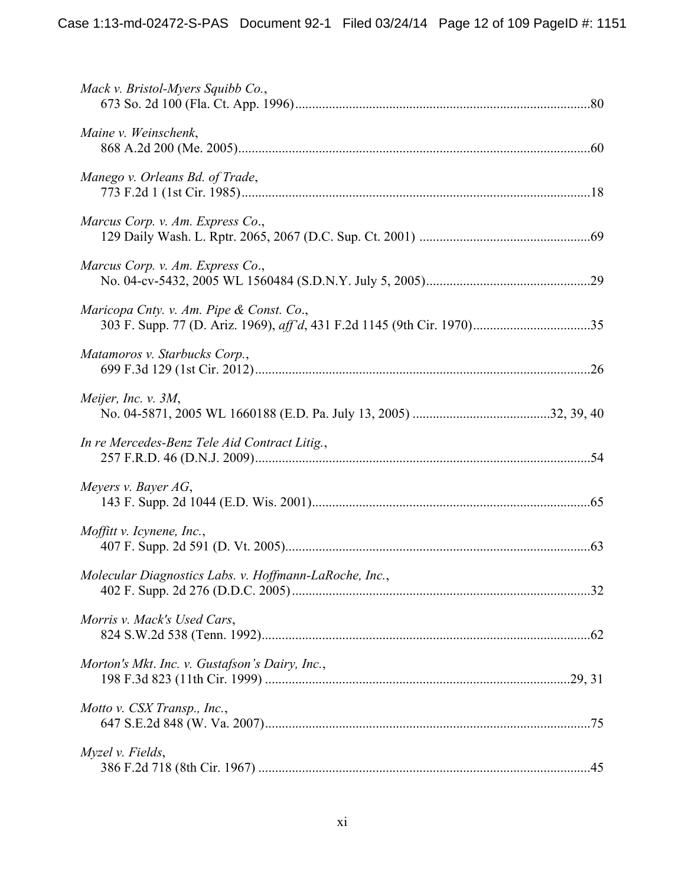*Mack v. Bristol-Myers Squibb Co.*,
673 So. 2d 100 (Fla. Ct. App. 1996)........................................................................................80

*Maine v. Weinschenk*,
868 A.2d 200 (Me. 2005)........................................................................................................60

*Manego v. Orleans Bd. of Trade*,
773 F.2d 1 (1st Cir. 1985).......................................................................................................18

*Marcus Corp. v. Am. Express Co*.,
129 Daily Wash. L. Rptr. 2065, 2067 (D.C. Sup. Ct. 2001) ...................................................69

*Marcus Corp. v. Am. Express Co*.,
No. 04-cv-5432, 2005 WL 1560484 (S.D.N.Y. July 5, 2005).................................................29

*Maricopa Cnty. v. Am. Pipe & Const. Co*.,
303 F. Supp. 77 (D. Ariz. 1969), *aff'd*, 431 F.2d 1145 (9th Cir. 1970)...................................35

*Matamoros v. Starbucks Corp.*,
699 F.3d 129 (1st Cir. 2012)...................................................................................................26

*Meijer, Inc. v. 3M*,
No. 04-5871, 2005 WL 1660188 (E.D. Pa. July 13, 2005) .........................................32, 39, 40

*In re Mercedes-Benz Tele Aid Contract Litig.*,
257 F.R.D. 46 (D.N.J. 2009)....................................................................................................54

*Meyers v. Bayer AG*,
143 F. Supp. 2d 1044 (E.D. Wis. 2001)..................................................................................65

*Moffitt v. Icynene, Inc.*,
407 F. Supp. 2d 591 (D. Vt. 2005)...........................................................................................63

*Molecular Diagnostics Labs. v. Hoffmann-LaRoche, Inc.*,
402 F. Supp. 2d 276 (D.D.C. 2005).........................................................................................32

*Morris v. Mack's Used Cars*,
824 S.W.2d 538 (Tenn. 1992).................................................................................................62

*Morton's Mkt. Inc. v. Gustafson's Dairy, Inc.*,
198 F.3d 823 (11th Cir. 1999) ..........................................................................................29, 31

*Motto v. CSX Transp., Inc.*,
647 S.E.2d 848 (W. Va. 2007).................................................................................................75

*Myzel v. Fields*,
386 F.2d 718 (8th Cir. 1967) ..................................................................................................45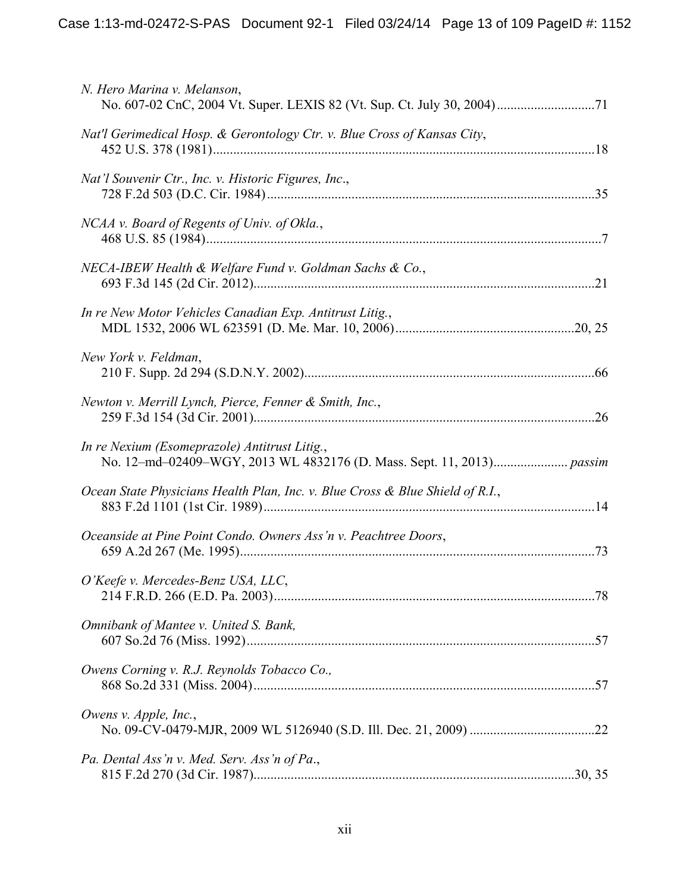*N. Hero Marina v. Melanson*,
No. 607-02 CnC, 2004 Vt. Super. LEXIS 82 (Vt. Sup. Ct. July 30, 2004) ............................71

*Nat'l Gerimedical Hosp. & Gerontology Ctr. v. Blue Cross of Kansas City*,
452 U.S. 378 (1981) ...............................................................................................................18

*Nat'l Souvenir Ctr., Inc. v. Historic Figures, Inc*.,
728 F.2d 503 (D.C. Cir. 1984) ...............................................................................................35

*NCAA v. Board of Regents of Univ. of Okla.*,
468 U.S. 85 (1984) ...................................................................................................................7

*NECA-IBEW Health & Welfare Fund v. Goldman Sachs & Co.*,
693 F.3d 145 (2d Cir. 2012) ...................................................................................................21

*In re New Motor Vehicles Canadian Exp. Antitrust Litig.*,
MDL 1532, 2006 WL 623591 (D. Me. Mar. 10, 2006) ....................................................20, 25

*New York v. Feldman*,
210 F. Supp. 2d 294 (S.D.N.Y. 2002) ....................................................................................66

*Newton v. Merrill Lynch, Pierce, Fenner & Smith, Inc.*,
259 F.3d 154 (3d Cir. 2001) ...................................................................................................26

*In re Nexium (Esomeprazole) Antitrust Litig.*,
No. 12–md–02409–WGY, 2013 WL 4832176 (D. Mass. Sept. 11, 2013) ..................... *passim*

*Ocean State Physicians Health Plan, Inc. v. Blue Cross & Blue Shield of R.I.*,
883 F.2d 1101 (1st Cir. 1989) ................................................................................................14

*Oceanside at Pine Point Condo. Owners Ass'n v. Peachtree Doors*,
659 A.2d 267 (Me. 1995) ........................................................................................................73

*O'Keefe v. Mercedes-Benz USA, LLC*,
214 F.R.D. 266 (E.D. Pa. 2003) .............................................................................................78

*Omnibank of Mantee v. United S. Bank,*
607 So.2d 76 (Miss. 1992) ......................................................................................................57

*Owens Corning v. R.J. Reynolds Tobacco Co.,*
868 So.2d 331 (Miss. 2004) ....................................................................................................57

*Owens v. Apple, Inc.*,
No. 09-CV-0479-MJR, 2009 WL 5126940 (S.D. Ill. Dec. 21, 2009) ....................................22

*Pa. Dental Ass'n v. Med. Serv. Ass'n of Pa*.,
815 F.2d 270 (3d Cir. 1987) .............................................................................................30, 35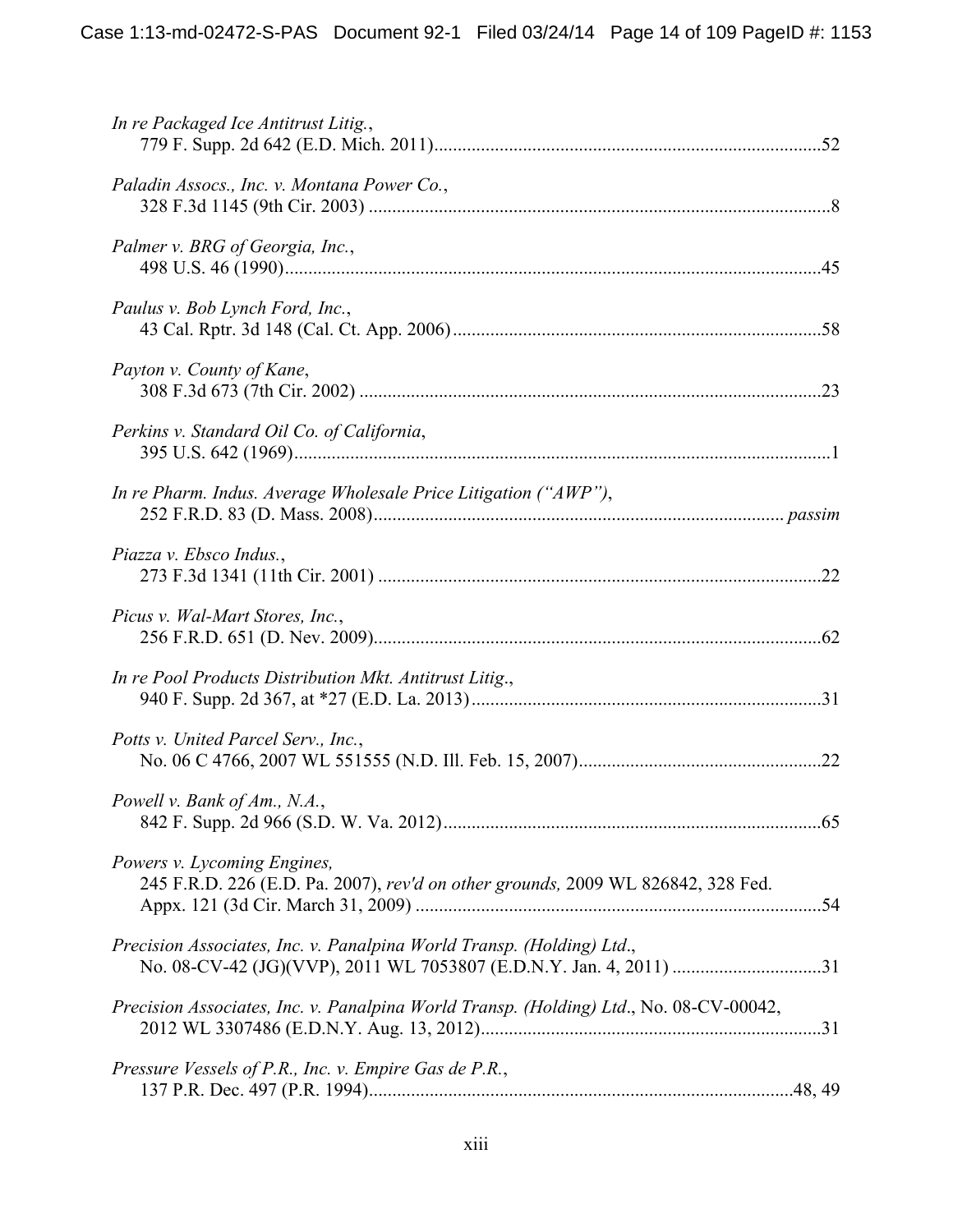*In re Packaged Ice Antitrust Litig.*,
779 F. Supp. 2d 642 (E.D. Mich. 2011)....................................................................................52

*Paladin Assocs., Inc. v. Montana Power Co.*,
328 F.3d 1145 (9th Cir. 2003) ....................................................................................................8

*Palmer v. BRG of Georgia, Inc.*,
498 U.S. 46 (1990)....................................................................................................................45

*Paulus v. Bob Lynch Ford, Inc.*,
43 Cal. Rptr. 3d 148 (Cal. Ct. App. 2006)................................................................................58

*Payton v. County of Kane*,
308 F.3d 673 (7th Cir. 2002) ....................................................................................................23

*Perkins v. Standard Oil Co. of California*,
395 U.S. 642 (1969)....................................................................................................................1

*In re Pharm. Indus. Average Wholesale Price Litigation ("AWP")*,
252 F.R.D. 83 (D. Mass. 2008)........................................................................................ *passim*

*Piazza v. Ebsco Indus.*,
273 F.3d 1341 (11th Cir. 2001) ................................................................................................22

*Picus v. Wal-Mart Stores, Inc.*,
256 F.R.D. 651 (D. Nev. 2009)..................................................................................................62

*In re Pool Products Distribution Mkt. Antitrust Litig.*,
940 F. Supp. 2d 367, at *27 (E.D. La. 2013)............................................................................31

*Potts v. United Parcel Serv., Inc.*,
No. 06 C 4766, 2007 WL 551555 (N.D. Ill. Feb. 15, 2007).....................................................22

*Powell v. Bank of Am., N.A.*,
842 F. Supp. 2d 966 (S.D. W. Va. 2012)..................................................................................65

*Powers v. Lycoming Engines,*
245 F.R.D. 226 (E.D. Pa. 2007), *rev'd on other grounds,* 2009 WL 826842, 328 Fed. Appx. 121 (3d Cir. March 31, 2009) .......................................................................................54

*Precision Associates, Inc. v. Panalpina World Transp. (Holding) Ltd*.,
No. 08-CV-42 (JG)(VVP), 2011 WL 7053807 (E.D.N.Y. Jan. 4, 2011) ................................31

*Precision Associates, Inc. v. Panalpina World Transp. (Holding) Ltd*., No. 08-CV-00042,
2012 WL 3307486 (E.D.N.Y. Aug. 13, 2012)..........................................................................31

*Pressure Vessels of P.R., Inc. v. Empire Gas de P.R.*,
137 P.R. Dec. 497 (P.R. 1994)...........................................................................................48, 49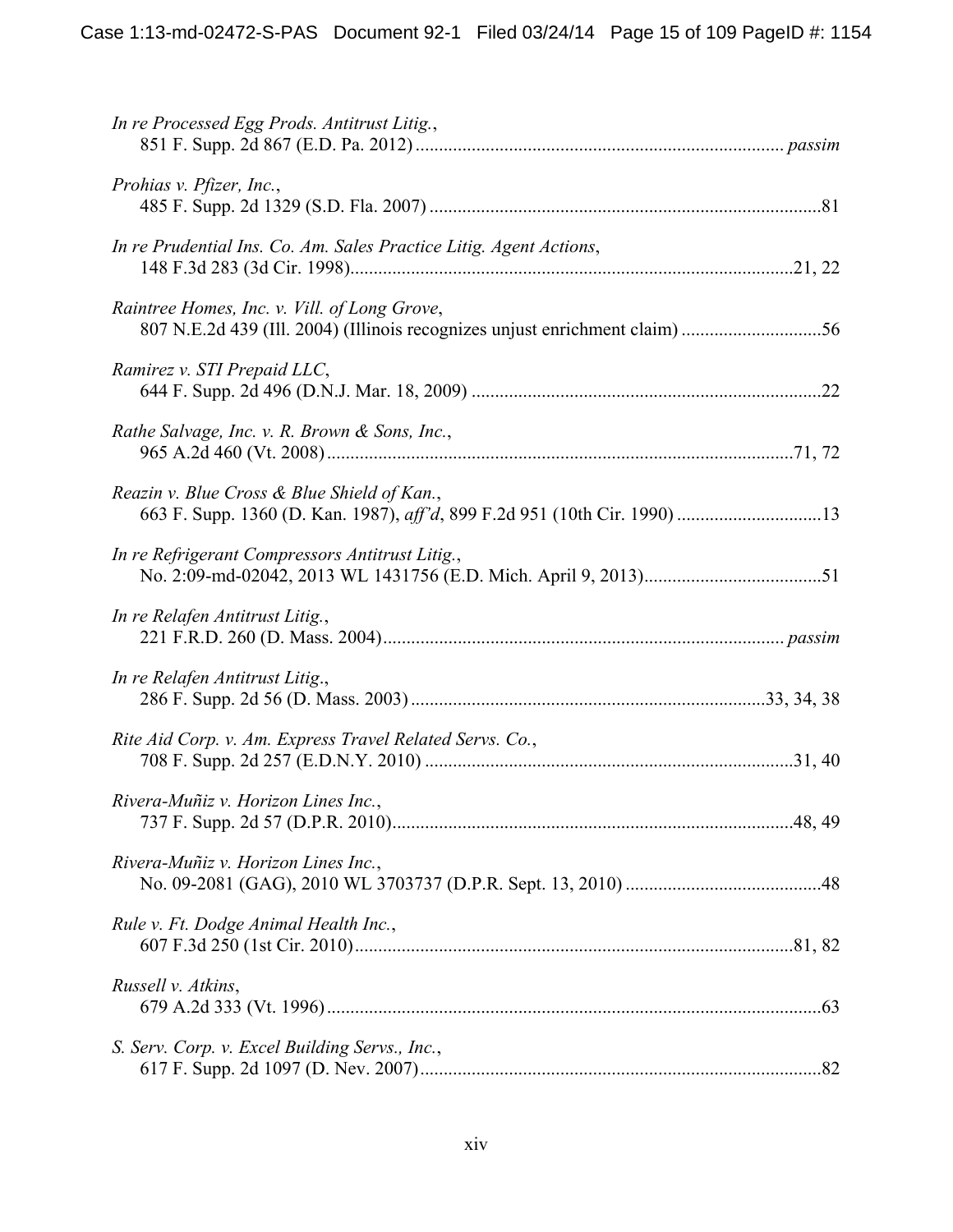*In re Processed Egg Prods. Antitrust Litig.*,
851 F. Supp. 2d 867 (E.D. Pa. 2012) ............................................................................... *passim*

*Prohias v. Pfizer, Inc.*,
485 F. Supp. 2d 1329 (S.D. Fla. 2007) ....................................................................................81

*In re Prudential Ins. Co. Am. Sales Practice Litig. Agent Actions*,
148 F.3d 283 (3d Cir. 1998)..............................................................................................21, 22

*Raintree Homes, Inc. v. Vill. of Long Grove*,
807 N.E.2d 439 (Ill. 2004) (Illinois recognizes unjust enrichment claim) ..............................56

*Ramirez v. STI Prepaid LLC*,
644 F. Supp. 2d 496 (D.N.J. Mar. 18, 2009) ...........................................................................22

*Rathe Salvage, Inc. v. R. Brown & Sons, Inc.*,
965 A.2d 460 (Vt. 2008) ....................................................................................................71, 72

*Reazin v. Blue Cross & Blue Shield of Kan.*,
663 F. Supp. 1360 (D. Kan. 1987), *aff'd*, 899 F.2d 951 (10th Cir. 1990) ...............................13

*In re Refrigerant Compressors Antitrust Litig.*,
No. 2:09-md-02042, 2013 WL 1431756 (E.D. Mich. April 9, 2013)......................................51

*In re Relafen Antitrust Litig.*,
221 F.R.D. 260 (D. Mass. 2004)...................................................................................... *passim*

*In re Relafen Antitrust Litig*.,
286 F. Supp. 2d 56 (D. Mass. 2003) ............................................................................33, 34, 38

*Rite Aid Corp. v. Am. Express Travel Related Servs. Co.*,
708 F. Supp. 2d 257 (E.D.N.Y. 2010) ...............................................................................31, 40

*Rivera-Muñiz v. Horizon Lines Inc.*,
737 F. Supp. 2d 57 (D.P.R. 2010)......................................................................................48, 49

*Rivera-Muñiz v. Horizon Lines Inc.*,
No. 09-2081 (GAG), 2010 WL 3703737 (D.P.R. Sept. 13, 2010) ..........................................48

*Rule v. Ft. Dodge Animal Health Inc.*,
607 F.3d 250 (1st Cir. 2010)..............................................................................................81, 82

*Russell v. Atkins*,
679 A.2d 333 (Vt. 1996) ...........................................................................................................63

*S. Serv. Corp. v. Excel Building Servs., Inc.*,
617 F. Supp. 2d 1097 (D. Nev. 2007).......................................................................................82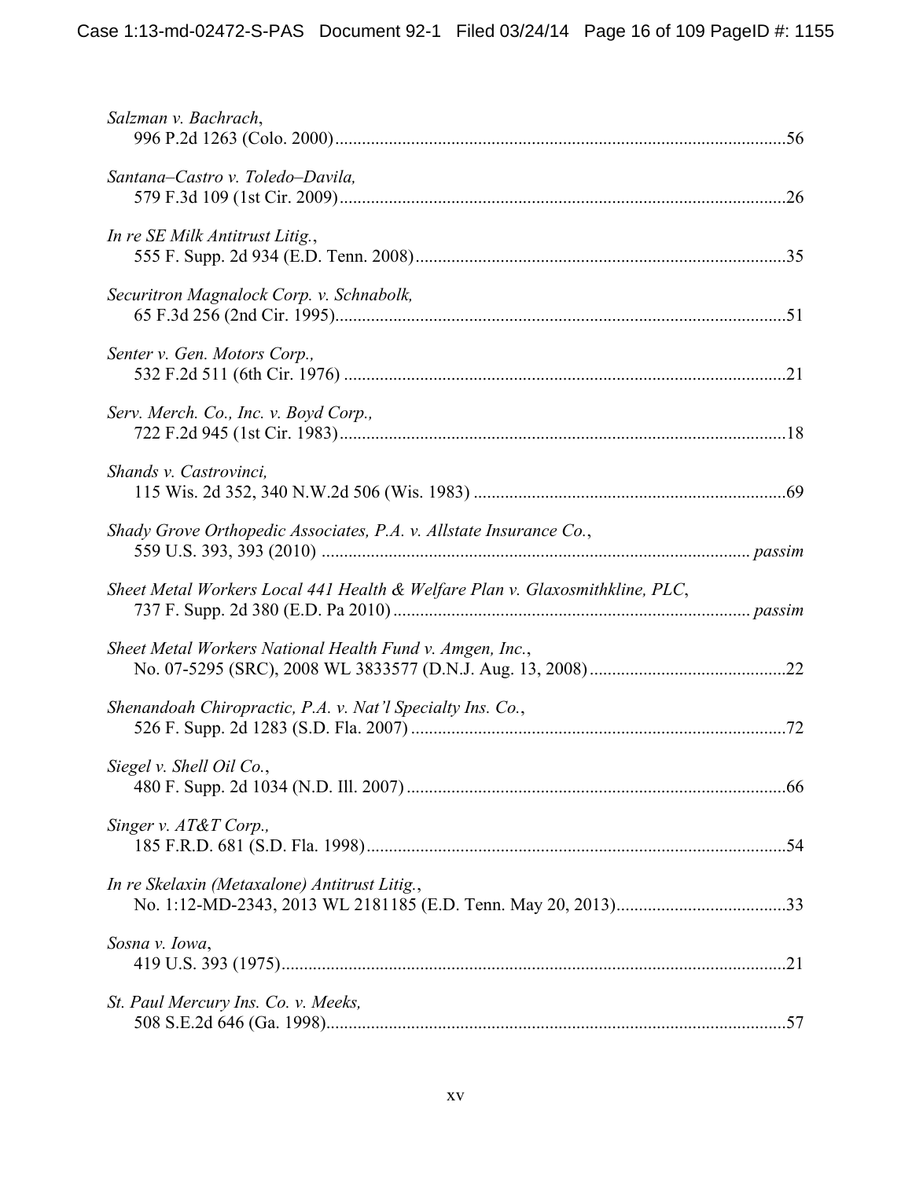*Salzman v. Bachrach*,
996 P.2d 1263 (Colo. 2000).....................................................................................................56

*Santana–Castro v. Toledo–Davila,*
579 F.3d 109 (1st Cir. 2009)....................................................................................................26

*In re SE Milk Antitrust Litig.*,
555 F. Supp. 2d 934 (E.D. Tenn. 2008)..................................................................................35

*Securitron Magnalock Corp. v. Schnabolk,*
65 F.3d 256 (2nd Cir. 1995).....................................................................................................51

*Senter v. Gen. Motors Corp.,*
532 F.2d 511 (6th Cir. 1976) ..................................................................................................21

*Serv. Merch. Co., Inc. v. Boyd Corp.,*
722 F.2d 945 (1st Cir. 1983)....................................................................................................18

*Shands v. Castrovinci,*
115 Wis. 2d 352, 340 N.W.2d 506 (Wis. 1983) .....................................................................69

*Shady Grove Orthopedic Associates, P.A. v. Allstate Insurance Co.*,
559 U.S. 393, 393 (2010) ............................................................................................... *passim*

*Sheet Metal Workers Local 441 Health & Welfare Plan v. Glaxosmithkline, PLC*,
737 F. Supp. 2d 380 (E.D. Pa 2010) ............................................................................... *passim*

*Sheet Metal Workers National Health Fund v. Amgen, Inc.*,
No. 07-5295 (SRC), 2008 WL 3833577 (D.N.J. Aug. 13, 2008)...........................................22

*Shenandoah Chiropractic, P.A. v. Nat'l Specialty Ins. Co.*,
526 F. Supp. 2d 1283 (S.D. Fla. 2007)...................................................................................72

*Siegel v. Shell Oil Co.*,
480 F. Supp. 2d 1034 (N.D. Ill. 2007)....................................................................................66

*Singer v. AT&T Corp.,*
185 F.R.D. 681 (S.D. Fla. 1998).............................................................................................54

*In re Skelaxin (Metaxalone) Antitrust Litig.*,
No. 1:12-MD-2343, 2013 WL 2181185 (E.D. Tenn. May 20, 2013)......................................33

*Sosna v. Iowa*,
419 U.S. 393 (1975).................................................................................................................21

*St. Paul Mercury Ins. Co. v. Meeks,*
508 S.E.2d 646 (Ga. 1998)......................................................................................................57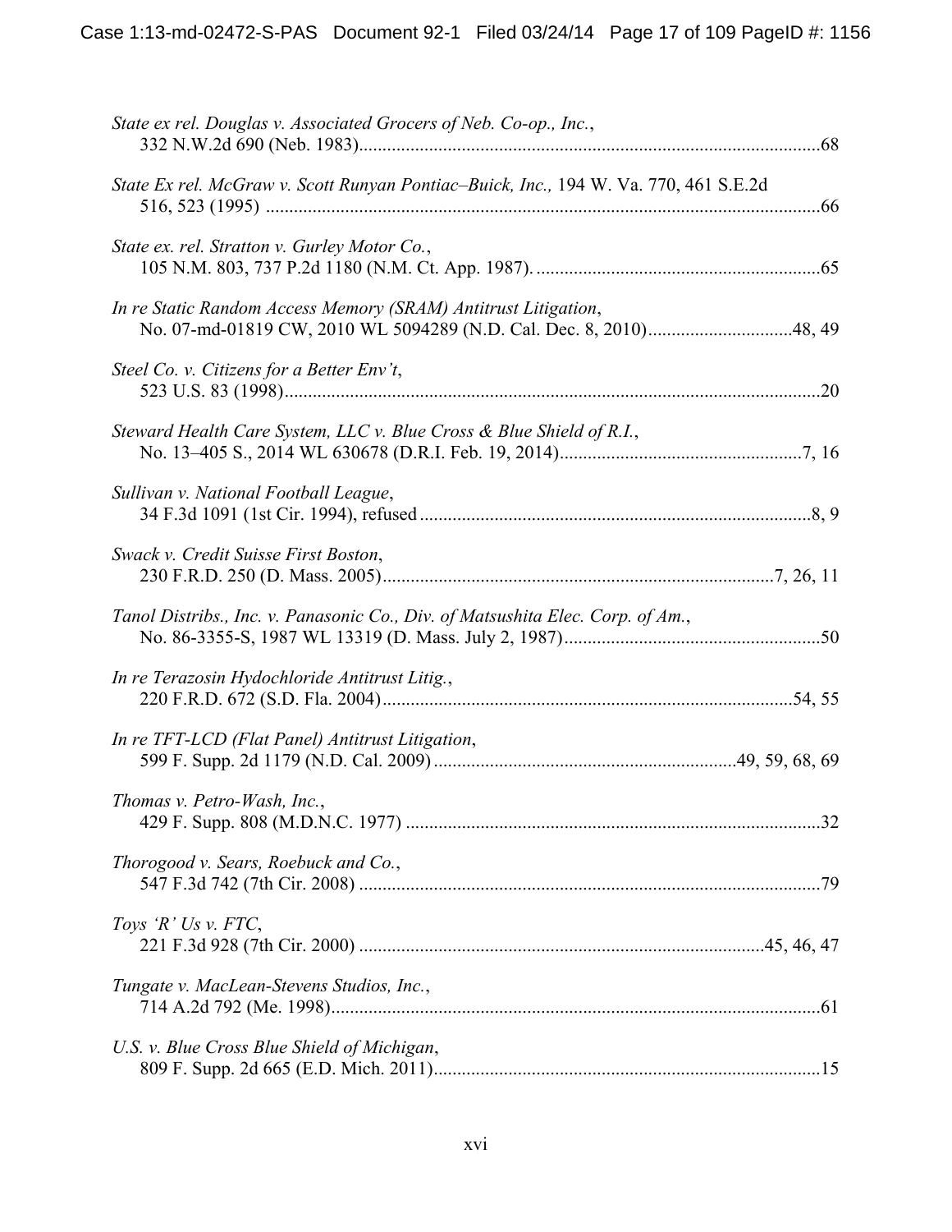*State ex rel. Douglas v. Associated Grocers of Neb. Co-op., Inc.*,
332 N.W.2d 690 (Neb. 1983)....................................................................................................68

*State Ex rel. McGraw v. Scott Runyan Pontiac–Buick, Inc.,* 194 W. Va. 770, 461 S.E.2d
516, 523 (1995) ........................................................................................................................66

*State ex. rel. Stratton v. Gurley Motor Co.*,
105 N.M. 803, 737 P.2d 1180 (N.M. Ct. App. 1987). .............................................................65

*In re Static Random Access Memory (SRAM) Antitrust Litigation*,
No. 07-md-01819 CW, 2010 WL 5094289 (N.D. Cal. Dec. 8, 2010)...............................48, 49

*Steel Co. v. Citizens for a Better Env't*,
523 U.S. 83 (1998)...................................................................................................................20

*Steward Health Care System, LLC v. Blue Cross & Blue Shield of R.I.*,
No. 13–405 S., 2014 WL 630678 (D.R.I. Feb. 19, 2014)....................................................7, 16

*Sullivan v. National Football League*,
34 F.3d 1091 (1st Cir. 1994), refused ....................................................................................8, 9

*Swack v. Credit Suisse First Boston*,
230 F.R.D. 250 (D. Mass. 2005)....................................................................................7, 26, 11

*Tanol Distribs., Inc. v. Panasonic Co., Div. of Matsushita Elec. Corp. of Am.*,
No. 86-3355-S, 1987 WL 13319 (D. Mass. July 2, 1987).......................................................50

*In re Terazosin Hydochloride Antitrust Litig.*,
220 F.R.D. 672 (S.D. Fla. 2004).........................................................................................54, 55

*In re TFT-LCD (Flat Panel) Antitrust Litigation*,
599 F. Supp. 2d 1179 (N.D. Cal. 2009) .................................................................49, 59, 68, 69

*Thomas v. Petro-Wash, Inc.*,
429 F. Supp. 808 (M.D.N.C. 1977) .........................................................................................32

*Thorogood v. Sears, Roebuck and Co.*,
547 F.3d 742 (7th Cir. 2008) ...................................................................................................79

*Toys 'R' Us v. FTC*,
221 F.3d 928 (7th Cir. 2000) ......................................................................................45, 46, 47

*Tungate v. MacLean-Stevens Studios, Inc.*,
714 A.2d 792 (Me. 1998)..........................................................................................................61

*U.S. v. Blue Cross Blue Shield of Michigan*,
809 F. Supp. 2d 665 (E.D. Mich. 2011)...................................................................................15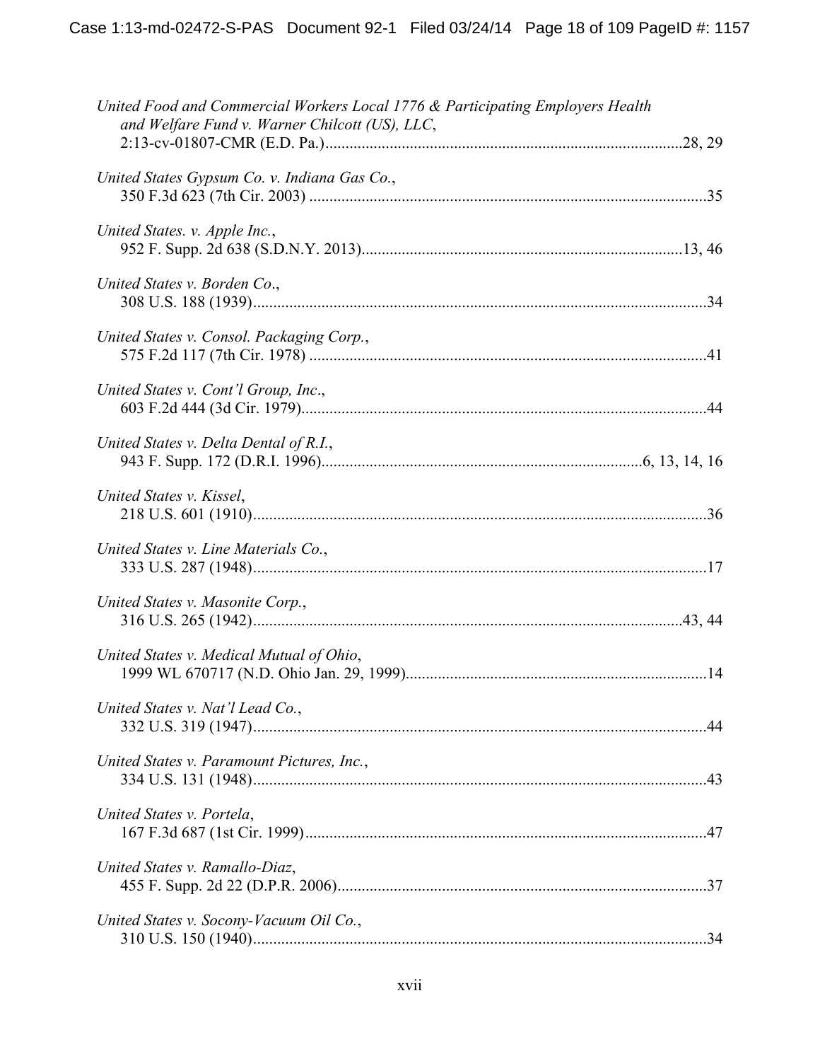*United Food and Commercial Workers Local 1776 & Participating Employers Health and Welfare Fund v. Warner Chilcott (US), LLC*,
2:13-cv-01807-CMR (E.D. Pa.)....................................................................................28, 29

*United States Gypsum Co. v. Indiana Gas Co.*,
350 F.3d 623 (7th Cir. 2003) ..................................................................................................35

*United States. v. Apple Inc.*,
952 F. Supp. 2d 638 (S.D.N.Y. 2013)...............................................................................13, 46

*United States v. Borden Co*.,
308 U.S. 188 (1939).................................................................................................................34

*United States v. Consol. Packaging Corp.*,
575 F.2d 117 (7th Cir. 1978) ...................................................................................................41

*United States v. Cont'l Group, Inc*.,
603 F.2d 444 (3d Cir. 1979).....................................................................................................44

*United States v. Delta Dental of R.I.*,
943 F. Supp. 172 (D.R.I. 1996)...............................................................................6, 13, 14, 16

*United States v. Kissel*,
218 U.S. 601 (1910).................................................................................................................36

*United States v. Line Materials Co.*,
333 U.S. 287 (1948).................................................................................................................17

*United States v. Masonite Corp.*,
316 U.S. 265 (1942)...........................................................................................................43, 44

*United States v. Medical Mutual of Ohio*,
1999 WL 670717 (N.D. Ohio Jan. 29, 1999)...........................................................................14

*United States v. Nat'l Lead Co.*,
332 U.S. 319 (1947).................................................................................................................44

*United States v. Paramount Pictures, Inc.*,
334 U.S. 131 (1948).................................................................................................................43

*United States v. Portela*,
167 F.3d 687 (1st Cir. 1999)....................................................................................................47

*United States v. Ramallo-Diaz*,
455 F. Supp. 2d 22 (D.P.R. 2006)............................................................................................37

*United States v. Socony-Vacuum Oil Co.*,
310 U.S. 150 (1940).................................................................................................................34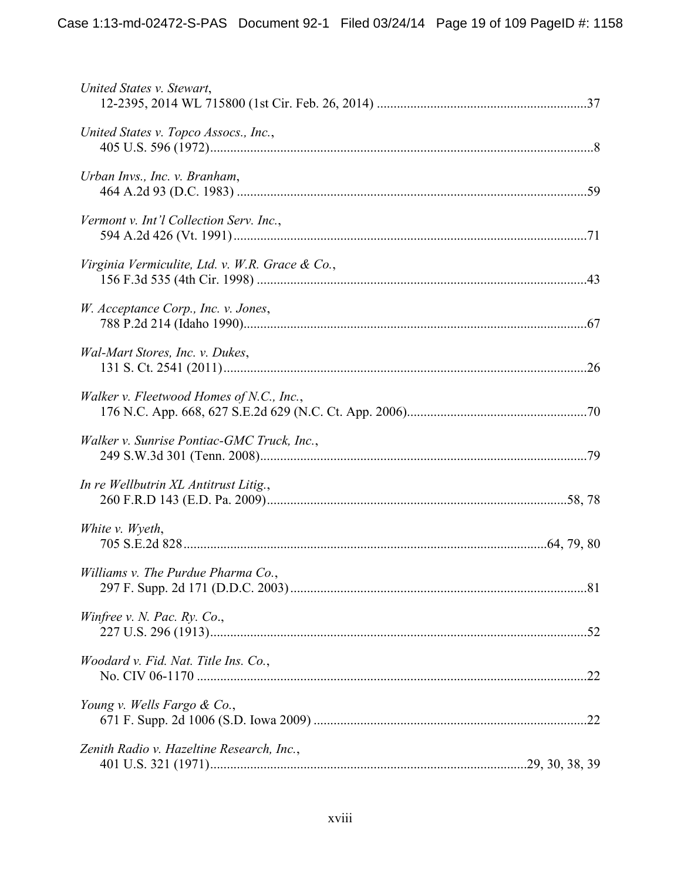*United States v. Stewart*,
12-2395, 2014 WL 715800 (1st Cir. Feb. 26, 2014) ....................................................................37

*United States v. Topco Assocs., Inc.*,
405 U.S. 596 (1972).......................................................................................................................8

*Urban Invs., Inc. v. Branham*,
464 A.2d 93 (D.C. 1983) .............................................................................................................59

*Vermont v. Int'l Collection Serv. Inc.*,
594 A.2d 426 (Vt. 1991)...............................................................................................................71

*Virginia Vermiculite, Ltd. v. W.R. Grace & Co.*,
156 F.3d 535 (4th Cir. 1998) ........................................................................................................43

*W. Acceptance Corp., Inc. v. Jones*,
788 P.2d 214 (Idaho 1990)............................................................................................................67

*Wal-Mart Stores, Inc. v. Dukes*,
131 S. Ct. 2541 (2011)..................................................................................................................26

*Walker v. Fleetwood Homes of N.C., Inc.*,
176 N.C. App. 668, 627 S.E.2d 629 (N.C. Ct. App. 2006)...........................................................70

*Walker v. Sunrise Pontiac-GMC Truck, Inc.*,
249 S.W.3d 301 (Tenn. 2008).......................................................................................................79

*In re Wellbutrin XL Antitrust Litig.*,
260 F.R.D 143 (E.D. Pa. 2009).................................................................................................58, 78

*White v. Wyeth*,
705 S.E.2d 828.......................................................................................................................64, 79, 80

*Williams v. The Purdue Pharma Co.*,
297 F. Supp. 2d 171 (D.D.C. 2003)..............................................................................................81

*Winfree v. N. Pac. Ry. Co.*,
227 U.S. 296 (1913).......................................................................................................................52

*Woodard v. Fid. Nat. Title Ins. Co.*,
No. CIV 06-1170 ...........................................................................................................................22

*Young v. Wells Fargo & Co.*,
671 F. Supp. 2d 1006 (S.D. Iowa 2009) ........................................................................................22

*Zenith Radio v. Hazeltine Research, Inc.*,
401 U.S. 321 (1971)...................................................................................................29, 30, 38, 39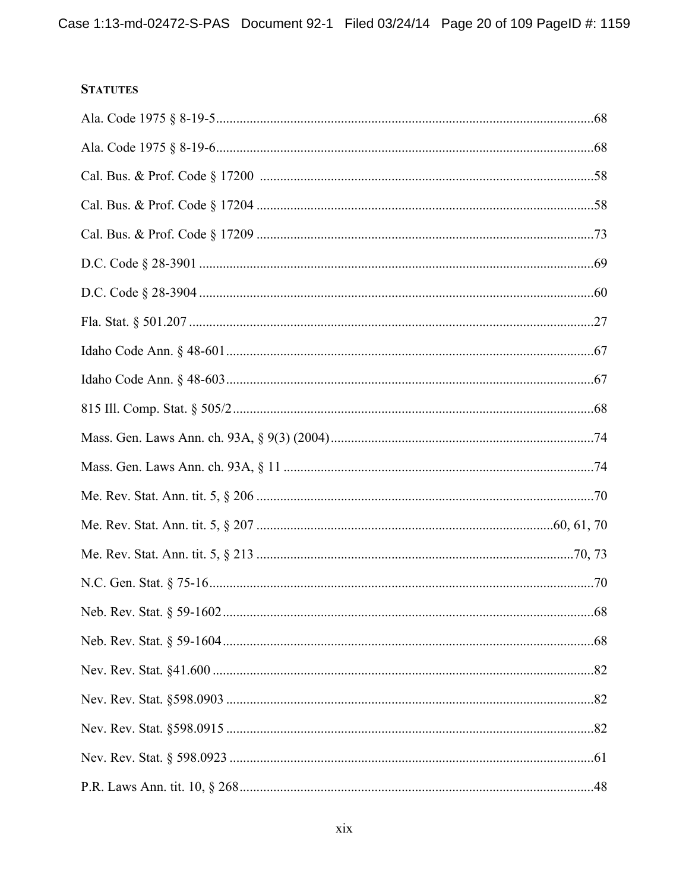**STATUTES**

Ala. Code 1975 § 8-19-5 ............................................................ 68

Ala. Code 1975 § 8-19-6 ............................................................ 68

Cal. Bus. & Prof. Code § 17200 ............................................................ 58

Cal. Bus. & Prof. Code § 17204 ............................................................ 58

Cal. Bus. & Prof. Code § 17209 ............................................................ 73

D.C. Code § 28-3901 ............................................................ 69

D.C. Code § 28-3904 ............................................................ 60

Fla. Stat. § 501.207 ............................................................ 27

Idaho Code Ann. § 48-601 ............................................................ 67

Idaho Code Ann. § 48-603 ............................................................ 67

815 Ill. Comp. Stat. § 505/2 ............................................................ 68

Mass. Gen. Laws Ann. ch. 93A, § 9(3) (2004) ............................................................ 74

Mass. Gen. Laws Ann. ch. 93A, § 11 ............................................................ 74

Me. Rev. Stat. Ann. tit. 5, § 206 ............................................................ 70

Me. Rev. Stat. Ann. tit. 5, § 207 ............................................................ 60, 61, 70

Me. Rev. Stat. Ann. tit. 5, § 213 ............................................................ 70, 73

N.C. Gen. Stat. § 75-16 ............................................................ 70

Neb. Rev. Stat. § 59-1602 ............................................................ 68

Neb. Rev. Stat. § 59-1604 ............................................................ 68

Nev. Rev. Stat. §41.600 ............................................................ 82

Nev. Rev. Stat. §598.0903 ............................................................ 82

Nev. Rev. Stat. §598.0915 ............................................................ 82

Nev. Rev. Stat. § 598.0923 ............................................................ 61

P.R. Laws Ann. tit. 10, § 268 ............................................................ 48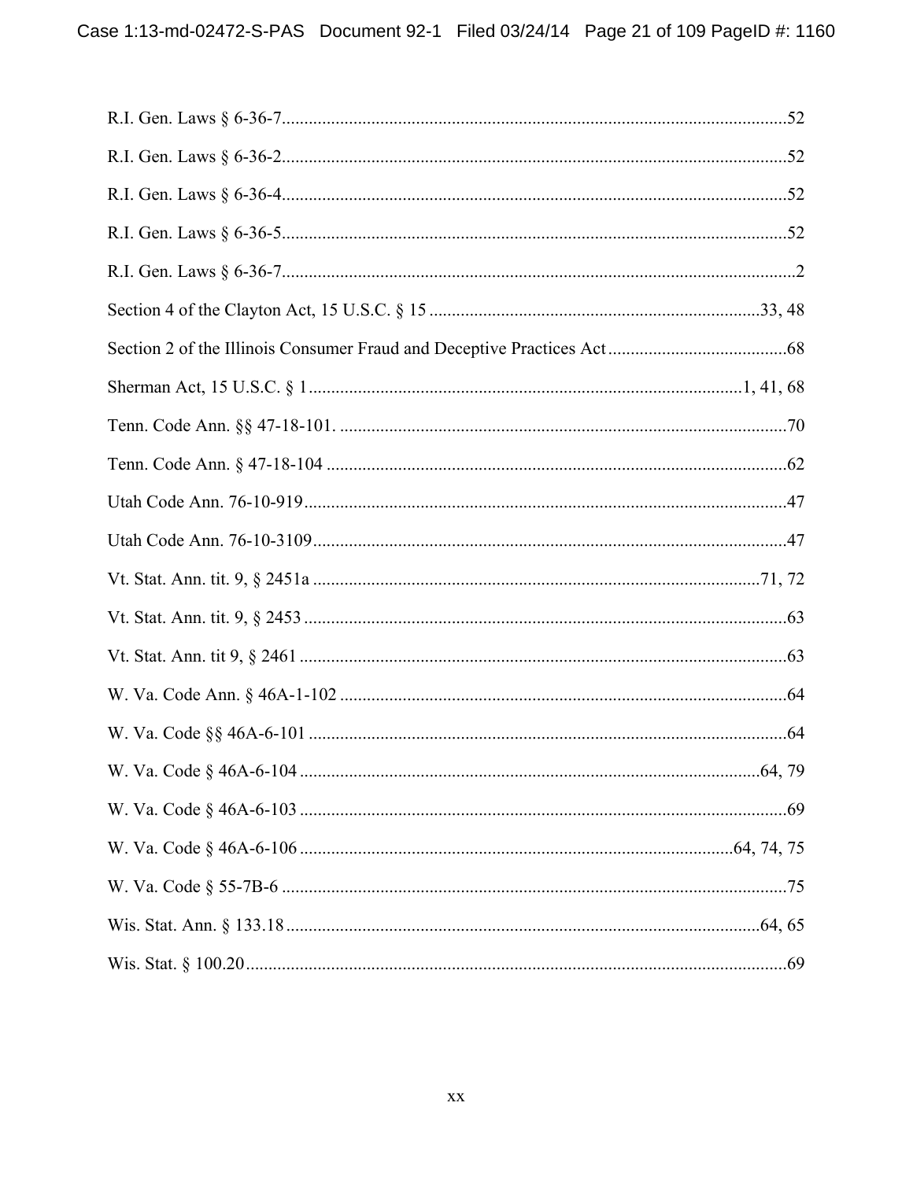R.I. Gen. Laws § 6-36-7.................................................................................................................52

R.I. Gen. Laws § 6-36-2.................................................................................................................52

R.I. Gen. Laws § 6-36-4.................................................................................................................52

R.I. Gen. Laws § 6-36-5.................................................................................................................52

R.I. Gen. Laws § 6-36-7...................................................................................................................2

Section 4 of the Clayton Act, 15 U.S.C. § 15 ..........................................................................33, 48

Section 2 of the Illinois Consumer Fraud and Deceptive Practices Act........................................68

Sherman Act, 15 U.S.C. § 1...............................................................................................1, 41, 68

Tenn. Code Ann. §§ 47-18-101. ....................................................................................................70

Tenn. Code Ann. § 47-18-104 .......................................................................................................62

Utah Code Ann. 76-10-919............................................................................................................47

Utah Code Ann. 76-10-3109..........................................................................................................47

Vt. Stat. Ann. tit. 9, § 2451a .....................................................................................................71, 72

Vt. Stat. Ann. tit. 9, § 2453 ............................................................................................................63

Vt. Stat. Ann. tit 9, § 2461 .............................................................................................................63

W. Va. Code Ann. § 46A-1-102 ....................................................................................................64

W. Va. Code §§ 46A-6-101 ...........................................................................................................64

W. Va. Code § 46A-6-104 ........................................................................................................64, 79

W. Va. Code § 46A-6-103 .............................................................................................................69

W. Va. Code § 46A-6-106 ...............................................................................................64, 74, 75

W. Va. Code § 55-7B-6 .................................................................................................................75

Wis. Stat. Ann. § 133.18 ............................................................................................................64, 65

Wis. Stat. § 100.20.........................................................................................................................69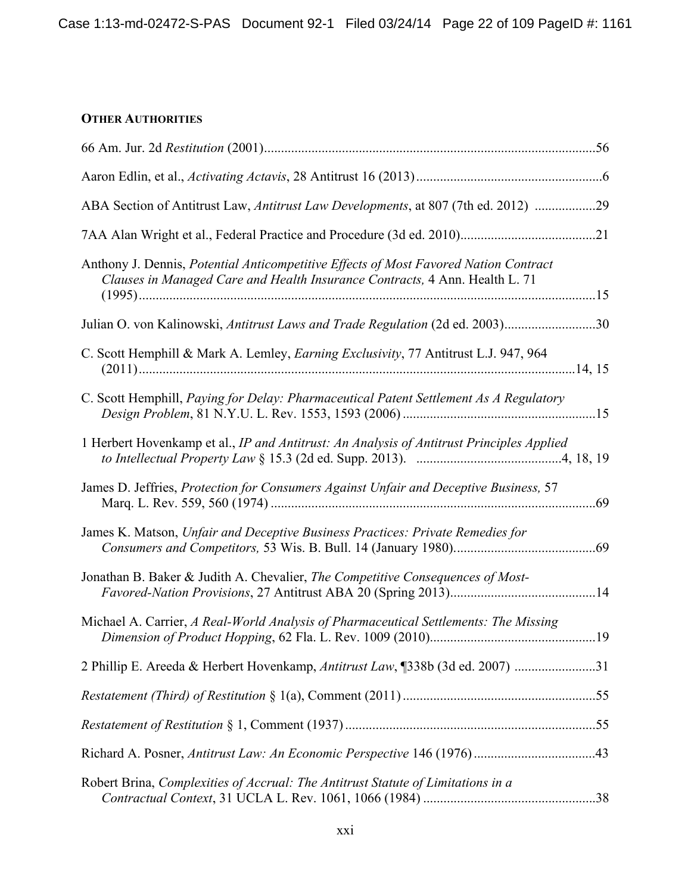**OTHER AUTHORITIES**

66 Am. Jur. 2d *Restitution* (2001) ....................................................................................................56

Aaron Edlin, et al., *Activating Actavis*, 28 Antitrust 16 (2013) .......................................................6

ABA Section of Antitrust Law, *Antitrust Law Developments*, at 807 (7th ed. 2012) ..................29

7AA Alan Wright et al., Federal Practice and Procedure (3d ed. 2010)........................................21

Anthony J. Dennis, *Potential Anticompetitive Effects of Most Favored Nation Contract Clauses in Managed Care and Health Insurance Contracts,* 4 Ann. Health L. 71 (1995) .......................................................................................................................................15

Julian O. von Kalinowski, *Antitrust Laws and Trade Regulation* (2d ed. 2003)...........................30

C. Scott Hemphill & Mark A. Lemley, *Earning Exclusivity*, 77 Antitrust L.J. 947, 964 (2011) ................................................................................................................................14, 15

C. Scott Hemphill, *Paying for Delay: Pharmaceutical Patent Settlement As A Regulatory Design Problem*, 81 N.Y.U. L. Rev. 1553, 1593 (2006) .........................................................15

1 Herbert Hovenkamp et al., *IP and Antitrust: An Analysis of Antitrust Principles Applied to Intellectual Property Law* § 15.3 (2d ed. Supp. 2013). ..........................................4, 18, 19

James D. Jeffries, *Protection for Consumers Against Unfair and Deceptive Business,* 57 Marq. L. Rev. 559, 560 (1974) .................................................................................................69

James K. Matson, *Unfair and Deceptive Business Practices: Private Remedies for Consumers and Competitors,* 53 Wis. B. Bull. 14 (January 1980)..........................................69

Jonathan B. Baker & Judith A. Chevalier, *The Competitive Consequences of Most-Favored-Nation Provisions*, 27 Antitrust ABA 20 (Spring 2013)...........................................14

Michael A. Carrier, *A Real-World Analysis of Pharmaceutical Settlements: The Missing Dimension of Product Hopping*, 62 Fla. L. Rev. 1009 (2010).................................................19

2 Phillip E. Areeda & Herbert Hovenkamp, *Antitrust Law*, ¶338b (3d ed. 2007) ........................31

*Restatement (Third) of Restitution* § 1(a), Comment (2011) .........................................................55

*Restatement of Restitution* § 1, Comment (1937) ..........................................................................55

Richard A. Posner, *Antitrust Law: An Economic Perspective* 146 (1976) ....................................43

Robert Brina, *Complexities of Accrual: The Antitrust Statute of Limitations in a Contractual Context*, 31 UCLA L. Rev. 1061, 1066 (1984) ...................................................38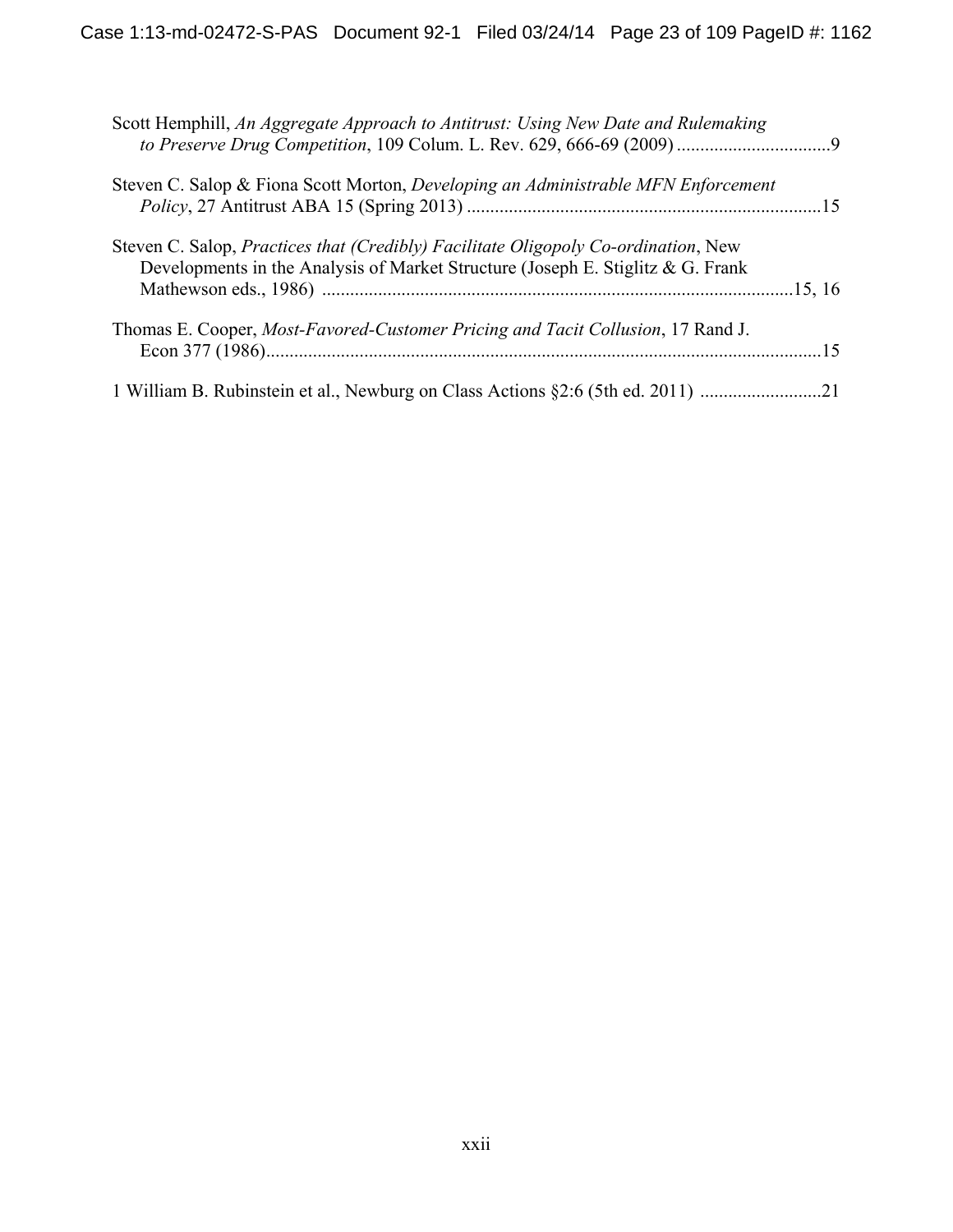Scott Hemphill, *An Aggregate Approach to Antitrust: Using New Date and Rulemaking to Preserve Drug Competition*, 109 Colum. L. Rev. 629, 666-69 (2009) .................................9

Steven C. Salop & Fiona Scott Morton, *Developing an Administrable MFN Enforcement Policy*, 27 Antitrust ABA 15 (Spring 2013) ...........................................................................15

Steven C. Salop, *Practices that (Credibly) Facilitate Oligopoly Co-ordination*, New Developments in the Analysis of Market Structure (Joseph E. Stiglitz & G. Frank Mathewson eds., 1986) ....................................................................................................15, 16

Thomas E. Cooper, *Most-Favored-Customer Pricing and Tacit Collusion*, 17 Rand J. Econ 377 (1986).....................................................................................................................15

1 William B. Rubinstein et al., Newburg on Class Actions §2:6 (5th ed. 2011) ..........................21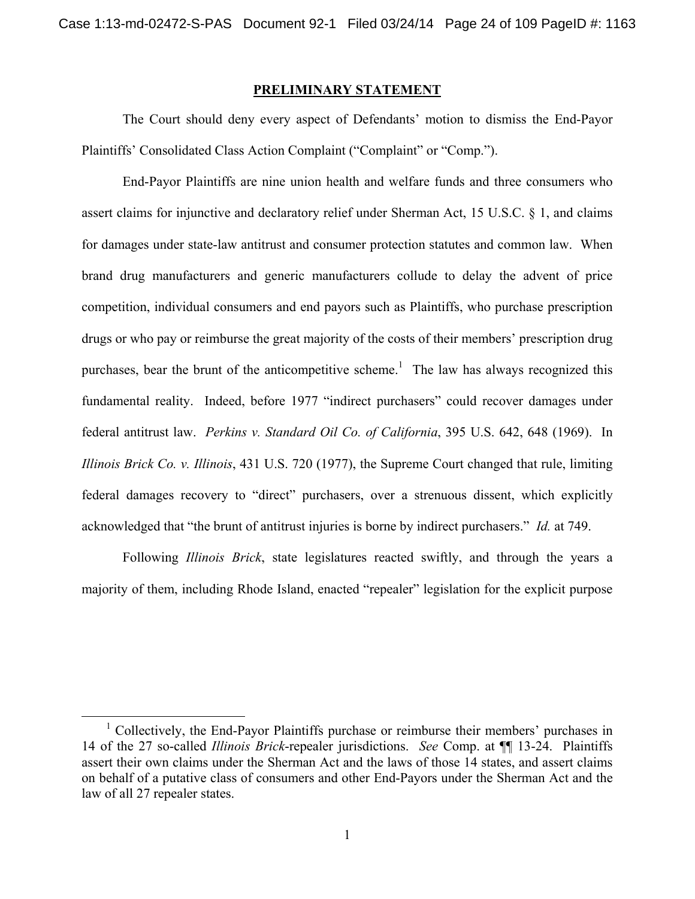## PRELIMINARY STATEMENT

The Court should deny every aspect of Defendants' motion to dismiss the End-Payor Plaintiffs' Consolidated Class Action Complaint ("Complaint" or "Comp.").

End-Payor Plaintiffs are nine union health and welfare funds and three consumers who assert claims for injunctive and declaratory relief under Sherman Act, 15 U.S.C. § 1, and claims for damages under state-law antitrust and consumer protection statutes and common law. When brand drug manufacturers and generic manufacturers collude to delay the advent of price competition, individual consumers and end payors such as Plaintiffs, who purchase prescription drugs or who pay or reimburse the great majority of the costs of their members' prescription drug purchases, bear the brunt of the anticompetitive scheme.[1] The law has always recognized this fundamental reality. Indeed, before 1977 "indirect purchasers" could recover damages under federal antitrust law. *Perkins v. Standard Oil Co. of California*, 395 U.S. 642, 648 (1969). In *Illinois Brick Co. v. Illinois*, 431 U.S. 720 (1977), the Supreme Court changed that rule, limiting federal damages recovery to "direct" purchasers, over a strenuous dissent, which explicitly acknowledged that "the brunt of antitrust injuries is borne by indirect purchasers." *Id.* at 749.

Following *Illinois Brick*, state legislatures reacted swiftly, and through the years a majority of them, including Rhode Island, enacted "repealer" legislation for the explicit purpose

[1] Collectively, the End-Payor Plaintiffs purchase or reimburse their members' purchases in 14 of the 27 so-called *Illinois Brick*-repealer jurisdictions. *See* Comp. at ¶¶ 13-24. Plaintiffs assert their own claims under the Sherman Act and the laws of those 14 states, and assert claims on behalf of a putative class of consumers and other End-Payors under the Sherman Act and the law of all 27 repealer states.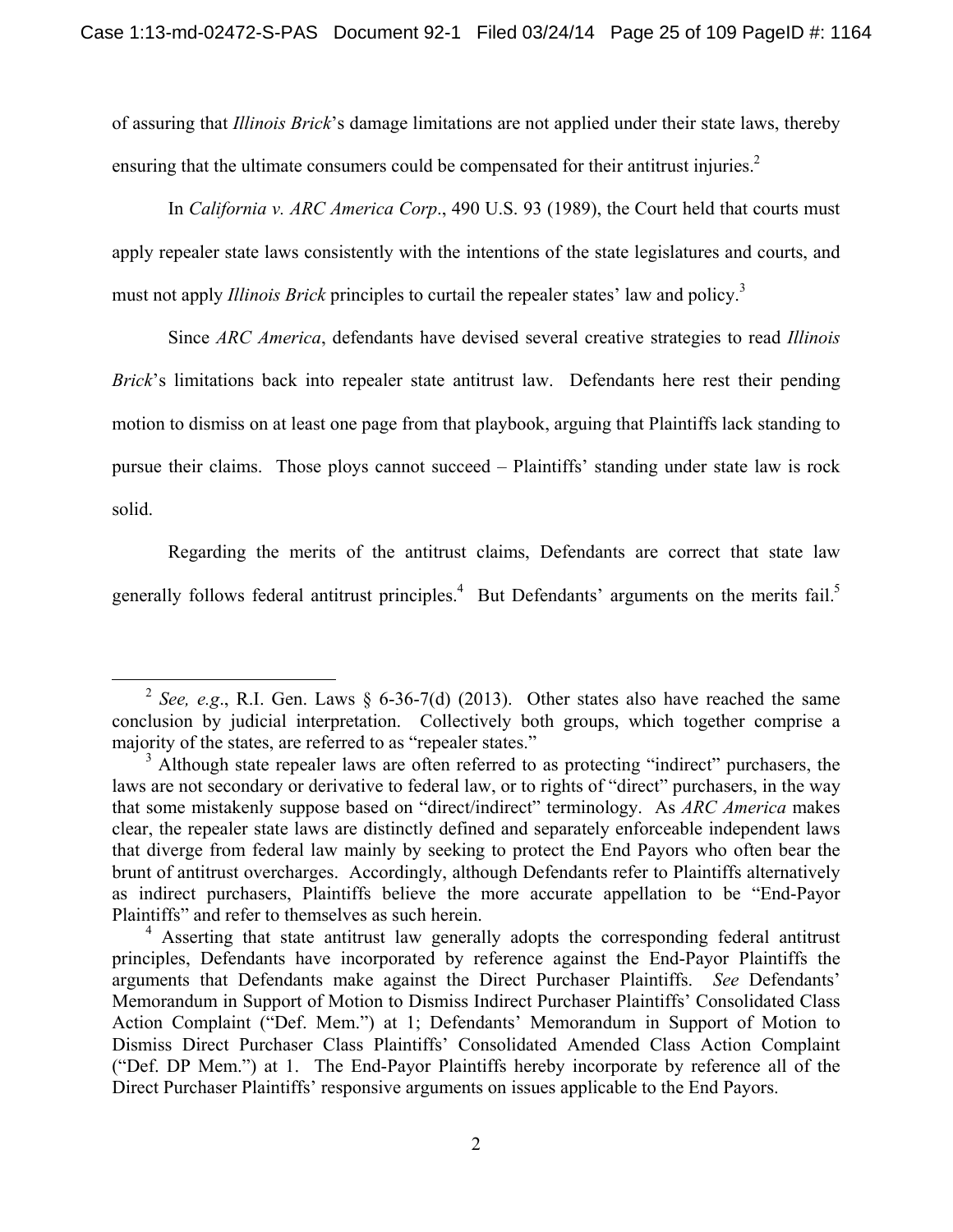of assuring that *Illinois Brick*'s damage limitations are not applied under their state laws, thereby ensuring that the ultimate consumers could be compensated for their antitrust injuries.[2]

In *California v. ARC America Corp*., 490 U.S. 93 (1989), the Court held that courts must apply repealer state laws consistently with the intentions of the state legislatures and courts, and must not apply *Illinois Brick* principles to curtail the repealer states' law and policy.[3]

Since *ARC America*, defendants have devised several creative strategies to read *Illinois Brick*'s limitations back into repealer state antitrust law. Defendants here rest their pending motion to dismiss on at least one page from that playbook, arguing that Plaintiffs lack standing to pursue their claims. Those ploys cannot succeed – Plaintiffs' standing under state law is rock solid.

Regarding the merits of the antitrust claims, Defendants are correct that state law generally follows federal antitrust principles.[4] But Defendants' arguments on the merits fail.[5]

---

[2] *See, e.g*., R.I. Gen. Laws § 6-36-7(d) (2013). Other states also have reached the same conclusion by judicial interpretation. Collectively both groups, which together comprise a majority of the states, are referred to as "repealer states."

[3] Although state repealer laws are often referred to as protecting "indirect" purchasers, the laws are not secondary or derivative to federal law, or to rights of "direct" purchasers, in the way that some mistakenly suppose based on "direct/indirect" terminology. As *ARC America* makes clear, the repealer state laws are distinctly defined and separately enforceable independent laws that diverge from federal law mainly by seeking to protect the End Payors who often bear the brunt of antitrust overcharges. Accordingly, although Defendants refer to Plaintiffs alternatively as indirect purchasers, Plaintiffs believe the more accurate appellation to be "End-Payor Plaintiffs" and refer to themselves as such herein.

[4] Asserting that state antitrust law generally adopts the corresponding federal antitrust principles, Defendants have incorporated by reference against the End-Payor Plaintiffs the arguments that Defendants make against the Direct Purchaser Plaintiffs. *See* Defendants' Memorandum in Support of Motion to Dismiss Indirect Purchaser Plaintiffs' Consolidated Class Action Complaint ("Def. Mem.") at 1; Defendants' Memorandum in Support of Motion to Dismiss Direct Purchaser Class Plaintiffs' Consolidated Amended Class Action Complaint ("Def. DP Mem.") at 1. The End-Payor Plaintiffs hereby incorporate by reference all of the Direct Purchaser Plaintiffs' responsive arguments on issues applicable to the End Payors.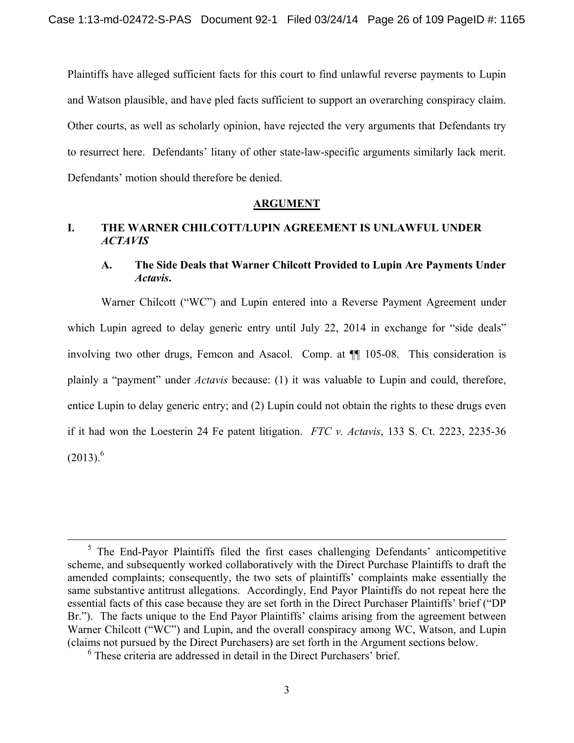Plaintiffs have alleged sufficient facts for this court to find unlawful reverse payments to Lupin and Watson plausible, and have pled facts sufficient to support an overarching conspiracy claim. Other courts, as well as scholarly opinion, have rejected the very arguments that Defendants try to resurrect here. Defendants' litany of other state-law-specific arguments similarly lack merit. Defendants' motion should therefore be denied.

## ARGUMENT

### I. THE WARNER CHILCOTT/LUPIN AGREEMENT IS UNLAWFUL UNDER *ACTAVIS*

#### A. The Side Deals that Warner Chilcott Provided to Lupin Are Payments Under *Actavis*.

Warner Chilcott ("WC") and Lupin entered into a Reverse Payment Agreement under which Lupin agreed to delay generic entry until July 22, 2014 in exchange for "side deals" involving two other drugs, Femcon and Asacol. Comp. at ¶¶ 105-08. This consideration is plainly a "payment" under *Actavis* because: (1) it was valuable to Lupin and could, therefore, entice Lupin to delay generic entry; and (2) Lupin could not obtain the rights to these drugs even if it had won the Loesterin 24 Fe patent litigation. *FTC v. Actavis*, 133 S. Ct. 2223, 2235-36 (2013).[6]

---

[5] The End-Payor Plaintiffs filed the first cases challenging Defendants' anticompetitive scheme, and subsequently worked collaboratively with the Direct Purchase Plaintiffs to draft the amended complaints; consequently, the two sets of plaintiffs' complaints make essentially the same substantive antitrust allegations. Accordingly, End Payor Plaintiffs do not repeat here the essential facts of this case because they are set forth in the Direct Purchaser Plaintiffs' brief ("DP Br."). The facts unique to the End Payor Plaintiffs' claims arising from the agreement between Warner Chilcott ("WC") and Lupin, and the overall conspiracy among WC, Watson, and Lupin (claims not pursued by the Direct Purchasers) are set forth in the Argument sections below.

[6] These criteria are addressed in detail in the Direct Purchasers' brief.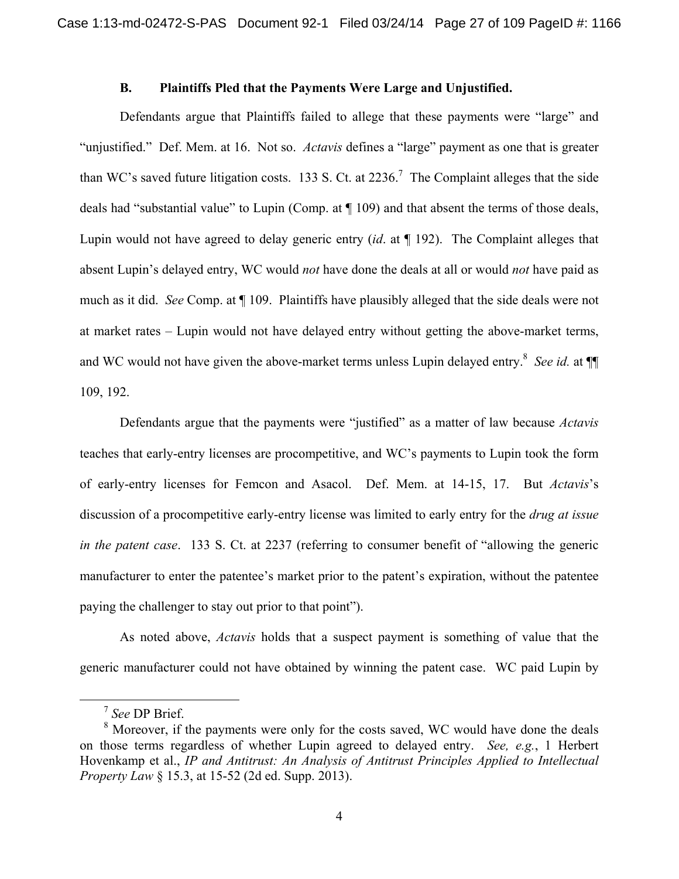### B. Plaintiffs Pled that the Payments Were Large and Unjustified.

Defendants argue that Plaintiffs failed to allege that these payments were "large" and "unjustified." Def. Mem. at 16. Not so. *Actavis* defines a "large" payment as one that is greater than WC's saved future litigation costs. 133 S. Ct. at 2236.[7] The Complaint alleges that the side deals had "substantial value" to Lupin (Comp. at ¶ 109) and that absent the terms of those deals, Lupin would not have agreed to delay generic entry (*id*. at ¶ 192). The Complaint alleges that absent Lupin's delayed entry, WC would *not* have done the deals at all or would *not* have paid as much as it did. *See* Comp. at ¶ 109. Plaintiffs have plausibly alleged that the side deals were not at market rates – Lupin would not have delayed entry without getting the above-market terms, and WC would not have given the above-market terms unless Lupin delayed entry.[8] *See id.* at ¶¶ 109, 192.

Defendants argue that the payments were "justified" as a matter of law because *Actavis* teaches that early-entry licenses are procompetitive, and WC's payments to Lupin took the form of early-entry licenses for Femcon and Asacol. Def. Mem. at 14-15, 17. But *Actavis*'s discussion of a procompetitive early-entry license was limited to early entry for the *drug at issue in the patent case*. 133 S. Ct. at 2237 (referring to consumer benefit of "allowing the generic manufacturer to enter the patentee's market prior to the patent's expiration, without the patentee paying the challenger to stay out prior to that point").

As noted above, *Actavis* holds that a suspect payment is something of value that the generic manufacturer could not have obtained by winning the patent case. WC paid Lupin by

---

[7] *See* DP Brief.

[8] Moreover, if the payments were only for the costs saved, WC would have done the deals on those terms regardless of whether Lupin agreed to delayed entry. *See, e.g.*, 1 Herbert Hovenkamp et al., *IP and Antitrust: An Analysis of Antitrust Principles Applied to Intellectual Property Law* § 15.3, at 15-52 (2d ed. Supp. 2013).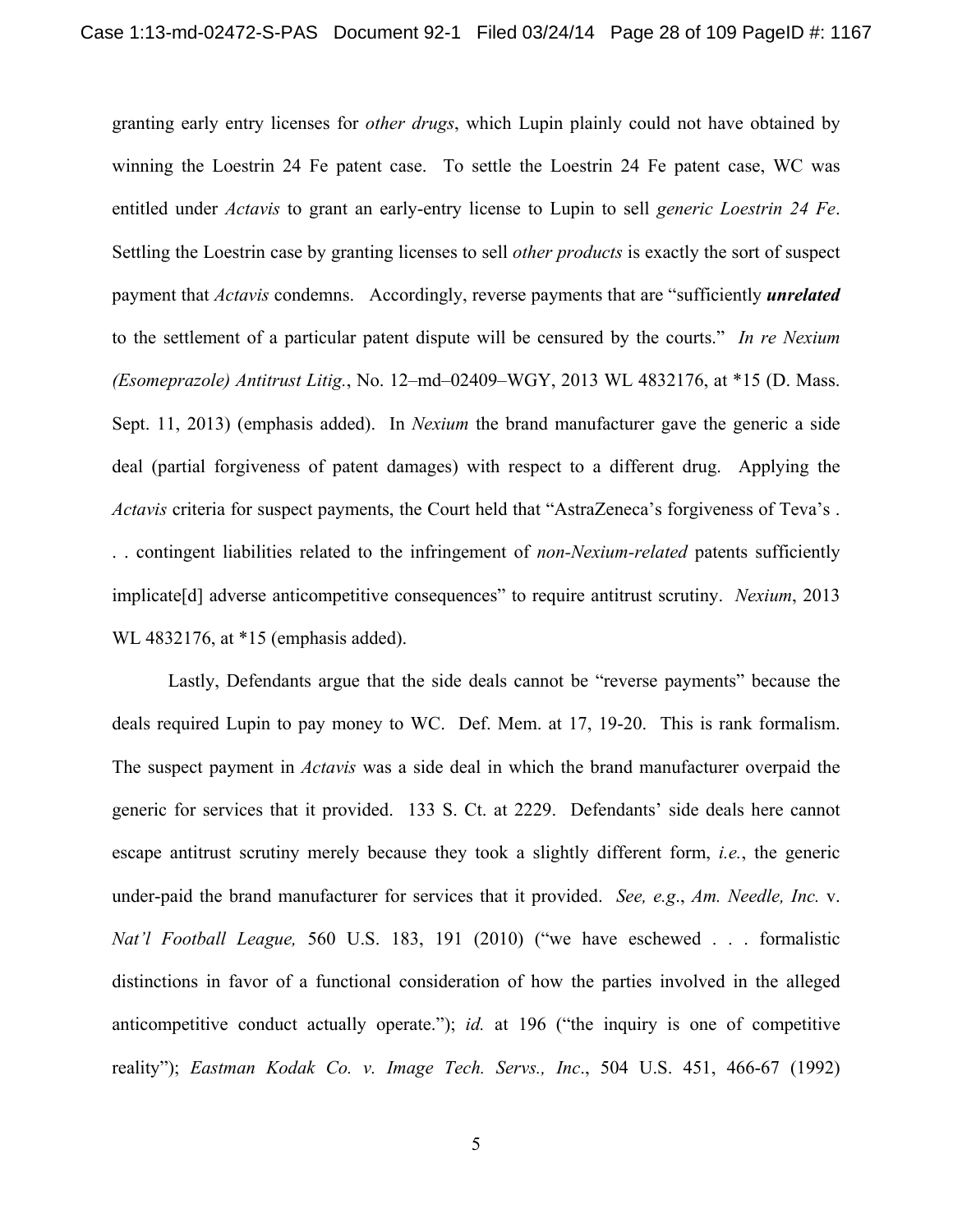granting early entry licenses for *other drugs*, which Lupin plainly could not have obtained by winning the Loestrin 24 Fe patent case. To settle the Loestrin 24 Fe patent case, WC was entitled under *Actavis* to grant an early-entry license to Lupin to sell *generic Loestrin 24 Fe*. Settling the Loestrin case by granting licenses to sell *other products* is exactly the sort of suspect payment that *Actavis* condemns. Accordingly, reverse payments that are "sufficiently ***unrelated*** to the settlement of a particular patent dispute will be censured by the courts." *In re Nexium (Esomeprazole) Antitrust Litig.*, No. 12–md–02409–WGY, 2013 WL 4832176, at *15 (D. Mass. Sept. 11, 2013) (emphasis added). In *Nexium* the brand manufacturer gave the generic a side deal (partial forgiveness of patent damages) with respect to a different drug. Applying the *Actavis* criteria for suspect payments, the Court held that "AstraZeneca's forgiveness of Teva's . . . contingent liabilities related to the infringement of *non-Nexium-related* patents sufficiently implicate[d] adverse anticompetitive consequences" to require antitrust scrutiny. *Nexium*, 2013 WL 4832176, at *15 (emphasis added).

Lastly, Defendants argue that the side deals cannot be "reverse payments" because the deals required Lupin to pay money to WC. Def. Mem. at 17, 19-20. This is rank formalism. The suspect payment in *Actavis* was a side deal in which the brand manufacturer overpaid the generic for services that it provided. 133 S. Ct. at 2229. Defendants' side deals here cannot escape antitrust scrutiny merely because they took a slightly different form, *i.e.*, the generic under-paid the brand manufacturer for services that it provided. *See, e.g*., *Am. Needle, Inc.* v. *Nat'l Football League,* 560 U.S. 183, 191 (2010) ("we have eschewed . . . formalistic distinctions in favor of a functional consideration of how the parties involved in the alleged anticompetitive conduct actually operate."); *id.* at 196 ("the inquiry is one of competitive reality"); *Eastman Kodak Co. v. Image Tech. Servs., Inc*., 504 U.S. 451, 466-67 (1992)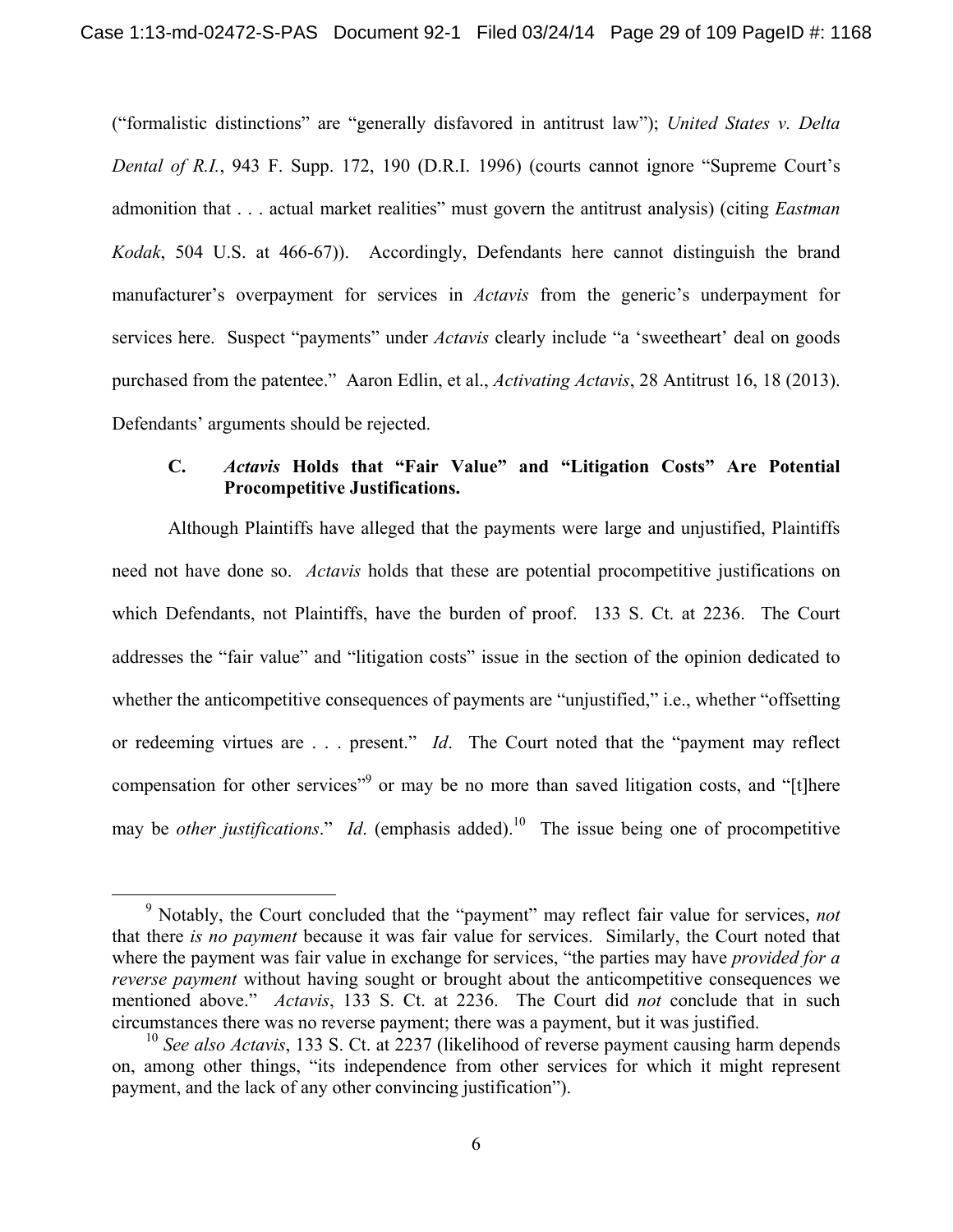("formalistic distinctions" are "generally disfavored in antitrust law"); *United States v. Delta Dental of R.I.*, 943 F. Supp. 172, 190 (D.R.I. 1996) (courts cannot ignore "Supreme Court's admonition that . . . actual market realities" must govern the antitrust analysis) (citing *Eastman Kodak*, 504 U.S. at 466-67)). Accordingly, Defendants here cannot distinguish the brand manufacturer's overpayment for services in *Actavis* from the generic's underpayment for services here. Suspect "payments" under *Actavis* clearly include "a 'sweetheart' deal on goods purchased from the patentee." Aaron Edlin, et al., *Activating Actavis*, 28 Antitrust 16, 18 (2013). Defendants' arguments should be rejected.

### C. *Actavis* Holds that "Fair Value" and "Litigation Costs" Are Potential Procompetitive Justifications.

Although Plaintiffs have alleged that the payments were large and unjustified, Plaintiffs need not have done so. *Actavis* holds that these are potential procompetitive justifications on which Defendants, not Plaintiffs, have the burden of proof. 133 S. Ct. at 2236. The Court addresses the "fair value" and "litigation costs" issue in the section of the opinion dedicated to whether the anticompetitive consequences of payments are "unjustified," i.e., whether "offsetting or redeeming virtues are . . . present." *Id*. The Court noted that the "payment may reflect compensation for other services"[9] or may be no more than saved litigation costs, and "[t]here may be *other justifications*." *Id*. (emphasis added).[10] The issue being one of procompetitive

[9] Notably, the Court concluded that the "payment" may reflect fair value for services, *not* that there *is no payment* because it was fair value for services. Similarly, the Court noted that where the payment was fair value in exchange for services, "the parties may have *provided for a reverse payment* without having sought or brought about the anticompetitive consequences we mentioned above." *Actavis*, 133 S. Ct. at 2236. The Court did *not* conclude that in such circumstances there was no reverse payment; there was a payment, but it was justified.

[10] *See also Actavis*, 133 S. Ct. at 2237 (likelihood of reverse payment causing harm depends on, among other things, "its independence from other services for which it might represent payment, and the lack of any other convincing justification").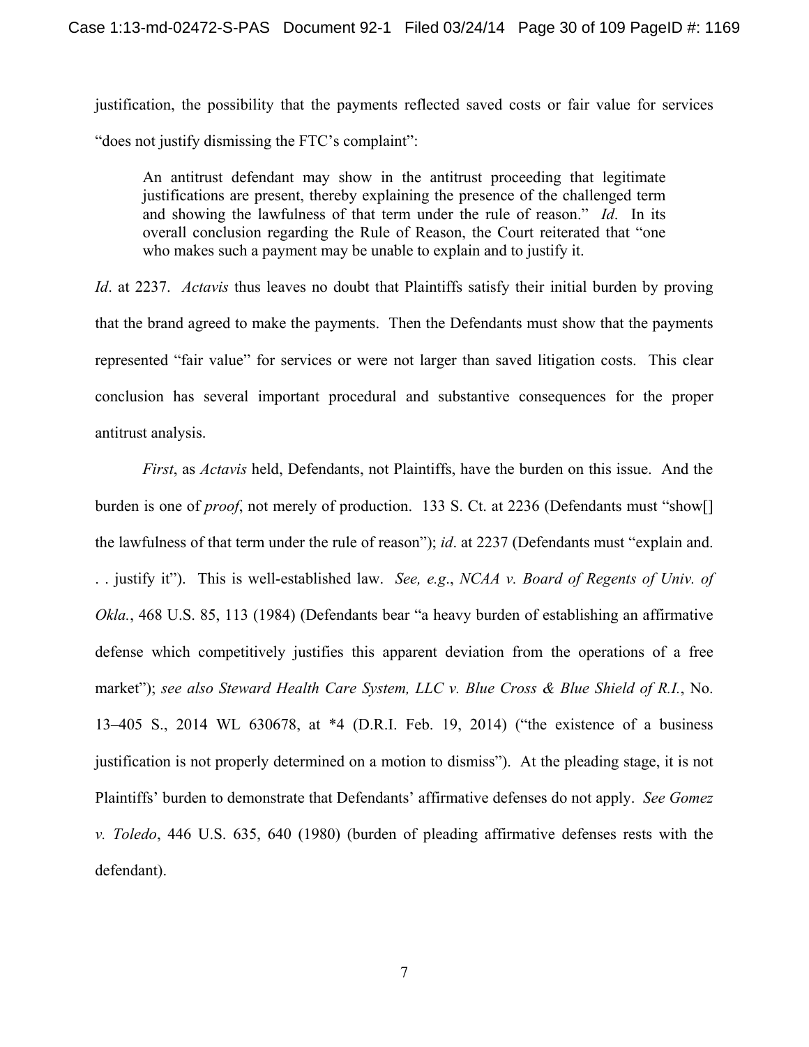justification, the possibility that the payments reflected saved costs or fair value for services "does not justify dismissing the FTC's complaint":

> An antitrust defendant may show in the antitrust proceeding that legitimate justifications are present, thereby explaining the presence of the challenged term and showing the lawfulness of that term under the rule of reason." *Id*. In its overall conclusion regarding the Rule of Reason, the Court reiterated that "one who makes such a payment may be unable to explain and to justify it.

*Id*. at 2237. *Actavis* thus leaves no doubt that Plaintiffs satisfy their initial burden by proving that the brand agreed to make the payments. Then the Defendants must show that the payments represented "fair value" for services or were not larger than saved litigation costs. This clear conclusion has several important procedural and substantive consequences for the proper antitrust analysis.

*First*, as *Actavis* held, Defendants, not Plaintiffs, have the burden on this issue. And the burden is one of *proof*, not merely of production. 133 S. Ct. at 2236 (Defendants must "show[] the lawfulness of that term under the rule of reason"); *id*. at 2237 (Defendants must "explain and. . . justify it"). This is well-established law. *See, e.g*., *NCAA v. Board of Regents of Univ. of Okla.*, 468 U.S. 85, 113 (1984) (Defendants bear "a heavy burden of establishing an affirmative defense which competitively justifies this apparent deviation from the operations of a free market"); *see also Steward Health Care System, LLC v. Blue Cross & Blue Shield of R.I.*, No. 13–405 S., 2014 WL 630678, at *4 (D.R.I. Feb. 19, 2014) ("the existence of a business justification is not properly determined on a motion to dismiss"). At the pleading stage, it is not Plaintiffs' burden to demonstrate that Defendants' affirmative defenses do not apply. *See Gomez v. Toledo*, 446 U.S. 635, 640 (1980) (burden of pleading affirmative defenses rests with the defendant).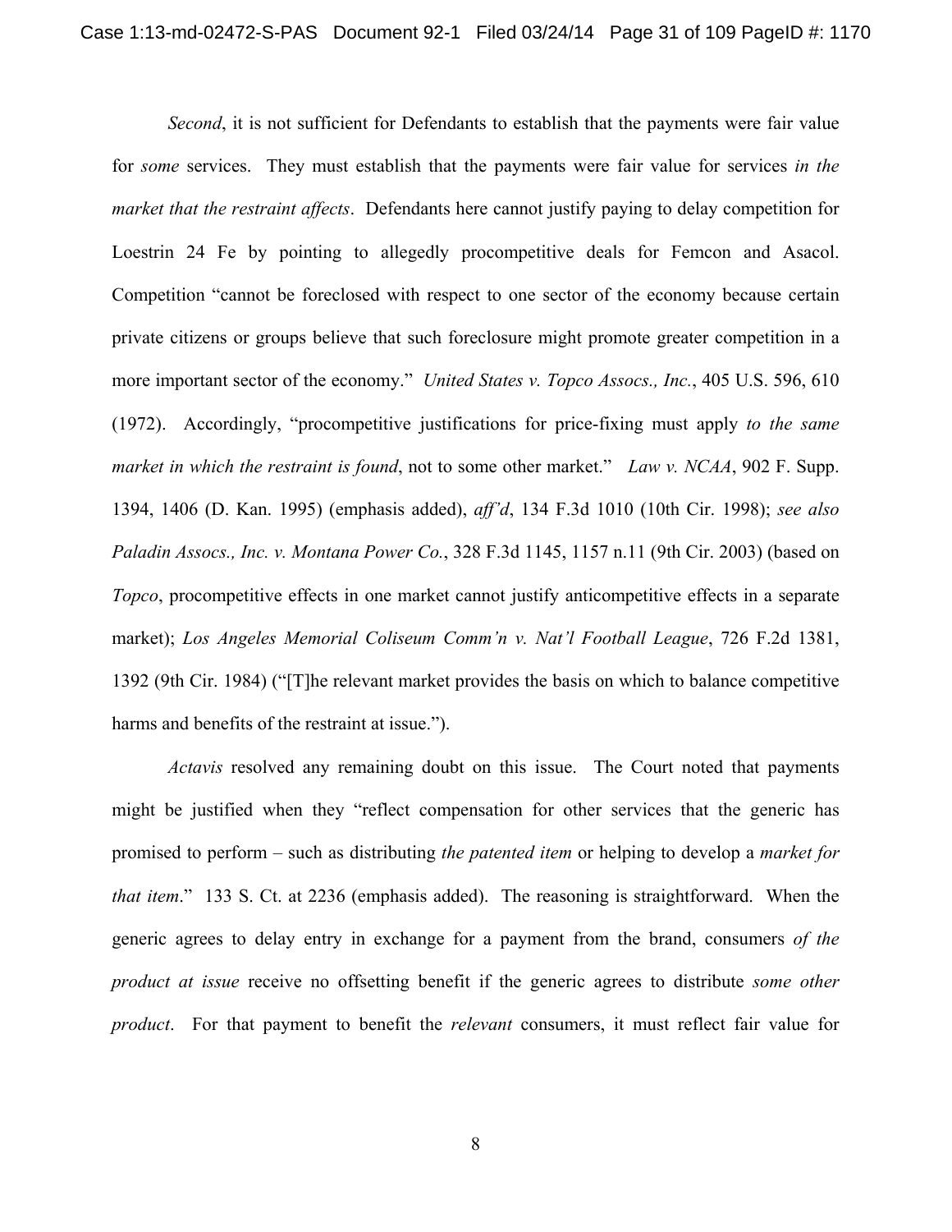*Second*, it is not sufficient for Defendants to establish that the payments were fair value for *some* services. They must establish that the payments were fair value for services *in the market that the restraint affects*. Defendants here cannot justify paying to delay competition for Loestrin 24 Fe by pointing to allegedly procompetitive deals for Femcon and Asacol. Competition "cannot be foreclosed with respect to one sector of the economy because certain private citizens or groups believe that such foreclosure might promote greater competition in a more important sector of the economy." *United States v. Topco Assocs., Inc.*, 405 U.S. 596, 610 (1972). Accordingly, "procompetitive justifications for price-fixing must apply *to the same market in which the restraint is found*, not to some other market." *Law v. NCAA*, 902 F. Supp. 1394, 1406 (D. Kan. 1995) (emphasis added), *aff'd*, 134 F.3d 1010 (10th Cir. 1998); *see also Paladin Assocs., Inc. v. Montana Power Co.*, 328 F.3d 1145, 1157 n.11 (9th Cir. 2003) (based on *Topco*, procompetitive effects in one market cannot justify anticompetitive effects in a separate market); *Los Angeles Memorial Coliseum Comm'n v. Nat'l Football League*, 726 F.2d 1381, 1392 (9th Cir. 1984) ("[T]he relevant market provides the basis on which to balance competitive harms and benefits of the restraint at issue.").

*Actavis* resolved any remaining doubt on this issue. The Court noted that payments might be justified when they "reflect compensation for other services that the generic has promised to perform – such as distributing *the patented item* or helping to develop a *market for that item*." 133 S. Ct. at 2236 (emphasis added). The reasoning is straightforward. When the generic agrees to delay entry in exchange for a payment from the brand, consumers *of the product at issue* receive no offsetting benefit if the generic agrees to distribute *some other product*. For that payment to benefit the *relevant* consumers, it must reflect fair value for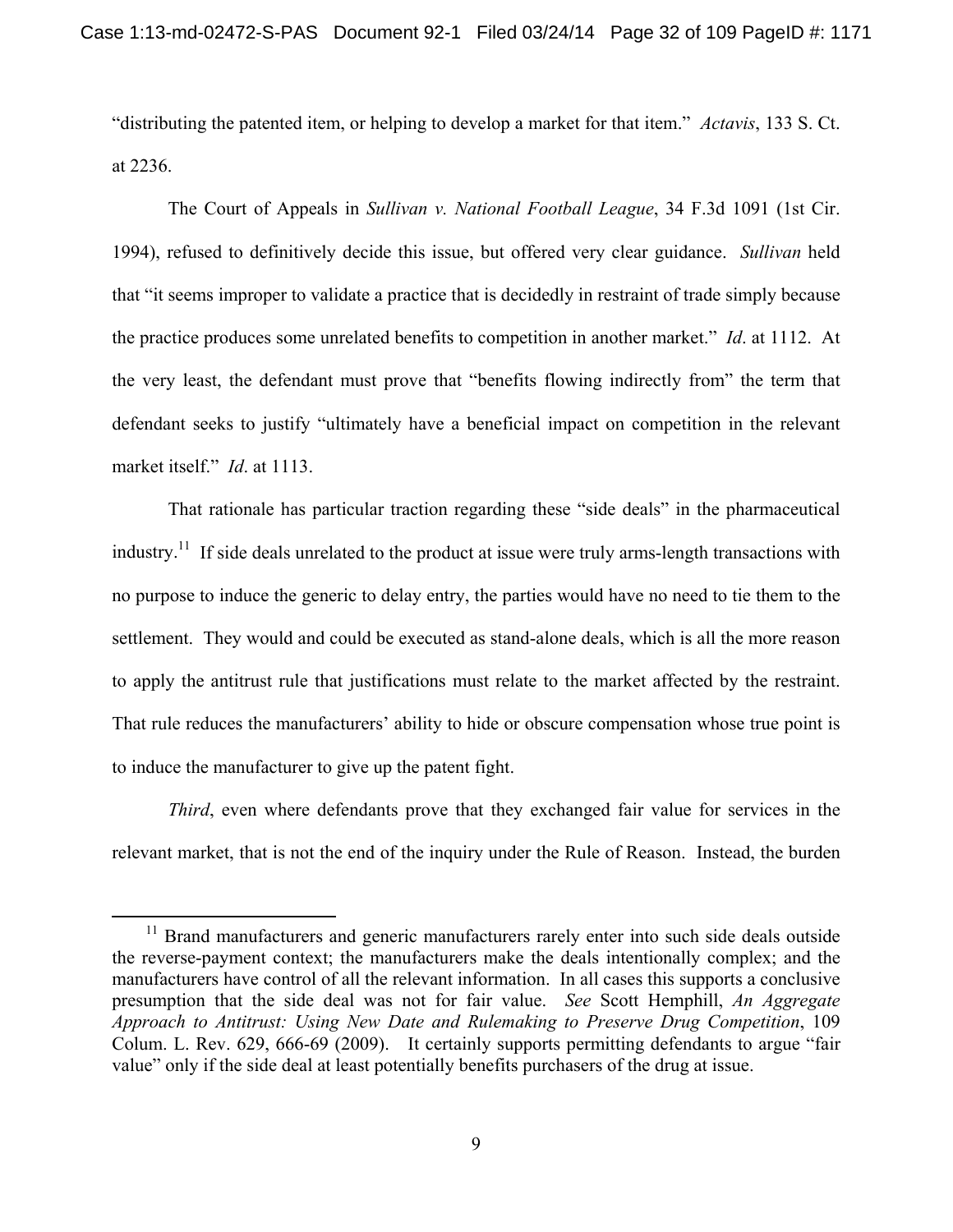"distributing the patented item, or helping to develop a market for that item." *Actavis*, 133 S. Ct. at 2236.

The Court of Appeals in *Sullivan v. National Football League*, 34 F.3d 1091 (1st Cir. 1994), refused to definitively decide this issue, but offered very clear guidance. *Sullivan* held that "it seems improper to validate a practice that is decidedly in restraint of trade simply because the practice produces some unrelated benefits to competition in another market." *Id*. at 1112. At the very least, the defendant must prove that "benefits flowing indirectly from" the term that defendant seeks to justify "ultimately have a beneficial impact on competition in the relevant market itself." *Id*. at 1113.

That rationale has particular traction regarding these "side deals" in the pharmaceutical industry.[11] If side deals unrelated to the product at issue were truly arms-length transactions with no purpose to induce the generic to delay entry, the parties would have no need to tie them to the settlement. They would and could be executed as stand-alone deals, which is all the more reason to apply the antitrust rule that justifications must relate to the market affected by the restraint. That rule reduces the manufacturers' ability to hide or obscure compensation whose true point is to induce the manufacturer to give up the patent fight.

*Third*, even where defendants prove that they exchanged fair value for services in the relevant market, that is not the end of the inquiry under the Rule of Reason. Instead, the burden

[11] Brand manufacturers and generic manufacturers rarely enter into such side deals outside the reverse-payment context; the manufacturers make the deals intentionally complex; and the manufacturers have control of all the relevant information. In all cases this supports a conclusive presumption that the side deal was not for fair value. *See* Scott Hemphill, *An Aggregate Approach to Antitrust: Using New Date and Rulemaking to Preserve Drug Competition*, 109 Colum. L. Rev. 629, 666-69 (2009). It certainly supports permitting defendants to argue "fair value" only if the side deal at least potentially benefits purchasers of the drug at issue.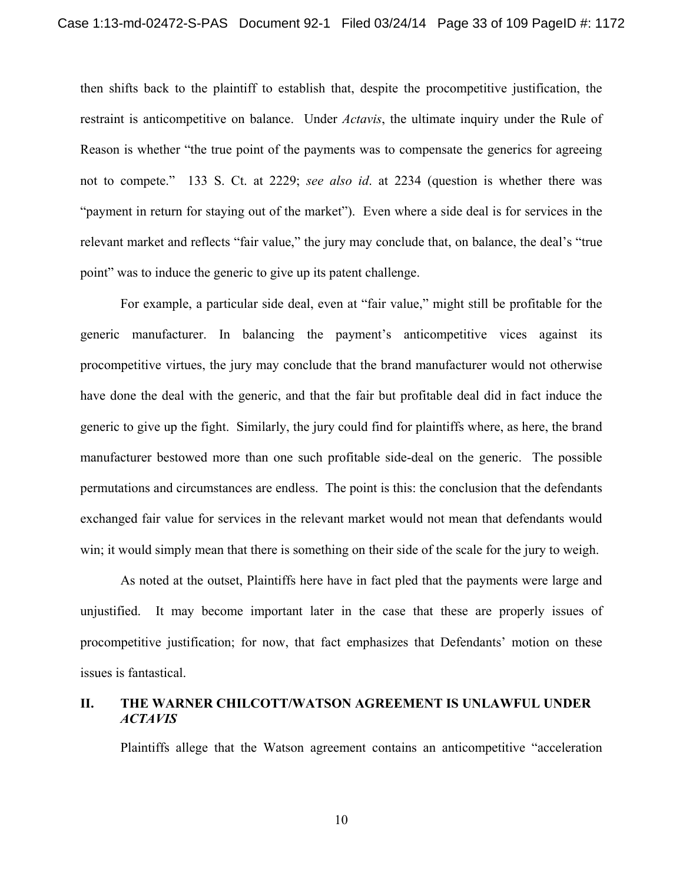then shifts back to the plaintiff to establish that, despite the procompetitive justification, the restraint is anticompetitive on balance. Under *Actavis*, the ultimate inquiry under the Rule of Reason is whether "the true point of the payments was to compensate the generics for agreeing not to compete." 133 S. Ct. at 2229; *see also id*. at 2234 (question is whether there was "payment in return for staying out of the market"). Even where a side deal is for services in the relevant market and reflects "fair value," the jury may conclude that, on balance, the deal's "true point" was to induce the generic to give up its patent challenge.

For example, a particular side deal, even at "fair value," might still be profitable for the generic manufacturer. In balancing the payment's anticompetitive vices against its procompetitive virtues, the jury may conclude that the brand manufacturer would not otherwise have done the deal with the generic, and that the fair but profitable deal did in fact induce the generic to give up the fight. Similarly, the jury could find for plaintiffs where, as here, the brand manufacturer bestowed more than one such profitable side-deal on the generic. The possible permutations and circumstances are endless. The point is this: the conclusion that the defendants exchanged fair value for services in the relevant market would not mean that defendants would win; it would simply mean that there is something on their side of the scale for the jury to weigh.

As noted at the outset, Plaintiffs here have in fact pled that the payments were large and unjustified. It may become important later in the case that these are properly issues of procompetitive justification; for now, that fact emphasizes that Defendants' motion on these issues is fantastical.

## II. THE WARNER CHILCOTT/WATSON AGREEMENT IS UNLAWFUL UNDER *ACTAVIS*

Plaintiffs allege that the Watson agreement contains an anticompetitive "acceleration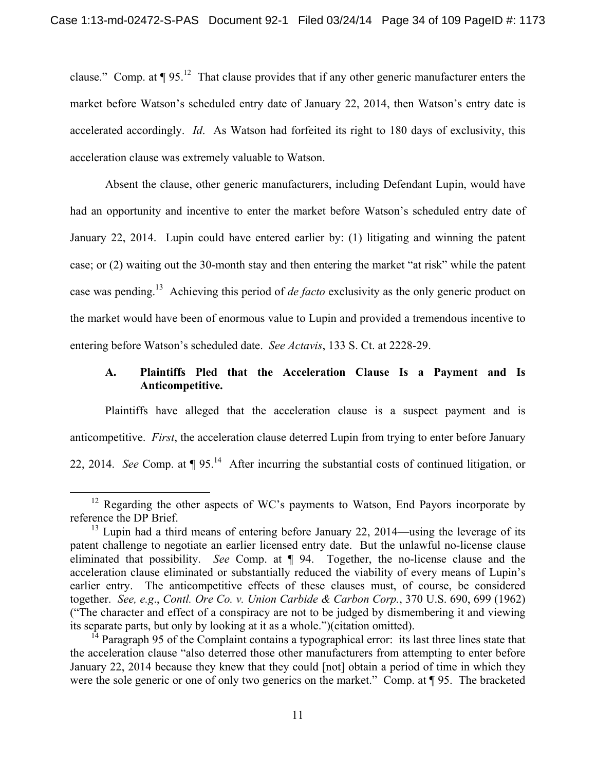clause." Comp. at ¶ 95.[12] That clause provides that if any other generic manufacturer enters the market before Watson's scheduled entry date of January 22, 2014, then Watson's entry date is accelerated accordingly. *Id*. As Watson had forfeited its right to 180 days of exclusivity, this acceleration clause was extremely valuable to Watson.

Absent the clause, other generic manufacturers, including Defendant Lupin, would have had an opportunity and incentive to enter the market before Watson's scheduled entry date of January 22, 2014. Lupin could have entered earlier by: (1) litigating and winning the patent case; or (2) waiting out the 30-month stay and then entering the market "at risk" while the patent case was pending.[13] Achieving this period of *de facto* exclusivity as the only generic product on the market would have been of enormous value to Lupin and provided a tremendous incentive to entering before Watson's scheduled date. *See Actavis*, 133 S. Ct. at 2228-29.

### A. Plaintiffs Pled that the Acceleration Clause Is a Payment and Is Anticompetitive.

Plaintiffs have alleged that the acceleration clause is a suspect payment and is anticompetitive. *First*, the acceleration clause deterred Lupin from trying to enter before January 22, 2014. *See* Comp. at ¶ 95.[14] After incurring the substantial costs of continued litigation, or

---

[12] Regarding the other aspects of WC's payments to Watson, End Payors incorporate by reference the DP Brief.

[13] Lupin had a third means of entering before January 22, 2014—using the leverage of its patent challenge to negotiate an earlier licensed entry date. But the unlawful no-license clause eliminated that possibility. *See* Comp. at ¶ 94. Together, the no-license clause and the acceleration clause eliminated or substantially reduced the viability of every means of Lupin's earlier entry. The anticompetitive effects of these clauses must, of course, be considered together. *See, e.g.*, *Contl. Ore Co. v. Union Carbide & Carbon Corp.*, 370 U.S. 690, 699 (1962) ("The character and effect of a conspiracy are not to be judged by dismembering it and viewing its separate parts, but only by looking at it as a whole.")(citation omitted).

[14] Paragraph 95 of the Complaint contains a typographical error: its last three lines state that the acceleration clause "also deterred those other manufacturers from attempting to enter before January 22, 2014 because they knew that they could [not] obtain a period of time in which they were the sole generic or one of only two generics on the market." Comp. at ¶ 95. The bracketed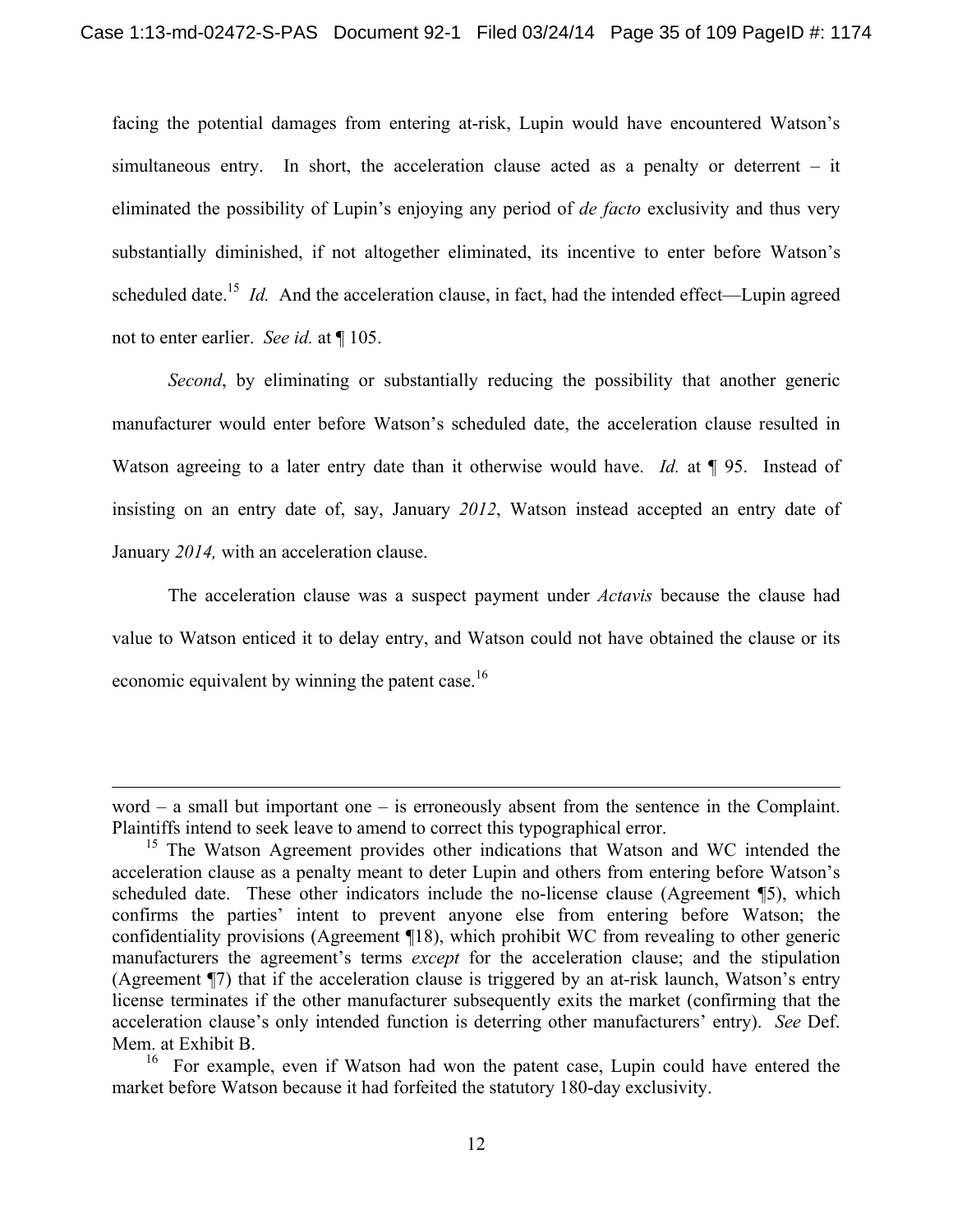facing the potential damages from entering at-risk, Lupin would have encountered Watson's simultaneous entry. In short, the acceleration clause acted as a penalty or deterrent – it eliminated the possibility of Lupin's enjoying any period of *de facto* exclusivity and thus very substantially diminished, if not altogether eliminated, its incentive to enter before Watson's scheduled date.[15] *Id.* And the acceleration clause, in fact, had the intended effect—Lupin agreed not to enter earlier. *See id.* at ¶ 105.

*Second*, by eliminating or substantially reducing the possibility that another generic manufacturer would enter before Watson's scheduled date, the acceleration clause resulted in Watson agreeing to a later entry date than it otherwise would have. *Id.* at ¶ 95. Instead of insisting on an entry date of, say, January *2012*, Watson instead accepted an entry date of January *2014,* with an acceleration clause.

The acceleration clause was a suspect payment under *Actavis* because the clause had value to Watson enticed it to delay entry, and Watson could not have obtained the clause or its economic equivalent by winning the patent case.[16]

---

word – a small but important one – is erroneously absent from the sentence in the Complaint. Plaintiffs intend to seek leave to amend to correct this typographical error.

[15] The Watson Agreement provides other indications that Watson and WC intended the acceleration clause as a penalty meant to deter Lupin and others from entering before Watson's scheduled date. These other indicators include the no-license clause (Agreement ¶5), which confirms the parties' intent to prevent anyone else from entering before Watson; the confidentiality provisions (Agreement ¶18), which prohibit WC from revealing to other generic manufacturers the agreement's terms *except* for the acceleration clause; and the stipulation (Agreement ¶7) that if the acceleration clause is triggered by an at-risk launch, Watson's entry license terminates if the other manufacturer subsequently exits the market (confirming that the acceleration clause's only intended function is deterring other manufacturers' entry). *See* Def. Mem. at Exhibit B.

[16] For example, even if Watson had won the patent case, Lupin could have entered the market before Watson because it had forfeited the statutory 180-day exclusivity.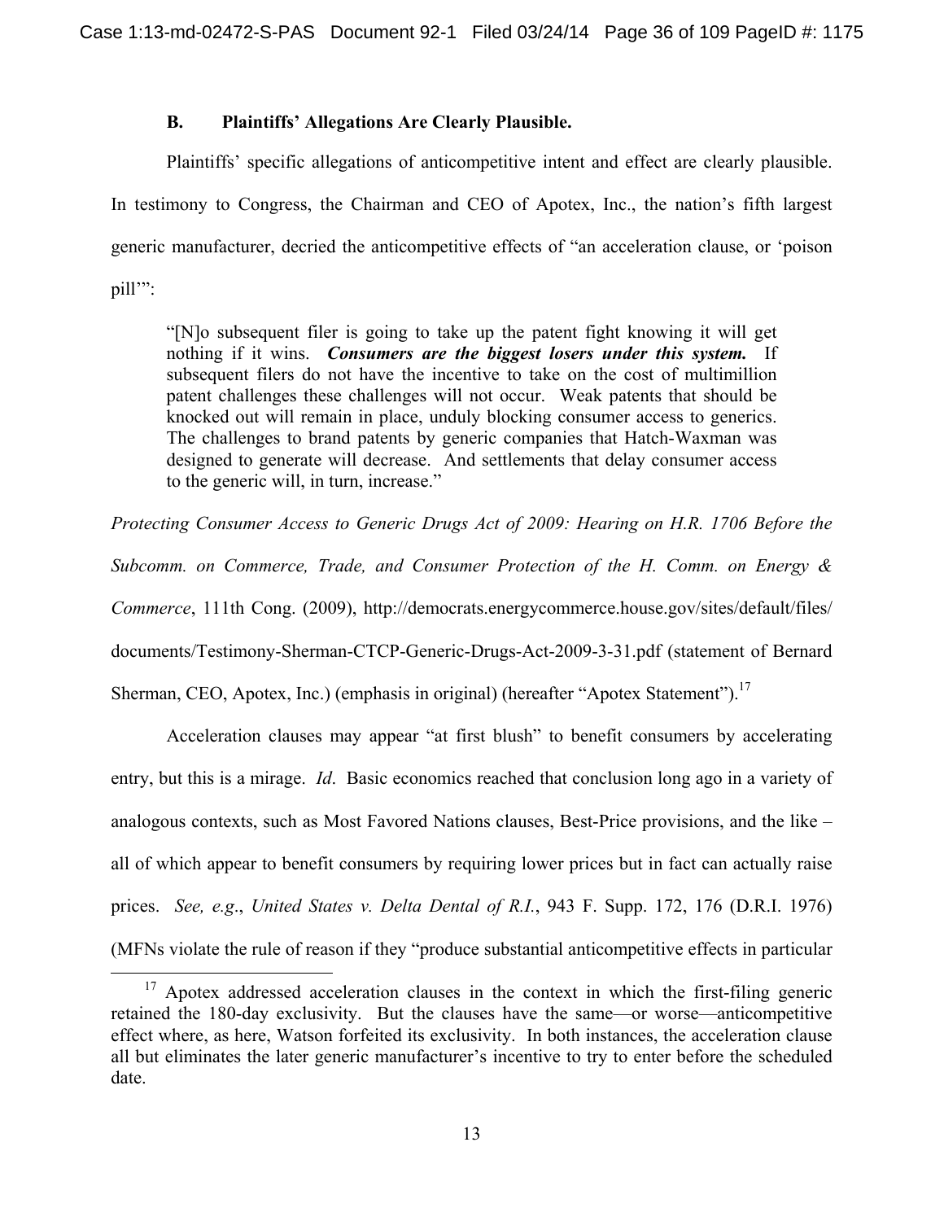### B. Plaintiffs' Allegations Are Clearly Plausible.

Plaintiffs' specific allegations of anticompetitive intent and effect are clearly plausible. In testimony to Congress, the Chairman and CEO of Apotex, Inc., the nation's fifth largest generic manufacturer, decried the anticompetitive effects of "an acceleration clause, or 'poison pill'":

> "[N]o subsequent filer is going to take up the patent fight knowing it will get nothing if it wins. ***Consumers are the biggest losers under this system.*** If subsequent filers do not have the incentive to take on the cost of multimillion patent challenges these challenges will not occur. Weak patents that should be knocked out will remain in place, unduly blocking consumer access to generics. The challenges to brand patents by generic companies that Hatch-Waxman was designed to generate will decrease. And settlements that delay consumer access to the generic will, in turn, increase."

*Protecting Consumer Access to Generic Drugs Act of 2009: Hearing on H.R. 1706 Before the Subcomm. on Commerce, Trade, and Consumer Protection of the H. Comm. on Energy & Commerce*, 111th Cong. (2009), http://democrats.energycommerce.house.gov/sites/default/files/documents/Testimony-Sherman-CTCP-Generic-Drugs-Act-2009-3-31.pdf (statement of Bernard Sherman, CEO, Apotex, Inc.) (emphasis in original) (hereafter "Apotex Statement").[17]

Acceleration clauses may appear "at first blush" to benefit consumers by accelerating entry, but this is a mirage. *Id*. Basic economics reached that conclusion long ago in a variety of analogous contexts, such as Most Favored Nations clauses, Best-Price provisions, and the like – all of which appear to benefit consumers by requiring lower prices but in fact can actually raise prices. *See, e.g*., *United States v. Delta Dental of R.I.*, 943 F. Supp. 172, 176 (D.R.I. 1976) (MFNs violate the rule of reason if they "produce substantial anticompetitive effects in particular

---

[17] Apotex addressed acceleration clauses in the context in which the first-filing generic retained the 180-day exclusivity. But the clauses have the same—or worse—anticompetitive effect where, as here, Watson forfeited its exclusivity. In both instances, the acceleration clause all but eliminates the later generic manufacturer's incentive to try to enter before the scheduled date.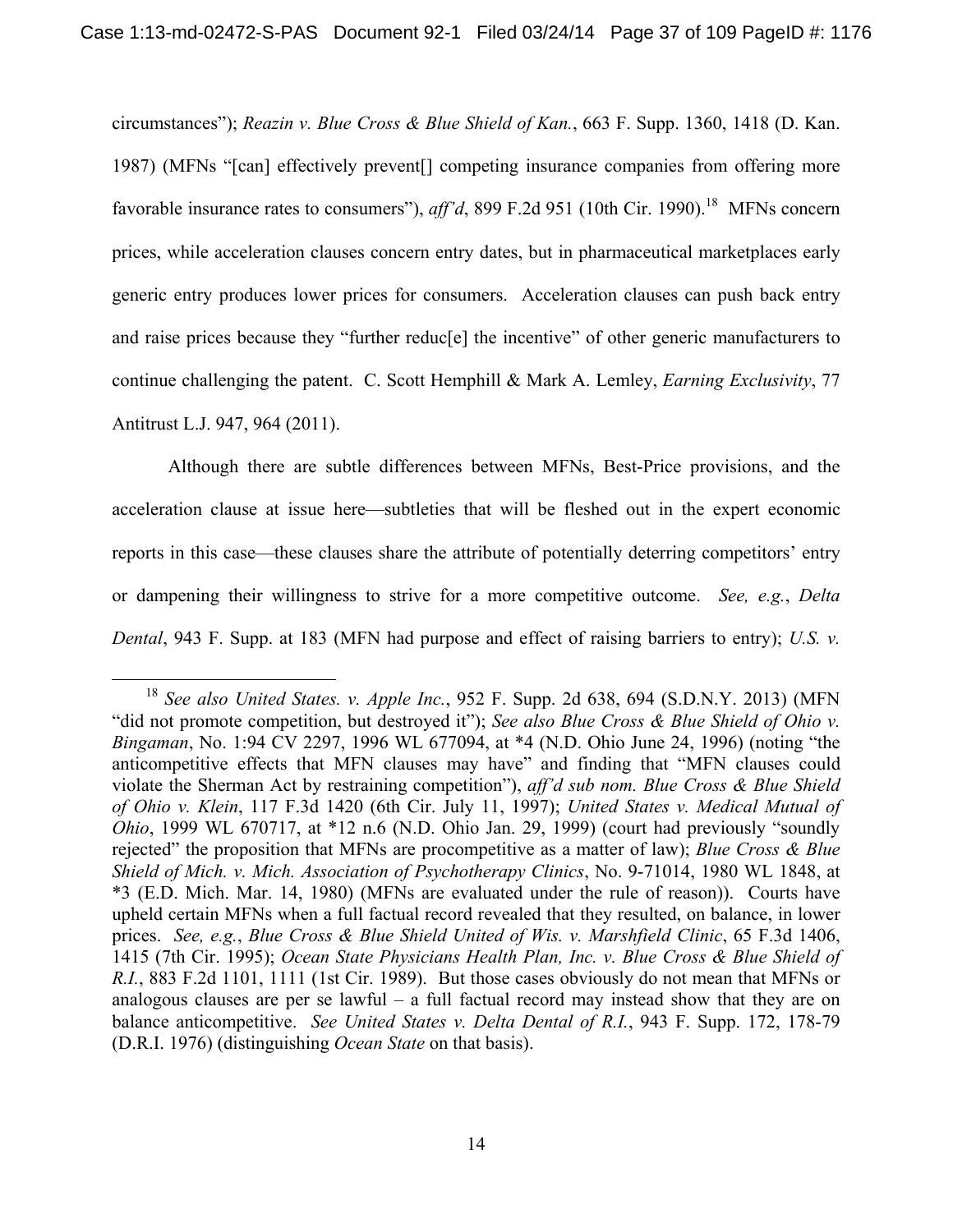circumstances"); *Reazin v. Blue Cross & Blue Shield of Kan.*, 663 F. Supp. 1360, 1418 (D. Kan. 1987) (MFNs "[can] effectively prevent[] competing insurance companies from offering more favorable insurance rates to consumers"), *aff'd*, 899 F.2d 951 (10th Cir. 1990).[18] MFNs concern prices, while acceleration clauses concern entry dates, but in pharmaceutical marketplaces early generic entry produces lower prices for consumers. Acceleration clauses can push back entry and raise prices because they "further reduc[e] the incentive" of other generic manufacturers to continue challenging the patent. C. Scott Hemphill & Mark A. Lemley, *Earning Exclusivity*, 77 Antitrust L.J. 947, 964 (2011).

Although there are subtle differences between MFNs, Best-Price provisions, and the acceleration clause at issue here—subtleties that will be fleshed out in the expert economic reports in this case—these clauses share the attribute of potentially deterring competitors' entry or dampening their willingness to strive for a more competitive outcome. *See, e.g.*, *Delta Dental*, 943 F. Supp. at 183 (MFN had purpose and effect of raising barriers to entry); *U.S. v.*

---

[18] *See also United States. v. Apple Inc.*, 952 F. Supp. 2d 638, 694 (S.D.N.Y. 2013) (MFN "did not promote competition, but destroyed it"); *See also Blue Cross & Blue Shield of Ohio v. Bingaman*, No. 1:94 CV 2297, 1996 WL 677094, at *4 (N.D. Ohio June 24, 1996) (noting "the anticompetitive effects that MFN clauses may have" and finding that "MFN clauses could violate the Sherman Act by restraining competition"), *aff'd sub nom. Blue Cross & Blue Shield of Ohio v. Klein*, 117 F.3d 1420 (6th Cir. July 11, 1997); *United States v. Medical Mutual of Ohio*, 1999 WL 670717, at *12 n.6 (N.D. Ohio Jan. 29, 1999) (court had previously "soundly rejected" the proposition that MFNs are procompetitive as a matter of law); *Blue Cross & Blue Shield of Mich. v. Mich. Association of Psychotherapy Clinics*, No. 9-71014, 1980 WL 1848, at *3 (E.D. Mich. Mar. 14, 1980) (MFNs are evaluated under the rule of reason)). Courts have upheld certain MFNs when a full factual record revealed that they resulted, on balance, in lower prices. *See, e.g.*, *Blue Cross & Blue Shield United of Wis. v. Marshfield Clinic*, 65 F.3d 1406, 1415 (7th Cir. 1995); *Ocean State Physicians Health Plan, Inc. v. Blue Cross & Blue Shield of R.I.*, 883 F.2d 1101, 1111 (1st Cir. 1989). But those cases obviously do not mean that MFNs or analogous clauses are per se lawful – a full factual record may instead show that they are on balance anticompetitive. *See United States v. Delta Dental of R.I.*, 943 F. Supp. 172, 178-79 (D.R.I. 1976) (distinguishing *Ocean State* on that basis).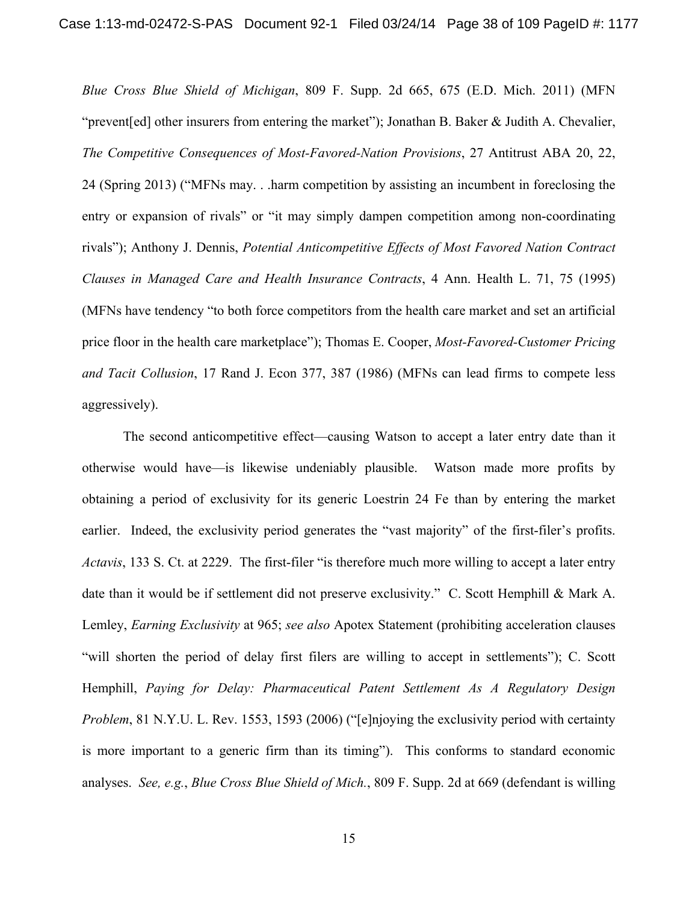*Blue Cross Blue Shield of Michigan*, 809 F. Supp. 2d 665, 675 (E.D. Mich. 2011) (MFN "prevent[ed] other insurers from entering the market"); Jonathan B. Baker & Judith A. Chevalier, *The Competitive Consequences of Most-Favored-Nation Provisions*, 27 Antitrust ABA 20, 22, 24 (Spring 2013) ("MFNs may. . .harm competition by assisting an incumbent in foreclosing the entry or expansion of rivals" or "it may simply dampen competition among non-coordinating rivals"); Anthony J. Dennis, *Potential Anticompetitive Effects of Most Favored Nation Contract Clauses in Managed Care and Health Insurance Contracts*, 4 Ann. Health L. 71, 75 (1995) (MFNs have tendency "to both force competitors from the health care market and set an artificial price floor in the health care marketplace"); Thomas E. Cooper, *Most-Favored-Customer Pricing and Tacit Collusion*, 17 Rand J. Econ 377, 387 (1986) (MFNs can lead firms to compete less aggressively).

The second anticompetitive effect—causing Watson to accept a later entry date than it otherwise would have—is likewise undeniably plausible. Watson made more profits by obtaining a period of exclusivity for its generic Loestrin 24 Fe than by entering the market earlier. Indeed, the exclusivity period generates the "vast majority" of the first-filer's profits. *Actavis*, 133 S. Ct. at 2229. The first-filer "is therefore much more willing to accept a later entry date than it would be if settlement did not preserve exclusivity." C. Scott Hemphill & Mark A. Lemley, *Earning Exclusivity* at 965; *see also* Apotex Statement (prohibiting acceleration clauses "will shorten the period of delay first filers are willing to accept in settlements"); C. Scott Hemphill, *Paying for Delay: Pharmaceutical Patent Settlement As A Regulatory Design Problem*, 81 N.Y.U. L. Rev. 1553, 1593 (2006) ("[e]njoying the exclusivity period with certainty is more important to a generic firm than its timing"). This conforms to standard economic analyses. *See, e.g.*, *Blue Cross Blue Shield of Mich.*, 809 F. Supp. 2d at 669 (defendant is willing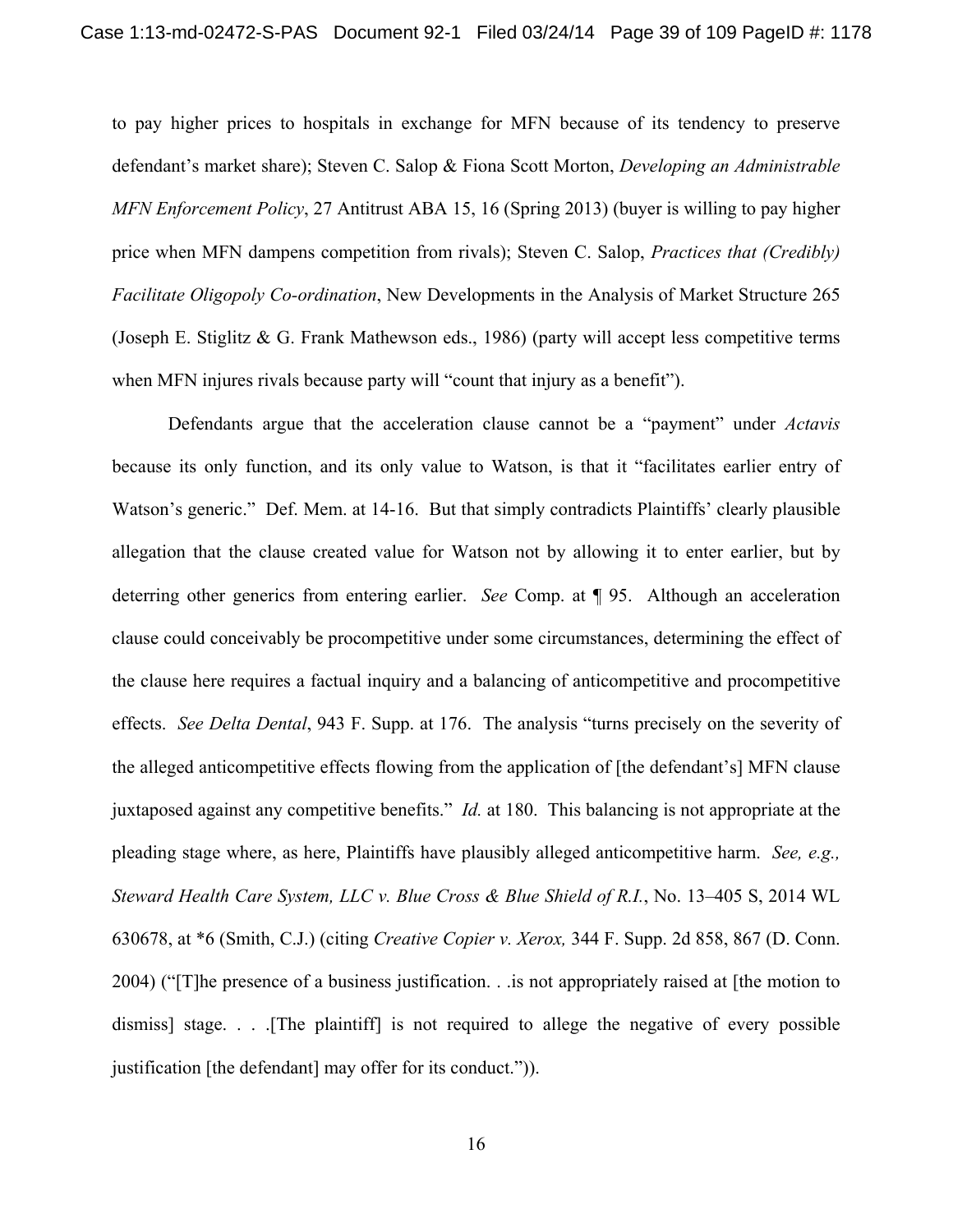to pay higher prices to hospitals in exchange for MFN because of its tendency to preserve defendant's market share); Steven C. Salop & Fiona Scott Morton, *Developing an Administrable MFN Enforcement Policy*, 27 Antitrust ABA 15, 16 (Spring 2013) (buyer is willing to pay higher price when MFN dampens competition from rivals); Steven C. Salop, *Practices that (Credibly) Facilitate Oligopoly Co-ordination*, New Developments in the Analysis of Market Structure 265 (Joseph E. Stiglitz & G. Frank Mathewson eds., 1986) (party will accept less competitive terms when MFN injures rivals because party will "count that injury as a benefit").

Defendants argue that the acceleration clause cannot be a "payment" under *Actavis* because its only function, and its only value to Watson, is that it "facilitates earlier entry of Watson's generic." Def. Mem. at 14-16. But that simply contradicts Plaintiffs' clearly plausible allegation that the clause created value for Watson not by allowing it to enter earlier, but by deterring other generics from entering earlier. *See* Comp. at ¶ 95. Although an acceleration clause could conceivably be procompetitive under some circumstances, determining the effect of the clause here requires a factual inquiry and a balancing of anticompetitive and procompetitive effects. *See Delta Dental*, 943 F. Supp. at 176. The analysis "turns precisely on the severity of the alleged anticompetitive effects flowing from the application of [the defendant's] MFN clause juxtaposed against any competitive benefits." *Id.* at 180. This balancing is not appropriate at the pleading stage where, as here, Plaintiffs have plausibly alleged anticompetitive harm. *See, e.g., Steward Health Care System, LLC v. Blue Cross & Blue Shield of R.I.*, No. 13–405 S, 2014 WL 630678, at *6 (Smith, C.J.) (citing *Creative Copier v. Xerox,* 344 F. Supp. 2d 858, 867 (D. Conn. 2004) ("[T]he presence of a business justification. . .is not appropriately raised at [the motion to dismiss] stage. . . .[The plaintiff] is not required to allege the negative of every possible justification [the defendant] may offer for its conduct.")).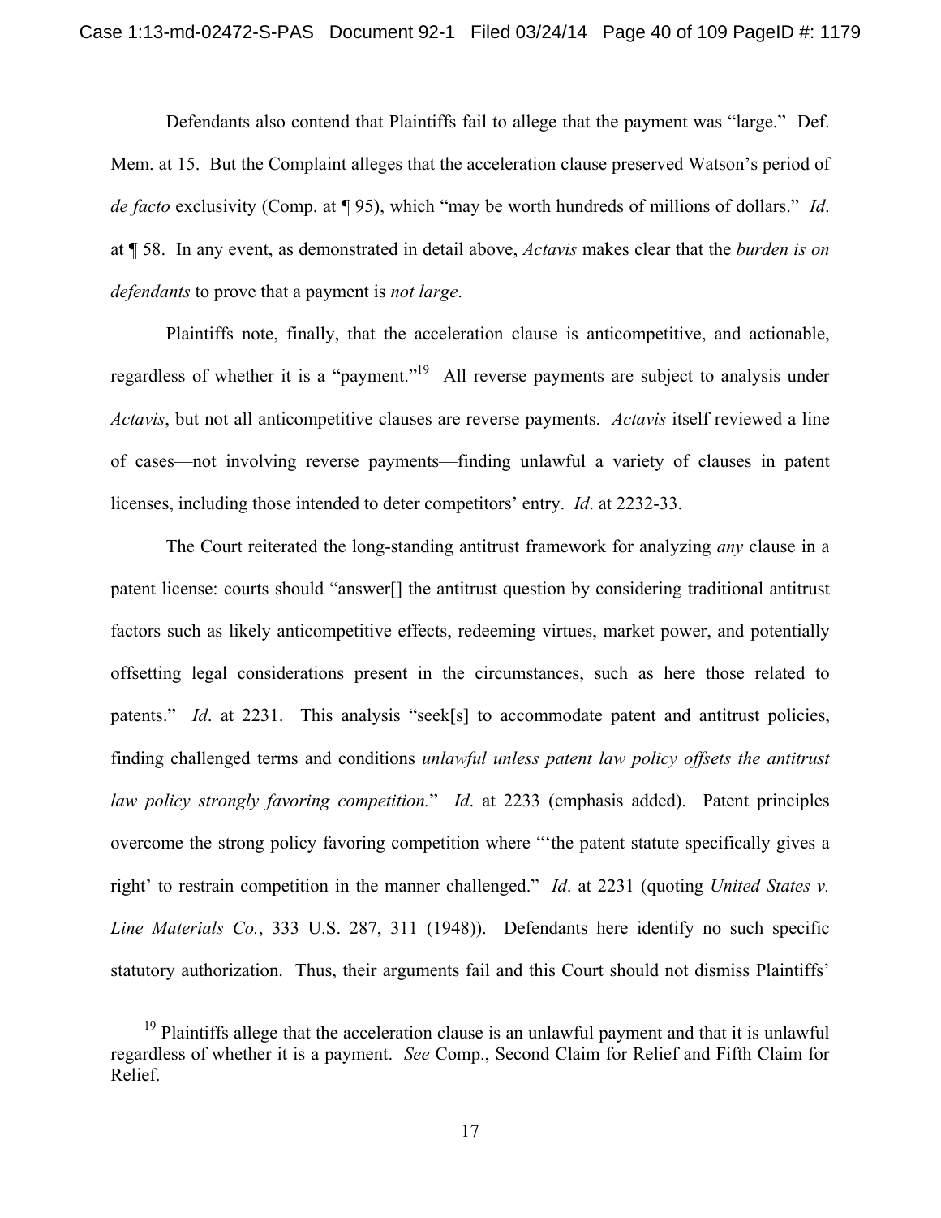Defendants also contend that Plaintiffs fail to allege that the payment was "large." Def. Mem. at 15. But the Complaint alleges that the acceleration clause preserved Watson's period of *de facto* exclusivity (Comp. at ¶ 95), which "may be worth hundreds of millions of dollars." *Id*. at ¶ 58. In any event, as demonstrated in detail above, *Actavis* makes clear that the *burden is on defendants* to prove that a payment is *not large*.

Plaintiffs note, finally, that the acceleration clause is anticompetitive, and actionable, regardless of whether it is a "payment."[19] All reverse payments are subject to analysis under *Actavis*, but not all anticompetitive clauses are reverse payments. *Actavis* itself reviewed a line of cases—not involving reverse payments—finding unlawful a variety of clauses in patent licenses, including those intended to deter competitors' entry. *Id*. at 2232-33.

The Court reiterated the long-standing antitrust framework for analyzing *any* clause in a patent license: courts should "answer[] the antitrust question by considering traditional antitrust factors such as likely anticompetitive effects, redeeming virtues, market power, and potentially offsetting legal considerations present in the circumstances, such as here those related to patents." *Id*. at 2231. This analysis "seek[s] to accommodate patent and antitrust policies, finding challenged terms and conditions *unlawful unless patent law policy offsets the antitrust law policy strongly favoring competition.*" *Id*. at 2233 (emphasis added). Patent principles overcome the strong policy favoring competition where "'the patent statute specifically gives a right' to restrain competition in the manner challenged." *Id*. at 2231 (quoting *United States v. Line Materials Co.*, 333 U.S. 287, 311 (1948)). Defendants here identify no such specific statutory authorization. Thus, their arguments fail and this Court should not dismiss Plaintiffs'

[19] Plaintiffs allege that the acceleration clause is an unlawful payment and that it is unlawful regardless of whether it is a payment. *See* Comp., Second Claim for Relief and Fifth Claim for Relief.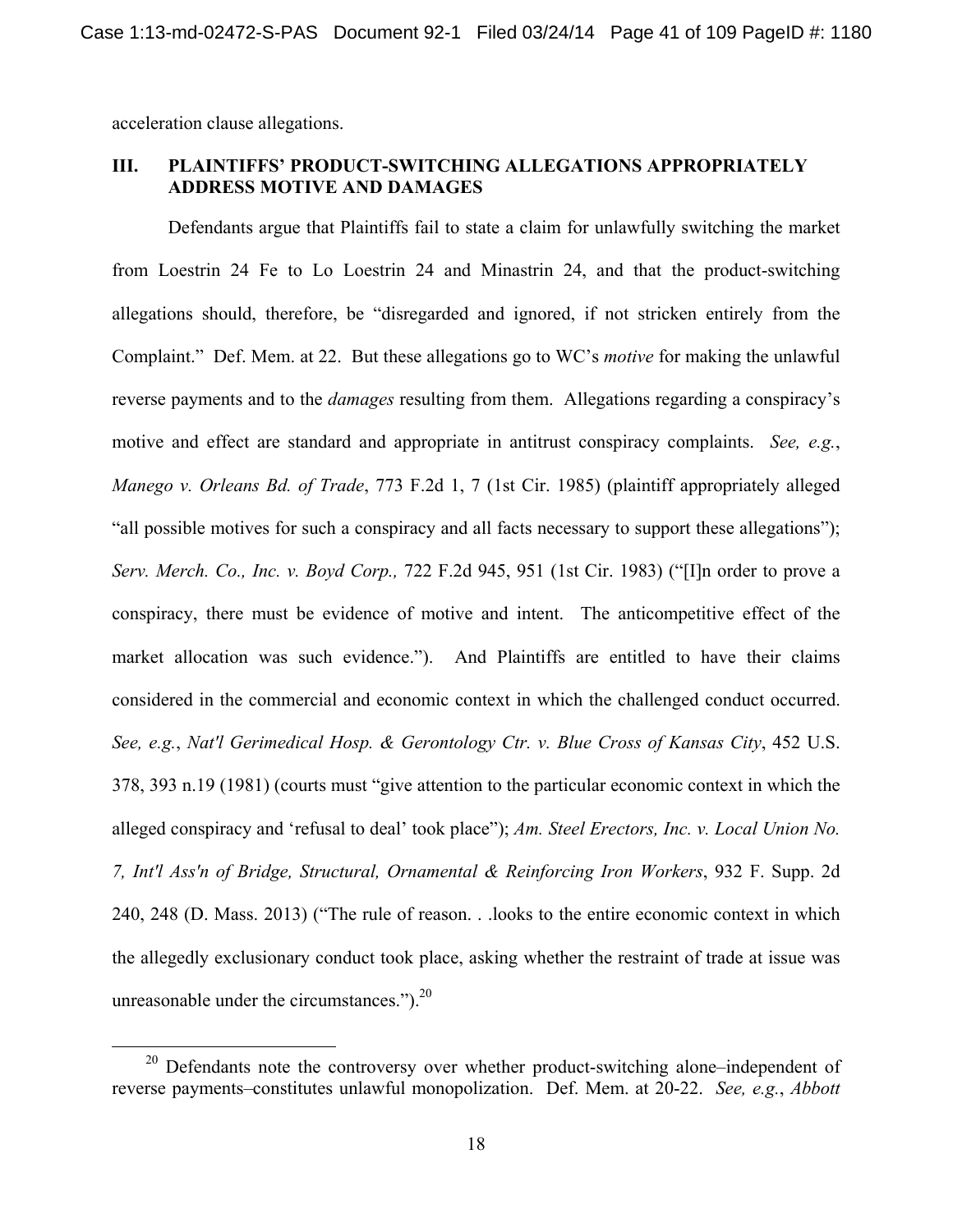acceleration clause allegations.

## III. PLAINTIFFS' PRODUCT-SWITCHING ALLEGATIONS APPROPRIATELY ADDRESS MOTIVE AND DAMAGES

Defendants argue that Plaintiffs fail to state a claim for unlawfully switching the market from Loestrin 24 Fe to Lo Loestrin 24 and Minastrin 24, and that the product-switching allegations should, therefore, be "disregarded and ignored, if not stricken entirely from the Complaint." Def. Mem. at 22. But these allegations go to WC's *motive* for making the unlawful reverse payments and to the *damages* resulting from them. Allegations regarding a conspiracy's motive and effect are standard and appropriate in antitrust conspiracy complaints. *See, e.g.*, *Manego v. Orleans Bd. of Trade*, 773 F.2d 1, 7 (1st Cir. 1985) (plaintiff appropriately alleged "all possible motives for such a conspiracy and all facts necessary to support these allegations"); *Serv. Merch. Co., Inc. v. Boyd Corp.,* 722 F.2d 945, 951 (1st Cir. 1983) ("[I]n order to prove a conspiracy, there must be evidence of motive and intent. The anticompetitive effect of the market allocation was such evidence."). And Plaintiffs are entitled to have their claims considered in the commercial and economic context in which the challenged conduct occurred. *See, e.g.*, *Nat'l Gerimedical Hosp. & Gerontology Ctr. v. Blue Cross of Kansas City*, 452 U.S. 378, 393 n.19 (1981) (courts must "give attention to the particular economic context in which the alleged conspiracy and 'refusal to deal' took place"); *Am. Steel Erectors, Inc. v. Local Union No. 7, Int'l Ass'n of Bridge, Structural, Ornamental & Reinforcing Iron Workers*, 932 F. Supp. 2d 240, 248 (D. Mass. 2013) ("The rule of reason. . .looks to the entire economic context in which the allegedly exclusionary conduct took place, asking whether the restraint of trade at issue was unreasonable under the circumstances.").[20]

[20] Defendants note the controversy over whether product-switching alone–independent of reverse payments–constitutes unlawful monopolization. Def. Mem. at 20-22. *See, e.g.*, *Abbott*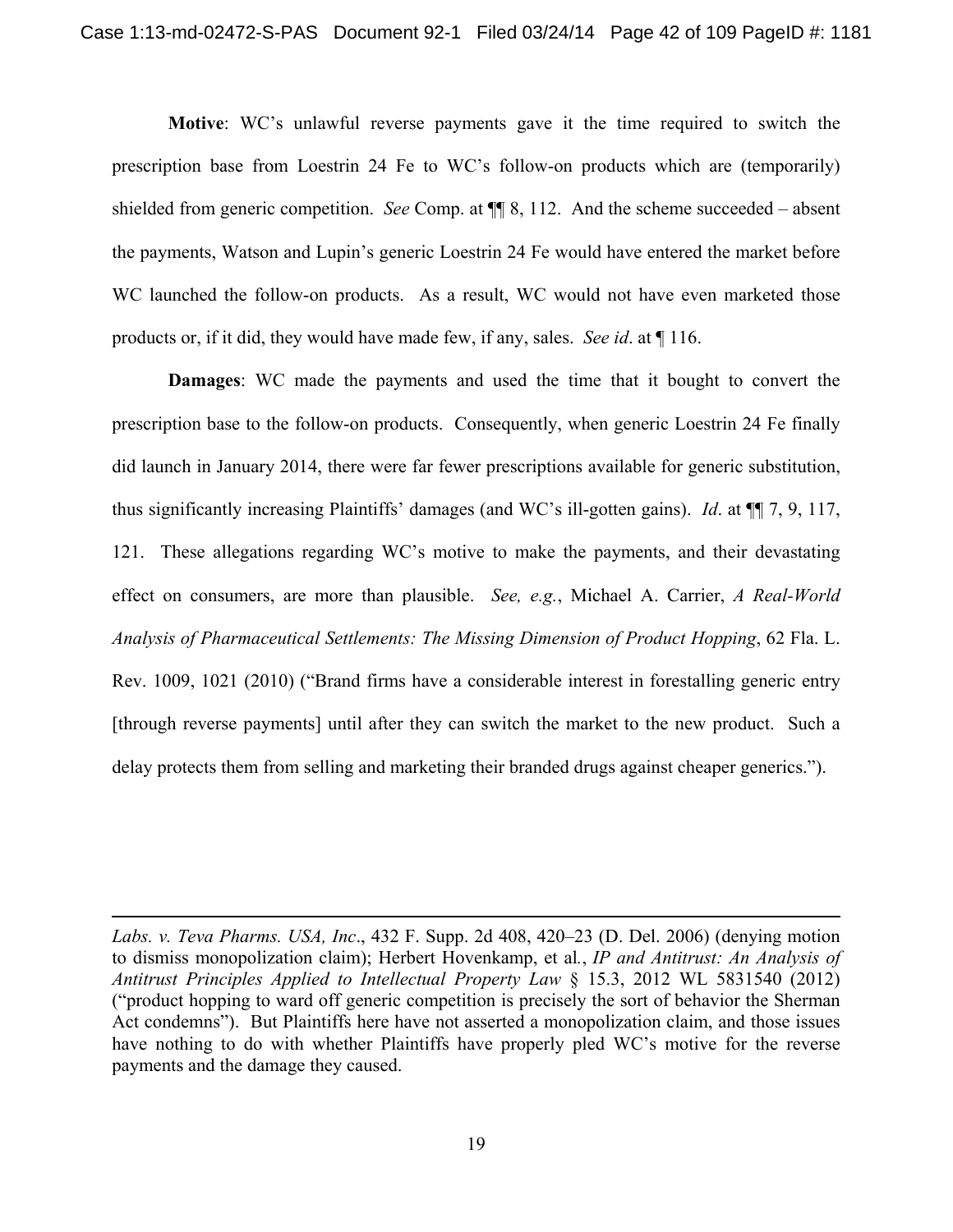**Motive**: WC's unlawful reverse payments gave it the time required to switch the prescription base from Loestrin 24 Fe to WC's follow-on products which are (temporarily) shielded from generic competition. *See* Comp. at ¶¶ 8, 112. And the scheme succeeded – absent the payments, Watson and Lupin's generic Loestrin 24 Fe would have entered the market before WC launched the follow-on products. As a result, WC would not have even marketed those products or, if it did, they would have made few, if any, sales. *See id*. at ¶ 116.

**Damages**: WC made the payments and used the time that it bought to convert the prescription base to the follow-on products. Consequently, when generic Loestrin 24 Fe finally did launch in January 2014, there were far fewer prescriptions available for generic substitution, thus significantly increasing Plaintiffs' damages (and WC's ill-gotten gains). *Id*. at ¶¶ 7, 9, 117, 121. These allegations regarding WC's motive to make the payments, and their devastating effect on consumers, are more than plausible. *See, e.g.*, Michael A. Carrier, *A Real-World Analysis of Pharmaceutical Settlements: The Missing Dimension of Product Hopping*, 62 Fla. L. Rev. 1009, 1021 (2010) ("Brand firms have a considerable interest in forestalling generic entry [through reverse payments] until after they can switch the market to the new product. Such a delay protects them from selling and marketing their branded drugs against cheaper generics.").

---

*Labs. v. Teva Pharms. USA, Inc*., 432 F. Supp. 2d 408, 420–23 (D. Del. 2006) (denying motion to dismiss monopolization claim); Herbert Hovenkamp, et al*.*, *IP and Antitrust: An Analysis of Antitrust Principles Applied to Intellectual Property Law* § 15.3, 2012 WL 5831540 (2012) ("product hopping to ward off generic competition is precisely the sort of behavior the Sherman Act condemns"). But Plaintiffs here have not asserted a monopolization claim, and those issues have nothing to do with whether Plaintiffs have properly pled WC's motive for the reverse payments and the damage they caused.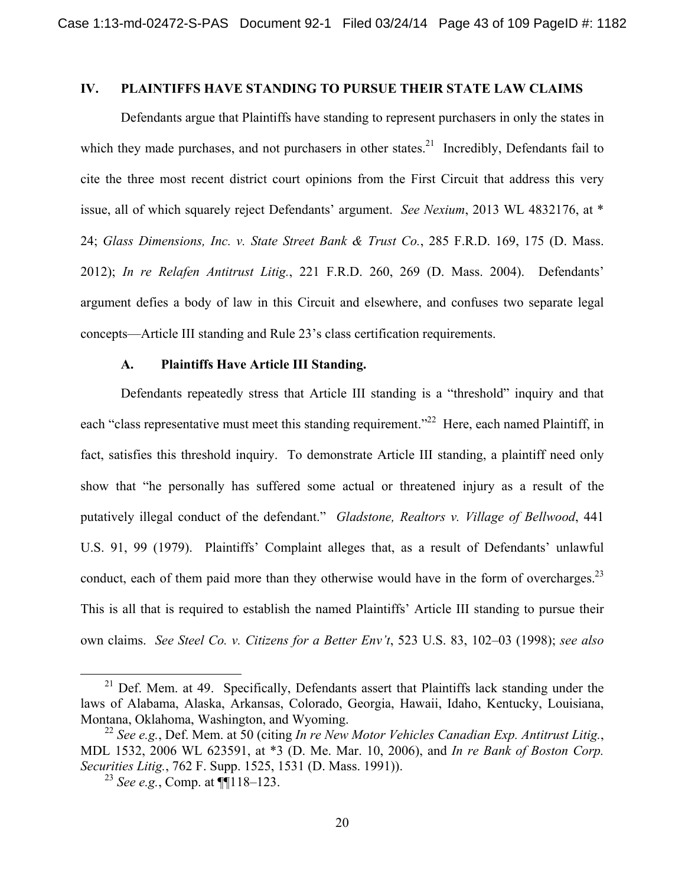## IV. PLAINTIFFS HAVE STANDING TO PURSUE THEIR STATE LAW CLAIMS

Defendants argue that Plaintiffs have standing to represent purchasers in only the states in which they made purchases, and not purchasers in other states.[21] Incredibly, Defendants fail to cite the three most recent district court opinions from the First Circuit that address this very issue, all of which squarely reject Defendants' argument. *See Nexium*, 2013 WL 4832176, at * 24; *Glass Dimensions, Inc. v. State Street Bank & Trust Co.*, 285 F.R.D. 169, 175 (D. Mass. 2012); *In re Relafen Antitrust Litig.*, 221 F.R.D. 260, 269 (D. Mass. 2004). Defendants' argument defies a body of law in this Circuit and elsewhere, and confuses two separate legal concepts—Article III standing and Rule 23's class certification requirements.

### A. Plaintiffs Have Article III Standing.

Defendants repeatedly stress that Article III standing is a "threshold" inquiry and that each "class representative must meet this standing requirement."[22] Here, each named Plaintiff, in fact, satisfies this threshold inquiry. To demonstrate Article III standing, a plaintiff need only show that "he personally has suffered some actual or threatened injury as a result of the putatively illegal conduct of the defendant." *Gladstone, Realtors v. Village of Bellwood*, 441 U.S. 91, 99 (1979). Plaintiffs' Complaint alleges that, as a result of Defendants' unlawful conduct, each of them paid more than they otherwise would have in the form of overcharges.[23] This is all that is required to establish the named Plaintiffs' Article III standing to pursue their own claims. *See Steel Co. v. Citizens for a Better Env't*, 523 U.S. 83, 102–03 (1998); *see also*

---

[21] Def. Mem. at 49. Specifically, Defendants assert that Plaintiffs lack standing under the laws of Alabama, Alaska, Arkansas, Colorado, Georgia, Hawaii, Idaho, Kentucky, Louisiana, Montana, Oklahoma, Washington, and Wyoming.

[22] *See e.g.*, Def. Mem. at 50 (citing *In re New Motor Vehicles Canadian Exp. Antitrust Litig.*, MDL 1532, 2006 WL 623591, at *3 (D. Me. Mar. 10, 2006), and *In re Bank of Boston Corp. Securities Litig.*, 762 F. Supp. 1525, 1531 (D. Mass. 1991)).

[23] *See e.g.*, Comp. at ¶¶118–123.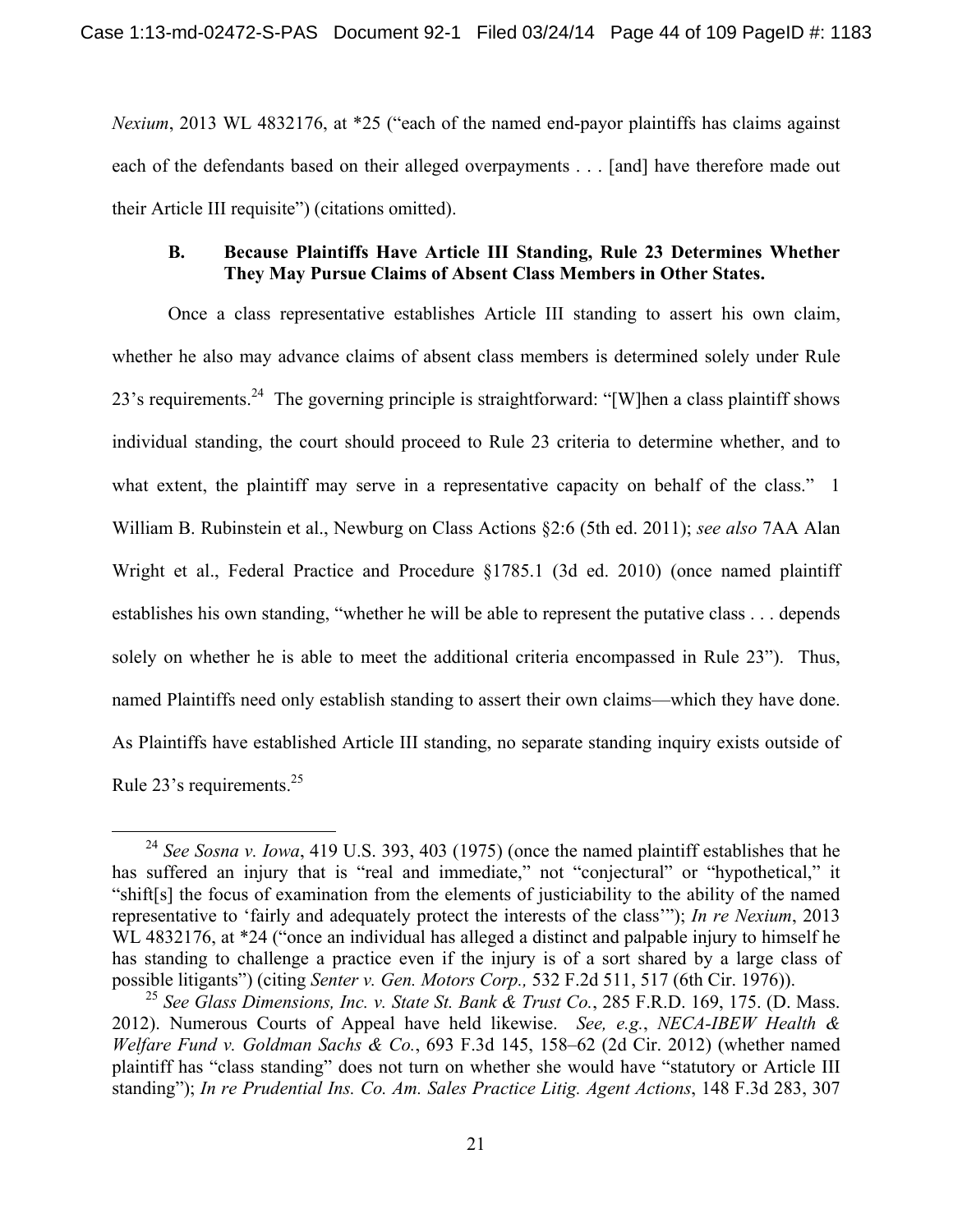*Nexium*, 2013 WL 4832176, at *25 ("each of the named end-payor plaintiffs has claims against each of the defendants based on their alleged overpayments . . . [and] have therefore made out their Article III requisite") (citations omitted).

### B. Because Plaintiffs Have Article III Standing, Rule 23 Determines Whether They May Pursue Claims of Absent Class Members in Other States.

Once a class representative establishes Article III standing to assert his own claim, whether he also may advance claims of absent class members is determined solely under Rule 23's requirements.[24] The governing principle is straightforward: "[W]hen a class plaintiff shows individual standing, the court should proceed to Rule 23 criteria to determine whether, and to what extent, the plaintiff may serve in a representative capacity on behalf of the class." 1 William B. Rubinstein et al., Newburg on Class Actions §2:6 (5th ed. 2011); *see also* 7AA Alan Wright et al., Federal Practice and Procedure §1785.1 (3d ed. 2010) (once named plaintiff establishes his own standing, "whether he will be able to represent the putative class . . . depends solely on whether he is able to meet the additional criteria encompassed in Rule 23"). Thus, named Plaintiffs need only establish standing to assert their own claims—which they have done. As Plaintiffs have established Article III standing, no separate standing inquiry exists outside of Rule 23's requirements.[25]

---

[24] *See Sosna v. Iowa*, 419 U.S. 393, 403 (1975) (once the named plaintiff establishes that he has suffered an injury that is "real and immediate," not "conjectural" or "hypothetical," it "shift[s] the focus of examination from the elements of justiciability to the ability of the named representative to 'fairly and adequately protect the interests of the class'"); *In re Nexium*, 2013 WL 4832176, at *24 ("once an individual has alleged a distinct and palpable injury to himself he has standing to challenge a practice even if the injury is of a sort shared by a large class of possible litigants") (citing *Senter v. Gen. Motors Corp.,* 532 F.2d 511, 517 (6th Cir. 1976)).

[25] *See Glass Dimensions, Inc. v. State St. Bank & Trust Co.*, 285 F.R.D. 169, 175. (D. Mass. 2012). Numerous Courts of Appeal have held likewise. *See, e.g.*, *NECA-IBEW Health & Welfare Fund v. Goldman Sachs & Co.*, 693 F.3d 145, 158–62 (2d Cir. 2012) (whether named plaintiff has "class standing" does not turn on whether she would have "statutory or Article III standing"); *In re Prudential Ins. Co. Am. Sales Practice Litig. Agent Actions*, 148 F.3d 283, 307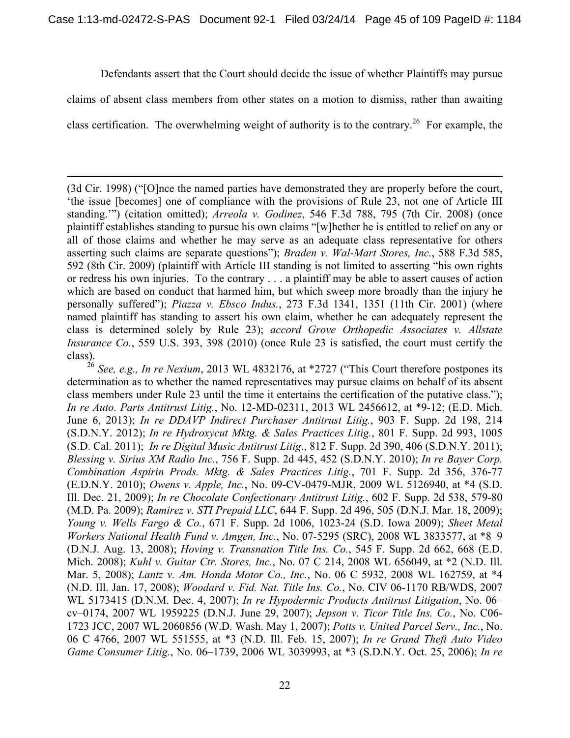Defendants assert that the Court should decide the issue of whether Plaintiffs may pursue claims of absent class members from other states on a motion to dismiss, rather than awaiting class certification. The overwhelming weight of authority is to the contrary.[26] For example, the

---

(3d Cir. 1998) ("[O]nce the named parties have demonstrated they are properly before the court, 'the issue [becomes] one of compliance with the provisions of Rule 23, not one of Article III standing.'") (citation omitted); *Arreola v. Godinez*, 546 F.3d 788, 795 (7th Cir. 2008) (once plaintiff establishes standing to pursue his own claims "[w]hether he is entitled to relief on any or all of those claims and whether he may serve as an adequate class representative for others asserting such claims are separate questions"); *Braden v. Wal-Mart Stores, Inc.*, 588 F.3d 585, 592 (8th Cir. 2009) (plaintiff with Article III standing is not limited to asserting "his own rights or redress his own injuries. To the contrary . . . a plaintiff may be able to assert causes of action which are based on conduct that harmed him, but which sweep more broadly than the injury he personally suffered"); *Piazza v. Ebsco Indus.*, 273 F.3d 1341, 1351 (11th Cir. 2001) (where named plaintiff has standing to assert his own claim, whether he can adequately represent the class is determined solely by Rule 23); *accord Grove Orthopedic Associates v. Allstate Insurance Co.*, 559 U.S. 393, 398 (2010) (once Rule 23 is satisfied, the court must certify the class).

[26] *See, e.g., In re Nexium*, 2013 WL 4832176, at *2727 ("This Court therefore postpones its determination as to whether the named representatives may pursue claims on behalf of its absent class members under Rule 23 until the time it entertains the certification of the putative class."); *In re Auto. Parts Antitrust Litig.*, No. 12-MD-02311, 2013 WL 2456612, at *9-12; (E.D. Mich. June 6, 2013); *In re DDAVP Indirect Purchaser Antitrust Litig.*, 903 F. Supp. 2d 198, 214 (S.D.N.Y. 2012); *In re Hydroxycut Mktg. & Sales Practices Litig.*, 801 F. Supp. 2d 993, 1005 (S.D. Cal. 2011); *In re Digital Music Antitrust Litig*., 812 F. Supp. 2d 390, 406 (S.D.N.Y. 2011); *Blessing v. Sirius XM Radio Inc.*, 756 F. Supp. 2d 445, 452 (S.D.N.Y. 2010); *In re Bayer Corp. Combination Aspirin Prods. Mktg. & Sales Practices Litig.*, 701 F. Supp. 2d 356, 376-77 (E.D.N.Y. 2010); *Owens v. Apple, Inc.*, No. 09-CV-0479-MJR, 2009 WL 5126940, at *4 (S.D. Ill. Dec. 21, 2009); *In re Chocolate Confectionary Antitrust Litig.*, 602 F. Supp. 2d 538, 579-80 (M.D. Pa. 2009); *Ramirez v. STI Prepaid LLC*, 644 F. Supp. 2d 496, 505 (D.N.J. Mar. 18, 2009); *Young v. Wells Fargo & Co.*, 671 F. Supp. 2d 1006, 1023-24 (S.D. Iowa 2009); *Sheet Metal Workers National Health Fund v. Amgen, Inc.*, No. 07-5295 (SRC), 2008 WL 3833577, at *8–9 (D.N.J. Aug. 13, 2008); *Hoving v. Transnation Title Ins. Co.*, 545 F. Supp. 2d 662, 668 (E.D. Mich. 2008); *Kuhl v. Guitar Ctr. Stores, Inc.*, No. 07 C 214, 2008 WL 656049, at *2 (N.D. Ill. Mar. 5, 2008); *Lantz v. Am. Honda Motor Co., Inc.*, No. 06 C 5932, 2008 WL 162759, at *4 (N.D. Ill. Jan. 17, 2008); *Woodard v. Fid. Nat. Title Ins. Co.*, No. CIV 06-1170 RB/WDS, 2007 WL 5173415 (D.N.M. Dec. 4, 2007); *In re Hypodermic Products Antitrust Litigation*, No. 06–cv–0174, 2007 WL 1959225 (D.N.J. June 29, 2007); *Jepson v. Ticor Title Ins. Co.*, No. C06-1723 JCC, 2007 WL 2060856 (W.D. Wash. May 1, 2007); *Potts v. United Parcel Serv., Inc.*, No. 06 C 4766, 2007 WL 551555, at *3 (N.D. Ill. Feb. 15, 2007); *In re Grand Theft Auto Video Game Consumer Litig.*, No. 06–1739, 2006 WL 3039993, at *3 (S.D.N.Y. Oct. 25, 2006); *In re*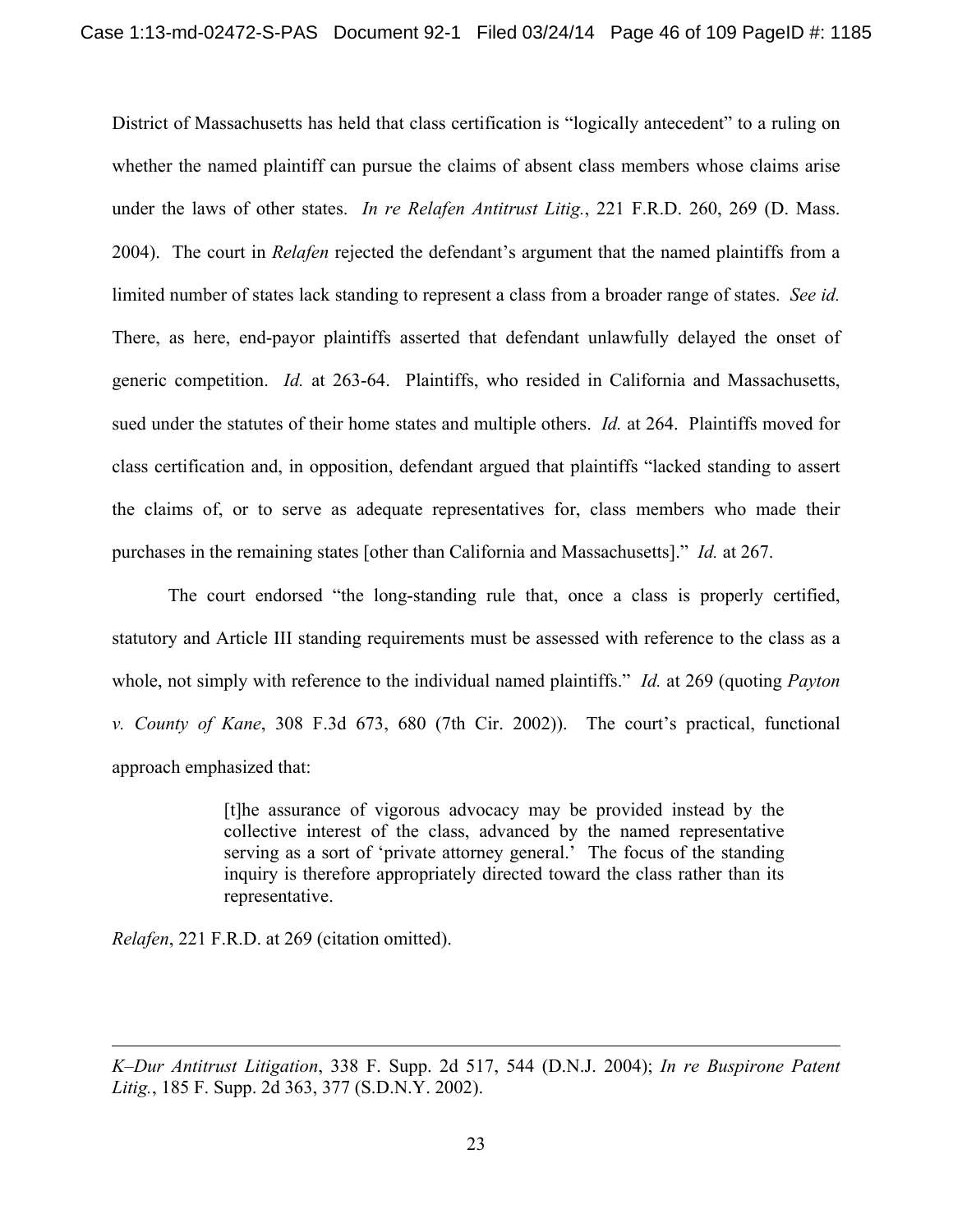District of Massachusetts has held that class certification is "logically antecedent" to a ruling on whether the named plaintiff can pursue the claims of absent class members whose claims arise under the laws of other states. *In re Relafen Antitrust Litig.*, 221 F.R.D. 260, 269 (D. Mass. 2004). The court in *Relafen* rejected the defendant's argument that the named plaintiffs from a limited number of states lack standing to represent a class from a broader range of states. *See id.* There, as here, end-payor plaintiffs asserted that defendant unlawfully delayed the onset of generic competition. *Id.* at 263-64. Plaintiffs, who resided in California and Massachusetts, sued under the statutes of their home states and multiple others. *Id.* at 264. Plaintiffs moved for class certification and, in opposition, defendant argued that plaintiffs "lacked standing to assert the claims of, or to serve as adequate representatives for, class members who made their purchases in the remaining states [other than California and Massachusetts]." *Id.* at 267.

The court endorsed "the long-standing rule that, once a class is properly certified, statutory and Article III standing requirements must be assessed with reference to the class as a whole, not simply with reference to the individual named plaintiffs." *Id.* at 269 (quoting *Payton v. County of Kane*, 308 F.3d 673, 680 (7th Cir. 2002)). The court's practical, functional approach emphasized that:

> [t]he assurance of vigorous advocacy may be provided instead by the collective interest of the class, advanced by the named representative serving as a sort of 'private attorney general.' The focus of the standing inquiry is therefore appropriately directed toward the class rather than its representative.

*Relafen*, 221 F.R.D. at 269 (citation omitted).

---

*K–Dur Antitrust Litigation*, 338 F. Supp. 2d 517, 544 (D.N.J. 2004); *In re Buspirone Patent Litig.*, 185 F. Supp. 2d 363, 377 (S.D.N.Y. 2002).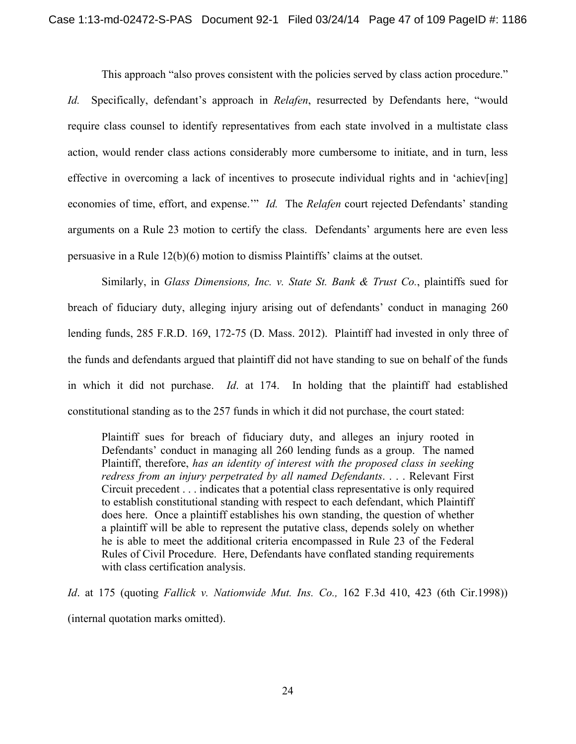This approach "also proves consistent with the policies served by class action procedure." *Id.* Specifically, defendant's approach in *Relafen*, resurrected by Defendants here, "would require class counsel to identify representatives from each state involved in a multistate class action, would render class actions considerably more cumbersome to initiate, and in turn, less effective in overcoming a lack of incentives to prosecute individual rights and in 'achiev[ing] economies of time, effort, and expense.'" *Id.* The *Relafen* court rejected Defendants' standing arguments on a Rule 23 motion to certify the class. Defendants' arguments here are even less persuasive in a Rule 12(b)(6) motion to dismiss Plaintiffs' claims at the outset.

Similarly, in *Glass Dimensions, Inc. v. State St. Bank & Trust Co.*, plaintiffs sued for breach of fiduciary duty, alleging injury arising out of defendants' conduct in managing 260 lending funds, 285 F.R.D. 169, 172-75 (D. Mass. 2012). Plaintiff had invested in only three of the funds and defendants argued that plaintiff did not have standing to sue on behalf of the funds in which it did not purchase. *Id*. at 174. In holding that the plaintiff had established constitutional standing as to the 257 funds in which it did not purchase, the court stated:

> Plaintiff sues for breach of fiduciary duty, and alleges an injury rooted in Defendants' conduct in managing all 260 lending funds as a group. The named Plaintiff, therefore, *has an identity of interest with the proposed class in seeking redress from an injury perpetrated by all named Defendants*. . . . Relevant First Circuit precedent . . . indicates that a potential class representative is only required to establish constitutional standing with respect to each defendant, which Plaintiff does here. Once a plaintiff establishes his own standing, the question of whether a plaintiff will be able to represent the putative class, depends solely on whether he is able to meet the additional criteria encompassed in Rule 23 of the Federal Rules of Civil Procedure. Here, Defendants have conflated standing requirements with class certification analysis.

*Id*. at 175 (quoting *Fallick v. Nationwide Mut. Ins. Co.,* 162 F.3d 410, 423 (6th Cir.1998)) (internal quotation marks omitted).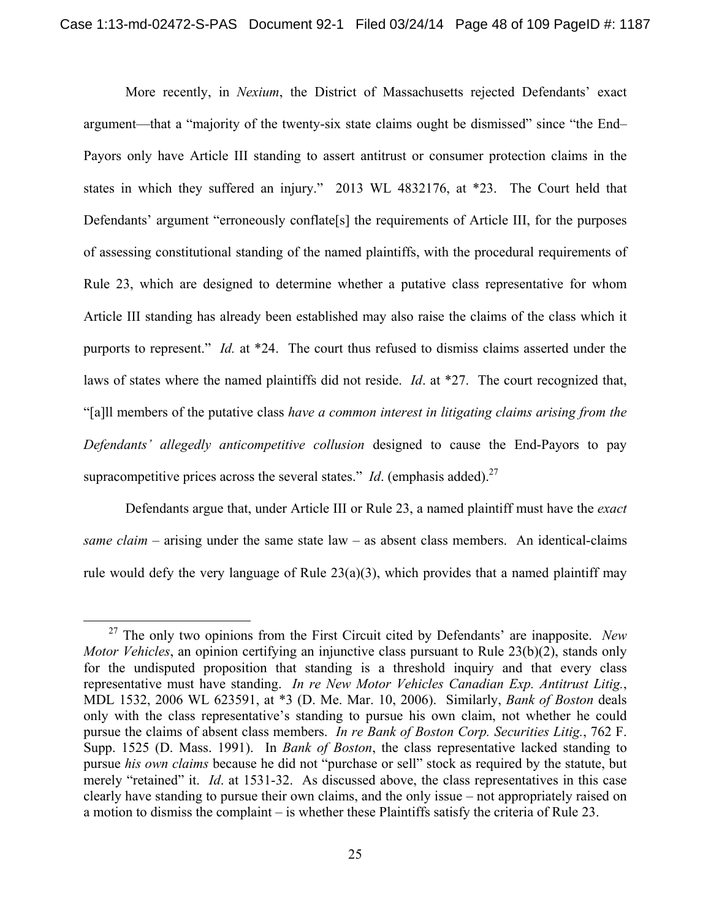More recently, in *Nexium*, the District of Massachusetts rejected Defendants' exact argument—that a "majority of the twenty-six state claims ought be dismissed" since "the End–Payors only have Article III standing to assert antitrust or consumer protection claims in the states in which they suffered an injury." 2013 WL 4832176, at *23. The Court held that Defendants' argument "erroneously conflate[s] the requirements of Article III, for the purposes of assessing constitutional standing of the named plaintiffs, with the procedural requirements of Rule 23, which are designed to determine whether a putative class representative for whom Article III standing has already been established may also raise the claims of the class which it purports to represent." *Id.* at *24. The court thus refused to dismiss claims asserted under the laws of states where the named plaintiffs did not reside. *Id*. at *27. The court recognized that, "[a]ll members of the putative class *have a common interest in litigating claims arising from the Defendants' allegedly anticompetitive collusion* designed to cause the End-Payors to pay supracompetitive prices across the several states." *Id*. (emphasis added).[27]

Defendants argue that, under Article III or Rule 23, a named plaintiff must have the *exact same claim* – arising under the same state law – as absent class members. An identical-claims rule would defy the very language of Rule 23(a)(3), which provides that a named plaintiff may

[27] The only two opinions from the First Circuit cited by Defendants' are inapposite. *New Motor Vehicles*, an opinion certifying an injunctive class pursuant to Rule 23(b)(2), stands only for the undisputed proposition that standing is a threshold inquiry and that every class representative must have standing. *In re New Motor Vehicles Canadian Exp. Antitrust Litig.*, MDL 1532, 2006 WL 623591, at *3 (D. Me. Mar. 10, 2006). Similarly, *Bank of Boston* deals only with the class representative's standing to pursue his own claim, not whether he could pursue the claims of absent class members. *In re Bank of Boston Corp. Securities Litig.*, 762 F. Supp. 1525 (D. Mass. 1991). In *Bank of Boston*, the class representative lacked standing to pursue *his own claims* because he did not "purchase or sell" stock as required by the statute, but merely "retained" it. *Id*. at 1531-32. As discussed above, the class representatives in this case clearly have standing to pursue their own claims, and the only issue – not appropriately raised on a motion to dismiss the complaint – is whether these Plaintiffs satisfy the criteria of Rule 23.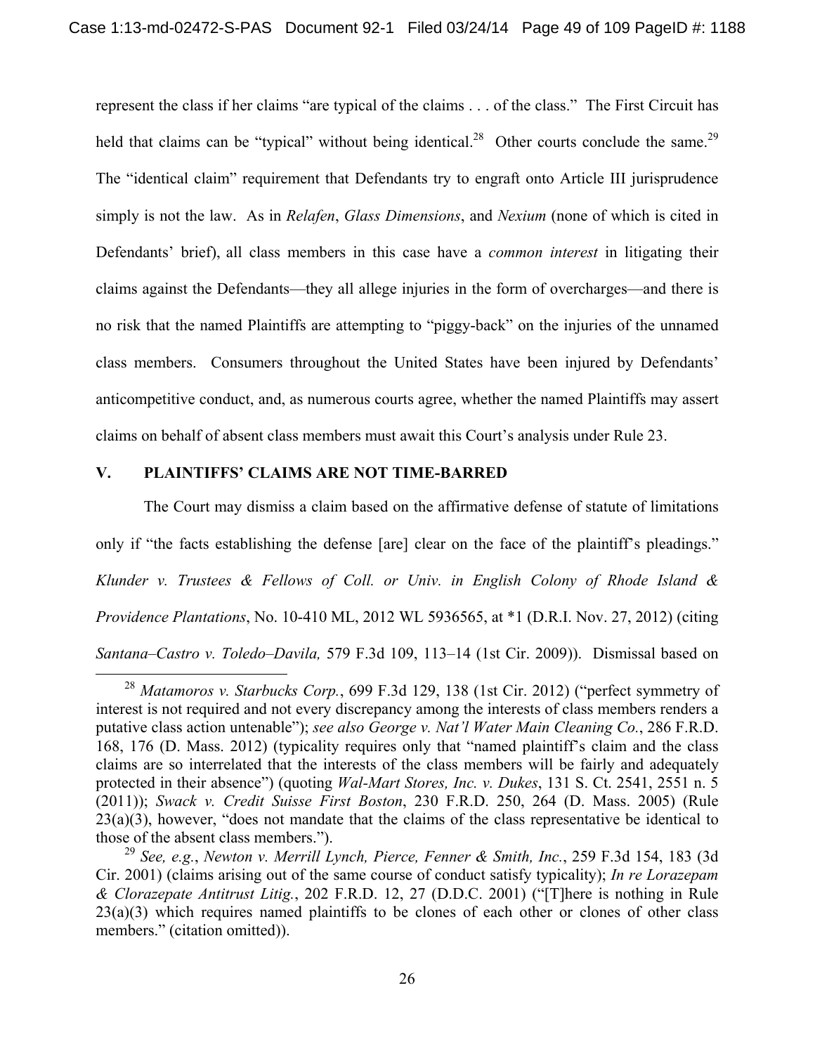represent the class if her claims "are typical of the claims . . . of the class." The First Circuit has held that claims can be "typical" without being identical.[28] Other courts conclude the same.[29] The "identical claim" requirement that Defendants try to engraft onto Article III jurisprudence simply is not the law. As in *Relafen*, *Glass Dimensions*, and *Nexium* (none of which is cited in Defendants' brief), all class members in this case have a *common interest* in litigating their claims against the Defendants—they all allege injuries in the form of overcharges—and there is no risk that the named Plaintiffs are attempting to "piggy-back" on the injuries of the unnamed class members. Consumers throughout the United States have been injured by Defendants' anticompetitive conduct, and, as numerous courts agree, whether the named Plaintiffs may assert claims on behalf of absent class members must await this Court's analysis under Rule 23.

## V. PLAINTIFFS' CLAIMS ARE NOT TIME-BARRED

The Court may dismiss a claim based on the affirmative defense of statute of limitations only if "the facts establishing the defense [are] clear on the face of the plaintiff's pleadings." *Klunder v. Trustees & Fellows of Coll. or Univ. in English Colony of Rhode Island & Providence Plantations*, No. 10-410 ML, 2012 WL 5936565, at *1 (D.R.I. Nov. 27, 2012) (citing *Santana–Castro v. Toledo–Davila,* 579 F.3d 109, 113–14 (1st Cir. 2009)). Dismissal based on

---

[28] *Matamoros v. Starbucks Corp.*, 699 F.3d 129, 138 (1st Cir. 2012) ("perfect symmetry of interest is not required and not every discrepancy among the interests of class members renders a putative class action untenable"); *see also George v. Nat'l Water Main Cleaning Co.*, 286 F.R.D. 168, 176 (D. Mass. 2012) (typicality requires only that "named plaintiff's claim and the class claims are so interrelated that the interests of the class members will be fairly and adequately protected in their absence") (quoting *Wal-Mart Stores, Inc. v. Dukes*, 131 S. Ct. 2541, 2551 n. 5 (2011)); *Swack v. Credit Suisse First Boston*, 230 F.R.D. 250, 264 (D. Mass. 2005) (Rule 23(a)(3), however, "does not mandate that the claims of the class representative be identical to those of the absent class members.").

[29] *See, e.g.*, *Newton v. Merrill Lynch, Pierce, Fenner & Smith, Inc.*, 259 F.3d 154, 183 (3d Cir. 2001) (claims arising out of the same course of conduct satisfy typicality); *In re Lorazepam & Clorazepate Antitrust Litig.*, 202 F.R.D. 12, 27 (D.D.C. 2001) ("[T]here is nothing in Rule 23(a)(3) which requires named plaintiffs to be clones of each other or clones of other class members." (citation omitted)).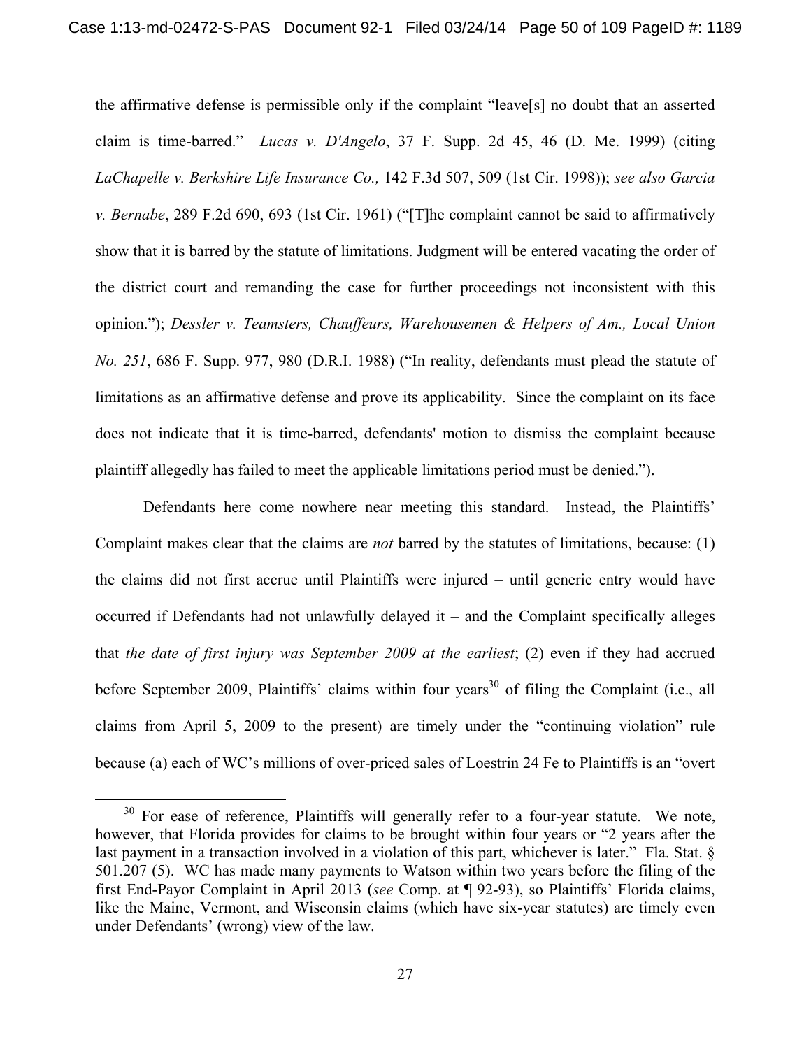the affirmative defense is permissible only if the complaint "leave[s] no doubt that an asserted claim is time-barred." *Lucas v. D'Angelo*, 37 F. Supp. 2d 45, 46 (D. Me. 1999) (citing *LaChapelle v. Berkshire Life Insurance Co.,* 142 F.3d 507, 509 (1st Cir. 1998)); *see also Garcia v. Bernabe*, 289 F.2d 690, 693 (1st Cir. 1961) ("[T]he complaint cannot be said to affirmatively show that it is barred by the statute of limitations. Judgment will be entered vacating the order of the district court and remanding the case for further proceedings not inconsistent with this opinion."); *Dessler v. Teamsters, Chauffeurs, Warehousemen & Helpers of Am., Local Union No. 251*, 686 F. Supp. 977, 980 (D.R.I. 1988) ("In reality, defendants must plead the statute of limitations as an affirmative defense and prove its applicability. Since the complaint on its face does not indicate that it is time-barred, defendants' motion to dismiss the complaint because plaintiff allegedly has failed to meet the applicable limitations period must be denied.").

Defendants here come nowhere near meeting this standard. Instead, the Plaintiffs' Complaint makes clear that the claims are *not* barred by the statutes of limitations, because: (1) the claims did not first accrue until Plaintiffs were injured – until generic entry would have occurred if Defendants had not unlawfully delayed it – and the Complaint specifically alleges that *the date of first injury was September 2009 at the earliest*; (2) even if they had accrued before September 2009, Plaintiffs' claims within four years[30] of filing the Complaint (i.e., all claims from April 5, 2009 to the present) are timely under the "continuing violation" rule because (a) each of WC's millions of over-priced sales of Loestrin 24 Fe to Plaintiffs is an "overt

[30] For ease of reference, Plaintiffs will generally refer to a four-year statute. We note, however, that Florida provides for claims to be brought within four years or "2 years after the last payment in a transaction involved in a violation of this part, whichever is later." Fla. Stat. § 501.207 (5). WC has made many payments to Watson within two years before the filing of the first End-Payor Complaint in April 2013 (*see* Comp. at ¶ 92-93), so Plaintiffs' Florida claims, like the Maine, Vermont, and Wisconsin claims (which have six-year statutes) are timely even under Defendants' (wrong) view of the law.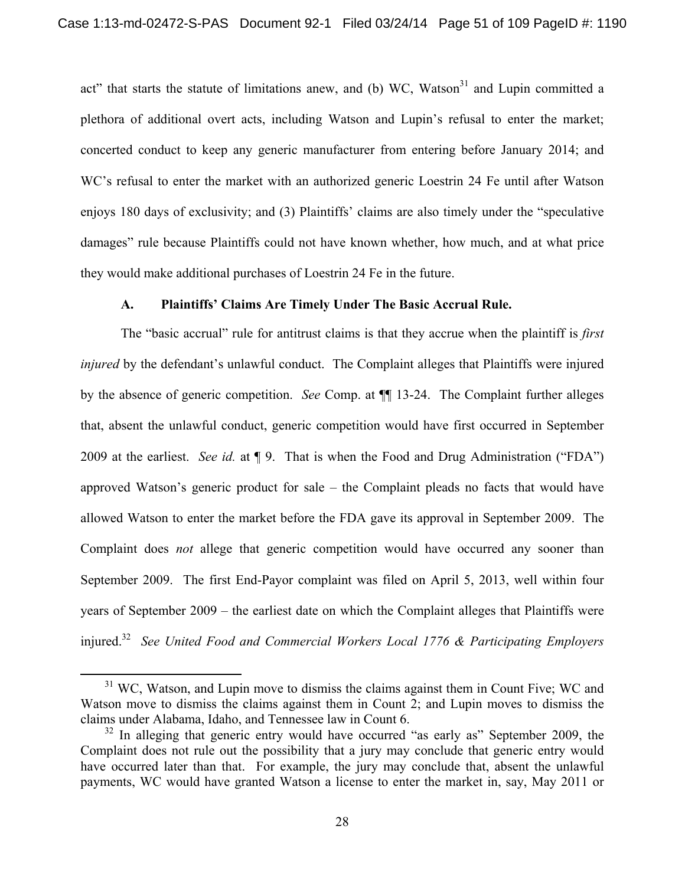act" that starts the statute of limitations anew, and (b) WC, Watson[31] and Lupin committed a plethora of additional overt acts, including Watson and Lupin's refusal to enter the market; concerted conduct to keep any generic manufacturer from entering before January 2014; and WC's refusal to enter the market with an authorized generic Loestrin 24 Fe until after Watson enjoys 180 days of exclusivity; and (3) Plaintiffs' claims are also timely under the "speculative damages" rule because Plaintiffs could not have known whether, how much, and at what price they would make additional purchases of Loestrin 24 Fe in the future.

### A. Plaintiffs' Claims Are Timely Under The Basic Accrual Rule.

The "basic accrual" rule for antitrust claims is that they accrue when the plaintiff is *first injured* by the defendant's unlawful conduct. The Complaint alleges that Plaintiffs were injured by the absence of generic competition. *See* Comp. at ¶¶ 13-24. The Complaint further alleges that, absent the unlawful conduct, generic competition would have first occurred in September 2009 at the earliest. *See id.* at ¶ 9. That is when the Food and Drug Administration ("FDA") approved Watson's generic product for sale – the Complaint pleads no facts that would have allowed Watson to enter the market before the FDA gave its approval in September 2009. The Complaint does *not* allege that generic competition would have occurred any sooner than September 2009. The first End-Payor complaint was filed on April 5, 2013, well within four years of September 2009 – the earliest date on which the Complaint alleges that Plaintiffs were injured.[32] *See United Food and Commercial Workers Local 1776 & Participating Employers*

---

[31] WC, Watson, and Lupin move to dismiss the claims against them in Count Five; WC and Watson move to dismiss the claims against them in Count 2; and Lupin moves to dismiss the claims under Alabama, Idaho, and Tennessee law in Count 6.

[32] In alleging that generic entry would have occurred "as early as" September 2009, the Complaint does not rule out the possibility that a jury may conclude that generic entry would have occurred later than that. For example, the jury may conclude that, absent the unlawful payments, WC would have granted Watson a license to enter the market in, say, May 2011 or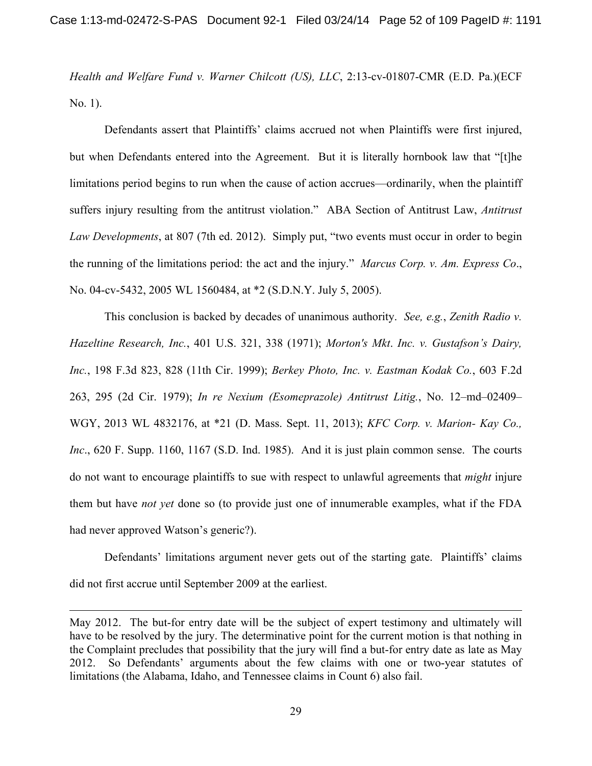*Health and Welfare Fund v. Warner Chilcott (US), LLC*, 2:13-cv-01807-CMR (E.D. Pa.)(ECF No. 1).

Defendants assert that Plaintiffs' claims accrued not when Plaintiffs were first injured, but when Defendants entered into the Agreement. But it is literally hornbook law that "[t]he limitations period begins to run when the cause of action accrues—ordinarily, when the plaintiff suffers injury resulting from the antitrust violation." ABA Section of Antitrust Law, *Antitrust Law Developments*, at 807 (7th ed. 2012). Simply put, "two events must occur in order to begin the running of the limitations period: the act and the injury." *Marcus Corp. v. Am. Express Co*., No. 04-cv-5432, 2005 WL 1560484, at *2 (S.D.N.Y. July 5, 2005).

This conclusion is backed by decades of unanimous authority. *See, e.g.*, *Zenith Radio v. Hazeltine Research, Inc.*, 401 U.S. 321, 338 (1971); *Morton's Mkt. Inc. v. Gustafson's Dairy, Inc.*, 198 F.3d 823, 828 (11th Cir. 1999); *Berkey Photo, Inc. v. Eastman Kodak Co.*, 603 F.2d 263, 295 (2d Cir. 1979); *In re Nexium (Esomeprazole) Antitrust Litig.*, No. 12–md–02409–WGY, 2013 WL 4832176, at *21 (D. Mass. Sept. 11, 2013); *KFC Corp. v. Marion- Kay Co., Inc*., 620 F. Supp. 1160, 1167 (S.D. Ind. 1985). And it is just plain common sense. The courts do not want to encourage plaintiffs to sue with respect to unlawful agreements that *might* injure them but have *not yet* done so (to provide just one of innumerable examples, what if the FDA had never approved Watson's generic?).

Defendants' limitations argument never gets out of the starting gate. Plaintiffs' claims did not first accrue until September 2009 at the earliest.

---

May 2012. The but-for entry date will be the subject of expert testimony and ultimately will have to be resolved by the jury. The determinative point for the current motion is that nothing in the Complaint precludes that possibility that the jury will find a but-for entry date as late as May 2012. So Defendants' arguments about the few claims with one or two-year statutes of limitations (the Alabama, Idaho, and Tennessee claims in Count 6) also fail.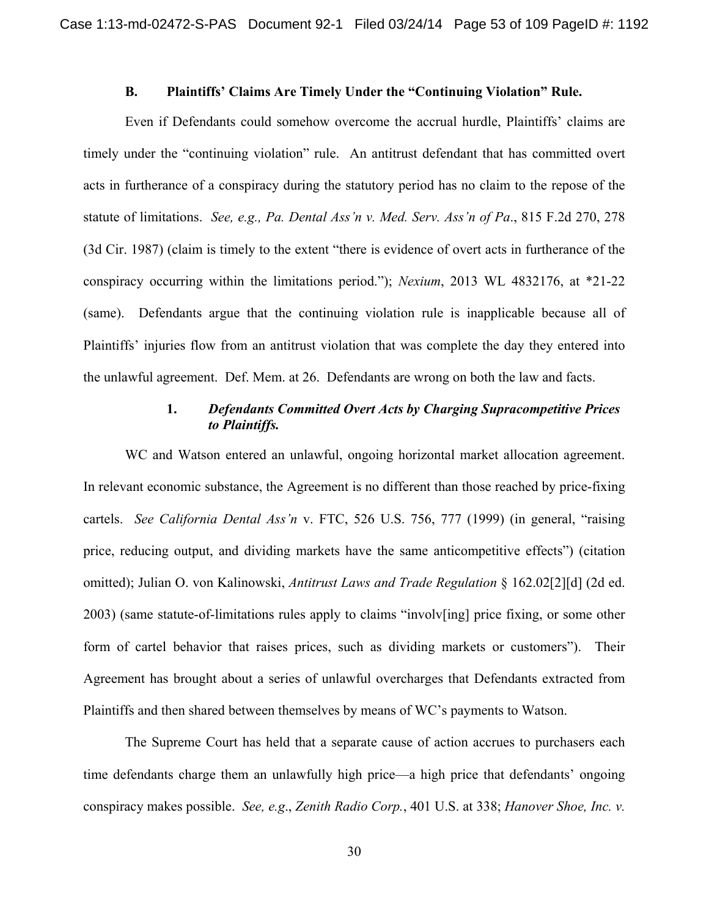### B. Plaintiffs' Claims Are Timely Under the "Continuing Violation" Rule.

Even if Defendants could somehow overcome the accrual hurdle, Plaintiffs' claims are timely under the "continuing violation" rule. An antitrust defendant that has committed overt acts in furtherance of a conspiracy during the statutory period has no claim to the repose of the statute of limitations. *See, e.g., Pa. Dental Ass'n v. Med. Serv. Ass'n of Pa*., 815 F.2d 270, 278 (3d Cir. 1987) (claim is timely to the extent "there is evidence of overt acts in furtherance of the conspiracy occurring within the limitations period."); *Nexium*, 2013 WL 4832176, at \*21-22 (same). Defendants argue that the continuing violation rule is inapplicable because all of Plaintiffs' injuries flow from an antitrust violation that was complete the day they entered into the unlawful agreement. Def. Mem. at 26. Defendants are wrong on both the law and facts.

#### 1. *Defendants Committed Overt Acts by Charging Supracompetitive Prices to Plaintiffs.*

WC and Watson entered an unlawful, ongoing horizontal market allocation agreement. In relevant economic substance, the Agreement is no different than those reached by price-fixing cartels. *See California Dental Ass'n* v. FTC, 526 U.S. 756, 777 (1999) (in general, "raising price, reducing output, and dividing markets have the same anticompetitive effects") (citation omitted); Julian O. von Kalinowski, *Antitrust Laws and Trade Regulation* § 162.02[2][d] (2d ed. 2003) (same statute-of-limitations rules apply to claims "involv[ing] price fixing, or some other form of cartel behavior that raises prices, such as dividing markets or customers"). Their Agreement has brought about a series of unlawful overcharges that Defendants extracted from Plaintiffs and then shared between themselves by means of WC's payments to Watson.

The Supreme Court has held that a separate cause of action accrues to purchasers each time defendants charge them an unlawfully high price—a high price that defendants' ongoing conspiracy makes possible. *See, e.g*., *Zenith Radio Corp.*, 401 U.S. at 338; *Hanover Shoe, Inc. v.*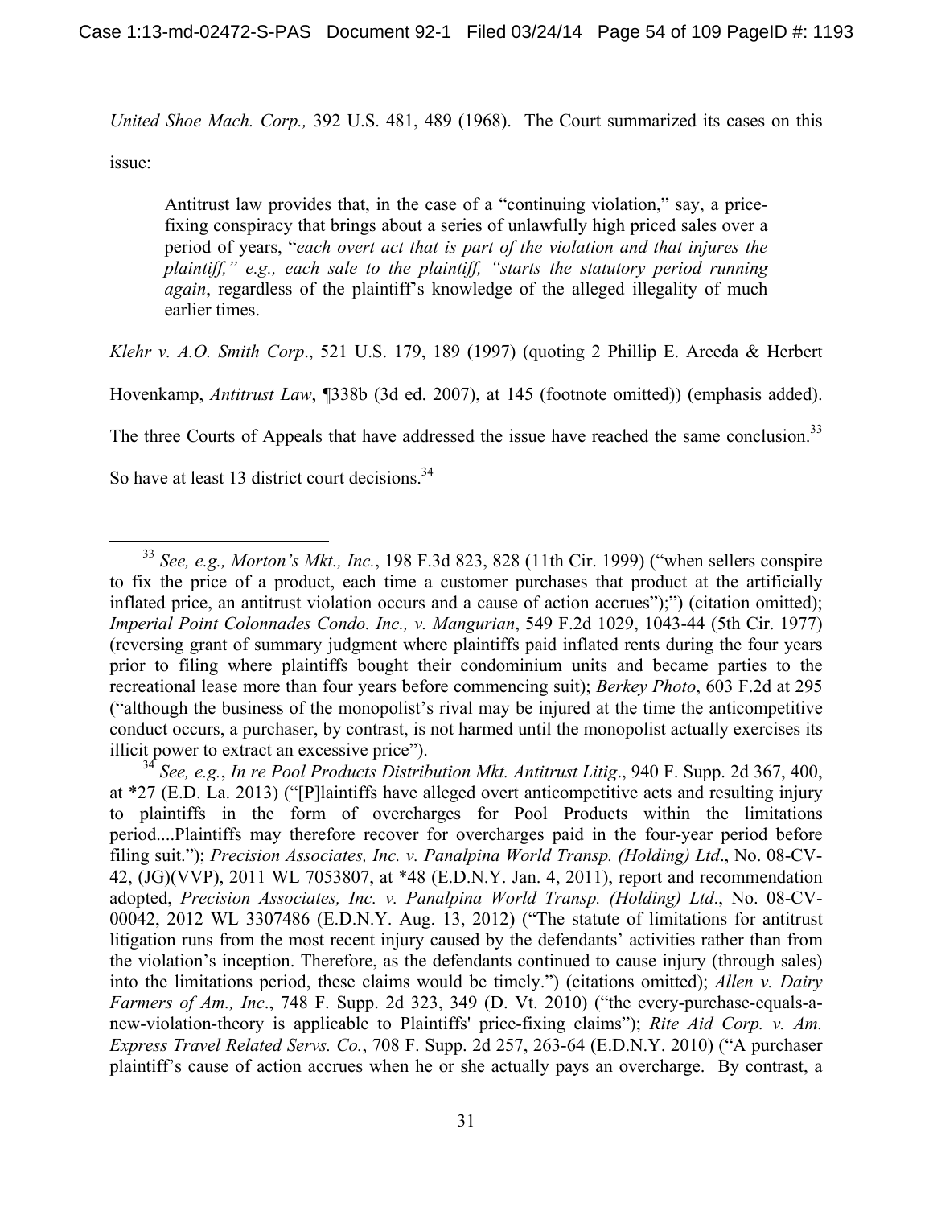*United Shoe Mach. Corp.,* 392 U.S. 481, 489 (1968). The Court summarized its cases on this issue:

> Antitrust law provides that, in the case of a "continuing violation," say, a price-fixing conspiracy that brings about a series of unlawfully high priced sales over a period of years, "*each overt act that is part of the violation and that injures the plaintiff," e.g., each sale to the plaintiff, "starts the statutory period running again*, regardless of the plaintiff's knowledge of the alleged illegality of much earlier times.

*Klehr v. A.O. Smith Corp*., 521 U.S. 179, 189 (1997) (quoting 2 Phillip E. Areeda & Herbert Hovenkamp, *Antitrust Law*, ¶338b (3d ed. 2007), at 145 (footnote omitted)) (emphasis added). The three Courts of Appeals that have addressed the issue have reached the same conclusion.[33] So have at least 13 district court decisions.[34]

---

[33] *See, e.g., Morton's Mkt., Inc.*, 198 F.3d 823, 828 (11th Cir. 1999) ("when sellers conspire to fix the price of a product, each time a customer purchases that product at the artificially inflated price, an antitrust violation occurs and a cause of action accrues");") (citation omitted); *Imperial Point Colonnades Condo. Inc., v. Mangurian*, 549 F.2d 1029, 1043-44 (5th Cir. 1977) (reversing grant of summary judgment where plaintiffs paid inflated rents during the four years prior to filing where plaintiffs bought their condominium units and became parties to the recreational lease more than four years before commencing suit); *Berkey Photo*, 603 F.2d at 295 ("although the business of the monopolist's rival may be injured at the time the anticompetitive conduct occurs, a purchaser, by contrast, is not harmed until the monopolist actually exercises its illicit power to extract an excessive price").

[34] *See, e.g.*, *In re Pool Products Distribution Mkt. Antitrust Litig*., 940 F. Supp. 2d 367, 400, at *27 (E.D. La. 2013) ("[P]laintiffs have alleged overt anticompetitive acts and resulting injury to plaintiffs in the form of overcharges for Pool Products within the limitations period....Plaintiffs may therefore recover for overcharges paid in the four-year period before filing suit."); *Precision Associates, Inc. v. Panalpina World Transp. (Holding) Ltd*., No. 08-CV-42, (JG)(VVP), 2011 WL 7053807, at *48 (E.D.N.Y. Jan. 4, 2011), report and recommendation adopted, *Precision Associates, Inc. v. Panalpina World Transp. (Holding) Ltd*., No. 08-CV-00042, 2012 WL 3307486 (E.D.N.Y. Aug. 13, 2012) ("The statute of limitations for antitrust litigation runs from the most recent injury caused by the defendants' activities rather than from the violation's inception. Therefore, as the defendants continued to cause injury (through sales) into the limitations period, these claims would be timely.") (citations omitted); *Allen v. Dairy Farmers of Am., Inc*., 748 F. Supp. 2d 323, 349 (D. Vt. 2010) ("the every-purchase-equals-a-new-violation-theory is applicable to Plaintiffs' price-fixing claims"); *Rite Aid Corp. v. Am. Express Travel Related Servs. Co.*, 708 F. Supp. 2d 257, 263-64 (E.D.N.Y. 2010) ("A purchaser plaintiff's cause of action accrues when he or she actually pays an overcharge. By contrast, a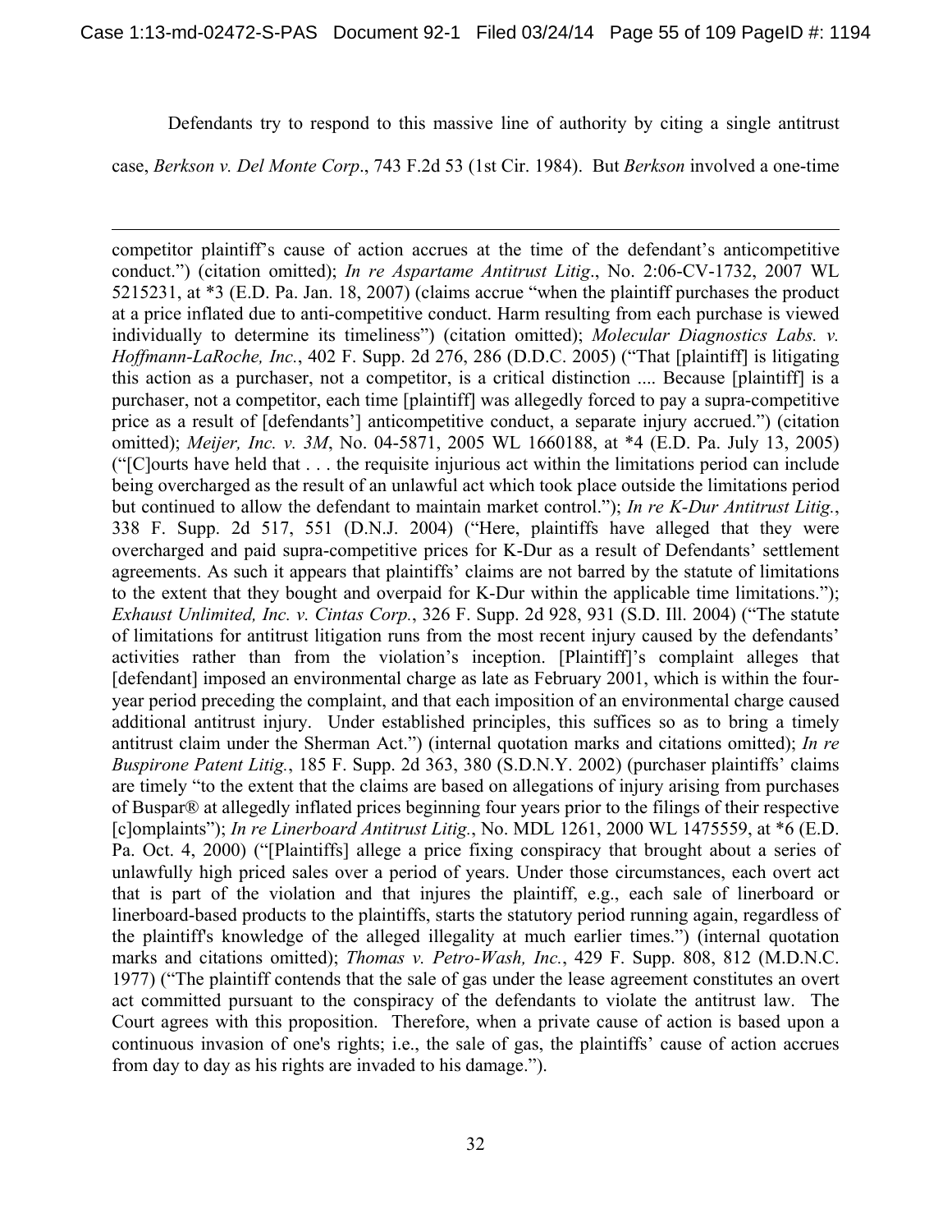Defendants try to respond to this massive line of authority by citing a single antitrust case, *Berkson v. Del Monte Corp*., 743 F.2d 53 (1st Cir. 1984). But *Berkson* involved a one-time

---

competitor plaintiff's cause of action accrues at the time of the defendant's anticompetitive conduct.") (citation omitted); *In re Aspartame Antitrust Litig*., No. 2:06-CV-1732, 2007 WL 5215231, at *3 (E.D. Pa. Jan. 18, 2007) (claims accrue "when the plaintiff purchases the product at a price inflated due to anti-competitive conduct. Harm resulting from each purchase is viewed individually to determine its timeliness") (citation omitted); *Molecular Diagnostics Labs. v. Hoffmann-LaRoche, Inc.*, 402 F. Supp. 2d 276, 286 (D.D.C. 2005) ("That [plaintiff] is litigating this action as a purchaser, not a competitor, is a critical distinction .... Because [plaintiff] is a purchaser, not a competitor, each time [plaintiff] was allegedly forced to pay a supra-competitive price as a result of [defendants'] anticompetitive conduct, a separate injury accrued.") (citation omitted); *Meijer, Inc. v. 3M*, No. 04-5871, 2005 WL 1660188, at *4 (E.D. Pa. July 13, 2005) ("[C]ourts have held that . . . the requisite injurious act within the limitations period can include being overcharged as the result of an unlawful act which took place outside the limitations period but continued to allow the defendant to maintain market control."); *In re K-Dur Antitrust Litig.*, 338 F. Supp. 2d 517, 551 (D.N.J. 2004) ("Here, plaintiffs have alleged that they were overcharged and paid supra-competitive prices for K-Dur as a result of Defendants' settlement agreements. As such it appears that plaintiffs' claims are not barred by the statute of limitations to the extent that they bought and overpaid for K-Dur within the applicable time limitations."); *Exhaust Unlimited, Inc. v. Cintas Corp.*, 326 F. Supp. 2d 928, 931 (S.D. Ill. 2004) ("The statute of limitations for antitrust litigation runs from the most recent injury caused by the defendants' activities rather than from the violation's inception. [Plaintiff]'s complaint alleges that [defendant] imposed an environmental charge as late as February 2001, which is within the four-year period preceding the complaint, and that each imposition of an environmental charge caused additional antitrust injury. Under established principles, this suffices so as to bring a timely antitrust claim under the Sherman Act.") (internal quotation marks and citations omitted); *In re Buspirone Patent Litig.*, 185 F. Supp. 2d 363, 380 (S.D.N.Y. 2002) (purchaser plaintiffs' claims are timely "to the extent that the claims are based on allegations of injury arising from purchases of Buspar® at allegedly inflated prices beginning four years prior to the filings of their respective [c]omplaints"); *In re Linerboard Antitrust Litig.*, No. MDL 1261, 2000 WL 1475559, at *6 (E.D. Pa. Oct. 4, 2000) ("[Plaintiffs] allege a price fixing conspiracy that brought about a series of unlawfully high priced sales over a period of years. Under those circumstances, each overt act that is part of the violation and that injures the plaintiff, e.g., each sale of linerboard or linerboard-based products to the plaintiffs, starts the statutory period running again, regardless of the plaintiff's knowledge of the alleged illegality at much earlier times.") (internal quotation marks and citations omitted); *Thomas v. Petro-Wash, Inc.*, 429 F. Supp. 808, 812 (M.D.N.C. 1977) ("The plaintiff contends that the sale of gas under the lease agreement constitutes an overt act committed pursuant to the conspiracy of the defendants to violate the antitrust law. The Court agrees with this proposition. Therefore, when a private cause of action is based upon a continuous invasion of one's rights; i.e., the sale of gas, the plaintiffs' cause of action accrues from day to day as his rights are invaded to his damage.").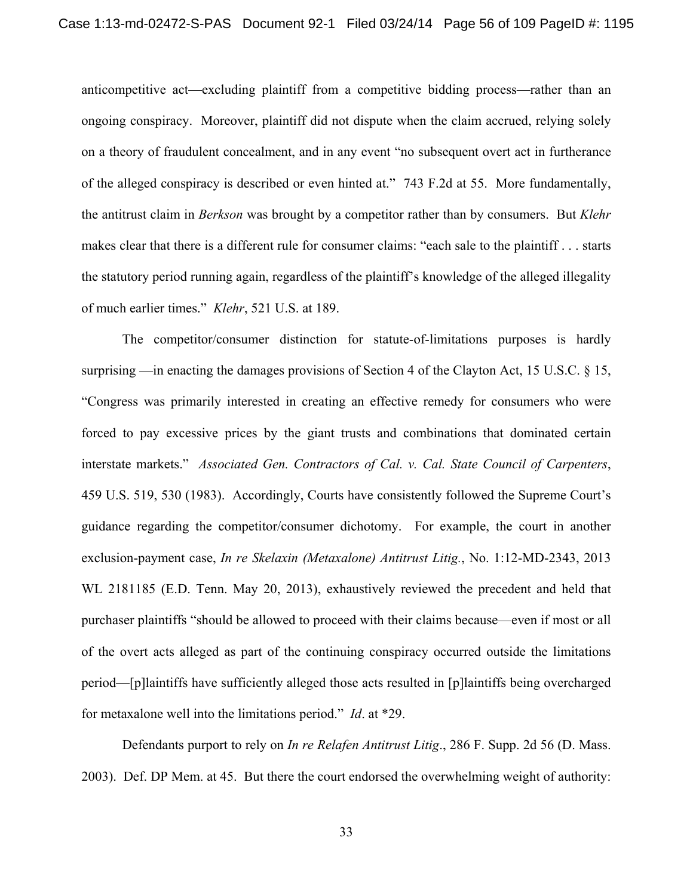anticompetitive act—excluding plaintiff from a competitive bidding process—rather than an ongoing conspiracy. Moreover, plaintiff did not dispute when the claim accrued, relying solely on a theory of fraudulent concealment, and in any event "no subsequent overt act in furtherance of the alleged conspiracy is described or even hinted at." 743 F.2d at 55. More fundamentally, the antitrust claim in *Berkson* was brought by a competitor rather than by consumers. But *Klehr* makes clear that there is a different rule for consumer claims: "each sale to the plaintiff . . . starts the statutory period running again, regardless of the plaintiff's knowledge of the alleged illegality of much earlier times." *Klehr*, 521 U.S. at 189.

The competitor/consumer distinction for statute-of-limitations purposes is hardly surprising —in enacting the damages provisions of Section 4 of the Clayton Act, 15 U.S.C. § 15, "Congress was primarily interested in creating an effective remedy for consumers who were forced to pay excessive prices by the giant trusts and combinations that dominated certain interstate markets." *Associated Gen. Contractors of Cal. v. Cal. State Council of Carpenters*, 459 U.S. 519, 530 (1983). Accordingly, Courts have consistently followed the Supreme Court's guidance regarding the competitor/consumer dichotomy. For example, the court in another exclusion-payment case, *In re Skelaxin (Metaxalone) Antitrust Litig.*, No. 1:12-MD-2343, 2013 WL 2181185 (E.D. Tenn. May 20, 2013), exhaustively reviewed the precedent and held that purchaser plaintiffs "should be allowed to proceed with their claims because—even if most or all of the overt acts alleged as part of the continuing conspiracy occurred outside the limitations period—[p]laintiffs have sufficiently alleged those acts resulted in [p]laintiffs being overcharged for metaxalone well into the limitations period." *Id*. at *29.

Defendants purport to rely on *In re Relafen Antitrust Litig*., 286 F. Supp. 2d 56 (D. Mass. 2003). Def. DP Mem. at 45. But there the court endorsed the overwhelming weight of authority: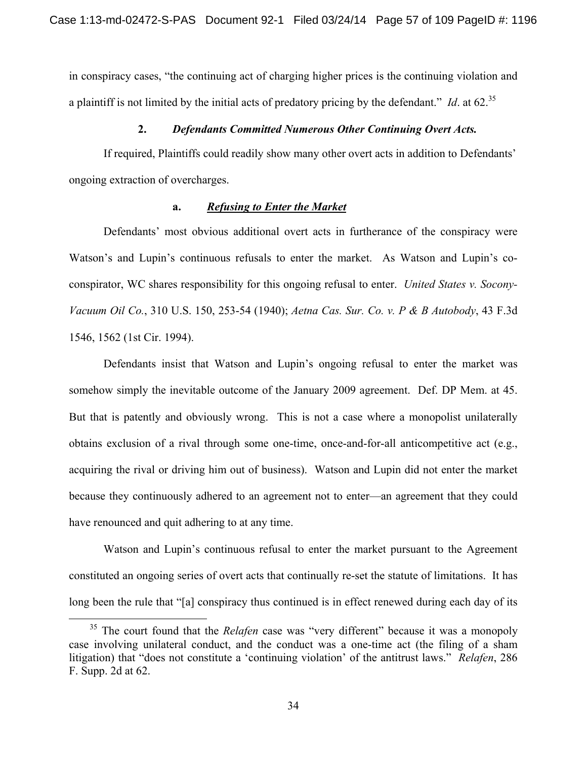in conspiracy cases, "the continuing act of charging higher prices is the continuing violation and a plaintiff is not limited by the initial acts of predatory pricing by the defendant." *Id*. at 62.[35]

### 2. *Defendants Committed Numerous Other Continuing Overt Acts.*

If required, Plaintiffs could readily show many other overt acts in addition to Defendants' ongoing extraction of overcharges.

#### a. ***Refusing to Enter the Market***

Defendants' most obvious additional overt acts in furtherance of the conspiracy were Watson's and Lupin's continuous refusals to enter the market. As Watson and Lupin's co-conspirator, WC shares responsibility for this ongoing refusal to enter. *United States v. Socony-Vacuum Oil Co.*, 310 U.S. 150, 253-54 (1940); *Aetna Cas. Sur. Co. v. P & B Autobody*, 43 F.3d 1546, 1562 (1st Cir. 1994).

Defendants insist that Watson and Lupin's ongoing refusal to enter the market was somehow simply the inevitable outcome of the January 2009 agreement. Def. DP Mem. at 45. But that is patently and obviously wrong. This is not a case where a monopolist unilaterally obtains exclusion of a rival through some one-time, once-and-for-all anticompetitive act (e.g., acquiring the rival or driving him out of business). Watson and Lupin did not enter the market because they continuously adhered to an agreement not to enter—an agreement that they could have renounced and quit adhering to at any time.

Watson and Lupin's continuous refusal to enter the market pursuant to the Agreement constituted an ongoing series of overt acts that continually re-set the statute of limitations. It has long been the rule that "[a] conspiracy thus continued is in effect renewed during each day of its

[35] The court found that the *Relafen* case was "very different" because it was a monopoly case involving unilateral conduct, and the conduct was a one-time act (the filing of a sham litigation) that "does not constitute a 'continuing violation' of the antitrust laws." *Relafen*, 286 F. Supp. 2d at 62.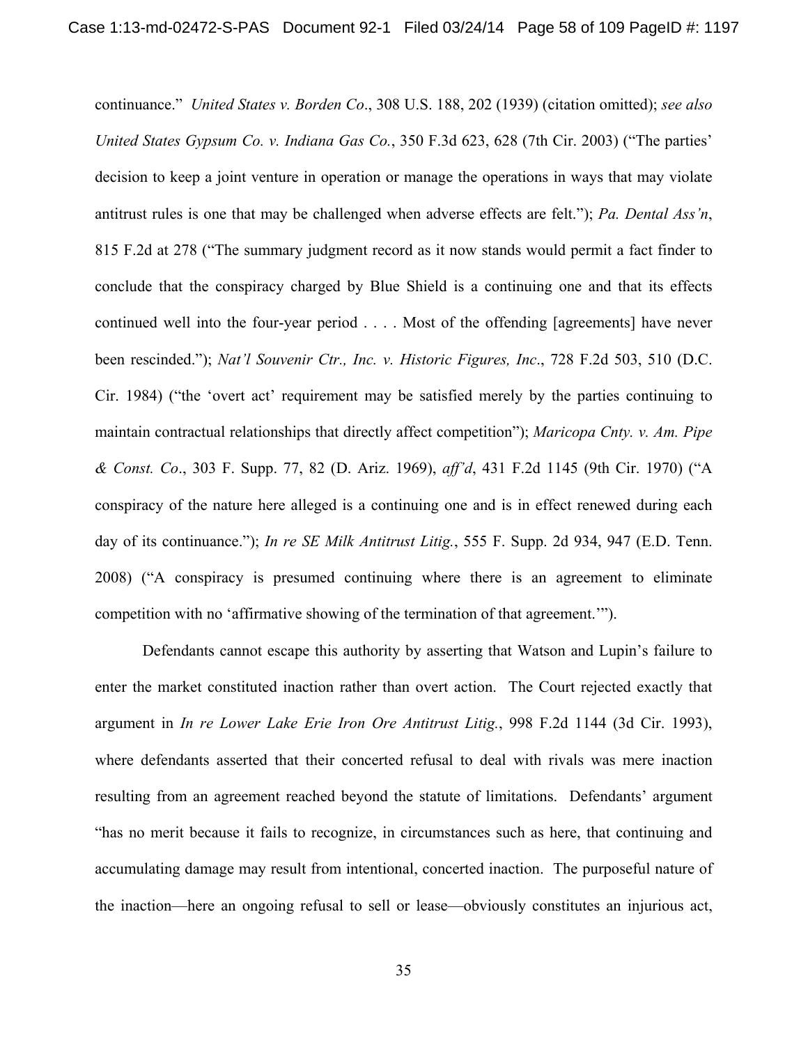continuance." *United States v. Borden Co*., 308 U.S. 188, 202 (1939) (citation omitted); *see also United States Gypsum Co. v. Indiana Gas Co.*, 350 F.3d 623, 628 (7th Cir. 2003) ("The parties' decision to keep a joint venture in operation or manage the operations in ways that may violate antitrust rules is one that may be challenged when adverse effects are felt."); *Pa. Dental Ass'n*, 815 F.2d at 278 ("The summary judgment record as it now stands would permit a fact finder to conclude that the conspiracy charged by Blue Shield is a continuing one and that its effects continued well into the four-year period . . . . Most of the offending [agreements] have never been rescinded."); *Nat'l Souvenir Ctr., Inc. v. Historic Figures, Inc*., 728 F.2d 503, 510 (D.C. Cir. 1984) ("the 'overt act' requirement may be satisfied merely by the parties continuing to maintain contractual relationships that directly affect competition"); *Maricopa Cnty. v. Am. Pipe & Const. Co*., 303 F. Supp. 77, 82 (D. Ariz. 1969), *aff'd*, 431 F.2d 1145 (9th Cir. 1970) ("A conspiracy of the nature here alleged is a continuing one and is in effect renewed during each day of its continuance."); *In re SE Milk Antitrust Litig.*, 555 F. Supp. 2d 934, 947 (E.D. Tenn. 2008) ("A conspiracy is presumed continuing where there is an agreement to eliminate competition with no 'affirmative showing of the termination of that agreement.'").

Defendants cannot escape this authority by asserting that Watson and Lupin's failure to enter the market constituted inaction rather than overt action. The Court rejected exactly that argument in *In re Lower Lake Erie Iron Ore Antitrust Litig.*, 998 F.2d 1144 (3d Cir. 1993), where defendants asserted that their concerted refusal to deal with rivals was mere inaction resulting from an agreement reached beyond the statute of limitations. Defendants' argument "has no merit because it fails to recognize, in circumstances such as here, that continuing and accumulating damage may result from intentional, concerted inaction. The purposeful nature of the inaction—here an ongoing refusal to sell or lease—obviously constitutes an injurious act,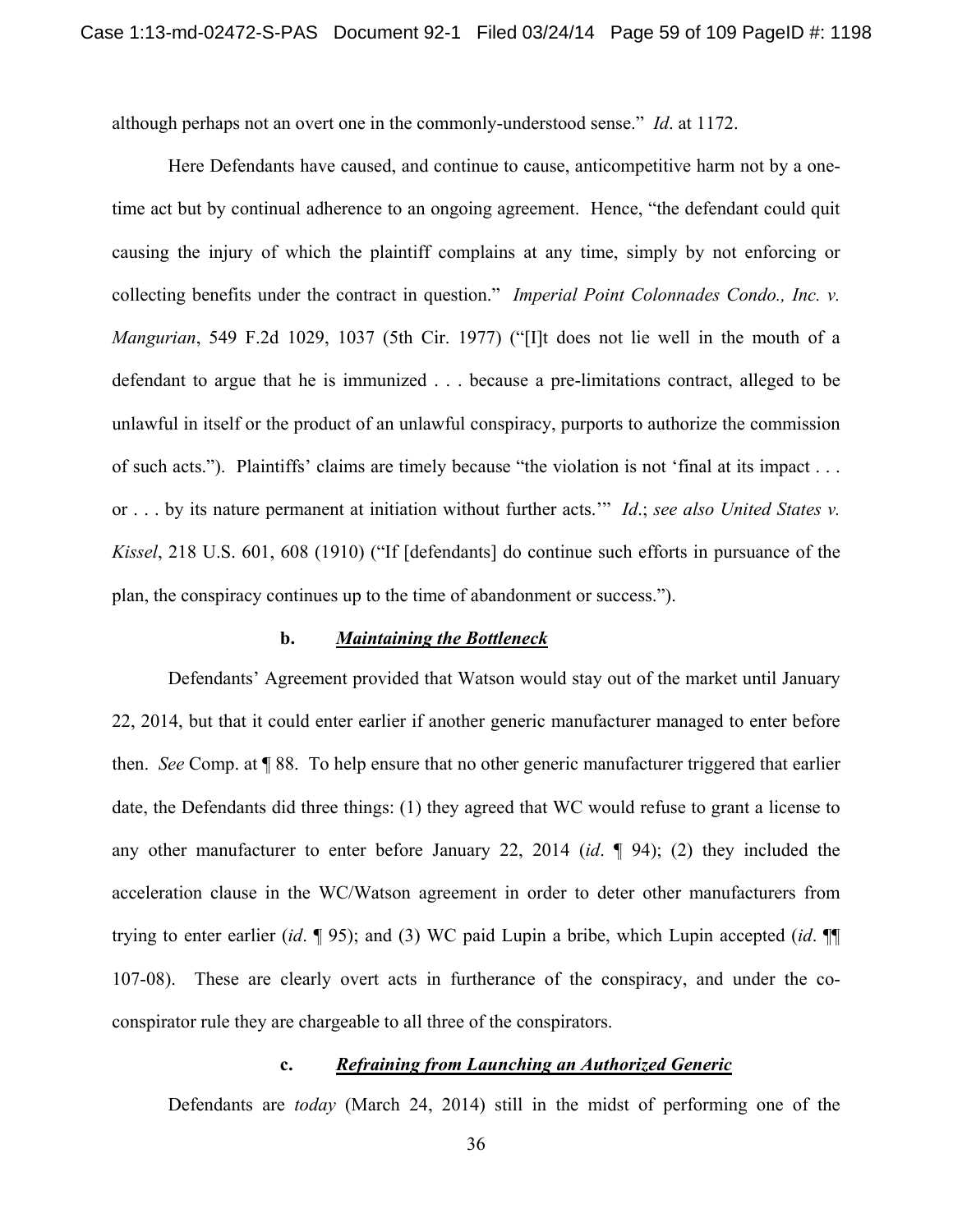although perhaps not an overt one in the commonly-understood sense." *Id*. at 1172.

Here Defendants have caused, and continue to cause, anticompetitive harm not by a one-time act but by continual adherence to an ongoing agreement. Hence, "the defendant could quit causing the injury of which the plaintiff complains at any time, simply by not enforcing or collecting benefits under the contract in question." *Imperial Point Colonnades Condo., Inc. v. Mangurian*, 549 F.2d 1029, 1037 (5th Cir. 1977) ("[I]t does not lie well in the mouth of a defendant to argue that he is immunized . . . because a pre-limitations contract, alleged to be unlawful in itself or the product of an unlawful conspiracy, purports to authorize the commission of such acts."). Plaintiffs' claims are timely because "the violation is not 'final at its impact . . . or . . . by its nature permanent at initiation without further acts.'" *Id*.; *see also United States v. Kissel*, 218 U.S. 601, 608 (1910) ("If [defendants] do continue such efforts in pursuance of the plan, the conspiracy continues up to the time of abandonment or success.").

**b. *Maintaining the Bottleneck***

Defendants' Agreement provided that Watson would stay out of the market until January 22, 2014, but that it could enter earlier if another generic manufacturer managed to enter before then. *See* Comp. at ¶ 88. To help ensure that no other generic manufacturer triggered that earlier date, the Defendants did three things: (1) they agreed that WC would refuse to grant a license to any other manufacturer to enter before January 22, 2014 (*id*. ¶ 94); (2) they included the acceleration clause in the WC/Watson agreement in order to deter other manufacturers from trying to enter earlier (*id*. ¶ 95); and (3) WC paid Lupin a bribe, which Lupin accepted (*id*. ¶¶ 107-08). These are clearly overt acts in furtherance of the conspiracy, and under the co-conspirator rule they are chargeable to all three of the conspirators.

**c. *Refraining from Launching an Authorized Generic***

Defendants are *today* (March 24, 2014) still in the midst of performing one of the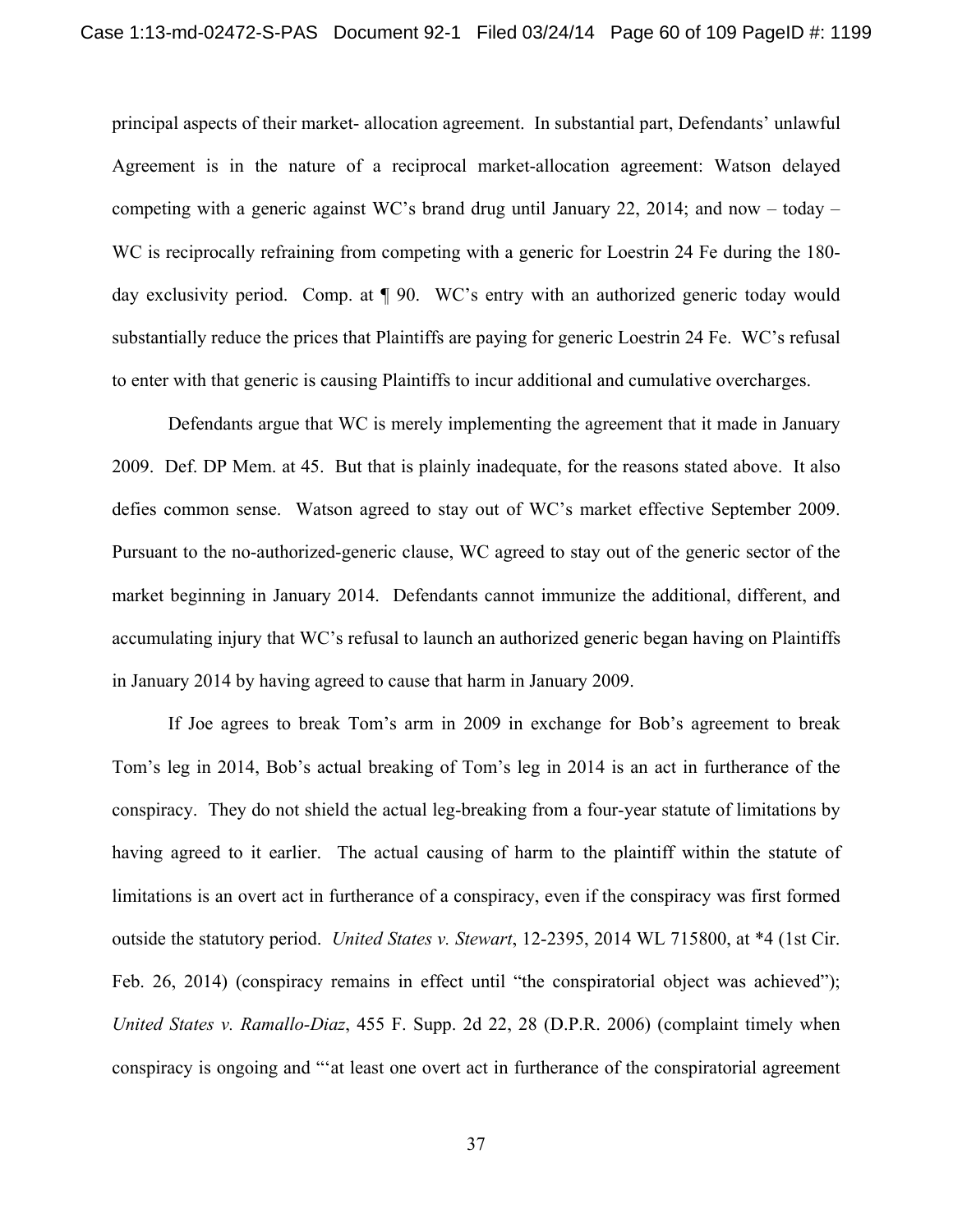principal aspects of their market- allocation agreement. In substantial part, Defendants' unlawful Agreement is in the nature of a reciprocal market-allocation agreement: Watson delayed competing with a generic against WC's brand drug until January 22, 2014; and now – today – WC is reciprocally refraining from competing with a generic for Loestrin 24 Fe during the 180-day exclusivity period. Comp. at ¶ 90. WC's entry with an authorized generic today would substantially reduce the prices that Plaintiffs are paying for generic Loestrin 24 Fe. WC's refusal to enter with that generic is causing Plaintiffs to incur additional and cumulative overcharges.

Defendants argue that WC is merely implementing the agreement that it made in January 2009. Def. DP Mem. at 45. But that is plainly inadequate, for the reasons stated above. It also defies common sense. Watson agreed to stay out of WC's market effective September 2009. Pursuant to the no-authorized-generic clause, WC agreed to stay out of the generic sector of the market beginning in January 2014. Defendants cannot immunize the additional, different, and accumulating injury that WC's refusal to launch an authorized generic began having on Plaintiffs in January 2014 by having agreed to cause that harm in January 2009.

If Joe agrees to break Tom's arm in 2009 in exchange for Bob's agreement to break Tom's leg in 2014, Bob's actual breaking of Tom's leg in 2014 is an act in furtherance of the conspiracy. They do not shield the actual leg-breaking from a four-year statute of limitations by having agreed to it earlier. The actual causing of harm to the plaintiff within the statute of limitations is an overt act in furtherance of a conspiracy, even if the conspiracy was first formed outside the statutory period. *United States v. Stewart*, 12-2395, 2014 WL 715800, at *4 (1st Cir. Feb. 26, 2014) (conspiracy remains in effect until "the conspiratorial object was achieved"); *United States v. Ramallo-Diaz*, 455 F. Supp. 2d 22, 28 (D.P.R. 2006) (complaint timely when conspiracy is ongoing and "'at least one overt act in furtherance of the conspiratorial agreement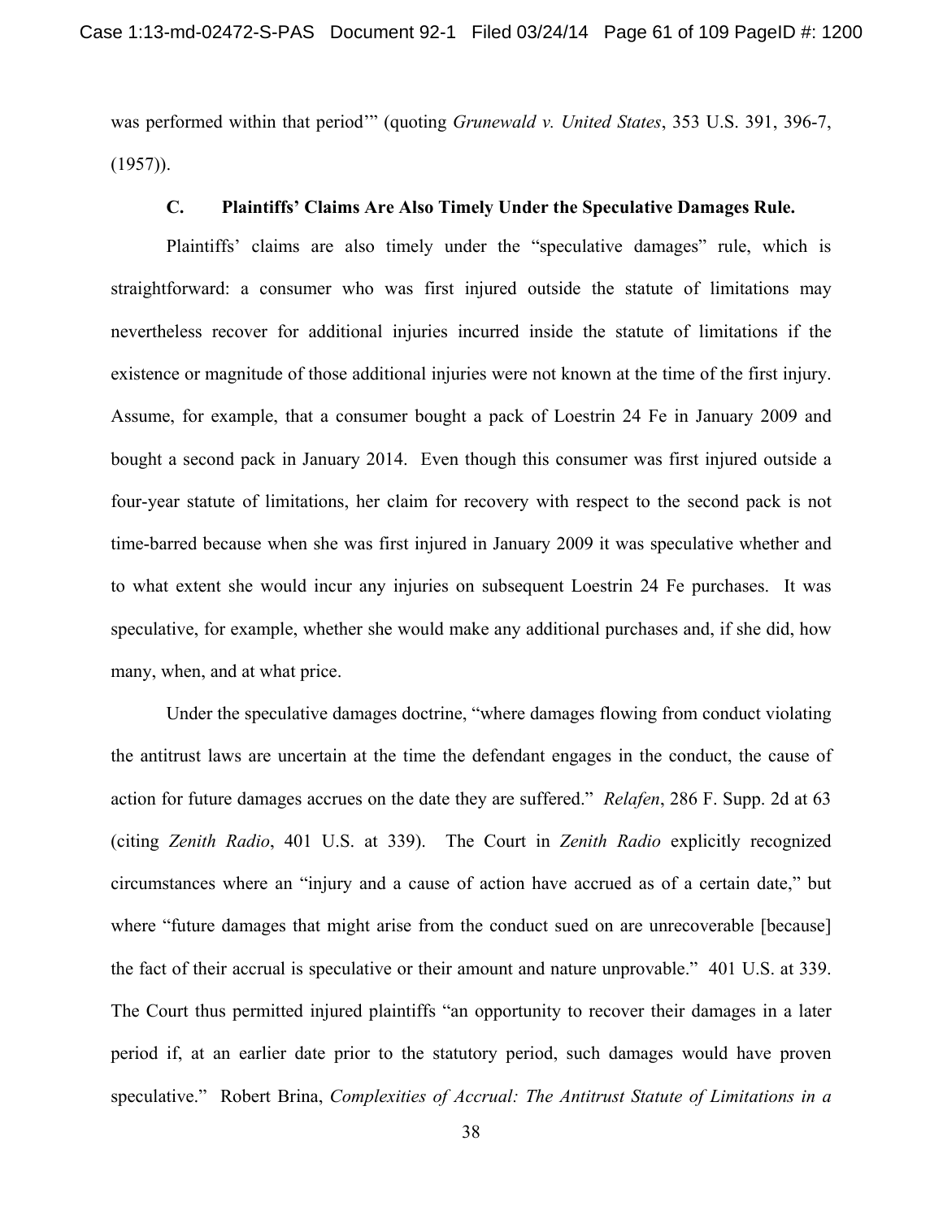was performed within that period'" (quoting *Grunewald v. United States*, 353 U.S. 391, 396-7, (1957)).

### C. Plaintiffs' Claims Are Also Timely Under the Speculative Damages Rule.

Plaintiffs' claims are also timely under the "speculative damages" rule, which is straightforward: a consumer who was first injured outside the statute of limitations may nevertheless recover for additional injuries incurred inside the statute of limitations if the existence or magnitude of those additional injuries were not known at the time of the first injury. Assume, for example, that a consumer bought a pack of Loestrin 24 Fe in January 2009 and bought a second pack in January 2014. Even though this consumer was first injured outside a four-year statute of limitations, her claim for recovery with respect to the second pack is not time-barred because when she was first injured in January 2009 it was speculative whether and to what extent she would incur any injuries on subsequent Loestrin 24 Fe purchases. It was speculative, for example, whether she would make any additional purchases and, if she did, how many, when, and at what price.

Under the speculative damages doctrine, "where damages flowing from conduct violating the antitrust laws are uncertain at the time the defendant engages in the conduct, the cause of action for future damages accrues on the date they are suffered." *Relafen*, 286 F. Supp. 2d at 63 (citing *Zenith Radio*, 401 U.S. at 339). The Court in *Zenith Radio* explicitly recognized circumstances where an "injury and a cause of action have accrued as of a certain date," but where "future damages that might arise from the conduct sued on are unrecoverable [because] the fact of their accrual is speculative or their amount and nature unprovable." 401 U.S. at 339. The Court thus permitted injured plaintiffs "an opportunity to recover their damages in a later period if, at an earlier date prior to the statutory period, such damages would have proven speculative." Robert Brina, *Complexities of Accrual: The Antitrust Statute of Limitations in a*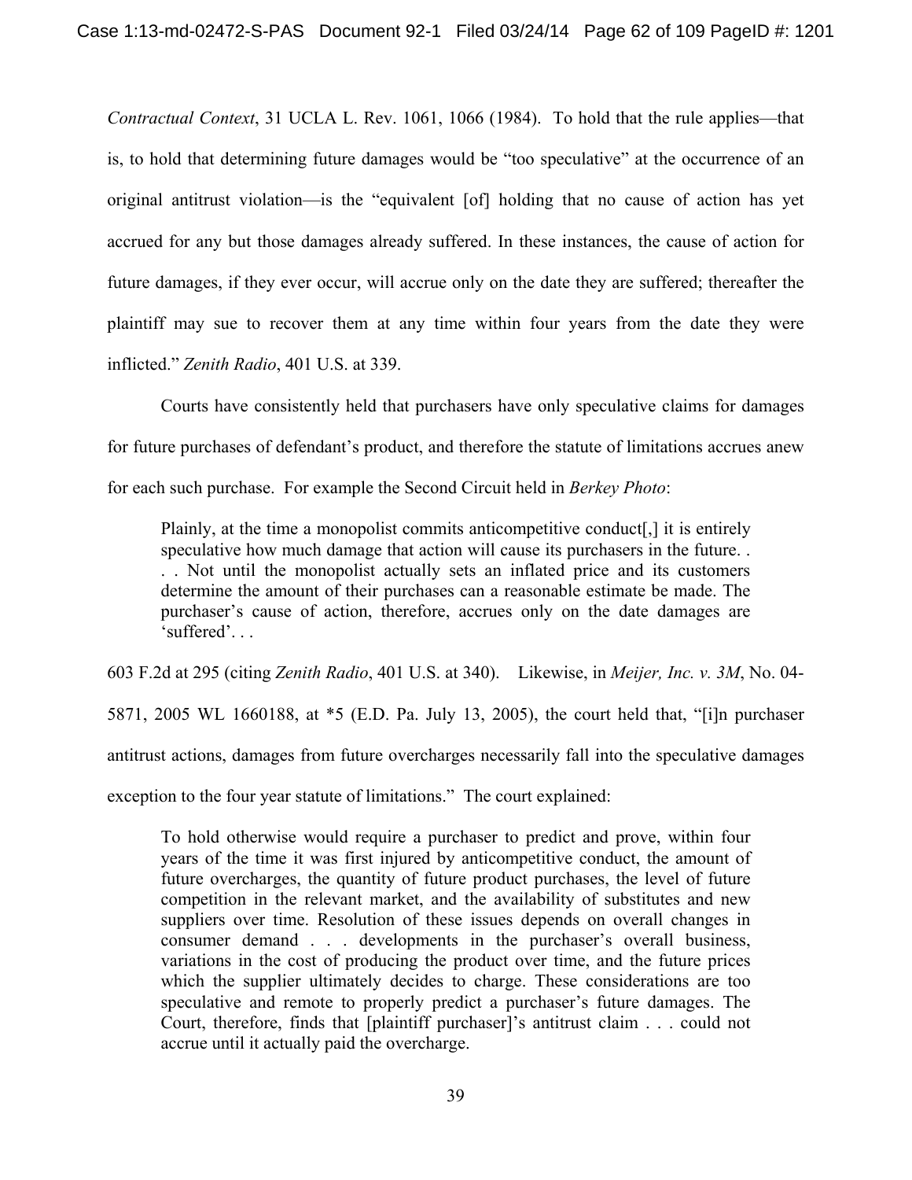*Contractual Context*, 31 UCLA L. Rev. 1061, 1066 (1984). To hold that the rule applies—that is, to hold that determining future damages would be "too speculative" at the occurrence of an original antitrust violation—is the "equivalent [of] holding that no cause of action has yet accrued for any but those damages already suffered. In these instances, the cause of action for future damages, if they ever occur, will accrue only on the date they are suffered; thereafter the plaintiff may sue to recover them at any time within four years from the date they were inflicted." *Zenith Radio*, 401 U.S. at 339.

Courts have consistently held that purchasers have only speculative claims for damages for future purchases of defendant's product, and therefore the statute of limitations accrues anew for each such purchase. For example the Second Circuit held in *Berkey Photo*:

> Plainly, at the time a monopolist commits anticompetitive conduct[,] it is entirely speculative how much damage that action will cause its purchasers in the future. . . . Not until the monopolist actually sets an inflated price and its customers determine the amount of their purchases can a reasonable estimate be made. The purchaser's cause of action, therefore, accrues only on the date damages are 'suffered'. . .

603 F.2d at 295 (citing *Zenith Radio*, 401 U.S. at 340). Likewise, in *Meijer, Inc. v. 3M*, No. 04-5871, 2005 WL 1660188, at *5 (E.D. Pa. July 13, 2005), the court held that, "[i]n purchaser antitrust actions, damages from future overcharges necessarily fall into the speculative damages exception to the four year statute of limitations." The court explained:

> To hold otherwise would require a purchaser to predict and prove, within four years of the time it was first injured by anticompetitive conduct, the amount of future overcharges, the quantity of future product purchases, the level of future competition in the relevant market, and the availability of substitutes and new suppliers over time. Resolution of these issues depends on overall changes in consumer demand . . . developments in the purchaser's overall business, variations in the cost of producing the product over time, and the future prices which the supplier ultimately decides to charge. These considerations are too speculative and remote to properly predict a purchaser's future damages. The Court, therefore, finds that [plaintiff purchaser]'s antitrust claim . . . could not accrue until it actually paid the overcharge.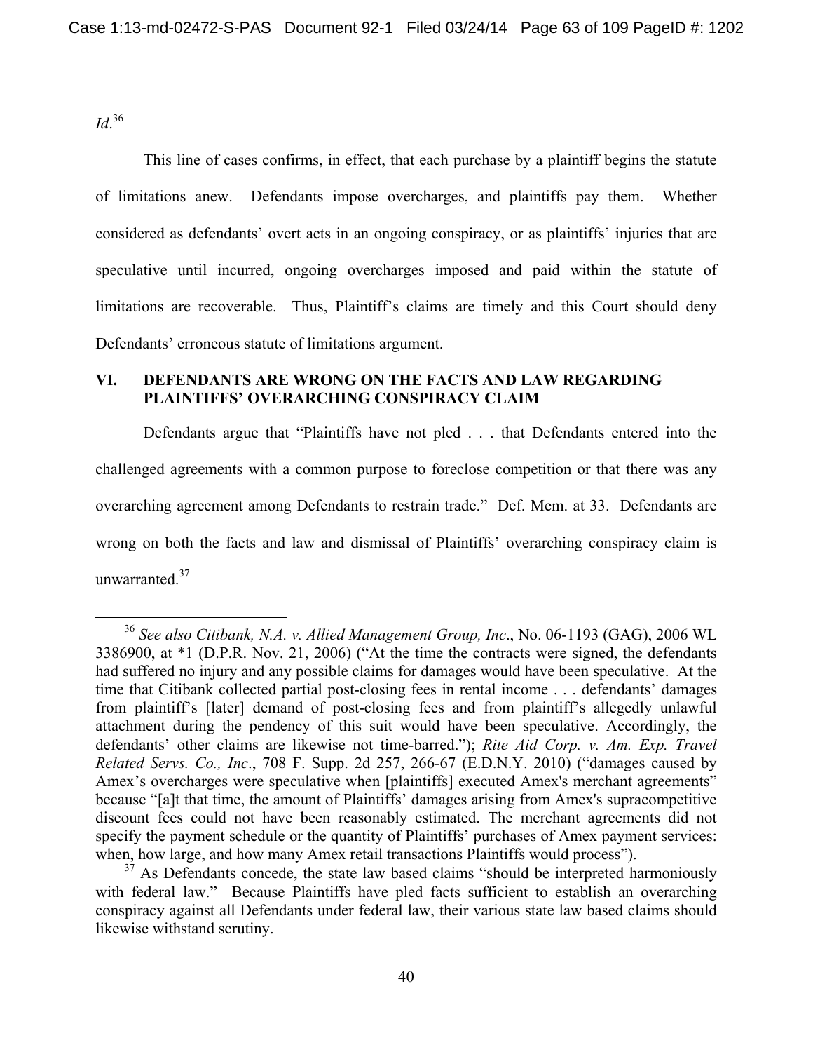*Id*.[36]

This line of cases confirms, in effect, that each purchase by a plaintiff begins the statute of limitations anew. Defendants impose overcharges, and plaintiffs pay them. Whether considered as defendants' overt acts in an ongoing conspiracy, or as plaintiffs' injuries that are speculative until incurred, ongoing overcharges imposed and paid within the statute of limitations are recoverable. Thus, Plaintiff's claims are timely and this Court should deny Defendants' erroneous statute of limitations argument.

## VI. DEFENDANTS ARE WRONG ON THE FACTS AND LAW REGARDING PLAINTIFFS' OVERARCHING CONSPIRACY CLAIM

Defendants argue that "Plaintiffs have not pled . . . that Defendants entered into the challenged agreements with a common purpose to foreclose competition or that there was any overarching agreement among Defendants to restrain trade." Def. Mem. at 33. Defendants are wrong on both the facts and law and dismissal of Plaintiffs' overarching conspiracy claim is unwarranted.[37]

---

[36] *See also Citibank, N.A. v. Allied Management Group, Inc*., No. 06-1193 (GAG), 2006 WL 3386900, at *1 (D.P.R. Nov. 21, 2006) ("At the time the contracts were signed, the defendants had suffered no injury and any possible claims for damages would have been speculative. At the time that Citibank collected partial post-closing fees in rental income . . . defendants' damages from plaintiff's [later] demand of post-closing fees and from plaintiff's allegedly unlawful attachment during the pendency of this suit would have been speculative. Accordingly, the defendants' other claims are likewise not time-barred."); *Rite Aid Corp. v. Am. Exp. Travel Related Servs. Co., Inc*., 708 F. Supp. 2d 257, 266-67 (E.D.N.Y. 2010) ("damages caused by Amex's overcharges were speculative when [plaintiffs] executed Amex's merchant agreements" because "[a]t that time, the amount of Plaintiffs' damages arising from Amex's supracompetitive discount fees could not have been reasonably estimated. The merchant agreements did not specify the payment schedule or the quantity of Plaintiffs' purchases of Amex payment services: when, how large, and how many Amex retail transactions Plaintiffs would process").

[37] As Defendants concede, the state law based claims "should be interpreted harmoniously with federal law." Because Plaintiffs have pled facts sufficient to establish an overarching conspiracy against all Defendants under federal law, their various state law based claims should likewise withstand scrutiny.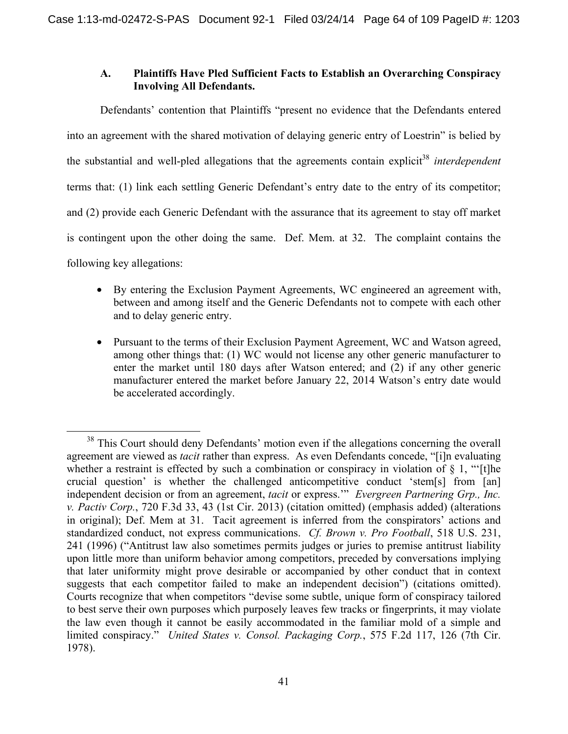### A. Plaintiffs Have Pled Sufficient Facts to Establish an Overarching Conspiracy Involving All Defendants.

Defendants' contention that Plaintiffs "present no evidence that the Defendants entered into an agreement with the shared motivation of delaying generic entry of Loestrin" is belied by the substantial and well-pled allegations that the agreements contain explicit[38] *interdependent* terms that: (1) link each settling Generic Defendant's entry date to the entry of its competitor; and (2) provide each Generic Defendant with the assurance that its agreement to stay off market is contingent upon the other doing the same. Def. Mem. at 32. The complaint contains the following key allegations:

- By entering the Exclusion Payment Agreements, WC engineered an agreement with, between and among itself and the Generic Defendants not to compete with each other and to delay generic entry.
- Pursuant to the terms of their Exclusion Payment Agreement, WC and Watson agreed, among other things that: (1) WC would not license any other generic manufacturer to enter the market until 180 days after Watson entered; and (2) if any other generic manufacturer entered the market before January 22, 2014 Watson's entry date would be accelerated accordingly.

---

[38] This Court should deny Defendants' motion even if the allegations concerning the overall agreement are viewed as *tacit* rather than express. As even Defendants concede, "[i]n evaluating whether a restraint is effected by such a combination or conspiracy in violation of § 1, "'[t]he crucial question' is whether the challenged anticompetitive conduct 'stem[s] from [an] independent decision or from an agreement, *tacit* or express.'" *Evergreen Partnering Grp., Inc. v. Pactiv Corp.*, 720 F.3d 33, 43 (1st Cir. 2013) (citation omitted) (emphasis added) (alterations in original); Def. Mem at 31. Tacit agreement is inferred from the conspirators' actions and standardized conduct, not express communications. *Cf. Brown v. Pro Football*, 518 U.S. 231, 241 (1996) ("Antitrust law also sometimes permits judges or juries to premise antitrust liability upon little more than uniform behavior among competitors, preceded by conversations implying that later uniformity might prove desirable or accompanied by other conduct that in context suggests that each competitor failed to make an independent decision") (citations omitted). Courts recognize that when competitors "devise some subtle, unique form of conspiracy tailored to best serve their own purposes which purposely leaves few tracks or fingerprints, it may violate the law even though it cannot be easily accommodated in the familiar mold of a simple and limited conspiracy." *United States v. Consol. Packaging Corp.*, 575 F.2d 117, 126 (7th Cir. 1978).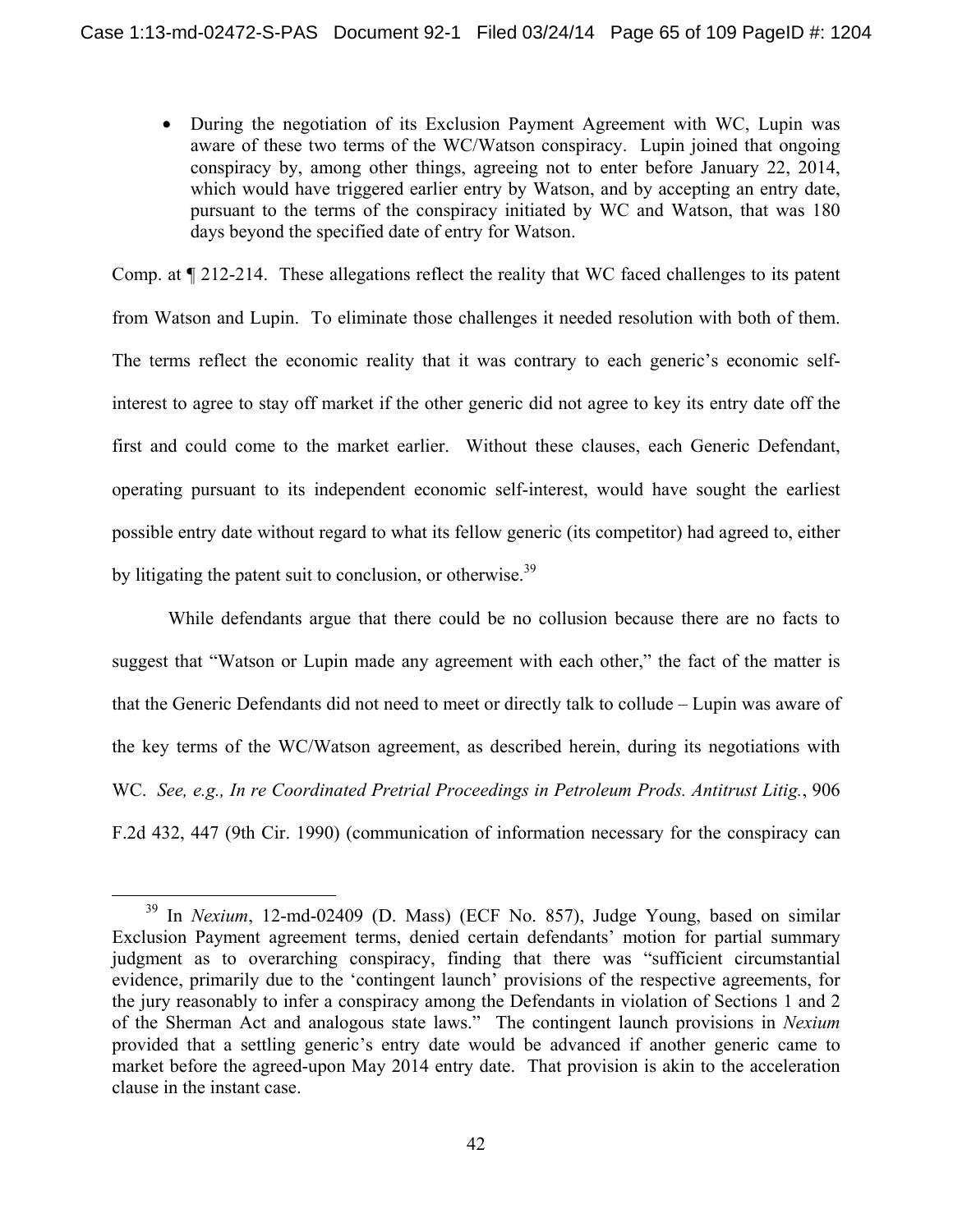- During the negotiation of its Exclusion Payment Agreement with WC, Lupin was aware of these two terms of the WC/Watson conspiracy. Lupin joined that ongoing conspiracy by, among other things, agreeing not to enter before January 22, 2014, which would have triggered earlier entry by Watson, and by accepting an entry date, pursuant to the terms of the conspiracy initiated by WC and Watson, that was 180 days beyond the specified date of entry for Watson.

Comp. at ¶ 212-214. These allegations reflect the reality that WC faced challenges to its patent from Watson and Lupin. To eliminate those challenges it needed resolution with both of them. The terms reflect the economic reality that it was contrary to each generic's economic self-interest to agree to stay off market if the other generic did not agree to key its entry date off the first and could come to the market earlier. Without these clauses, each Generic Defendant, operating pursuant to its independent economic self-interest, would have sought the earliest possible entry date without regard to what its fellow generic (its competitor) had agreed to, either by litigating the patent suit to conclusion, or otherwise.[39]

While defendants argue that there could be no collusion because there are no facts to suggest that "Watson or Lupin made any agreement with each other," the fact of the matter is that the Generic Defendants did not need to meet or directly talk to collude – Lupin was aware of the key terms of the WC/Watson agreement, as described herein, during its negotiations with WC. *See, e.g., In re Coordinated Pretrial Proceedings in Petroleum Prods. Antitrust Litig.*, 906 F.2d 432, 447 (9th Cir. 1990) (communication of information necessary for the conspiracy can

[39] In *Nexium*, 12-md-02409 (D. Mass) (ECF No. 857), Judge Young, based on similar Exclusion Payment agreement terms, denied certain defendants' motion for partial summary judgment as to overarching conspiracy, finding that there was "sufficient circumstantial evidence, primarily due to the 'contingent launch' provisions of the respective agreements, for the jury reasonably to infer a conspiracy among the Defendants in violation of Sections 1 and 2 of the Sherman Act and analogous state laws." The contingent launch provisions in *Nexium* provided that a settling generic's entry date would be advanced if another generic came to market before the agreed-upon May 2014 entry date. That provision is akin to the acceleration clause in the instant case.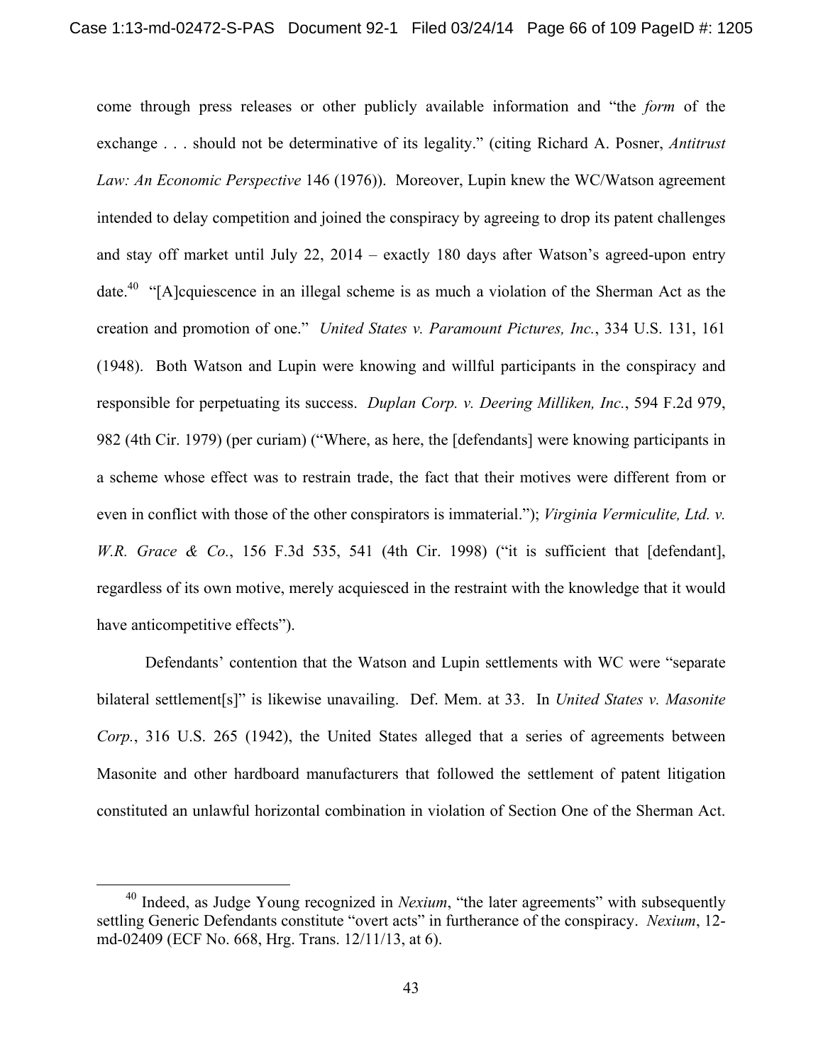come through press releases or other publicly available information and "the *form* of the exchange . . . should not be determinative of its legality." (citing Richard A. Posner, *Antitrust Law: An Economic Perspective* 146 (1976)). Moreover, Lupin knew the WC/Watson agreement intended to delay competition and joined the conspiracy by agreeing to drop its patent challenges and stay off market until July 22, 2014 – exactly 180 days after Watson's agreed-upon entry date.[40] "[A]cquiescence in an illegal scheme is as much a violation of the Sherman Act as the creation and promotion of one." *United States v. Paramount Pictures, Inc.*, 334 U.S. 131, 161 (1948). Both Watson and Lupin were knowing and willful participants in the conspiracy and responsible for perpetuating its success. *Duplan Corp. v. Deering Milliken, Inc.*, 594 F.2d 979, 982 (4th Cir. 1979) (per curiam) ("Where, as here, the [defendants] were knowing participants in a scheme whose effect was to restrain trade, the fact that their motives were different from or even in conflict with those of the other conspirators is immaterial."); *Virginia Vermiculite, Ltd. v. W.R. Grace & Co.*, 156 F.3d 535, 541 (4th Cir. 1998) ("it is sufficient that [defendant], regardless of its own motive, merely acquiesced in the restraint with the knowledge that it would have anticompetitive effects").

Defendants' contention that the Watson and Lupin settlements with WC were "separate bilateral settlement[s]" is likewise unavailing. Def. Mem. at 33. In *United States v. Masonite Corp.*, 316 U.S. 265 (1942), the United States alleged that a series of agreements between Masonite and other hardboard manufacturers that followed the settlement of patent litigation constituted an unlawful horizontal combination in violation of Section One of the Sherman Act.

---

[40] Indeed, as Judge Young recognized in *Nexium*, "the later agreements" with subsequently settling Generic Defendants constitute "overt acts" in furtherance of the conspiracy. *Nexium*, 12-md-02409 (ECF No. 668, Hrg. Trans. 12/11/13, at 6).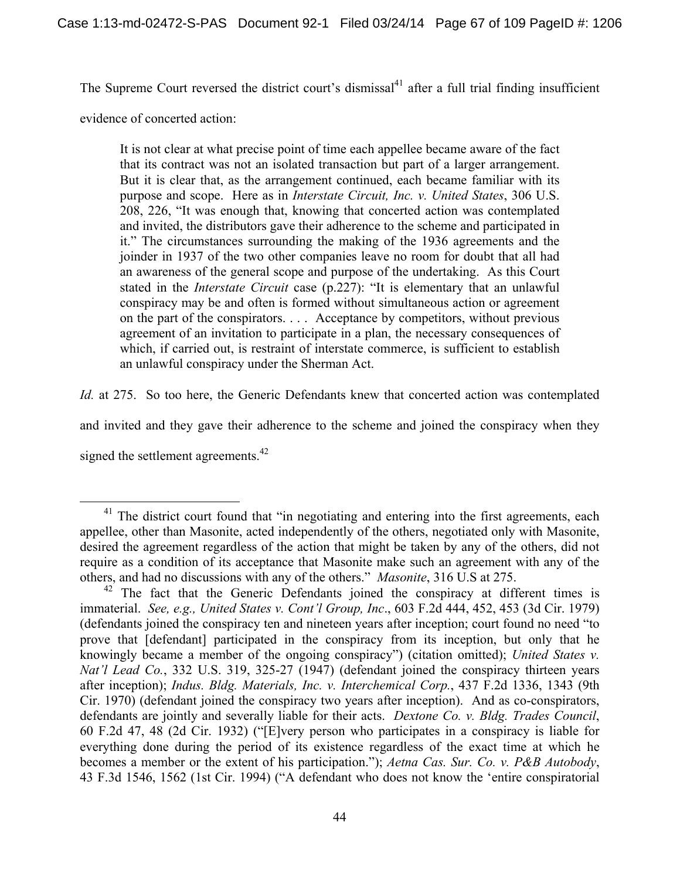The Supreme Court reversed the district court's dismissal[41] after a full trial finding insufficient evidence of concerted action:

> It is not clear at what precise point of time each appellee became aware of the fact that its contract was not an isolated transaction but part of a larger arrangement. But it is clear that, as the arrangement continued, each became familiar with its purpose and scope. Here as in *Interstate Circuit, Inc. v. United States*, 306 U.S. 208, 226, "It was enough that, knowing that concerted action was contemplated and invited, the distributors gave their adherence to the scheme and participated in it." The circumstances surrounding the making of the 1936 agreements and the joinder in 1937 of the two other companies leave no room for doubt that all had an awareness of the general scope and purpose of the undertaking. As this Court stated in the *Interstate Circuit* case (p.227): "It is elementary that an unlawful conspiracy may be and often is formed without simultaneous action or agreement on the part of the conspirators. . . . Acceptance by competitors, without previous agreement of an invitation to participate in a plan, the necessary consequences of which, if carried out, is restraint of interstate commerce, is sufficient to establish an unlawful conspiracy under the Sherman Act.

*Id.* at 275. So too here, the Generic Defendants knew that concerted action was contemplated and invited and they gave their adherence to the scheme and joined the conspiracy when they signed the settlement agreements.[42]

---

[41] The district court found that "in negotiating and entering into the first agreements, each appellee, other than Masonite, acted independently of the others, negotiated only with Masonite, desired the agreement regardless of the action that might be taken by any of the others, did not require as a condition of its acceptance that Masonite make such an agreement with any of the others, and had no discussions with any of the others." *Masonite*, 316 U.S at 275.

[42] The fact that the Generic Defendants joined the conspiracy at different times is immaterial. *See, e.g., United States v. Cont'l Group, Inc*., 603 F.2d 444, 452, 453 (3d Cir. 1979) (defendants joined the conspiracy ten and nineteen years after inception; court found no need "to prove that [defendant] participated in the conspiracy from its inception, but only that he knowingly became a member of the ongoing conspiracy") (citation omitted); *United States v. Nat'l Lead Co.*, 332 U.S. 319, 325-27 (1947) (defendant joined the conspiracy thirteen years after inception); *Indus. Bldg. Materials, Inc. v. Interchemical Corp.*, 437 F.2d 1336, 1343 (9th Cir. 1970) (defendant joined the conspiracy two years after inception). And as co-conspirators, defendants are jointly and severally liable for their acts. *Dextone Co. v. Bldg. Trades Council*, 60 F.2d 47, 48 (2d Cir. 1932) ("[E]very person who participates in a conspiracy is liable for everything done during the period of its existence regardless of the exact time at which he becomes a member or the extent of his participation."); *Aetna Cas. Sur. Co. v. P&B Autobody*, 43 F.3d 1546, 1562 (1st Cir. 1994) ("A defendant who does not know the 'entire conspiratorial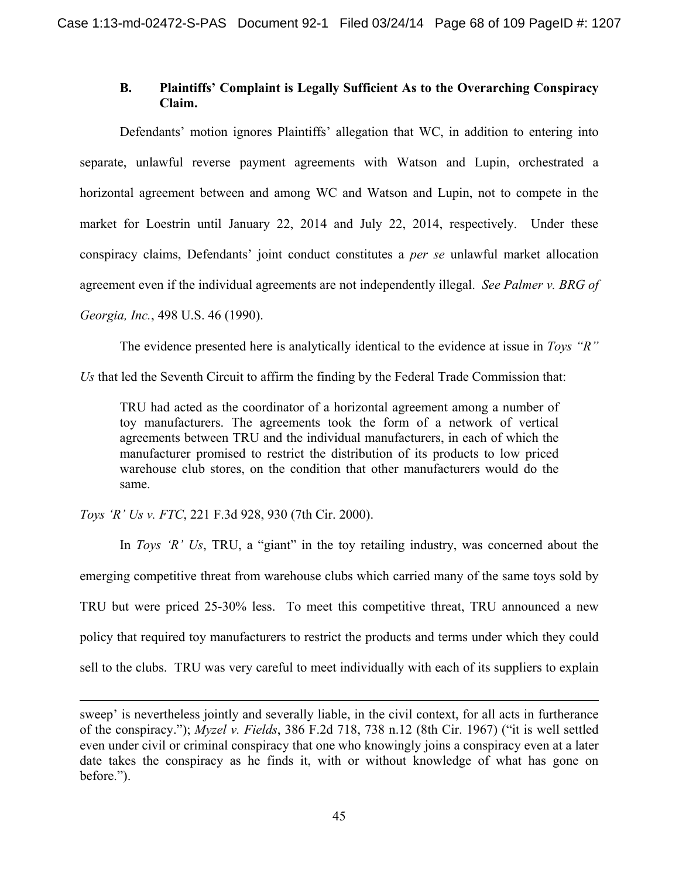### B. Plaintiffs' Complaint is Legally Sufficient As to the Overarching Conspiracy Claim.

Defendants' motion ignores Plaintiffs' allegation that WC, in addition to entering into separate, unlawful reverse payment agreements with Watson and Lupin, orchestrated a horizontal agreement between and among WC and Watson and Lupin, not to compete in the market for Loestrin until January 22, 2014 and July 22, 2014, respectively. Under these conspiracy claims, Defendants' joint conduct constitutes a *per se* unlawful market allocation agreement even if the individual agreements are not independently illegal. *See Palmer v. BRG of Georgia, Inc.*, 498 U.S. 46 (1990).

The evidence presented here is analytically identical to the evidence at issue in *Toys "R" Us* that led the Seventh Circuit to affirm the finding by the Federal Trade Commission that:

> TRU had acted as the coordinator of a horizontal agreement among a number of toy manufacturers. The agreements took the form of a network of vertical agreements between TRU and the individual manufacturers, in each of which the manufacturer promised to restrict the distribution of its products to low priced warehouse club stores, on the condition that other manufacturers would do the same.

*Toys 'R' Us v. FTC*, 221 F.3d 928, 930 (7th Cir. 2000).

In *Toys 'R' Us*, TRU, a "giant" in the toy retailing industry, was concerned about the emerging competitive threat from warehouse clubs which carried many of the same toys sold by TRU but were priced 25-30% less. To meet this competitive threat, TRU announced a new policy that required toy manufacturers to restrict the products and terms under which they could sell to the clubs. TRU was very careful to meet individually with each of its suppliers to explain

---

sweep' is nevertheless jointly and severally liable, in the civil context, for all acts in furtherance of the conspiracy."); *Myzel v. Fields*, 386 F.2d 718, 738 n.12 (8th Cir. 1967) ("it is well settled even under civil or criminal conspiracy that one who knowingly joins a conspiracy even at a later date takes the conspiracy as he finds it, with or without knowledge of what has gone on before.").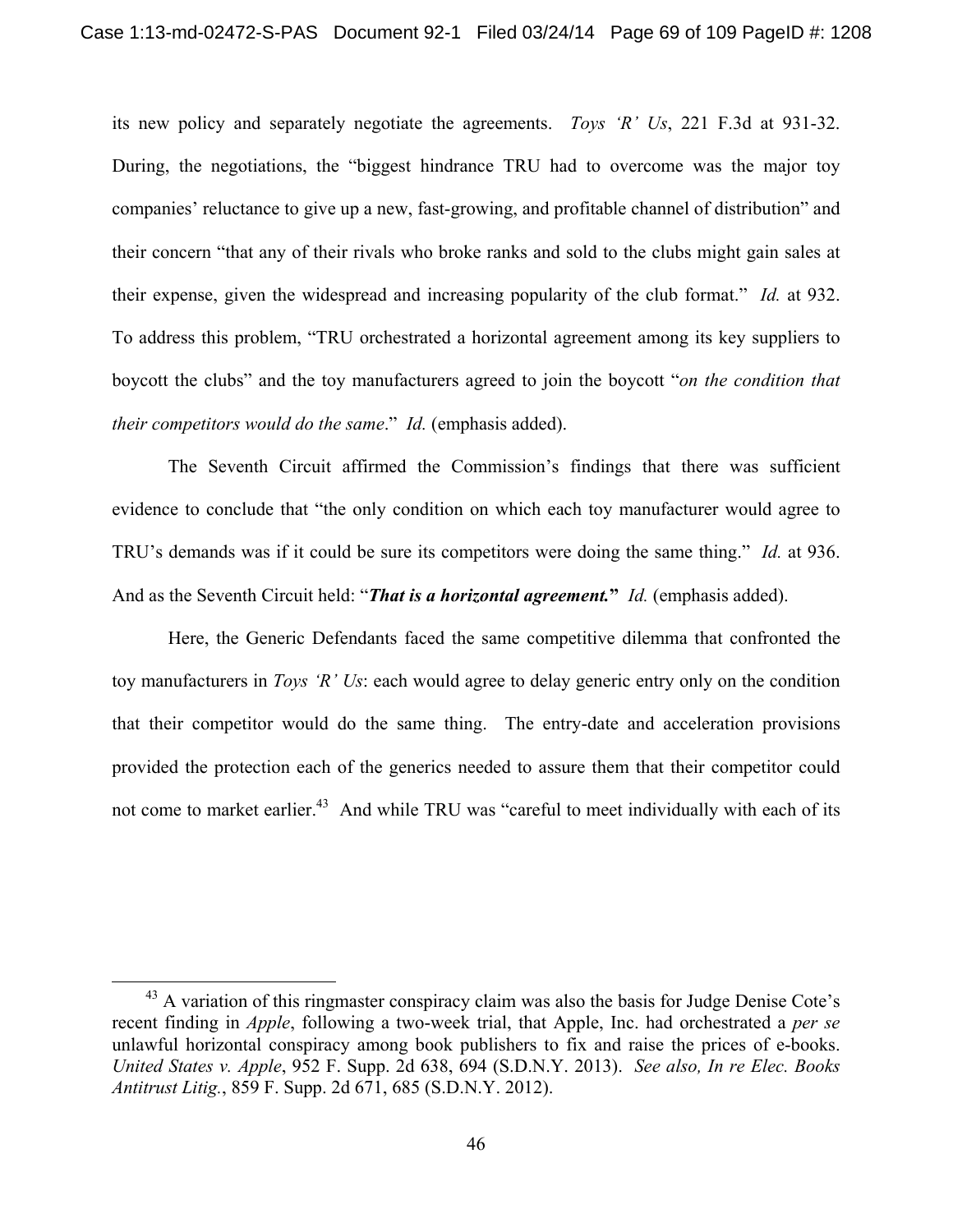its new policy and separately negotiate the agreements. *Toys 'R' Us*, 221 F.3d at 931-32. During, the negotiations, the "biggest hindrance TRU had to overcome was the major toy companies' reluctance to give up a new, fast-growing, and profitable channel of distribution" and their concern "that any of their rivals who broke ranks and sold to the clubs might gain sales at their expense, given the widespread and increasing popularity of the club format." *Id.* at 932. To address this problem, "TRU orchestrated a horizontal agreement among its key suppliers to boycott the clubs" and the toy manufacturers agreed to join the boycott "*on the condition that their competitors would do the same*." *Id.* (emphasis added).

The Seventh Circuit affirmed the Commission's findings that there was sufficient evidence to conclude that "the only condition on which each toy manufacturer would agree to TRU's demands was if it could be sure its competitors were doing the same thing." *Id.* at 936. And as the Seventh Circuit held: "***That is a horizontal agreement.***" *Id.* (emphasis added).

Here, the Generic Defendants faced the same competitive dilemma that confronted the toy manufacturers in *Toys 'R' Us*: each would agree to delay generic entry only on the condition that their competitor would do the same thing. The entry-date and acceleration provisions provided the protection each of the generics needed to assure them that their competitor could not come to market earlier.[43] And while TRU was "careful to meet individually with each of its

[43] A variation of this ringmaster conspiracy claim was also the basis for Judge Denise Cote's recent finding in *Apple*, following a two-week trial, that Apple, Inc. had orchestrated a *per se* unlawful horizontal conspiracy among book publishers to fix and raise the prices of e-books. *United States v. Apple*, 952 F. Supp. 2d 638, 694 (S.D.N.Y. 2013). *See also, In re Elec. Books Antitrust Litig.*, 859 F. Supp. 2d 671, 685 (S.D.N.Y. 2012).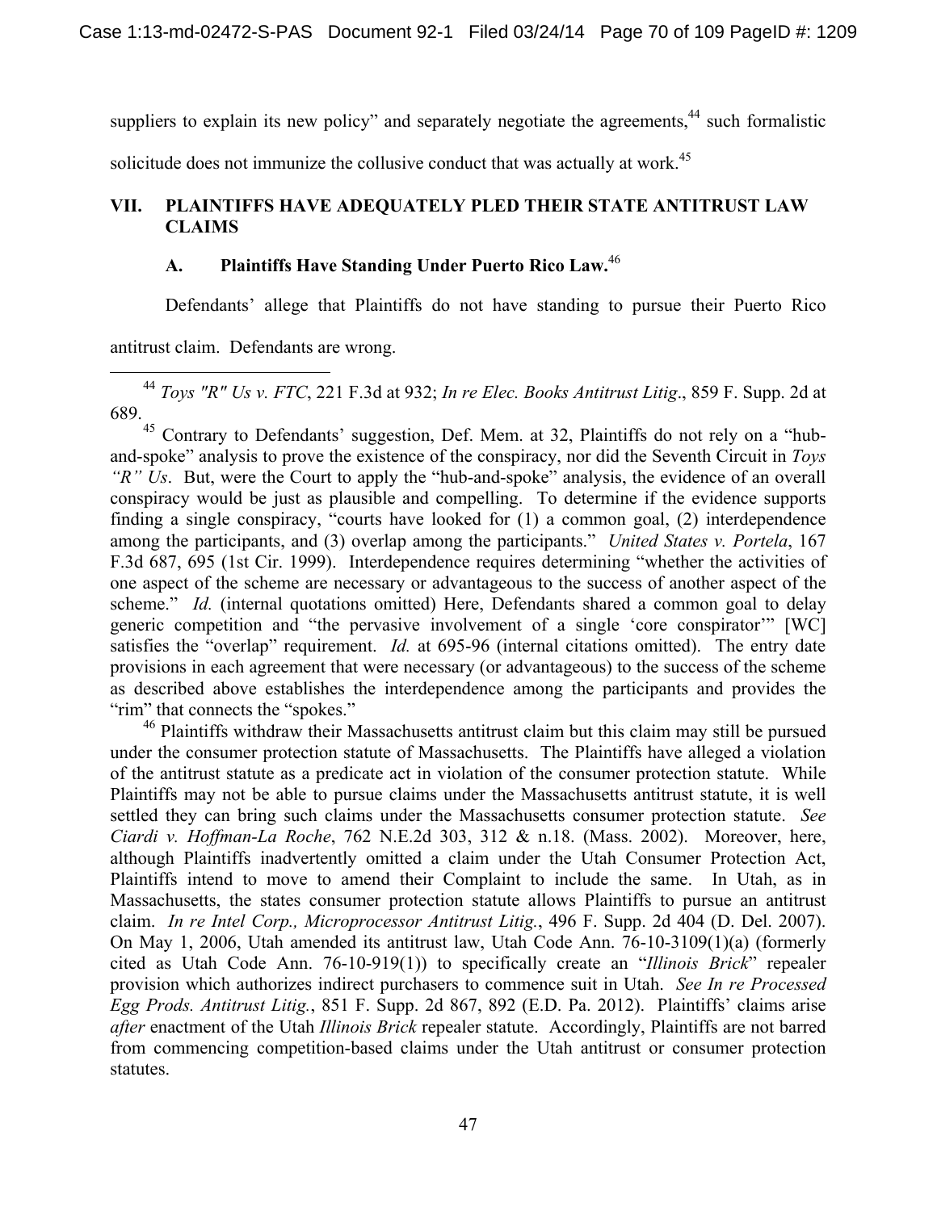suppliers to explain its new policy" and separately negotiate the agreements,[44] such formalistic solicitude does not immunize the collusive conduct that was actually at work.[45]

## VII. PLAINTIFFS HAVE ADEQUATELY PLED THEIR STATE ANTITRUST LAW CLAIMS

### A. Plaintiffs Have Standing Under Puerto Rico Law.[46]

Defendants' allege that Plaintiffs do not have standing to pursue their Puerto Rico antitrust claim. Defendants are wrong.

---

[44] *Toys "R" Us v. FTC*, 221 F.3d at 932; *In re Elec. Books Antitrust Litig*., 859 F. Supp. 2d at 689.

[45] Contrary to Defendants' suggestion, Def. Mem. at 32, Plaintiffs do not rely on a "hub-and-spoke" analysis to prove the existence of the conspiracy, nor did the Seventh Circuit in *Toys "R" Us*. But, were the Court to apply the "hub-and-spoke" analysis, the evidence of an overall conspiracy would be just as plausible and compelling. To determine if the evidence supports finding a single conspiracy, "courts have looked for (1) a common goal, (2) interdependence among the participants, and (3) overlap among the participants." *United States v. Portela*, 167 F.3d 687, 695 (1st Cir. 1999). Interdependence requires determining "whether the activities of one aspect of the scheme are necessary or advantageous to the success of another aspect of the scheme." *Id.* (internal quotations omitted) Here, Defendants shared a common goal to delay generic competition and "the pervasive involvement of a single 'core conspirator'" [WC] satisfies the "overlap" requirement. *Id.* at 695-96 (internal citations omitted). The entry date provisions in each agreement that were necessary (or advantageous) to the success of the scheme as described above establishes the interdependence among the participants and provides the "rim" that connects the "spokes."

[46] Plaintiffs withdraw their Massachusetts antitrust claim but this claim may still be pursued under the consumer protection statute of Massachusetts. The Plaintiffs have alleged a violation of the antitrust statute as a predicate act in violation of the consumer protection statute. While Plaintiffs may not be able to pursue claims under the Massachusetts antitrust statute, it is well settled they can bring such claims under the Massachusetts consumer protection statute. *See Ciardi v. Hoffman-La Roche*, 762 N.E.2d 303, 312 & n.18. (Mass. 2002). Moreover, here, although Plaintiffs inadvertently omitted a claim under the Utah Consumer Protection Act, Plaintiffs intend to move to amend their Complaint to include the same. In Utah, as in Massachusetts, the states consumer protection statute allows Plaintiffs to pursue an antitrust claim. *In re Intel Corp., Microprocessor Antitrust Litig.*, 496 F. Supp. 2d 404 (D. Del. 2007). On May 1, 2006, Utah amended its antitrust law, Utah Code Ann. 76-10-3109(1)(a) (formerly cited as Utah Code Ann. 76-10-919(1)) to specifically create an "*Illinois Brick*" repealer provision which authorizes indirect purchasers to commence suit in Utah. *See In re Processed Egg Prods. Antitrust Litig.*, 851 F. Supp. 2d 867, 892 (E.D. Pa. 2012). Plaintiffs' claims arise *after* enactment of the Utah *Illinois Brick* repealer statute. Accordingly, Plaintiffs are not barred from commencing competition-based claims under the Utah antitrust or consumer protection statutes.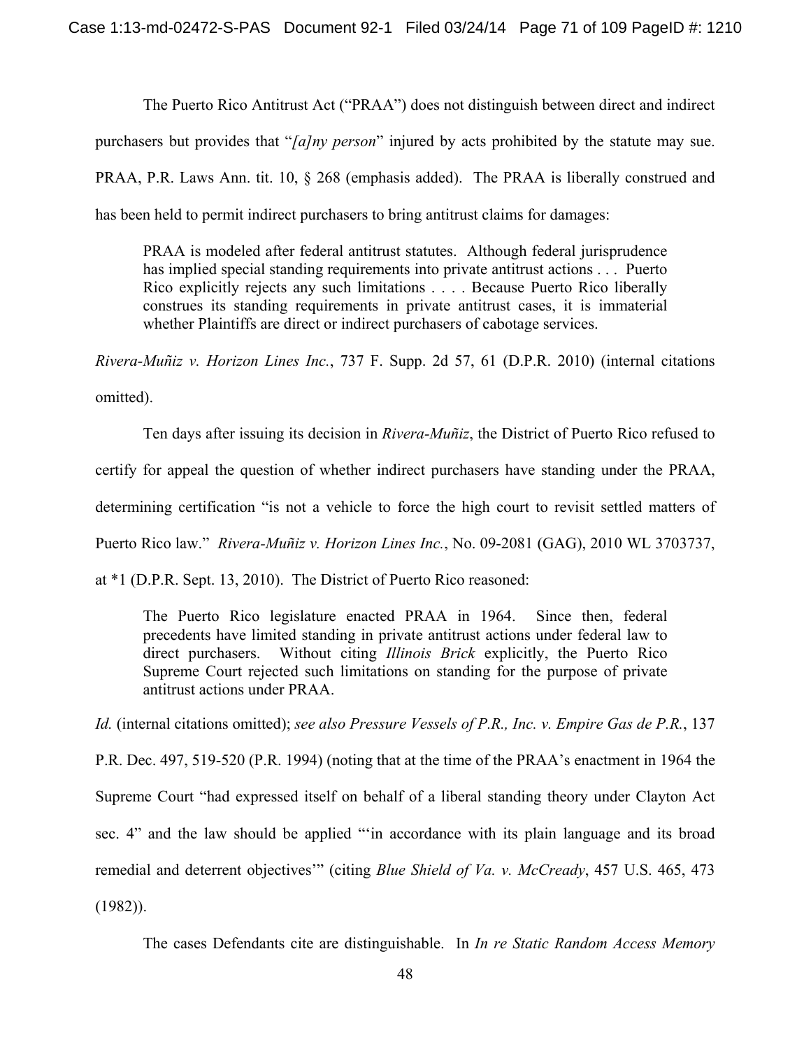The Puerto Rico Antitrust Act ("PRAA") does not distinguish between direct and indirect purchasers but provides that "*[a]ny person*" injured by acts prohibited by the statute may sue. PRAA, P.R. Laws Ann. tit. 10, § 268 (emphasis added). The PRAA is liberally construed and has been held to permit indirect purchasers to bring antitrust claims for damages:

> PRAA is modeled after federal antitrust statutes. Although federal jurisprudence has implied special standing requirements into private antitrust actions . . . Puerto Rico explicitly rejects any such limitations . . . . Because Puerto Rico liberally construes its standing requirements in private antitrust cases, it is immaterial whether Plaintiffs are direct or indirect purchasers of cabotage services.

*Rivera-Muñiz v. Horizon Lines Inc.*, 737 F. Supp. 2d 57, 61 (D.P.R. 2010) (internal citations omitted).

Ten days after issuing its decision in *Rivera-Muñiz*, the District of Puerto Rico refused to certify for appeal the question of whether indirect purchasers have standing under the PRAA, determining certification "is not a vehicle to force the high court to revisit settled matters of Puerto Rico law." *Rivera-Muñiz v. Horizon Lines Inc.*, No. 09-2081 (GAG), 2010 WL 3703737, at *1 (D.P.R. Sept. 13, 2010). The District of Puerto Rico reasoned:

> The Puerto Rico legislature enacted PRAA in 1964. Since then, federal precedents have limited standing in private antitrust actions under federal law to direct purchasers. Without citing *Illinois Brick* explicitly, the Puerto Rico Supreme Court rejected such limitations on standing for the purpose of private antitrust actions under PRAA.

*Id.* (internal citations omitted); *see also Pressure Vessels of P.R., Inc. v. Empire Gas de P.R.*, 137 P.R. Dec. 497, 519-520 (P.R. 1994) (noting that at the time of the PRAA's enactment in 1964 the Supreme Court "had expressed itself on behalf of a liberal standing theory under Clayton Act sec. 4" and the law should be applied "'in accordance with its plain language and its broad remedial and deterrent objectives'" (citing *Blue Shield of Va. v. McCready*, 457 U.S. 465, 473 (1982)).

The cases Defendants cite are distinguishable. In *In re Static Random Access Memory*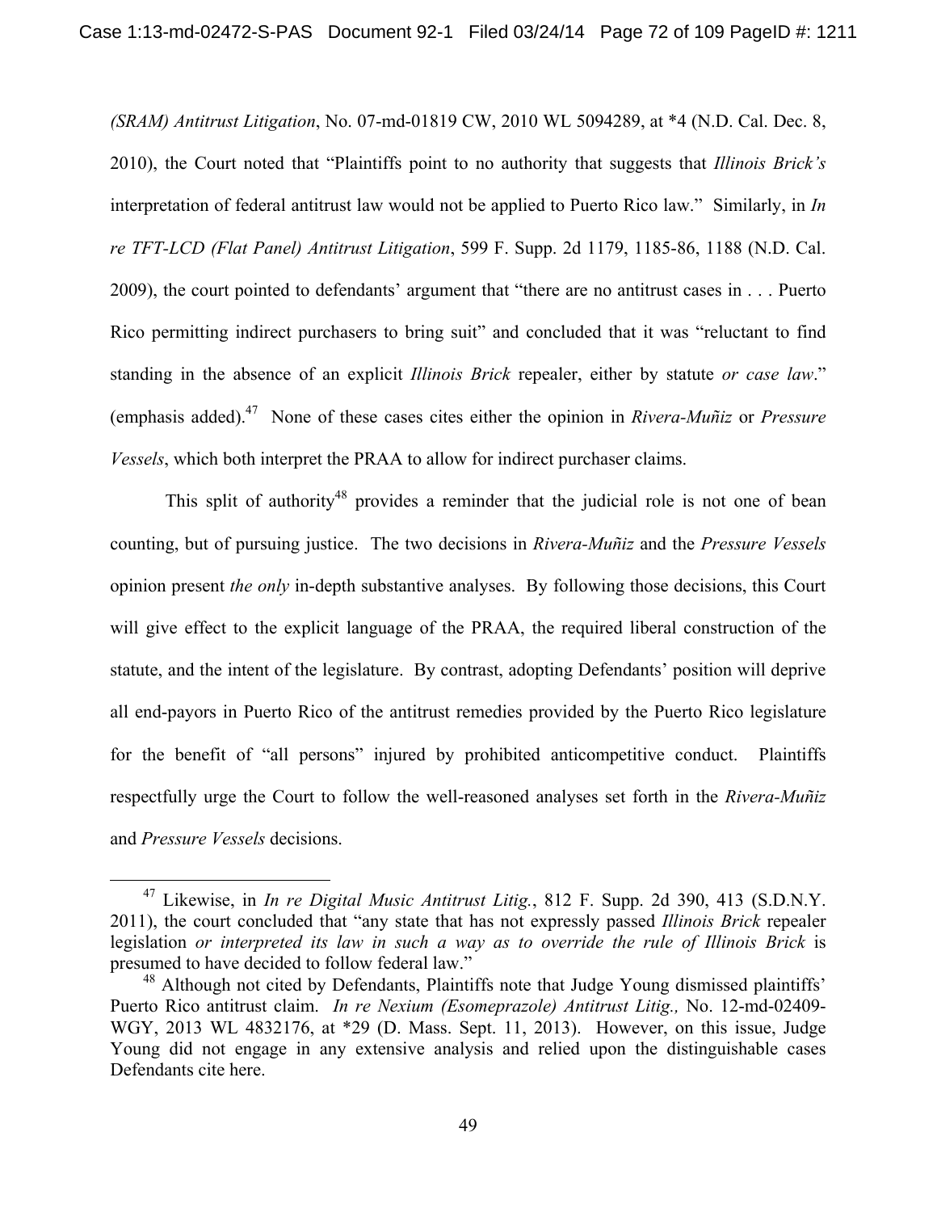*(SRAM) Antitrust Litigation*, No. 07-md-01819 CW, 2010 WL 5094289, at *4 (N.D. Cal. Dec. 8, 2010), the Court noted that "Plaintiffs point to no authority that suggests that *Illinois Brick's* interpretation of federal antitrust law would not be applied to Puerto Rico law." Similarly, in *In re TFT-LCD (Flat Panel) Antitrust Litigation*, 599 F. Supp. 2d 1179, 1185-86, 1188 (N.D. Cal. 2009), the court pointed to defendants' argument that "there are no antitrust cases in . . . Puerto Rico permitting indirect purchasers to bring suit" and concluded that it was "reluctant to find standing in the absence of an explicit *Illinois Brick* repealer, either by statute *or case law*." (emphasis added).[47] None of these cases cites either the opinion in *Rivera-Muñiz* or *Pressure Vessels*, which both interpret the PRAA to allow for indirect purchaser claims.

This split of authority[48] provides a reminder that the judicial role is not one of bean counting, but of pursuing justice. The two decisions in *Rivera-Muñiz* and the *Pressure Vessels* opinion present *the only* in-depth substantive analyses. By following those decisions, this Court will give effect to the explicit language of the PRAA, the required liberal construction of the statute, and the intent of the legislature. By contrast, adopting Defendants' position will deprive all end-payors in Puerto Rico of the antitrust remedies provided by the Puerto Rico legislature for the benefit of "all persons" injured by prohibited anticompetitive conduct. Plaintiffs respectfully urge the Court to follow the well-reasoned analyses set forth in the *Rivera-Muñiz* and *Pressure Vessels* decisions.

---

[47] Likewise, in *In re Digital Music Antitrust Litig.*, 812 F. Supp. 2d 390, 413 (S.D.N.Y. 2011), the court concluded that "any state that has not expressly passed *Illinois Brick* repealer legislation *or interpreted its law in such a way as to override the rule of Illinois Brick* is presumed to have decided to follow federal law."

[48] Although not cited by Defendants, Plaintiffs note that Judge Young dismissed plaintiffs' Puerto Rico antitrust claim. *In re Nexium (Esomeprazole) Antitrust Litig.,* No. 12-md-02409-WGY, 2013 WL 4832176, at *29 (D. Mass. Sept. 11, 2013). However, on this issue, Judge Young did not engage in any extensive analysis and relied upon the distinguishable cases Defendants cite here.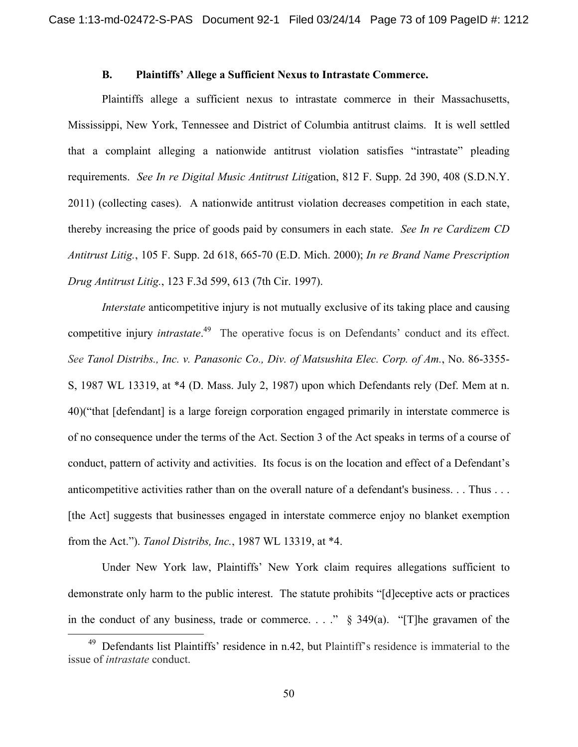### B. Plaintiffs' Allege a Sufficient Nexus to Intrastate Commerce.

Plaintiffs allege a sufficient nexus to intrastate commerce in their Massachusetts, Mississippi, New York, Tennessee and District of Columbia antitrust claims. It is well settled that a complaint alleging a nationwide antitrust violation satisfies "intrastate" pleading requirements. *See In re Digital Music Antitrust Litig*ation, 812 F. Supp. 2d 390, 408 (S.D.N.Y. 2011) (collecting cases). A nationwide antitrust violation decreases competition in each state, thereby increasing the price of goods paid by consumers in each state. *See In re Cardizem CD Antitrust Litig.*, 105 F. Supp. 2d 618, 665-70 (E.D. Mich. 2000); *In re Brand Name Prescription Drug Antitrust Litig.*, 123 F.3d 599, 613 (7th Cir. 1997).

*Interstate* anticompetitive injury is not mutually exclusive of its taking place and causing competitive injury *intrastate*.[49] The operative focus is on Defendants' conduct and its effect. *See Tanol Distribs., Inc. v. Panasonic Co., Div. of Matsushita Elec. Corp. of Am.*, No. 86-3355-S, 1987 WL 13319, at *4 (D. Mass. July 2, 1987) upon which Defendants rely (Def. Mem at n. 40)("that [defendant] is a large foreign corporation engaged primarily in interstate commerce is of no consequence under the terms of the Act. Section 3 of the Act speaks in terms of a course of conduct, pattern of activity and activities. Its focus is on the location and effect of a Defendant's anticompetitive activities rather than on the overall nature of a defendant's business. . . Thus . . . [the Act] suggests that businesses engaged in interstate commerce enjoy no blanket exemption from the Act."). *Tanol Distribs, Inc.*, 1987 WL 13319, at *4.

Under New York law, Plaintiffs' New York claim requires allegations sufficient to demonstrate only harm to the public interest. The statute prohibits "[d]eceptive acts or practices in the conduct of any business, trade or commerce. . . ." § 349(a). "[T]he gravamen of the

---

[49] Defendants list Plaintiffs' residence in n.42, but Plaintiff's residence is immaterial to the issue of *intrastate* conduct.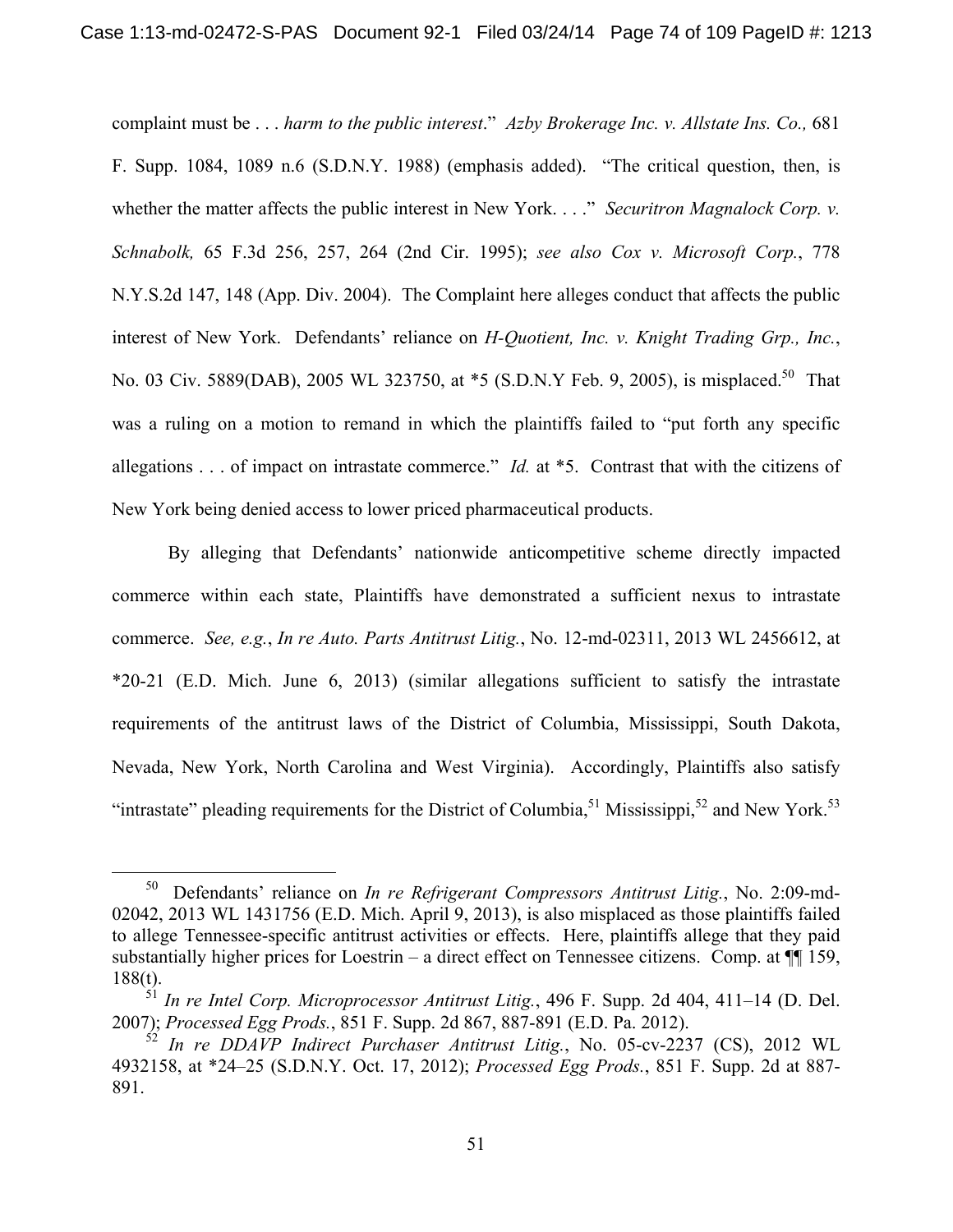complaint must be . . . *harm to the public interest*." *Azby Brokerage Inc. v. Allstate Ins. Co.,* 681 F. Supp. 1084, 1089 n.6 (S.D.N.Y. 1988) (emphasis added). "The critical question, then, is whether the matter affects the public interest in New York. . . ." *Securitron Magnalock Corp. v. Schnabolk,* 65 F.3d 256, 257, 264 (2nd Cir. 1995); *see also Cox v. Microsoft Corp.*, 778 N.Y.S.2d 147, 148 (App. Div. 2004). The Complaint here alleges conduct that affects the public interest of New York. Defendants' reliance on *H-Quotient, Inc. v. Knight Trading Grp., Inc.*, No. 03 Civ. 5889(DAB), 2005 WL 323750, at *5 (S.D.N.Y Feb. 9, 2005), is misplaced.[50] That was a ruling on a motion to remand in which the plaintiffs failed to "put forth any specific allegations . . . of impact on intrastate commerce." *Id.* at *5. Contrast that with the citizens of New York being denied access to lower priced pharmaceutical products.

By alleging that Defendants' nationwide anticompetitive scheme directly impacted commerce within each state, Plaintiffs have demonstrated a sufficient nexus to intrastate commerce. *See, e.g.*, *In re Auto. Parts Antitrust Litig.*, No. 12-md-02311, 2013 WL 2456612, at *20-21 (E.D. Mich. June 6, 2013) (similar allegations sufficient to satisfy the intrastate requirements of the antitrust laws of the District of Columbia, Mississippi, South Dakota, Nevada, New York, North Carolina and West Virginia). Accordingly, Plaintiffs also satisfy "intrastate" pleading requirements for the District of Columbia,[51] Mississippi,[52] and New York.[53]

---

[50] Defendants' reliance on *In re Refrigerant Compressors Antitrust Litig.*, No. 2:09-md-02042, 2013 WL 1431756 (E.D. Mich. April 9, 2013), is also misplaced as those plaintiffs failed to allege Tennessee-specific antitrust activities or effects. Here, plaintiffs allege that they paid substantially higher prices for Loestrin – a direct effect on Tennessee citizens. Comp. at ¶¶ 159, 188(t).

[51] *In re Intel Corp. Microprocessor Antitrust Litig.*, 496 F. Supp. 2d 404, 411–14 (D. Del. 2007); *Processed Egg Prods.*, 851 F. Supp. 2d 867, 887-891 (E.D. Pa. 2012).

[52] *In re DDAVP Indirect Purchaser Antitrust Litig.*, No. 05-cv-2237 (CS), 2012 WL 4932158, at *24–25 (S.D.N.Y. Oct. 17, 2012); *Processed Egg Prods.*, 851 F. Supp. 2d at 887-891.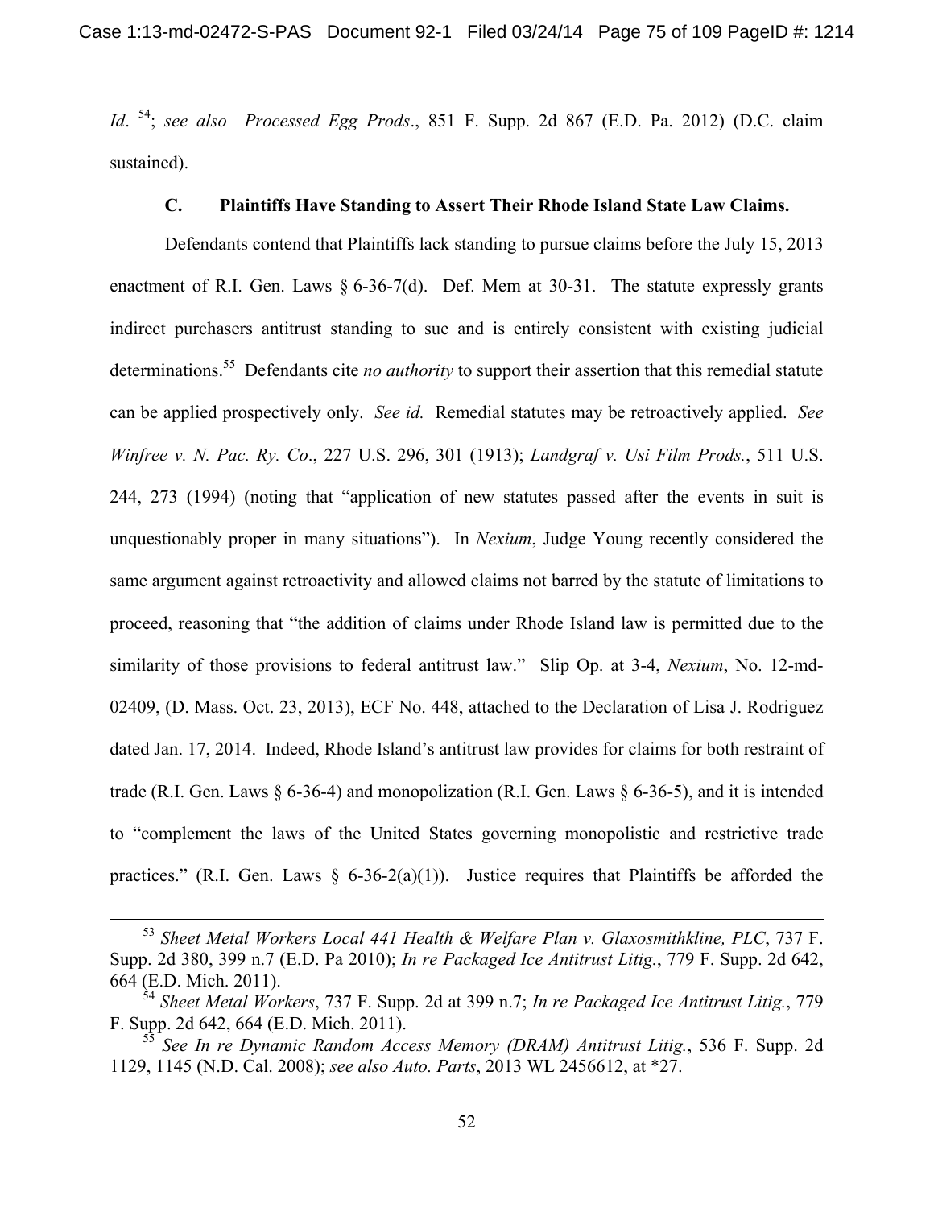*Id*. [54]; *see also Processed Egg Prods*., 851 F. Supp. 2d 867 (E.D. Pa. 2012) (D.C. claim sustained).

### C. Plaintiffs Have Standing to Assert Their Rhode Island State Law Claims.

Defendants contend that Plaintiffs lack standing to pursue claims before the July 15, 2013 enactment of R.I. Gen. Laws § 6-36-7(d). Def. Mem at 30-31. The statute expressly grants indirect purchasers antitrust standing to sue and is entirely consistent with existing judicial determinations.[55] Defendants cite *no authority* to support their assertion that this remedial statute can be applied prospectively only. *See id.* Remedial statutes may be retroactively applied. *See Winfree v. N. Pac. Ry. Co*., 227 U.S. 296, 301 (1913); *Landgraf v. Usi Film Prods.*, 511 U.S. 244, 273 (1994) (noting that "application of new statutes passed after the events in suit is unquestionably proper in many situations"). In *Nexium*, Judge Young recently considered the same argument against retroactivity and allowed claims not barred by the statute of limitations to proceed, reasoning that "the addition of claims under Rhode Island law is permitted due to the similarity of those provisions to federal antitrust law." Slip Op. at 3-4, *Nexium*, No. 12-md-02409, (D. Mass. Oct. 23, 2013), ECF No. 448, attached to the Declaration of Lisa J. Rodriguez dated Jan. 17, 2014. Indeed, Rhode Island's antitrust law provides for claims for both restraint of trade (R.I. Gen. Laws § 6-36-4) and monopolization (R.I. Gen. Laws § 6-36-5), and it is intended to "complement the laws of the United States governing monopolistic and restrictive trade practices." (R.I. Gen. Laws § 6-36-2(a)(1)). Justice requires that Plaintiffs be afforded the

---

[53] *Sheet Metal Workers Local 441 Health & Welfare Plan v. Glaxosmithkline, PLC*, 737 F. Supp. 2d 380, 399 n.7 (E.D. Pa 2010); *In re Packaged Ice Antitrust Litig.*, 779 F. Supp. 2d 642, 664 (E.D. Mich. 2011).

[54] *Sheet Metal Workers*, 737 F. Supp. 2d at 399 n.7; *In re Packaged Ice Antitrust Litig.*, 779 F. Supp. 2d 642, 664 (E.D. Mich. 2011).

[55] *See In re Dynamic Random Access Memory (DRAM) Antitrust Litig.*, 536 F. Supp. 2d 1129, 1145 (N.D. Cal. 2008); *see also Auto. Parts*, 2013 WL 2456612, at *27.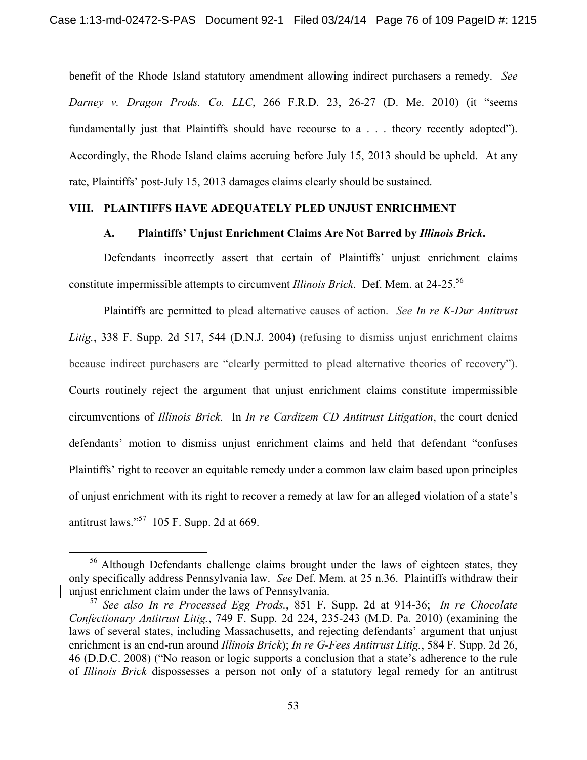benefit of the Rhode Island statutory amendment allowing indirect purchasers a remedy. *See Darney v. Dragon Prods. Co. LLC*, 266 F.R.D. 23, 26-27 (D. Me. 2010) (it "seems fundamentally just that Plaintiffs should have recourse to a . . . theory recently adopted"). Accordingly, the Rhode Island claims accruing before July 15, 2013 should be upheld. At any rate, Plaintiffs' post-July 15, 2013 damages claims clearly should be sustained.

## VIII. PLAINTIFFS HAVE ADEQUATELY PLED UNJUST ENRICHMENT

### A. Plaintiffs' Unjust Enrichment Claims Are Not Barred by *Illinois Brick*.

Defendants incorrectly assert that certain of Plaintiffs' unjust enrichment claims constitute impermissible attempts to circumvent *Illinois Brick*. Def. Mem. at 24-25.[56]

Plaintiffs are permitted to plead alternative causes of action. *See In re K-Dur Antitrust Litig.*, 338 F. Supp. 2d 517, 544 (D.N.J. 2004) (refusing to dismiss unjust enrichment claims because indirect purchasers are "clearly permitted to plead alternative theories of recovery"). Courts routinely reject the argument that unjust enrichment claims constitute impermissible circumventions of *Illinois Brick*. In *In re Cardizem CD Antitrust Litigation*, the court denied defendants' motion to dismiss unjust enrichment claims and held that defendant "confuses Plaintiffs' right to recover an equitable remedy under a common law claim based upon principles of unjust enrichment with its right to recover a remedy at law for an alleged violation of a state's antitrust laws."[57] 105 F. Supp. 2d at 669.

---

[56] Although Defendants challenge claims brought under the laws of eighteen states, they only specifically address Pennsylvania law. *See* Def. Mem. at 25 n.36. Plaintiffs withdraw their unjust enrichment claim under the laws of Pennsylvania.

[57] *See also In re Processed Egg Prods.*, 851 F. Supp. 2d at 914-36; *In re Chocolate Confectionary Antitrust Litig.*, 749 F. Supp. 2d 224, 235-243 (M.D. Pa. 2010) (examining the laws of several states, including Massachusetts, and rejecting defendants' argument that unjust enrichment is an end-run around *Illinois Brick*); *In re G-Fees Antitrust Litig.*, 584 F. Supp. 2d 26, 46 (D.D.C. 2008) ("No reason or logic supports a conclusion that a state's adherence to the rule of *Illinois Brick* dispossesses a person not only of a statutory legal remedy for an antitrust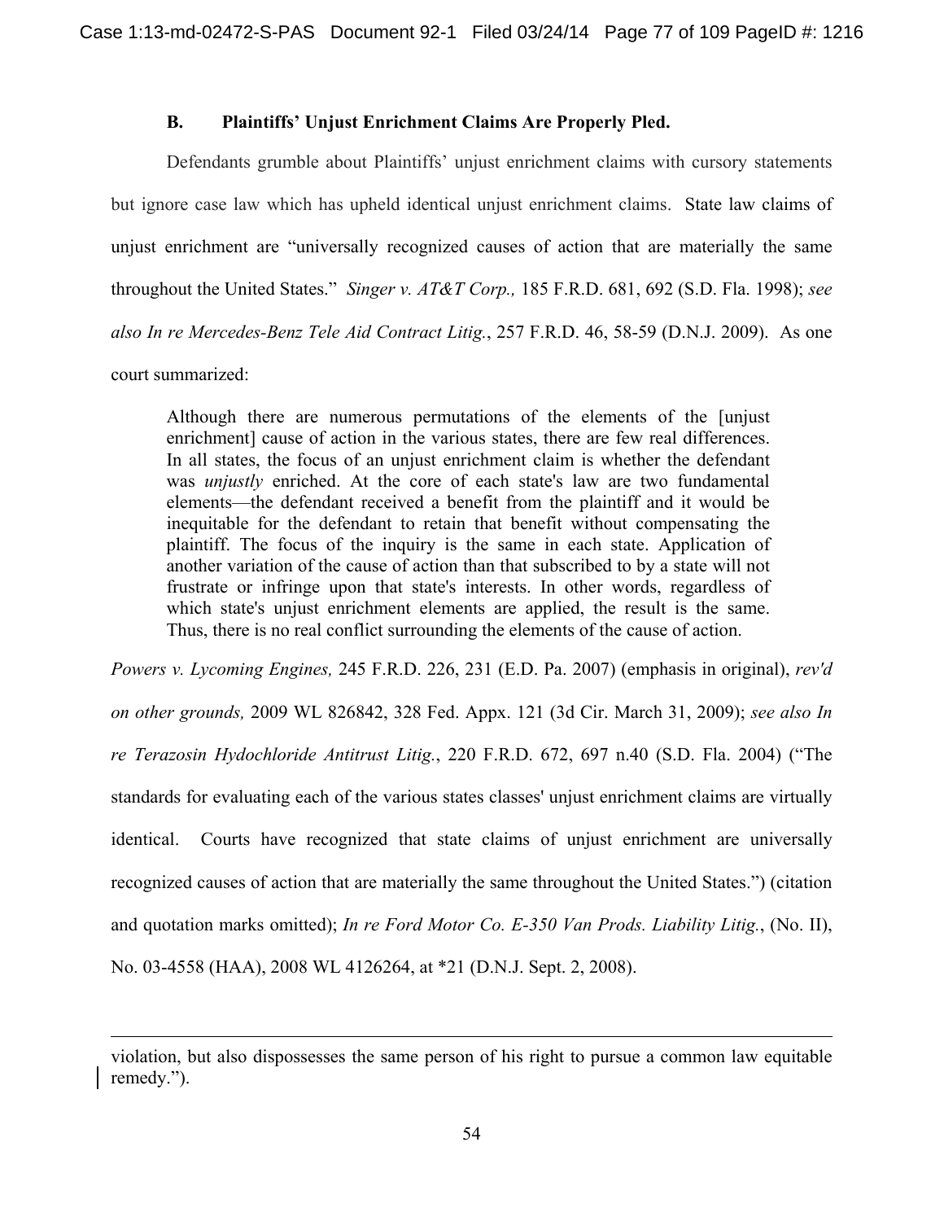### B. Plaintiffs' Unjust Enrichment Claims Are Properly Pled.

Defendants grumble about Plaintiffs' unjust enrichment claims with cursory statements but ignore case law which has upheld identical unjust enrichment claims. State law claims of unjust enrichment are "universally recognized causes of action that are materially the same throughout the United States." *Singer v. AT&T Corp.,* 185 F.R.D. 681, 692 (S.D. Fla. 1998); *see also In re Mercedes-Benz Tele Aid Contract Litig.*, 257 F.R.D. 46, 58-59 (D.N.J. 2009). As one court summarized:

> Although there are numerous permutations of the elements of the [unjust enrichment] cause of action in the various states, there are few real differences. In all states, the focus of an unjust enrichment claim is whether the defendant was *unjustly* enriched. At the core of each state's law are two fundamental elements—the defendant received a benefit from the plaintiff and it would be inequitable for the defendant to retain that benefit without compensating the plaintiff. The focus of the inquiry is the same in each state. Application of another variation of the cause of action than that subscribed to by a state will not frustrate or infringe upon that state's interests. In other words, regardless of which state's unjust enrichment elements are applied, the result is the same. Thus, there is no real conflict surrounding the elements of the cause of action.

*Powers v. Lycoming Engines,* 245 F.R.D. 226, 231 (E.D. Pa. 2007) (emphasis in original), *rev'd on other grounds,* 2009 WL 826842, 328 Fed. Appx. 121 (3d Cir. March 31, 2009); *see also In re Terazosin Hydochloride Antitrust Litig.*, 220 F.R.D. 672, 697 n.40 (S.D. Fla. 2004) ("The standards for evaluating each of the various states classes' unjust enrichment claims are virtually identical. Courts have recognized that state claims of unjust enrichment are universally recognized causes of action that are materially the same throughout the United States.") (citation and quotation marks omitted); *In re Ford Motor Co. E-350 Van Prods. Liability Litig.*, (No. II), No. 03-4558 (HAA), 2008 WL 4126264, at *21 (D.N.J. Sept. 2, 2008).

---

violation, but also dispossesses the same person of his right to pursue a common law equitable remedy.").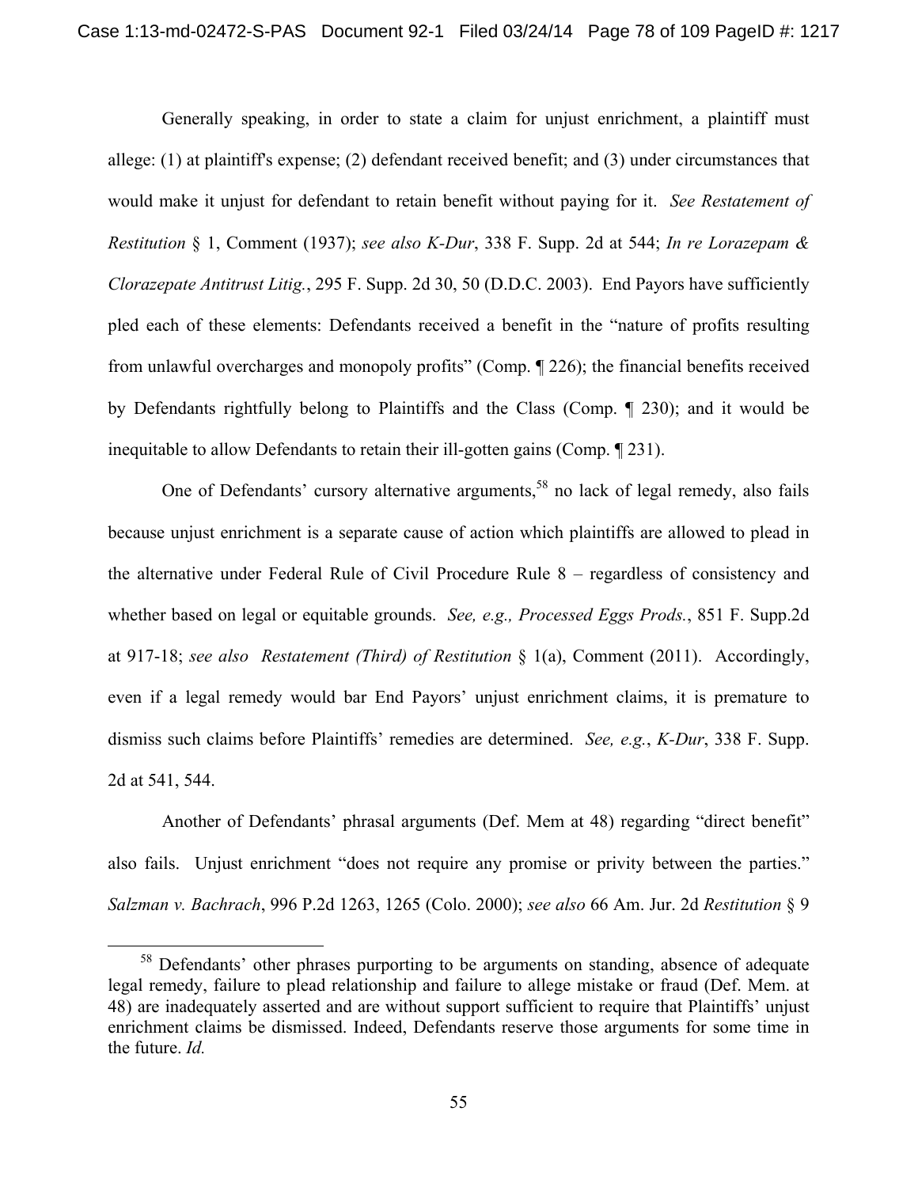Generally speaking, in order to state a claim for unjust enrichment, a plaintiff must allege: (1) at plaintiff's expense; (2) defendant received benefit; and (3) under circumstances that would make it unjust for defendant to retain benefit without paying for it. *See Restatement of Restitution* § 1, Comment (1937); *see also K-Dur*, 338 F. Supp. 2d at 544; *In re Lorazepam & Clorazepate Antitrust Litig.*, 295 F. Supp. 2d 30, 50 (D.D.C. 2003). End Payors have sufficiently pled each of these elements: Defendants received a benefit in the "nature of profits resulting from unlawful overcharges and monopoly profits" (Comp. ¶ 226); the financial benefits received by Defendants rightfully belong to Plaintiffs and the Class (Comp. ¶ 230); and it would be inequitable to allow Defendants to retain their ill-gotten gains (Comp. ¶ 231).

One of Defendants' cursory alternative arguments,[58] no lack of legal remedy, also fails because unjust enrichment is a separate cause of action which plaintiffs are allowed to plead in the alternative under Federal Rule of Civil Procedure Rule 8 – regardless of consistency and whether based on legal or equitable grounds. *See, e.g., Processed Eggs Prods.*, 851 F. Supp.2d at 917-18; *see also Restatement (Third) of Restitution* § 1(a), Comment (2011). Accordingly, even if a legal remedy would bar End Payors' unjust enrichment claims, it is premature to dismiss such claims before Plaintiffs' remedies are determined. *See, e.g.*, *K-Dur*, 338 F. Supp. 2d at 541, 544.

Another of Defendants' phrasal arguments (Def. Mem at 48) regarding "direct benefit" also fails. Unjust enrichment "does not require any promise or privity between the parties." *Salzman v. Bachrach*, 996 P.2d 1263, 1265 (Colo. 2000); *see also* 66 Am. Jur. 2d *Restitution* § 9

[58] Defendants' other phrases purporting to be arguments on standing, absence of adequate legal remedy, failure to plead relationship and failure to allege mistake or fraud (Def. Mem. at 48) are inadequately asserted and are without support sufficient to require that Plaintiffs' unjust enrichment claims be dismissed. Indeed, Defendants reserve those arguments for some time in the future. *Id.*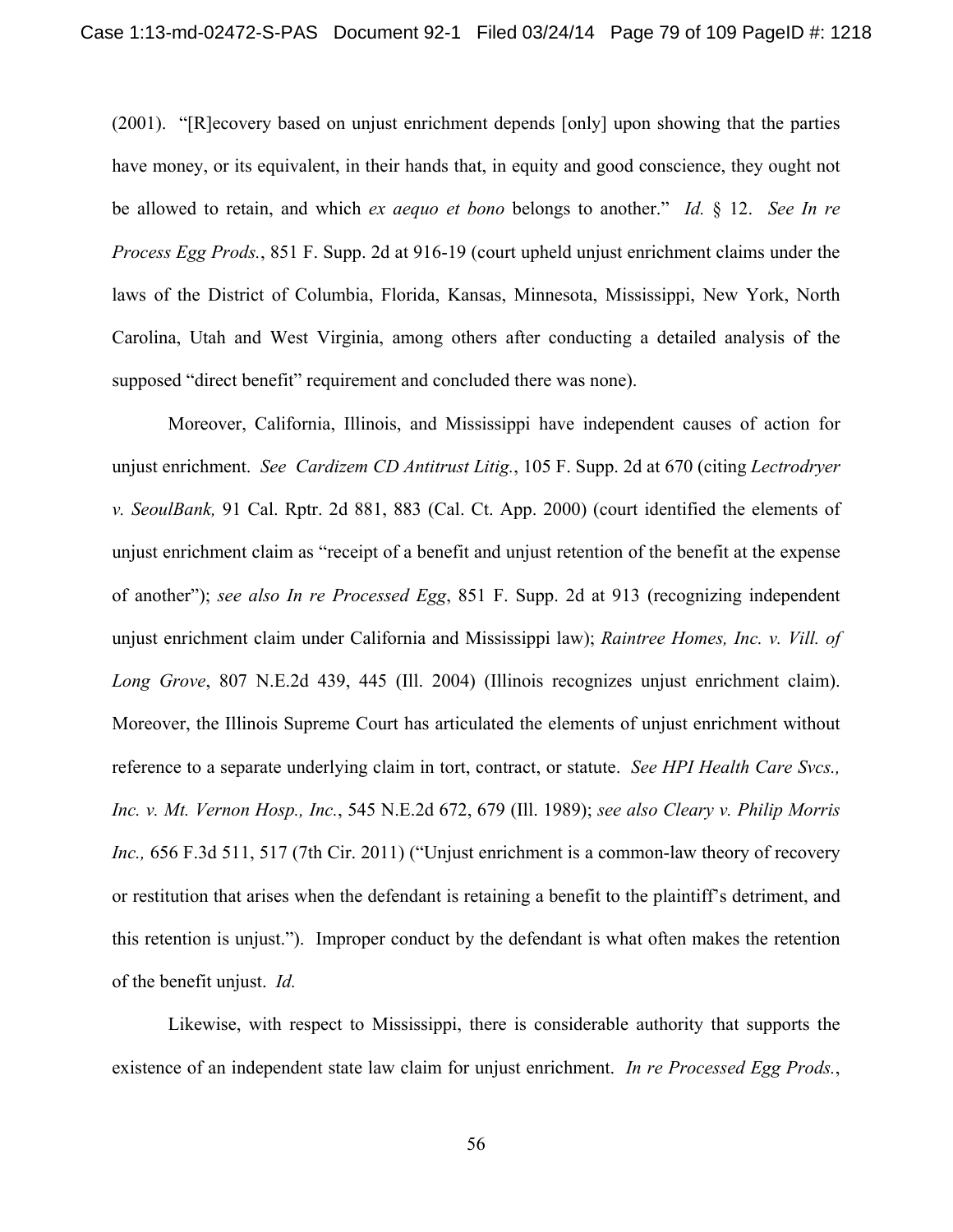(2001). "[R]ecovery based on unjust enrichment depends [only] upon showing that the parties have money, or its equivalent, in their hands that, in equity and good conscience, they ought not be allowed to retain, and which *ex aequo et bono* belongs to another." *Id.* § 12. *See In re Process Egg Prods.*, 851 F. Supp. 2d at 916-19 (court upheld unjust enrichment claims under the laws of the District of Columbia, Florida, Kansas, Minnesota, Mississippi, New York, North Carolina, Utah and West Virginia, among others after conducting a detailed analysis of the supposed "direct benefit" requirement and concluded there was none).

Moreover, California, Illinois, and Mississippi have independent causes of action for unjust enrichment. *See Cardizem CD Antitrust Litig.*, 105 F. Supp. 2d at 670 (citing *Lectrodryer v. SeoulBank,* 91 Cal. Rptr. 2d 881, 883 (Cal. Ct. App. 2000) (court identified the elements of unjust enrichment claim as "receipt of a benefit and unjust retention of the benefit at the expense of another"); *see also In re Processed Egg*, 851 F. Supp. 2d at 913 (recognizing independent unjust enrichment claim under California and Mississippi law); *Raintree Homes, Inc. v. Vill. of Long Grove*, 807 N.E.2d 439, 445 (Ill. 2004) (Illinois recognizes unjust enrichment claim). Moreover, the Illinois Supreme Court has articulated the elements of unjust enrichment without reference to a separate underlying claim in tort, contract, or statute. *See HPI Health Care Svcs., Inc. v. Mt. Vernon Hosp., Inc.*, 545 N.E.2d 672, 679 (Ill. 1989); *see also Cleary v. Philip Morris Inc.,* 656 F.3d 511, 517 (7th Cir. 2011) ("Unjust enrichment is a common-law theory of recovery or restitution that arises when the defendant is retaining a benefit to the plaintiff's detriment, and this retention is unjust."). Improper conduct by the defendant is what often makes the retention of the benefit unjust. *Id.*

Likewise, with respect to Mississippi, there is considerable authority that supports the existence of an independent state law claim for unjust enrichment. *In re Processed Egg Prods.*,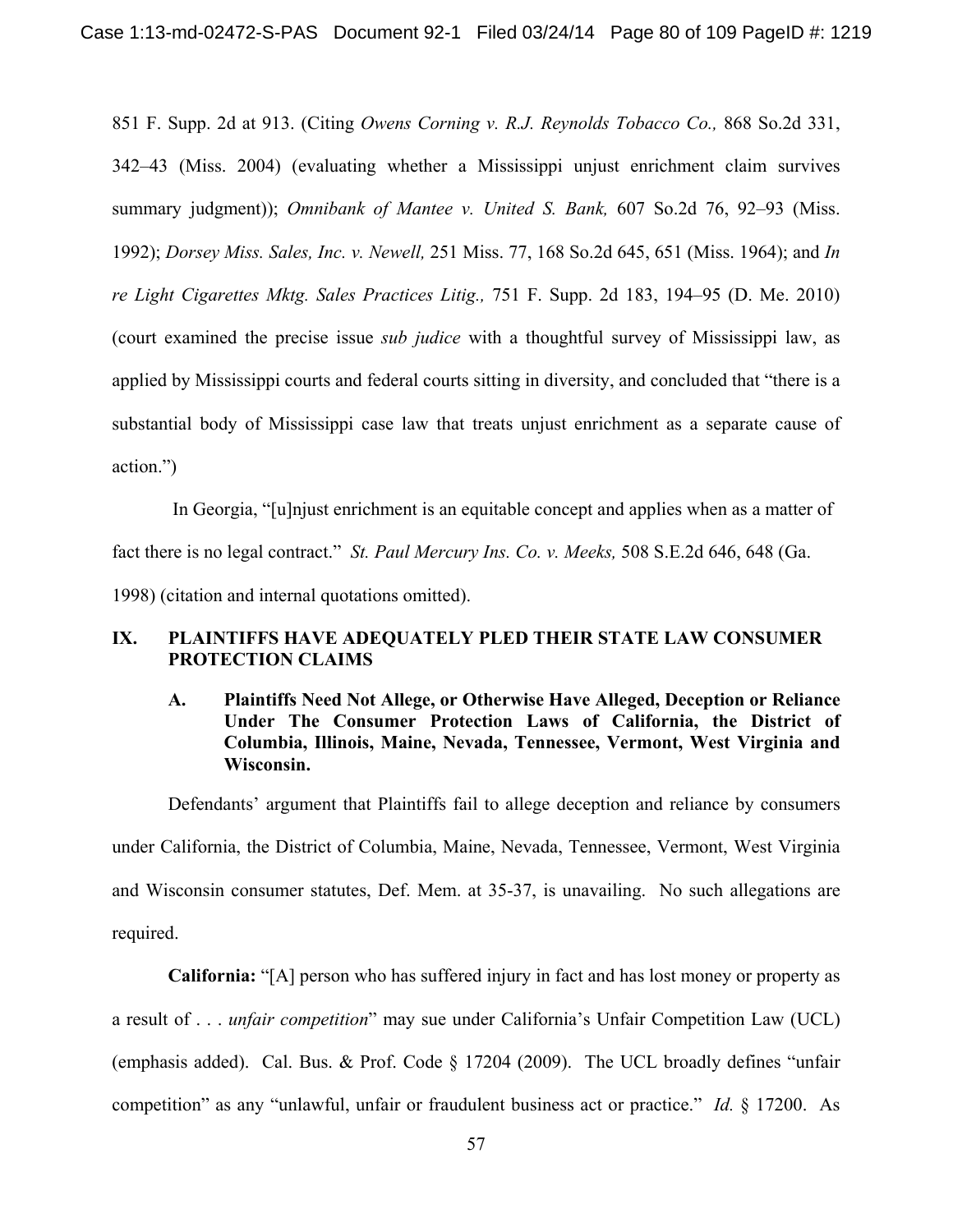851 F. Supp. 2d at 913. (Citing *Owens Corning v. R.J. Reynolds Tobacco Co.,* 868 So.2d 331, 342–43 (Miss. 2004) (evaluating whether a Mississippi unjust enrichment claim survives summary judgment)); *Omnibank of Mantee v. United S. Bank,* 607 So.2d 76, 92–93 (Miss. 1992); *Dorsey Miss. Sales, Inc. v. Newell,* 251 Miss. 77, 168 So.2d 645, 651 (Miss. 1964); and *In re Light Cigarettes Mktg. Sales Practices Litig.,* 751 F. Supp. 2d 183, 194–95 (D. Me. 2010) (court examined the precise issue *sub judice* with a thoughtful survey of Mississippi law, as applied by Mississippi courts and federal courts sitting in diversity, and concluded that "there is a substantial body of Mississippi case law that treats unjust enrichment as a separate cause of action.")

In Georgia, "[u]njust enrichment is an equitable concept and applies when as a matter of fact there is no legal contract." *St. Paul Mercury Ins. Co. v. Meeks,* 508 S.E.2d 646, 648 (Ga. 1998) (citation and internal quotations omitted).

## IX. PLAINTIFFS HAVE ADEQUATELY PLED THEIR STATE LAW CONSUMER PROTECTION CLAIMS

### A. Plaintiffs Need Not Allege, or Otherwise Have Alleged, Deception or Reliance Under The Consumer Protection Laws of California, the District of Columbia, Illinois, Maine, Nevada, Tennessee, Vermont, West Virginia and Wisconsin.

Defendants' argument that Plaintiffs fail to allege deception and reliance by consumers under California, the District of Columbia, Maine, Nevada, Tennessee, Vermont, West Virginia and Wisconsin consumer statutes, Def. Mem. at 35-37, is unavailing. No such allegations are required.

**California:** "[A] person who has suffered injury in fact and has lost money or property as a result of . . . *unfair competition*" may sue under California's Unfair Competition Law (UCL) (emphasis added). Cal. Bus. & Prof. Code § 17204 (2009). The UCL broadly defines "unfair competition" as any "unlawful, unfair or fraudulent business act or practice." *Id.* § 17200. As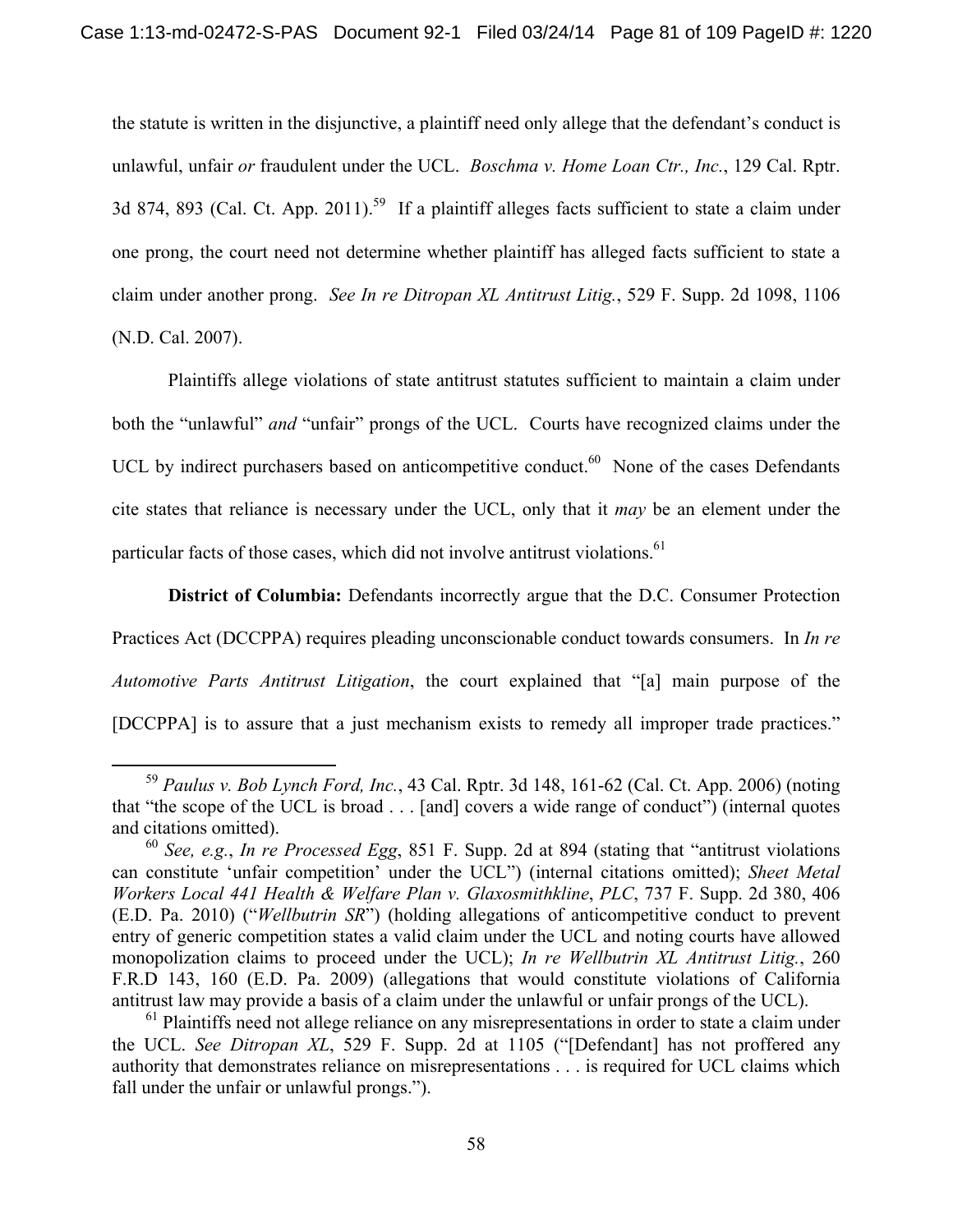the statute is written in the disjunctive, a plaintiff need only allege that the defendant's conduct is unlawful, unfair *or* fraudulent under the UCL. *Boschma v. Home Loan Ctr., Inc.*, 129 Cal. Rptr. 3d 874, 893 (Cal. Ct. App. 2011).[59] If a plaintiff alleges facts sufficient to state a claim under one prong, the court need not determine whether plaintiff has alleged facts sufficient to state a claim under another prong. *See In re Ditropan XL Antitrust Litig.*, 529 F. Supp. 2d 1098, 1106 (N.D. Cal. 2007).

Plaintiffs allege violations of state antitrust statutes sufficient to maintain a claim under both the "unlawful" *and* "unfair" prongs of the UCL. Courts have recognized claims under the UCL by indirect purchasers based on anticompetitive conduct.[60] None of the cases Defendants cite states that reliance is necessary under the UCL, only that it *may* be an element under the particular facts of those cases, which did not involve antitrust violations.[61]

**District of Columbia:** Defendants incorrectly argue that the D.C. Consumer Protection Practices Act (DCCPPA) requires pleading unconscionable conduct towards consumers. In *In re Automotive Parts Antitrust Litigation*, the court explained that "[a] main purpose of the [DCCPPA] is to assure that a just mechanism exists to remedy all improper trade practices."

---

[59] *Paulus v. Bob Lynch Ford, Inc.*, 43 Cal. Rptr. 3d 148, 161-62 (Cal. Ct. App. 2006) (noting that "the scope of the UCL is broad . . . [and] covers a wide range of conduct") (internal quotes and citations omitted).

[60] *See, e.g.*, *In re Processed Egg*, 851 F. Supp. 2d at 894 (stating that "antitrust violations can constitute 'unfair competition' under the UCL") (internal citations omitted); *Sheet Metal Workers Local 441 Health & Welfare Plan v. Glaxosmithkline*, *PLC*, 737 F. Supp. 2d 380, 406 (E.D. Pa. 2010) ("*Wellbutrin SR*") (holding allegations of anticompetitive conduct to prevent entry of generic competition states a valid claim under the UCL and noting courts have allowed monopolization claims to proceed under the UCL); *In re Wellbutrin XL Antitrust Litig.*, 260 F.R.D 143, 160 (E.D. Pa. 2009) (allegations that would constitute violations of California antitrust law may provide a basis of a claim under the unlawful or unfair prongs of the UCL).

[61] Plaintiffs need not allege reliance on any misrepresentations in order to state a claim under the UCL. *See Ditropan XL*, 529 F. Supp. 2d at 1105 ("[Defendant] has not proffered any authority that demonstrates reliance on misrepresentations . . . is required for UCL claims which fall under the unfair or unlawful prongs.").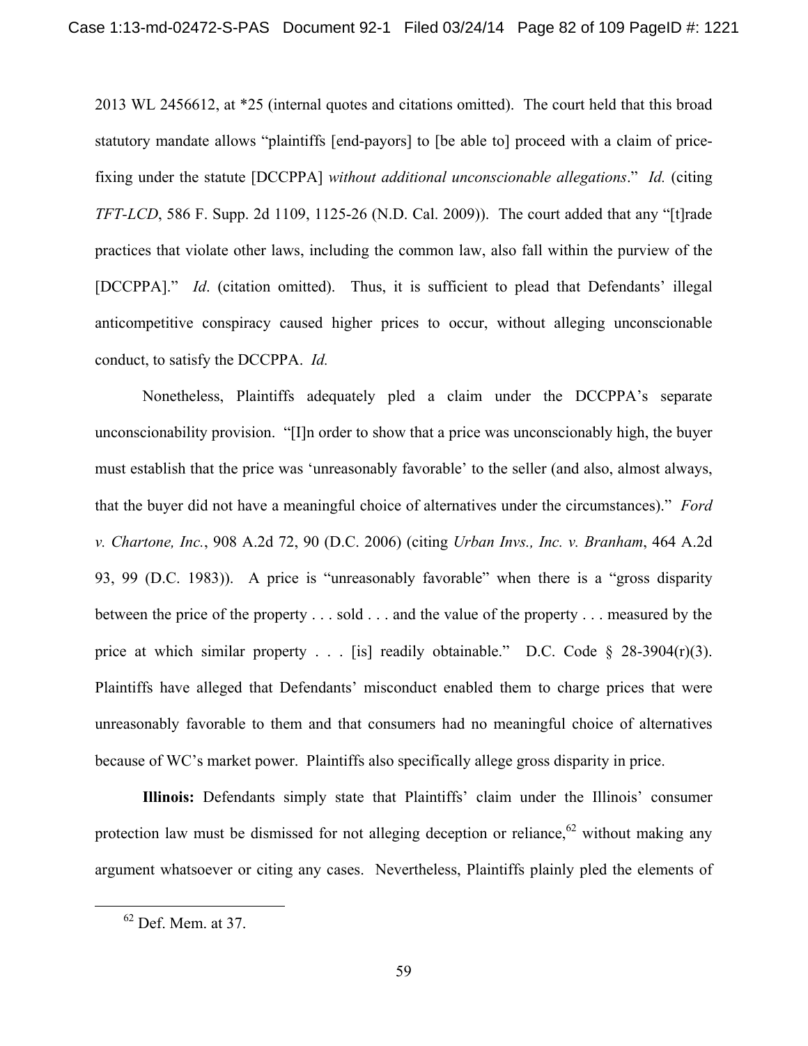2013 WL 2456612, at *25 (internal quotes and citations omitted). The court held that this broad statutory mandate allows "plaintiffs [end-payors] to [be able to] proceed with a claim of price-fixing under the statute [DCCPPA] *without additional unconscionable allegations*." *Id.* (citing *TFT-LCD*, 586 F. Supp. 2d 1109, 1125-26 (N.D. Cal. 2009)). The court added that any "[t]rade practices that violate other laws, including the common law, also fall within the purview of the [DCCPPA]." *Id*. (citation omitted). Thus, it is sufficient to plead that Defendants' illegal anticompetitive conspiracy caused higher prices to occur, without alleging unconscionable conduct, to satisfy the DCCPPA. *Id.*

Nonetheless, Plaintiffs adequately pled a claim under the DCCPPA's separate unconscionability provision. "[I]n order to show that a price was unconscionably high, the buyer must establish that the price was 'unreasonably favorable' to the seller (and also, almost always, that the buyer did not have a meaningful choice of alternatives under the circumstances)." *Ford v. Chartone, Inc.*, 908 A.2d 72, 90 (D.C. 2006) (citing *Urban Invs., Inc. v. Branham*, 464 A.2d 93, 99 (D.C. 1983)). A price is "unreasonably favorable" when there is a "gross disparity between the price of the property . . . sold . . . and the value of the property . . . measured by the price at which similar property . . . [is] readily obtainable." D.C. Code § 28-3904(r)(3). Plaintiffs have alleged that Defendants' misconduct enabled them to charge prices that were unreasonably favorable to them and that consumers had no meaningful choice of alternatives because of WC's market power. Plaintiffs also specifically allege gross disparity in price.

**Illinois:** Defendants simply state that Plaintiffs' claim under the Illinois' consumer protection law must be dismissed for not alleging deception or reliance,[62] without making any argument whatsoever or citing any cases. Nevertheless, Plaintiffs plainly pled the elements of

[62] Def. Mem. at 37.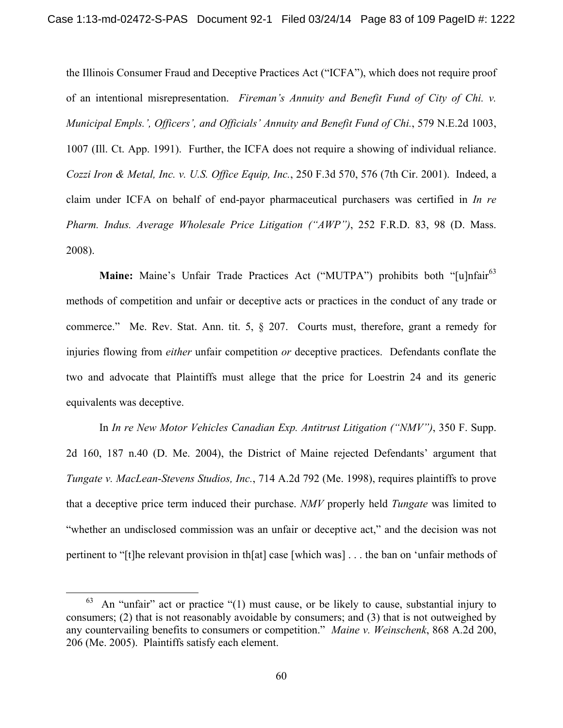the Illinois Consumer Fraud and Deceptive Practices Act ("ICFA"), which does not require proof of an intentional misrepresentation. *Fireman's Annuity and Benefit Fund of City of Chi. v. Municipal Empls.', Officers', and Officials' Annuity and Benefit Fund of Chi.*, 579 N.E.2d 1003, 1007 (Ill. Ct. App. 1991). Further, the ICFA does not require a showing of individual reliance. *Cozzi Iron & Metal, Inc. v. U.S. Office Equip, Inc.*, 250 F.3d 570, 576 (7th Cir. 2001). Indeed, a claim under ICFA on behalf of end-payor pharmaceutical purchasers was certified in *In re Pharm. Indus. Average Wholesale Price Litigation ("AWP")*, 252 F.R.D. 83, 98 (D. Mass. 2008).

**Maine:** Maine's Unfair Trade Practices Act ("MUTPA") prohibits both "[u]nfair[63] methods of competition and unfair or deceptive acts or practices in the conduct of any trade or commerce." Me. Rev. Stat. Ann. tit. 5, § 207. Courts must, therefore, grant a remedy for injuries flowing from *either* unfair competition *or* deceptive practices. Defendants conflate the two and advocate that Plaintiffs must allege that the price for Loestrin 24 and its generic equivalents was deceptive.

In *In re New Motor Vehicles Canadian Exp. Antitrust Litigation ("NMV")*, 350 F. Supp. 2d 160, 187 n.40 (D. Me. 2004), the District of Maine rejected Defendants' argument that *Tungate v. MacLean-Stevens Studios, Inc.*, 714 A.2d 792 (Me. 1998), requires plaintiffs to prove that a deceptive price term induced their purchase. *NMV* properly held *Tungate* was limited to "whether an undisclosed commission was an unfair or deceptive act," and the decision was not pertinent to "[t]he relevant provision in th[at] case [which was] . . . the ban on 'unfair methods of

---

[63] An "unfair" act or practice "(1) must cause, or be likely to cause, substantial injury to consumers; (2) that is not reasonably avoidable by consumers; and (3) that is not outweighed by any countervailing benefits to consumers or competition." *Maine v. Weinschenk*, 868 A.2d 200, 206 (Me. 2005). Plaintiffs satisfy each element.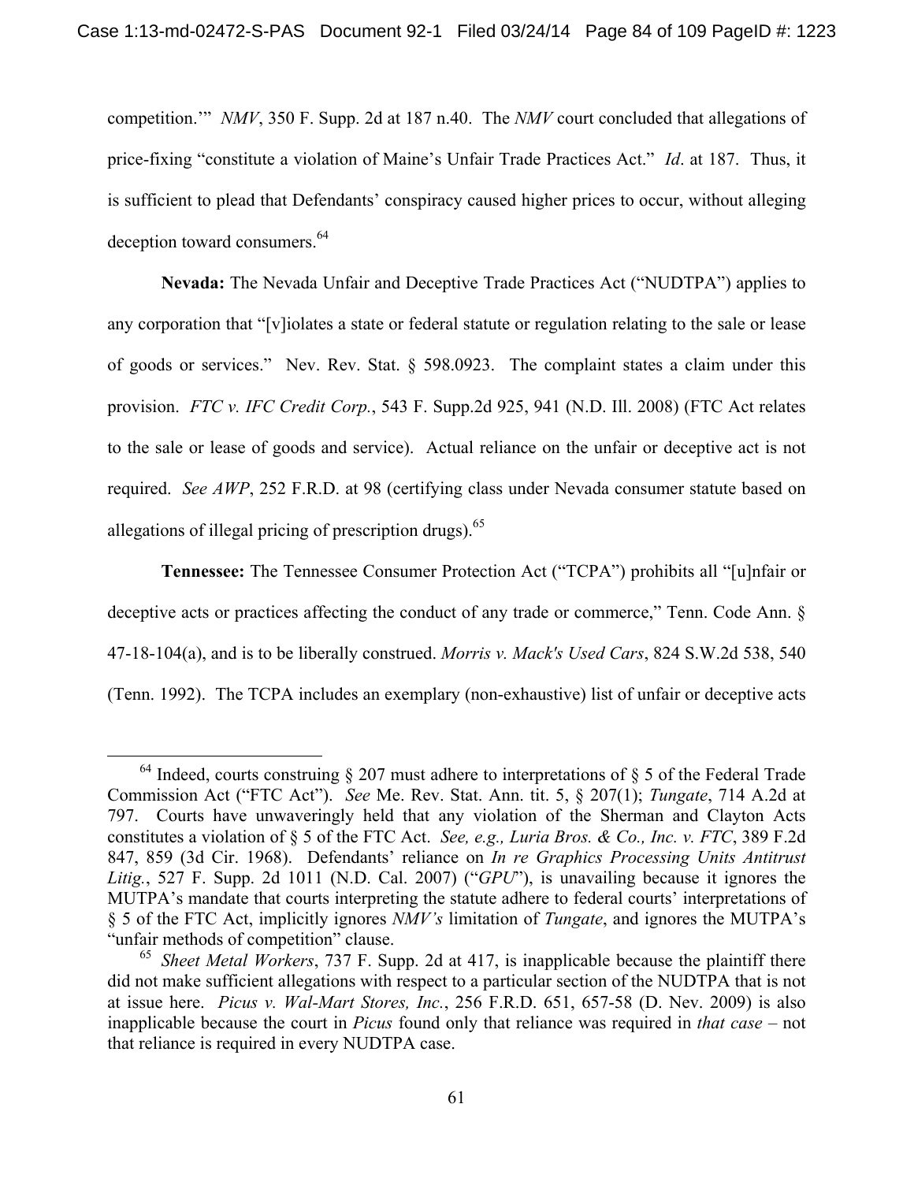competition.'" *NMV*, 350 F. Supp. 2d at 187 n.40. The *NMV* court concluded that allegations of price-fixing "constitute a violation of Maine's Unfair Trade Practices Act." *Id*. at 187. Thus, it is sufficient to plead that Defendants' conspiracy caused higher prices to occur, without alleging deception toward consumers.[64]

**Nevada:** The Nevada Unfair and Deceptive Trade Practices Act ("NUDTPA") applies to any corporation that "[v]iolates a state or federal statute or regulation relating to the sale or lease of goods or services." Nev. Rev. Stat. § 598.0923. The complaint states a claim under this provision. *FTC v. IFC Credit Corp.*, 543 F. Supp.2d 925, 941 (N.D. Ill. 2008) (FTC Act relates to the sale or lease of goods and service). Actual reliance on the unfair or deceptive act is not required. *See AWP*, 252 F.R.D. at 98 (certifying class under Nevada consumer statute based on allegations of illegal pricing of prescription drugs).[65]

**Tennessee:** The Tennessee Consumer Protection Act ("TCPA") prohibits all "[u]nfair or deceptive acts or practices affecting the conduct of any trade or commerce," Tenn. Code Ann. § 47-18-104(a), and is to be liberally construed. *Morris v. Mack's Used Cars*, 824 S.W.2d 538, 540 (Tenn. 1992). The TCPA includes an exemplary (non-exhaustive) list of unfair or deceptive acts

---

[64] Indeed, courts construing § 207 must adhere to interpretations of § 5 of the Federal Trade Commission Act ("FTC Act"). *See* Me. Rev. Stat. Ann. tit. 5, § 207(1); *Tungate*, 714 A.2d at 797. Courts have unwaveringly held that any violation of the Sherman and Clayton Acts constitutes a violation of § 5 of the FTC Act. *See, e.g., Luria Bros. & Co., Inc. v. FTC*, 389 F.2d 847, 859 (3d Cir. 1968). Defendants' reliance on *In re Graphics Processing Units Antitrust Litig.*, 527 F. Supp. 2d 1011 (N.D. Cal. 2007) ("*GPU*"), is unavailing because it ignores the MUTPA's mandate that courts interpreting the statute adhere to federal courts' interpretations of § 5 of the FTC Act, implicitly ignores *NMV's* limitation of *Tungate*, and ignores the MUTPA's "unfair methods of competition" clause.

[65] *Sheet Metal Workers*, 737 F. Supp. 2d at 417, is inapplicable because the plaintiff there did not make sufficient allegations with respect to a particular section of the NUDTPA that is not at issue here. *Picus v. Wal-Mart Stores, Inc.*, 256 F.R.D. 651, 657-58 (D. Nev. 2009) is also inapplicable because the court in *Picus* found only that reliance was required in *that case* – not that reliance is required in every NUDTPA case.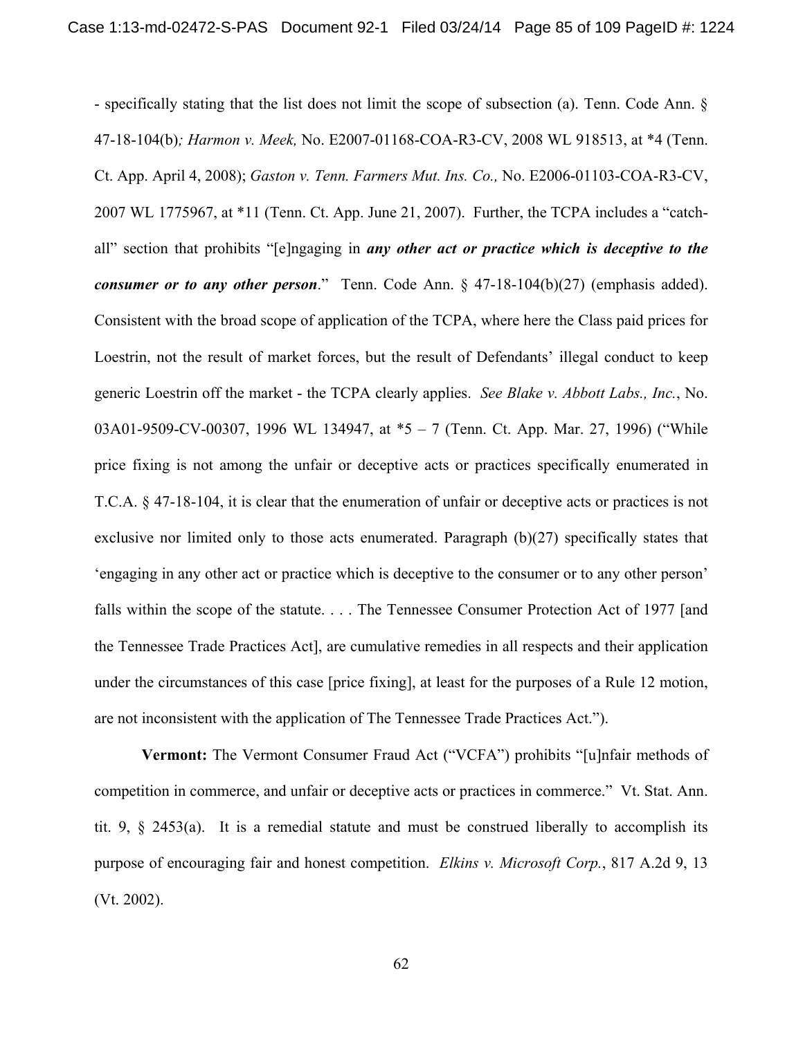- specifically stating that the list does not limit the scope of subsection (a). Tenn. Code Ann. § 47-18-104(b)*; Harmon v. Meek,* No. E2007-01168-COA-R3-CV, 2008 WL 918513, at *4 (Tenn. Ct. App. April 4, 2008); *Gaston v. Tenn. Farmers Mut. Ins. Co.,* No. E2006-01103-COA-R3-CV, 2007 WL 1775967, at *11 (Tenn. Ct. App. June 21, 2007). Further, the TCPA includes a "catch-all" section that prohibits "[e]ngaging in ***any other act or practice which is deceptive to the consumer or to any other person***." Tenn. Code Ann. § 47-18-104(b)(27) (emphasis added). Consistent with the broad scope of application of the TCPA, where here the Class paid prices for Loestrin, not the result of market forces, but the result of Defendants' illegal conduct to keep generic Loestrin off the market - the TCPA clearly applies. *See Blake v. Abbott Labs., Inc.*, No. 03A01-9509-CV-00307, 1996 WL 134947, at *5 – 7 (Tenn. Ct. App. Mar. 27, 1996) ("While price fixing is not among the unfair or deceptive acts or practices specifically enumerated in T.C.A. § 47-18-104, it is clear that the enumeration of unfair or deceptive acts or practices is not exclusive nor limited only to those acts enumerated. Paragraph (b)(27) specifically states that 'engaging in any other act or practice which is deceptive to the consumer or to any other person' falls within the scope of the statute. . . . The Tennessee Consumer Protection Act of 1977 [and the Tennessee Trade Practices Act], are cumulative remedies in all respects and their application under the circumstances of this case [price fixing], at least for the purposes of a Rule 12 motion, are not inconsistent with the application of The Tennessee Trade Practices Act.").

**Vermont:** The Vermont Consumer Fraud Act ("VCFA") prohibits "[u]nfair methods of competition in commerce, and unfair or deceptive acts or practices in commerce." Vt. Stat. Ann. tit. 9, § 2453(a). It is a remedial statute and must be construed liberally to accomplish its purpose of encouraging fair and honest competition. *Elkins v. Microsoft Corp.*, 817 A.2d 9, 13 (Vt. 2002).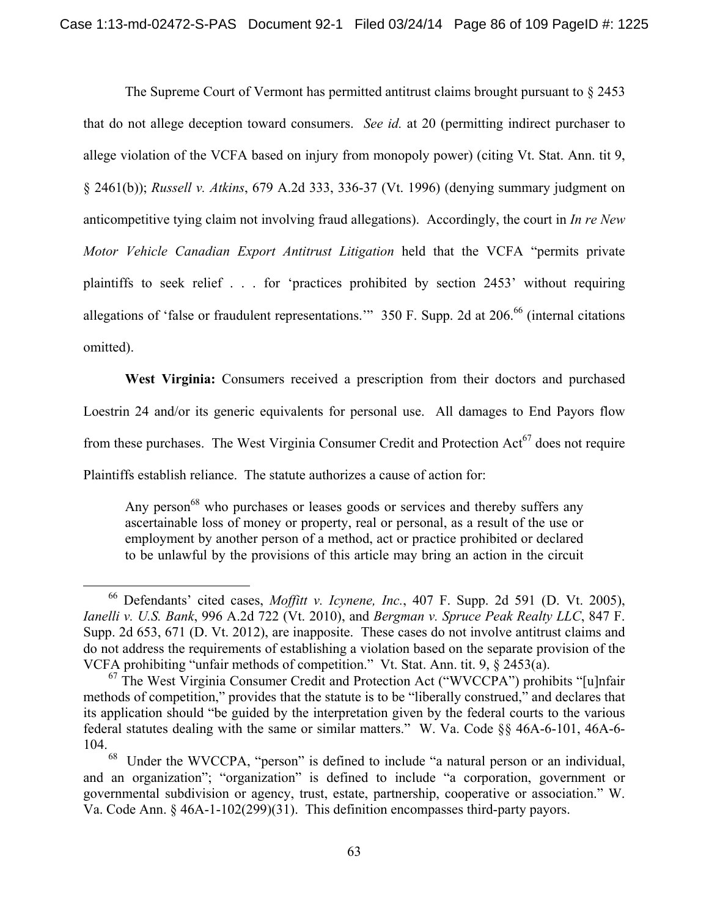The Supreme Court of Vermont has permitted antitrust claims brought pursuant to § 2453 that do not allege deception toward consumers. *See id.* at 20 (permitting indirect purchaser to allege violation of the VCFA based on injury from monopoly power) (citing Vt. Stat. Ann. tit 9, § 2461(b)); *Russell v. Atkins*, 679 A.2d 333, 336-37 (Vt. 1996) (denying summary judgment on anticompetitive tying claim not involving fraud allegations). Accordingly, the court in *In re New Motor Vehicle Canadian Export Antitrust Litigation* held that the VCFA "permits private plaintiffs to seek relief . . . for 'practices prohibited by section 2453' without requiring allegations of 'false or fraudulent representations.'" 350 F. Supp. 2d at 206.[66] (internal citations omitted).

**West Virginia:** Consumers received a prescription from their doctors and purchased Loestrin 24 and/or its generic equivalents for personal use. All damages to End Payors flow from these purchases. The West Virginia Consumer Credit and Protection Act[67] does not require Plaintiffs establish reliance. The statute authorizes a cause of action for:

> Any person[68] who purchases or leases goods or services and thereby suffers any ascertainable loss of money or property, real or personal, as a result of the use or employment by another person of a method, act or practice prohibited or declared to be unlawful by the provisions of this article may bring an action in the circuit

---

[66] Defendants' cited cases, *Moffitt v. Icynene, Inc.*, 407 F. Supp. 2d 591 (D. Vt. 2005), *Ianelli v. U.S. Bank*, 996 A.2d 722 (Vt. 2010), and *Bergman v. Spruce Peak Realty LLC*, 847 F. Supp. 2d 653, 671 (D. Vt. 2012), are inapposite. These cases do not involve antitrust claims and do not address the requirements of establishing a violation based on the separate provision of the VCFA prohibiting "unfair methods of competition." Vt. Stat. Ann. tit. 9, § 2453(a).

[67] The West Virginia Consumer Credit and Protection Act ("WVCCPA") prohibits "[u]nfair methods of competition," provides that the statute is to be "liberally construed," and declares that its application should "be guided by the interpretation given by the federal courts to the various federal statutes dealing with the same or similar matters." W. Va. Code §§ 46A-6-101, 46A-6-104.

[68] Under the WVCCPA, "person" is defined to include "a natural person or an individual, and an organization"; "organization" is defined to include "a corporation, government or governmental subdivision or agency, trust, estate, partnership, cooperative or association." W. Va. Code Ann. § 46A-1-102(299)(31). This definition encompasses third-party payors.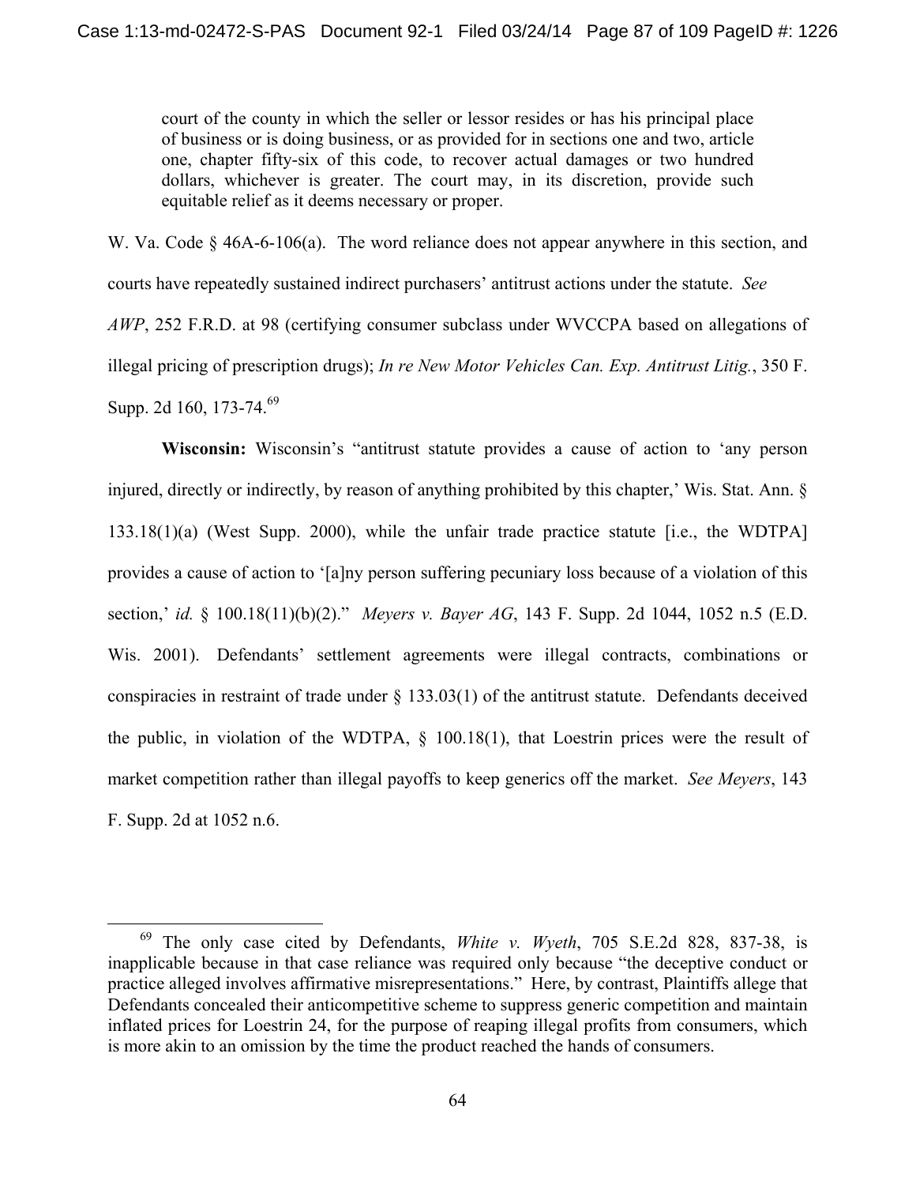> court of the county in which the seller or lessor resides or has his principal place of business or is doing business, or as provided for in sections one and two, article one, chapter fifty-six of this code, to recover actual damages or two hundred dollars, whichever is greater. The court may, in its discretion, provide such equitable relief as it deems necessary or proper.

W. Va. Code § 46A-6-106(a). The word reliance does not appear anywhere in this section, and courts have repeatedly sustained indirect purchasers' antitrust actions under the statute. *See AWP*, 252 F.R.D. at 98 (certifying consumer subclass under WVCCPA based on allegations of illegal pricing of prescription drugs); *In re New Motor Vehicles Can. Exp. Antitrust Litig.*, 350 F. Supp. 2d 160, 173-74.[69]

**Wisconsin:** Wisconsin's "antitrust statute provides a cause of action to 'any person injured, directly or indirectly, by reason of anything prohibited by this chapter,' Wis. Stat. Ann. § 133.18(1)(a) (West Supp. 2000), while the unfair trade practice statute [i.e., the WDTPA] provides a cause of action to '[a]ny person suffering pecuniary loss because of a violation of this section,' *id.* § 100.18(11)(b)(2)." *Meyers v. Bayer AG*, 143 F. Supp. 2d 1044, 1052 n.5 (E.D. Wis. 2001). Defendants' settlement agreements were illegal contracts, combinations or conspiracies in restraint of trade under § 133.03(1) of the antitrust statute. Defendants deceived the public, in violation of the WDTPA, § 100.18(1), that Loestrin prices were the result of market competition rather than illegal payoffs to keep generics off the market. *See Meyers*, 143 F. Supp. 2d at 1052 n.6.

---

[69] The only case cited by Defendants, *White v. Wyeth*, 705 S.E.2d 828, 837-38, is inapplicable because in that case reliance was required only because "the deceptive conduct or practice alleged involves affirmative misrepresentations." Here, by contrast, Plaintiffs allege that Defendants concealed their anticompetitive scheme to suppress generic competition and maintain inflated prices for Loestrin 24, for the purpose of reaping illegal profits from consumers, which is more akin to an omission by the time the product reached the hands of consumers.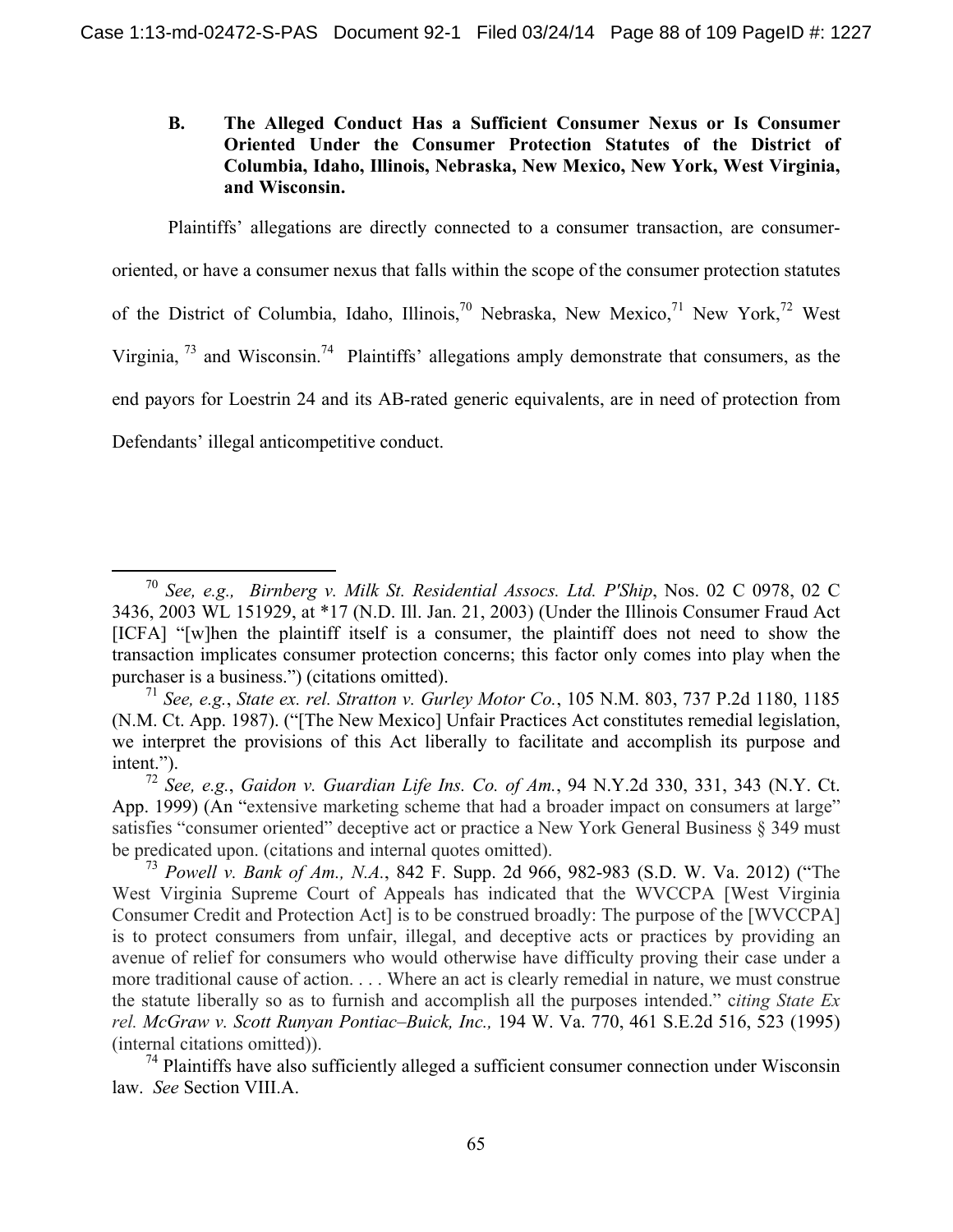### B. The Alleged Conduct Has a Sufficient Consumer Nexus or Is Consumer Oriented Under the Consumer Protection Statutes of the District of Columbia, Idaho, Illinois, Nebraska, New Mexico, New York, West Virginia, and Wisconsin.

Plaintiffs' allegations are directly connected to a consumer transaction, are consumer-oriented, or have a consumer nexus that falls within the scope of the consumer protection statutes of the District of Columbia, Idaho, Illinois,[70] Nebraska, New Mexico,[71] New York,[72] West Virginia, [73] and Wisconsin.[74] Plaintiffs' allegations amply demonstrate that consumers, as the end payors for Loestrin 24 and its AB-rated generic equivalents, are in need of protection from Defendants' illegal anticompetitive conduct.

---

[70] *See, e.g., Birnberg v. Milk St. Residential Assocs. Ltd. P'Ship*, Nos. 02 C 0978, 02 C 3436, 2003 WL 151929, at *17 (N.D. Ill. Jan. 21, 2003) (Under the Illinois Consumer Fraud Act [ICFA] "[w]hen the plaintiff itself is a consumer, the plaintiff does not need to show the transaction implicates consumer protection concerns; this factor only comes into play when the purchaser is a business.") (citations omitted).

[71] *See, e.g.*, *State ex. rel. Stratton v. Gurley Motor Co.*, 105 N.M. 803, 737 P.2d 1180, 1185 (N.M. Ct. App. 1987). ("[The New Mexico] Unfair Practices Act constitutes remedial legislation, we interpret the provisions of this Act liberally to facilitate and accomplish its purpose and intent.").

[72] *See, e.g.*, *Gaidon v. Guardian Life Ins. Co. of Am.*, 94 N.Y.2d 330, 331, 343 (N.Y. Ct. App. 1999) (An "extensive marketing scheme that had a broader impact on consumers at large" satisfies "consumer oriented" deceptive act or practice a New York General Business § 349 must be predicated upon. (citations and internal quotes omitted).

[73] *Powell v. Bank of Am., N.A.*, 842 F. Supp. 2d 966, 982-983 (S.D. W. Va. 2012) ("The West Virginia Supreme Court of Appeals has indicated that the WVCCPA [West Virginia Consumer Credit and Protection Act] is to be construed broadly: The purpose of the [WVCCPA] is to protect consumers from unfair, illegal, and deceptive acts or practices by providing an avenue of relief for consumers who would otherwise have difficulty proving their case under a more traditional cause of action. . . . Where an act is clearly remedial in nature, we must construe the statute liberally so as to furnish and accomplish all the purposes intended." c*iting State Ex rel. McGraw v. Scott Runyan Pontiac–Buick, Inc.,* 194 W. Va. 770, 461 S.E.2d 516, 523 (1995) (internal citations omitted)).

[74] Plaintiffs have also sufficiently alleged a sufficient consumer connection under Wisconsin law. *See* Section VIII.A.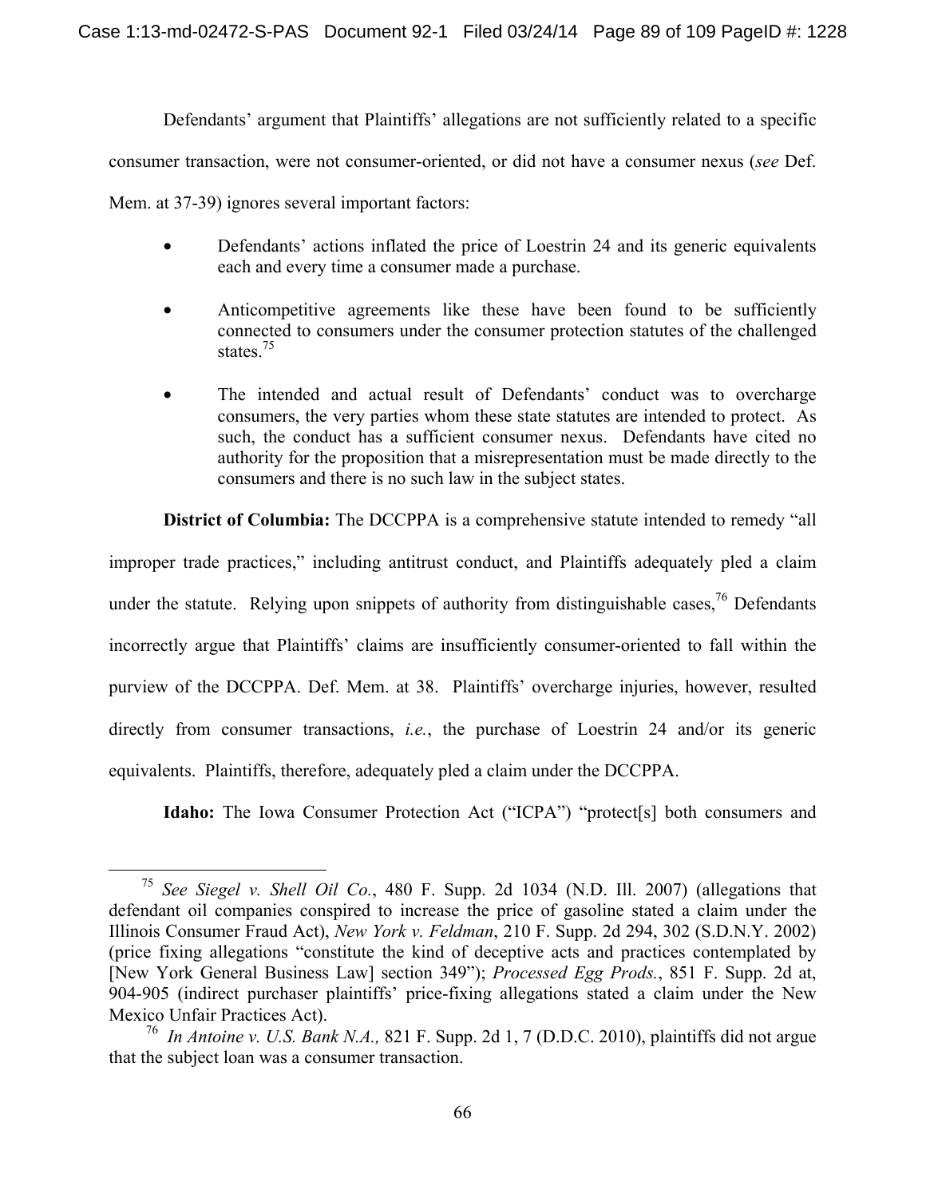Defendants' argument that Plaintiffs' allegations are not sufficiently related to a specific consumer transaction, were not consumer-oriented, or did not have a consumer nexus (*see* Def. Mem. at 37-39) ignores several important factors:

- Defendants' actions inflated the price of Loestrin 24 and its generic equivalents each and every time a consumer made a purchase.
- Anticompetitive agreements like these have been found to be sufficiently connected to consumers under the consumer protection statutes of the challenged states.[75]
- The intended and actual result of Defendants' conduct was to overcharge consumers, the very parties whom these state statutes are intended to protect. As such, the conduct has a sufficient consumer nexus. Defendants have cited no authority for the proposition that a misrepresentation must be made directly to the consumers and there is no such law in the subject states.

**District of Columbia:** The DCCPPA is a comprehensive statute intended to remedy "all improper trade practices," including antitrust conduct, and Plaintiffs adequately pled a claim under the statute. Relying upon snippets of authority from distinguishable cases,[76] Defendants incorrectly argue that Plaintiffs' claims are insufficiently consumer-oriented to fall within the purview of the DCCPPA. Def. Mem. at 38. Plaintiffs' overcharge injuries, however, resulted directly from consumer transactions, *i.e.*, the purchase of Loestrin 24 and/or its generic equivalents. Plaintiffs, therefore, adequately pled a claim under the DCCPPA.

**Idaho:** The Iowa Consumer Protection Act ("ICPA") "protect[s] both consumers and

---

[75] *See Siegel v. Shell Oil Co.*, 480 F. Supp. 2d 1034 (N.D. Ill. 2007) (allegations that defendant oil companies conspired to increase the price of gasoline stated a claim under the Illinois Consumer Fraud Act), *New York v. Feldman*, 210 F. Supp. 2d 294, 302 (S.D.N.Y. 2002) (price fixing allegations "constitute the kind of deceptive acts and practices contemplated by [New York General Business Law] section 349"); *Processed Egg Prods.*, 851 F. Supp. 2d at, 904-905 (indirect purchaser plaintiffs' price-fixing allegations stated a claim under the New Mexico Unfair Practices Act).

[76] *In Antoine v. U.S. Bank N.A.,* 821 F. Supp. 2d 1, 7 (D.D.C. 2010), plaintiffs did not argue that the subject loan was a consumer transaction.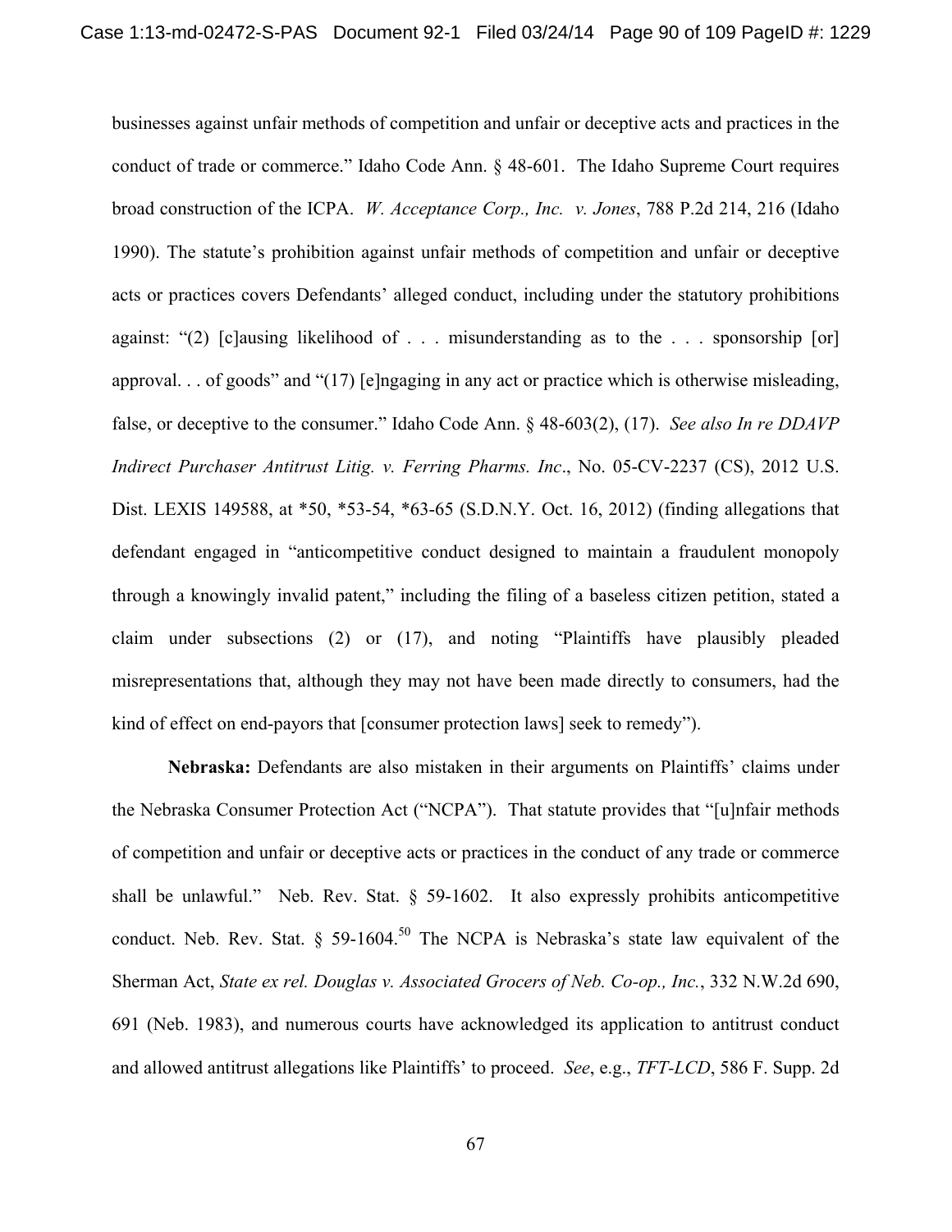businesses against unfair methods of competition and unfair or deceptive acts and practices in the conduct of trade or commerce." Idaho Code Ann. § 48-601. The Idaho Supreme Court requires broad construction of the ICPA. *W. Acceptance Corp., Inc. v. Jones*, 788 P.2d 214, 216 (Idaho 1990). The statute's prohibition against unfair methods of competition and unfair or deceptive acts or practices covers Defendants' alleged conduct, including under the statutory prohibitions against: "(2) [c]ausing likelihood of . . . misunderstanding as to the . . . sponsorship [or] approval. . . of goods" and "(17) [e]ngaging in any act or practice which is otherwise misleading, false, or deceptive to the consumer." Idaho Code Ann. § 48-603(2), (17). *See also In re DDAVP Indirect Purchaser Antitrust Litig. v. Ferring Pharms. Inc*., No. 05-CV-2237 (CS), 2012 U.S. Dist. LEXIS 149588, at *50, *53-54, *63-65 (S.D.N.Y. Oct. 16, 2012) (finding allegations that defendant engaged in "anticompetitive conduct designed to maintain a fraudulent monopoly through a knowingly invalid patent," including the filing of a baseless citizen petition, stated a claim under subsections (2) or (17), and noting "Plaintiffs have plausibly pleaded misrepresentations that, although they may not have been made directly to consumers, had the kind of effect on end-payors that [consumer protection laws] seek to remedy").

**Nebraska:** Defendants are also mistaken in their arguments on Plaintiffs' claims under the Nebraska Consumer Protection Act ("NCPA"). That statute provides that "[u]nfair methods of competition and unfair or deceptive acts or practices in the conduct of any trade or commerce shall be unlawful." Neb. Rev. Stat. § 59-1602. It also expressly prohibits anticompetitive conduct. Neb. Rev. Stat. § 59-1604.[50] The NCPA is Nebraska's state law equivalent of the Sherman Act, *State ex rel. Douglas v. Associated Grocers of Neb. Co-op., Inc.*, 332 N.W.2d 690, 691 (Neb. 1983), and numerous courts have acknowledged its application to antitrust conduct and allowed antitrust allegations like Plaintiffs' to proceed. *See*, e.g., *TFT-LCD*, 586 F. Supp. 2d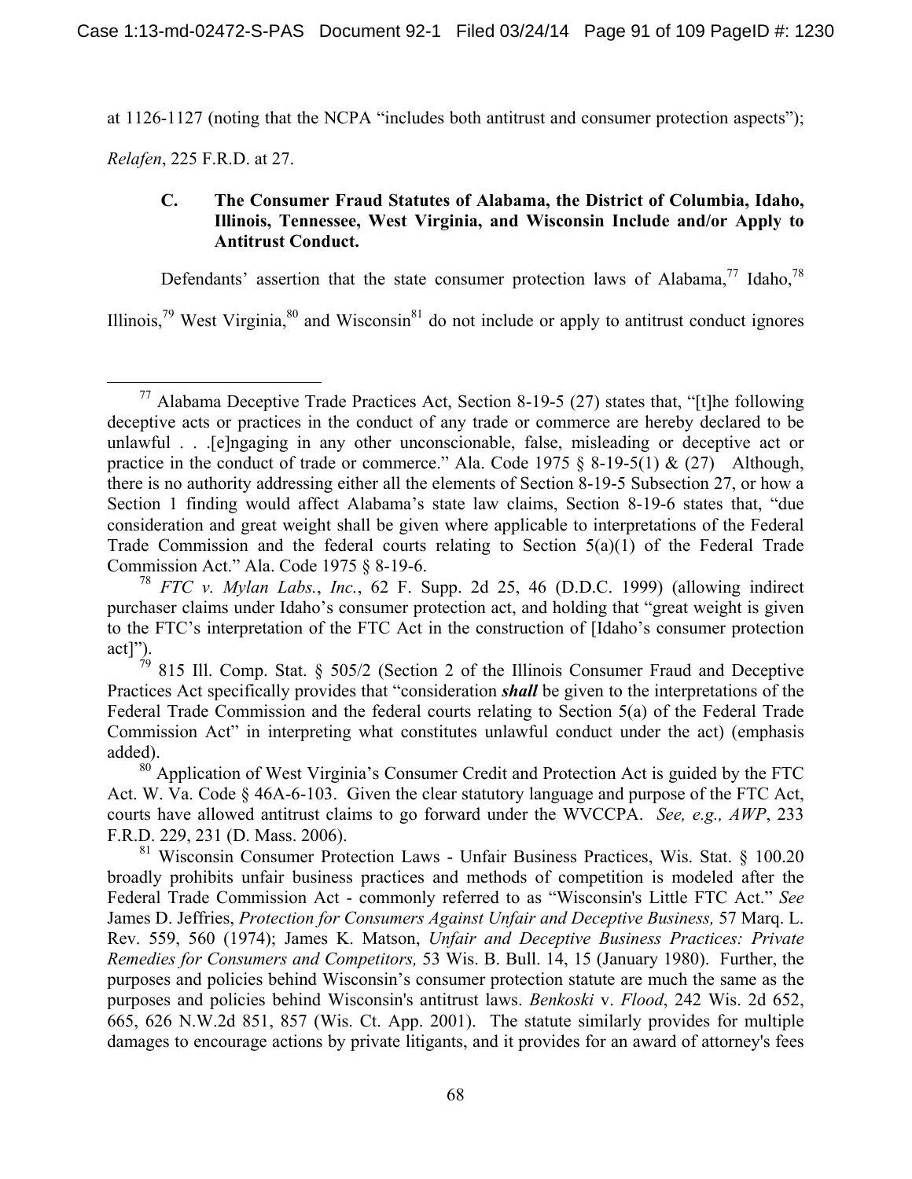at 1126-1127 (noting that the NCPA "includes both antitrust and consumer protection aspects"); *Relafen*, 225 F.R.D. at 27.

### C. The Consumer Fraud Statutes of Alabama, the District of Columbia, Idaho, Illinois, Tennessee, West Virginia, and Wisconsin Include and/or Apply to Antitrust Conduct.

Defendants' assertion that the state consumer protection laws of Alabama,[77] Idaho,[78] Illinois,[79] West Virginia,[80] and Wisconsin[81] do not include or apply to antitrust conduct ignores

---

[77] Alabama Deceptive Trade Practices Act, Section 8-19-5 (27) states that, "[t]he following deceptive acts or practices in the conduct of any trade or commerce are hereby declared to be unlawful . . .[e]ngaging in any other unconscionable, false, misleading or deceptive act or practice in the conduct of trade or commerce." Ala. Code 1975 § 8-19-5(1) & (27) Although, there is no authority addressing either all the elements of Section 8-19-5 Subsection 27, or how a Section 1 finding would affect Alabama's state law claims, Section 8-19-6 states that, "due consideration and great weight shall be given where applicable to interpretations of the Federal Trade Commission and the federal courts relating to Section 5(a)(1) of the Federal Trade Commission Act." Ala. Code 1975 § 8-19-6.

[78] *FTC v. Mylan Labs.*, *Inc.*, 62 F. Supp. 2d 25, 46 (D.D.C. 1999) (allowing indirect purchaser claims under Idaho's consumer protection act, and holding that "great weight is given to the FTC's interpretation of the FTC Act in the construction of [Idaho's consumer protection act]").

[79] 815 Ill. Comp. Stat. § 505/2 (Section 2 of the Illinois Consumer Fraud and Deceptive Practices Act specifically provides that "consideration ***shall*** be given to the interpretations of the Federal Trade Commission and the federal courts relating to Section 5(a) of the Federal Trade Commission Act" in interpreting what constitutes unlawful conduct under the act) (emphasis added).

[80] Application of West Virginia's Consumer Credit and Protection Act is guided by the FTC Act. W. Va. Code § 46A-6-103. Given the clear statutory language and purpose of the FTC Act, courts have allowed antitrust claims to go forward under the WVCCPA. *See, e.g., AWP*, 233 F.R.D. 229, 231 (D. Mass. 2006).

[81] Wisconsin Consumer Protection Laws - Unfair Business Practices, Wis. Stat. § 100.20 broadly prohibits unfair business practices and methods of competition is modeled after the Federal Trade Commission Act - commonly referred to as "Wisconsin's Little FTC Act." *See* James D. Jeffries, *Protection for Consumers Against Unfair and Deceptive Business,* 57 Marq. L. Rev. 559, 560 (1974); James K. Matson, *Unfair and Deceptive Business Practices: Private Remedies for Consumers and Competitors,* 53 Wis. B. Bull. 14, 15 (January 1980). Further, the purposes and policies behind Wisconsin's consumer protection statute are much the same as the purposes and policies behind Wisconsin's antitrust laws. *Benkoski* v. *Flood*, 242 Wis. 2d 652, 665, 626 N.W.2d 851, 857 (Wis. Ct. App. 2001). The statute similarly provides for multiple damages to encourage actions by private litigants, and it provides for an award of attorney's fees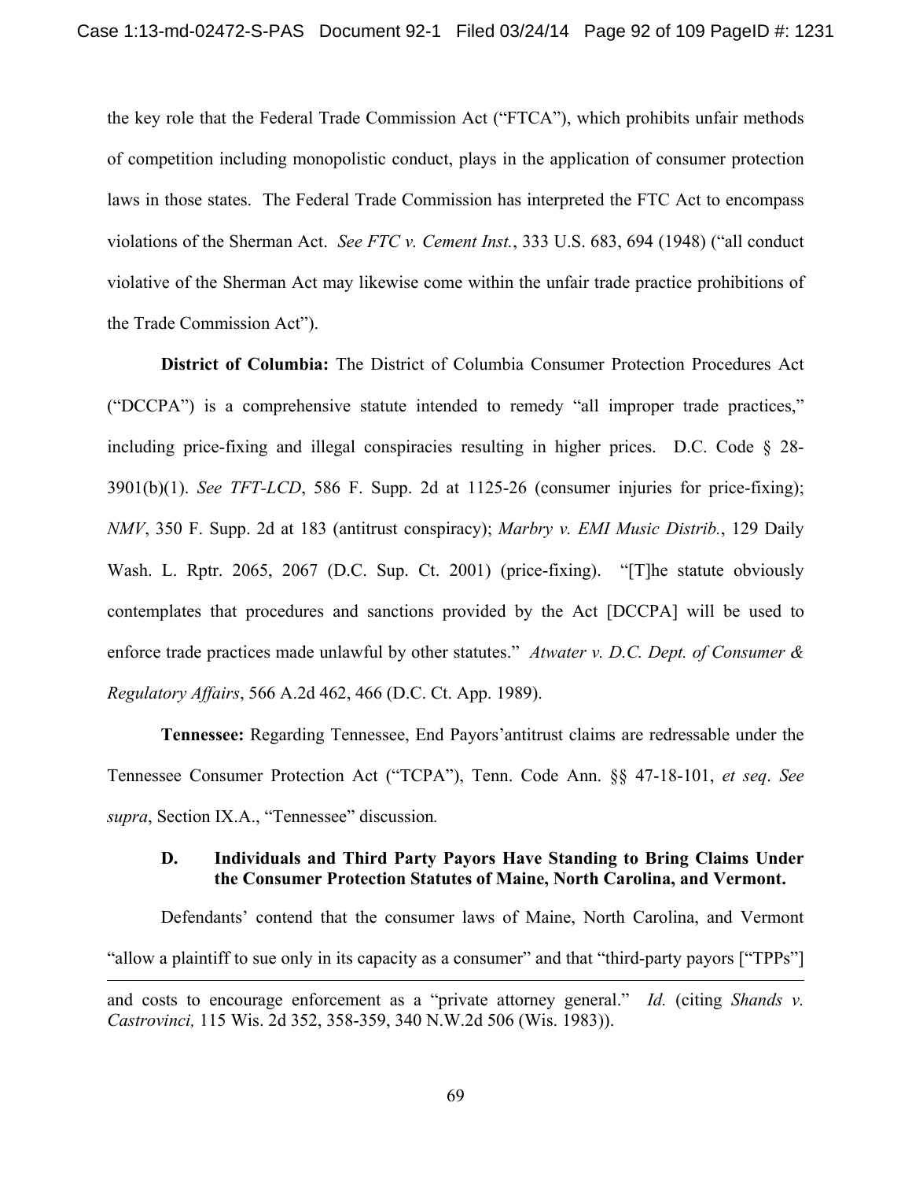the key role that the Federal Trade Commission Act ("FTCA"), which prohibits unfair methods of competition including monopolistic conduct, plays in the application of consumer protection laws in those states. The Federal Trade Commission has interpreted the FTC Act to encompass violations of the Sherman Act. *See FTC v. Cement Inst.*, 333 U.S. 683, 694 (1948) ("all conduct violative of the Sherman Act may likewise come within the unfair trade practice prohibitions of the Trade Commission Act").

**District of Columbia:** The District of Columbia Consumer Protection Procedures Act ("DCCPA") is a comprehensive statute intended to remedy "all improper trade practices," including price-fixing and illegal conspiracies resulting in higher prices. D.C. Code § 28-3901(b)(1). *See TFT-LCD*, 586 F. Supp. 2d at 1125-26 (consumer injuries for price-fixing); *NMV*, 350 F. Supp. 2d at 183 (antitrust conspiracy); *Marbry v. EMI Music Distrib.*, 129 Daily Wash. L. Rptr. 2065, 2067 (D.C. Sup. Ct. 2001) (price-fixing). "[T]he statute obviously contemplates that procedures and sanctions provided by the Act [DCCPA] will be used to enforce trade practices made unlawful by other statutes." *Atwater v. D.C. Dept. of Consumer & Regulatory Affairs*, 566 A.2d 462, 466 (D.C. Ct. App. 1989).

**Tennessee:** Regarding Tennessee, End Payors'antitrust claims are redressable under the Tennessee Consumer Protection Act ("TCPA"), Tenn. Code Ann. §§ 47-18-101, *et seq*. *See supra*, Section IX.A., "Tennessee" discussion.

### D. Individuals and Third Party Payors Have Standing to Bring Claims Under the Consumer Protection Statutes of Maine, North Carolina, and Vermont.

Defendants' contend that the consumer laws of Maine, North Carolina, and Vermont "allow a plaintiff to sue only in its capacity as a consumer" and that "third-party payors ["TPPs"]

---

and costs to encourage enforcement as a "private attorney general." *Id.* (citing *Shands v. Castrovinci,* 115 Wis. 2d 352, 358-359, 340 N.W.2d 506 (Wis. 1983)).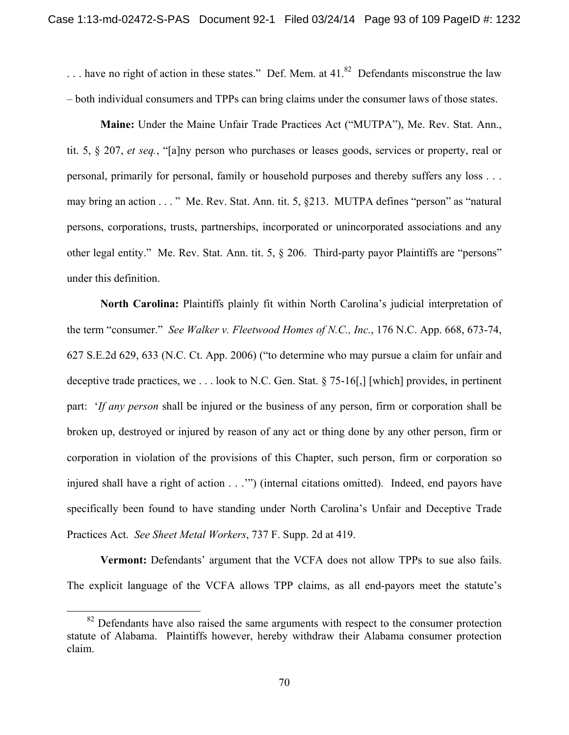. . . have no right of action in these states." Def. Mem. at 41.[82] Defendants misconstrue the law – both individual consumers and TPPs can bring claims under the consumer laws of those states.

**Maine:** Under the Maine Unfair Trade Practices Act ("MUTPA"), Me. Rev. Stat. Ann., tit. 5, § 207, *et seq.*, "[a]ny person who purchases or leases goods, services or property, real or personal, primarily for personal, family or household purposes and thereby suffers any loss . . . may bring an action . . . " Me. Rev. Stat. Ann. tit. 5, §213. MUTPA defines "person" as "natural persons, corporations, trusts, partnerships, incorporated or unincorporated associations and any other legal entity." Me. Rev. Stat. Ann. tit. 5, § 206. Third-party payor Plaintiffs are "persons" under this definition.

**North Carolina:** Plaintiffs plainly fit within North Carolina's judicial interpretation of the term "consumer." *See Walker v. Fleetwood Homes of N.C., Inc.*, 176 N.C. App. 668, 673-74, 627 S.E.2d 629, 633 (N.C. Ct. App. 2006) ("to determine who may pursue a claim for unfair and deceptive trade practices, we . . . look to N.C. Gen. Stat. § 75-16[,] [which] provides, in pertinent part: '*If any person* shall be injured or the business of any person, firm or corporation shall be broken up, destroyed or injured by reason of any act or thing done by any other person, firm or corporation in violation of the provisions of this Chapter, such person, firm or corporation so injured shall have a right of action . . .'") (internal citations omitted). Indeed, end payors have specifically been found to have standing under North Carolina's Unfair and Deceptive Trade Practices Act. *See Sheet Metal Workers*, 737 F. Supp. 2d at 419.

**Vermont:** Defendants' argument that the VCFA does not allow TPPs to sue also fails. The explicit language of the VCFA allows TPP claims, as all end-payors meet the statute's

[82] Defendants have also raised the same arguments with respect to the consumer protection statute of Alabama. Plaintiffs however, hereby withdraw their Alabama consumer protection claim.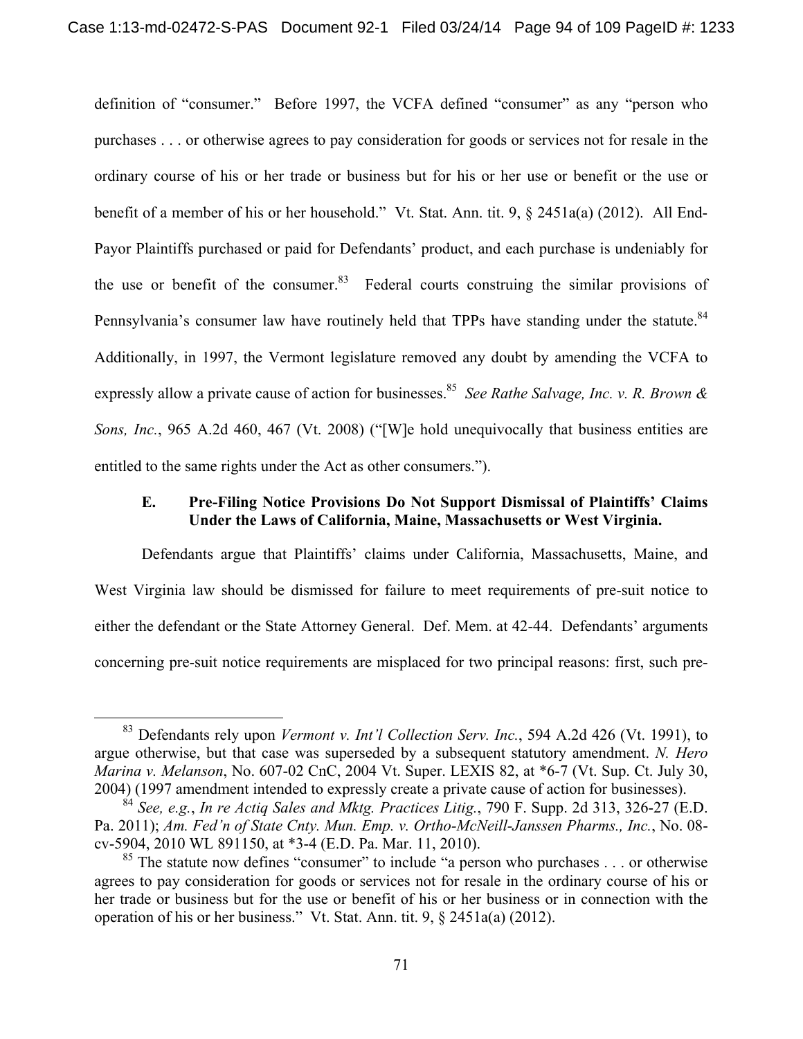definition of "consumer." Before 1997, the VCFA defined "consumer" as any "person who purchases . . . or otherwise agrees to pay consideration for goods or services not for resale in the ordinary course of his or her trade or business but for his or her use or benefit or the use or benefit of a member of his or her household." Vt. Stat. Ann. tit. 9, § 2451a(a) (2012). All End-Payor Plaintiffs purchased or paid for Defendants' product, and each purchase is undeniably for the use or benefit of the consumer.[83] Federal courts construing the similar provisions of Pennsylvania's consumer law have routinely held that TPPs have standing under the statute.[84] Additionally, in 1997, the Vermont legislature removed any doubt by amending the VCFA to expressly allow a private cause of action for businesses.[85] *See Rathe Salvage, Inc. v. R. Brown & Sons, Inc.*, 965 A.2d 460, 467 (Vt. 2008) ("[W]e hold unequivocally that business entities are entitled to the same rights under the Act as other consumers.").

### E. Pre-Filing Notice Provisions Do Not Support Dismissal of Plaintiffs' Claims Under the Laws of California, Maine, Massachusetts or West Virginia.

Defendants argue that Plaintiffs' claims under California, Massachusetts, Maine, and West Virginia law should be dismissed for failure to meet requirements of pre-suit notice to either the defendant or the State Attorney General. Def. Mem. at 42-44. Defendants' arguments concerning pre-suit notice requirements are misplaced for two principal reasons: first, such pre-

---

[83] Defendants rely upon *Vermont v. Int'l Collection Serv. Inc.*, 594 A.2d 426 (Vt. 1991), to argue otherwise, but that case was superseded by a subsequent statutory amendment. *N. Hero Marina v. Melanson*, No. 607-02 CnC, 2004 Vt. Super. LEXIS 82, at *6-7 (Vt. Sup. Ct. July 30, 2004) (1997 amendment intended to expressly create a private cause of action for businesses).

[84] *See, e.g.*, *In re Actiq Sales and Mktg. Practices Litig.*, 790 F. Supp. 2d 313, 326-27 (E.D. Pa. 2011); *Am. Fed'n of State Cnty. Mun. Emp. v. Ortho-McNeill-Janssen Pharms., Inc.*, No. 08-cv-5904, 2010 WL 891150, at *3-4 (E.D. Pa. Mar. 11, 2010).

[85] The statute now defines "consumer" to include "a person who purchases . . . or otherwise agrees to pay consideration for goods or services not for resale in the ordinary course of his or her trade or business but for the use or benefit of his or her business or in connection with the operation of his or her business." Vt. Stat. Ann. tit. 9, § 2451a(a) (2012).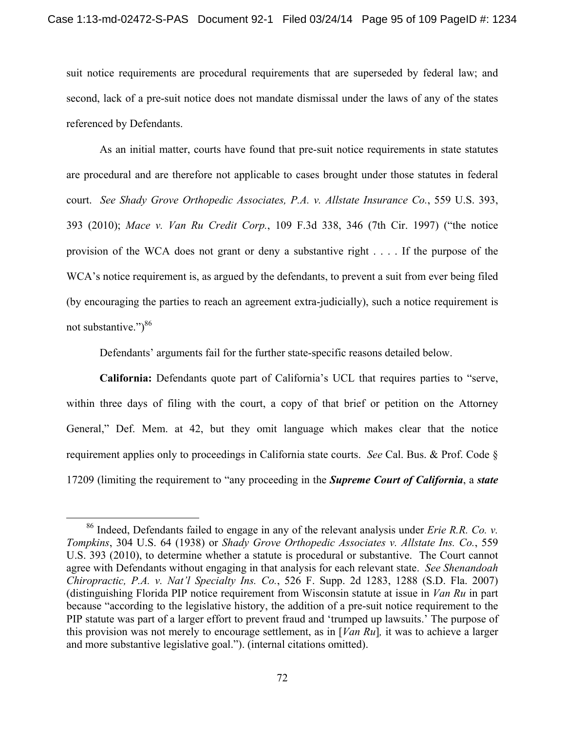suit notice requirements are procedural requirements that are superseded by federal law; and second, lack of a pre-suit notice does not mandate dismissal under the laws of any of the states referenced by Defendants.

As an initial matter, courts have found that pre-suit notice requirements in state statutes are procedural and are therefore not applicable to cases brought under those statutes in federal court. *See Shady Grove Orthopedic Associates, P.A. v. Allstate Insurance Co.*, 559 U.S. 393, 393 (2010); *Mace v. Van Ru Credit Corp.*, 109 F.3d 338, 346 (7th Cir. 1997) ("the notice provision of the WCA does not grant or deny a substantive right . . . . If the purpose of the WCA's notice requirement is, as argued by the defendants, to prevent a suit from ever being filed (by encouraging the parties to reach an agreement extra-judicially), such a notice requirement is not substantive.")[86]

Defendants' arguments fail for the further state-specific reasons detailed below.

**California:** Defendants quote part of California's UCL that requires parties to "serve, within three days of filing with the court, a copy of that brief or petition on the Attorney General," Def. Mem. at 42, but they omit language which makes clear that the notice requirement applies only to proceedings in California state courts. *See* Cal. Bus. & Prof. Code § 17209 (limiting the requirement to "any proceeding in the ***Supreme Court of California***, a ***state***

---

[86] Indeed, Defendants failed to engage in any of the relevant analysis under *Erie R.R. Co. v. Tompkins*, 304 U.S. 64 (1938) or *Shady Grove Orthopedic Associates v. Allstate Ins. Co.*, 559 U.S. 393 (2010), to determine whether a statute is procedural or substantive. The Court cannot agree with Defendants without engaging in that analysis for each relevant state. *See Shenandoah Chiropractic, P.A. v. Nat'l Specialty Ins. Co.*, 526 F. Supp. 2d 1283, 1288 (S.D. Fla. 2007) (distinguishing Florida PIP notice requirement from Wisconsin statute at issue in *Van Ru* in part because "according to the legislative history, the addition of a pre-suit notice requirement to the PIP statute was part of a larger effort to prevent fraud and 'trumped up lawsuits.' The purpose of this provision was not merely to encourage settlement, as in [*Van Ru*]*,* it was to achieve a larger and more substantive legislative goal."). (internal citations omitted).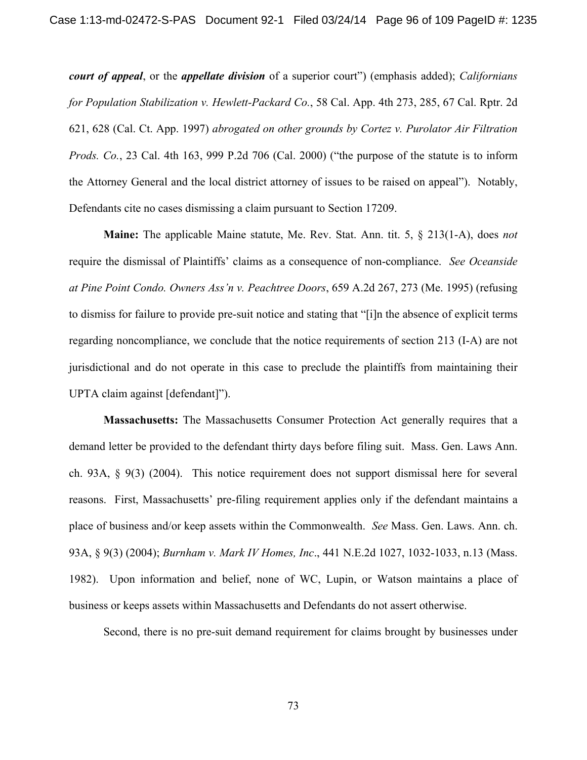***court of appeal***, or the ***appellate division*** of a superior court") (emphasis added); *Californians for Population Stabilization v. Hewlett-Packard Co.*, 58 Cal. App. 4th 273, 285, 67 Cal. Rptr. 2d 621, 628 (Cal. Ct. App. 1997) *abrogated on other grounds by Cortez v. Purolator Air Filtration Prods. Co.*, 23 Cal. 4th 163, 999 P.2d 706 (Cal. 2000) ("the purpose of the statute is to inform the Attorney General and the local district attorney of issues to be raised on appeal"). Notably, Defendants cite no cases dismissing a claim pursuant to Section 17209.

**Maine:** The applicable Maine statute, Me. Rev. Stat. Ann. tit. 5, § 213(1-A), does *not* require the dismissal of Plaintiffs' claims as a consequence of non-compliance. *See Oceanside at Pine Point Condo. Owners Ass'n v. Peachtree Doors*, 659 A.2d 267, 273 (Me. 1995) (refusing to dismiss for failure to provide pre-suit notice and stating that "[i]n the absence of explicit terms regarding noncompliance, we conclude that the notice requirements of section 213 (I-A) are not jurisdictional and do not operate in this case to preclude the plaintiffs from maintaining their UPTA claim against [defendant]").

**Massachusetts:** The Massachusetts Consumer Protection Act generally requires that a demand letter be provided to the defendant thirty days before filing suit. Mass. Gen. Laws Ann. ch. 93A, § 9(3) (2004). This notice requirement does not support dismissal here for several reasons. First, Massachusetts' pre-filing requirement applies only if the defendant maintains a place of business and/or keep assets within the Commonwealth. *See* Mass. Gen. Laws. Ann. ch. 93A, § 9(3) (2004); *Burnham v. Mark IV Homes, Inc*., 441 N.E.2d 1027, 1032-1033, n.13 (Mass. 1982). Upon information and belief, none of WC, Lupin, or Watson maintains a place of business or keeps assets within Massachusetts and Defendants do not assert otherwise.

Second, there is no pre-suit demand requirement for claims brought by businesses under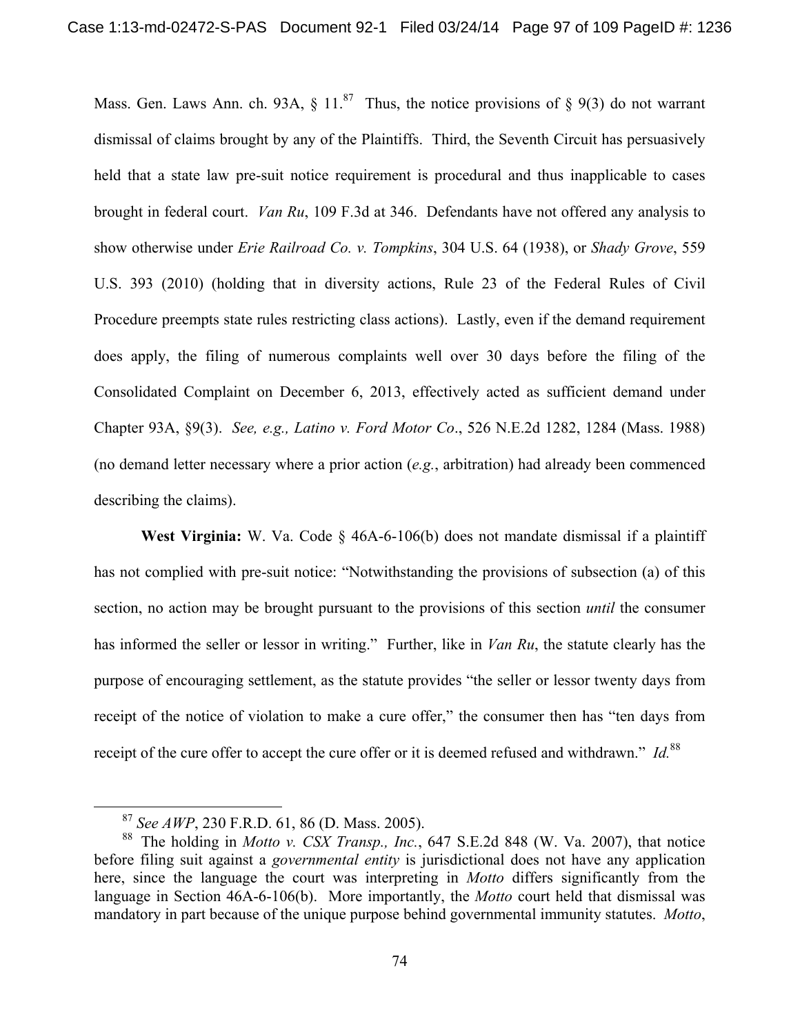Mass. Gen. Laws Ann. ch. 93A, § 11.[87] Thus, the notice provisions of § 9(3) do not warrant dismissal of claims brought by any of the Plaintiffs. Third, the Seventh Circuit has persuasively held that a state law pre-suit notice requirement is procedural and thus inapplicable to cases brought in federal court. *Van Ru*, 109 F.3d at 346. Defendants have not offered any analysis to show otherwise under *Erie Railroad Co. v. Tompkins*, 304 U.S. 64 (1938), or *Shady Grove*, 559 U.S. 393 (2010) (holding that in diversity actions, Rule 23 of the Federal Rules of Civil Procedure preempts state rules restricting class actions). Lastly, even if the demand requirement does apply, the filing of numerous complaints well over 30 days before the filing of the Consolidated Complaint on December 6, 2013, effectively acted as sufficient demand under Chapter 93A, §9(3). *See, e.g., Latino v. Ford Motor Co*., 526 N.E.2d 1282, 1284 (Mass. 1988) (no demand letter necessary where a prior action (*e.g.*, arbitration) had already been commenced describing the claims).

**West Virginia:** W. Va. Code § 46A-6-106(b) does not mandate dismissal if a plaintiff has not complied with pre-suit notice: "Notwithstanding the provisions of subsection (a) of this section, no action may be brought pursuant to the provisions of this section *until* the consumer has informed the seller or lessor in writing." Further, like in *Van Ru*, the statute clearly has the purpose of encouraging settlement, as the statute provides "the seller or lessor twenty days from receipt of the notice of violation to make a cure offer," the consumer then has "ten days from receipt of the cure offer to accept the cure offer or it is deemed refused and withdrawn." *Id.*[88]

---

[87] *See AWP*, 230 F.R.D. 61, 86 (D. Mass. 2005).

[88] The holding in *Motto v. CSX Transp., Inc.*, 647 S.E.2d 848 (W. Va. 2007), that notice before filing suit against a *governmental entity* is jurisdictional does not have any application here, since the language the court was interpreting in *Motto* differs significantly from the language in Section 46A-6-106(b). More importantly, the *Motto* court held that dismissal was mandatory in part because of the unique purpose behind governmental immunity statutes. *Motto*,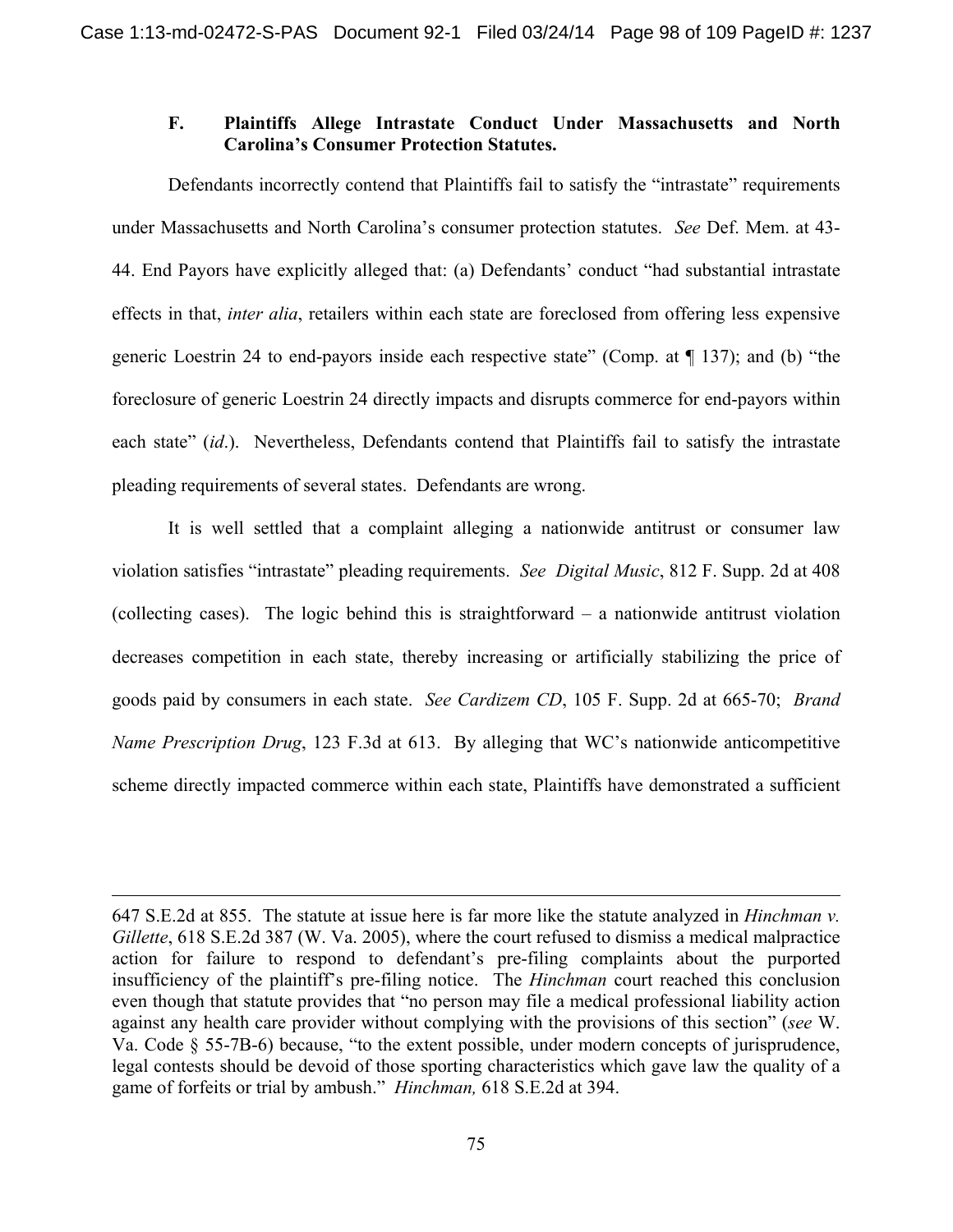### F. Plaintiffs Allege Intrastate Conduct Under Massachusetts and North Carolina's Consumer Protection Statutes.

Defendants incorrectly contend that Plaintiffs fail to satisfy the "intrastate" requirements under Massachusetts and North Carolina's consumer protection statutes. *See* Def. Mem. at 43-44. End Payors have explicitly alleged that: (a) Defendants' conduct "had substantial intrastate effects in that, *inter alia*, retailers within each state are foreclosed from offering less expensive generic Loestrin 24 to end-payors inside each respective state" (Comp. at ¶ 137); and (b) "the foreclosure of generic Loestrin 24 directly impacts and disrupts commerce for end-payors within each state" (*id*.). Nevertheless, Defendants contend that Plaintiffs fail to satisfy the intrastate pleading requirements of several states. Defendants are wrong.

It is well settled that a complaint alleging a nationwide antitrust or consumer law violation satisfies "intrastate" pleading requirements. *See Digital Music*, 812 F. Supp. 2d at 408 (collecting cases). The logic behind this is straightforward – a nationwide antitrust violation decreases competition in each state, thereby increasing or artificially stabilizing the price of goods paid by consumers in each state. *See Cardizem CD*, 105 F. Supp. 2d at 665-70; *Brand Name Prescription Drug*, 123 F.3d at 613. By alleging that WC's nationwide anticompetitive scheme directly impacted commerce within each state, Plaintiffs have demonstrated a sufficient

---

647 S.E.2d at 855. The statute at issue here is far more like the statute analyzed in *Hinchman v. Gillette*, 618 S.E.2d 387 (W. Va. 2005), where the court refused to dismiss a medical malpractice action for failure to respond to defendant's pre-filing complaints about the purported insufficiency of the plaintiff's pre-filing notice. The *Hinchman* court reached this conclusion even though that statute provides that "no person may file a medical professional liability action against any health care provider without complying with the provisions of this section" (*see* W. Va. Code § 55-7B-6) because, "to the extent possible, under modern concepts of jurisprudence, legal contests should be devoid of those sporting characteristics which gave law the quality of a game of forfeits or trial by ambush." *Hinchman,* 618 S.E.2d at 394.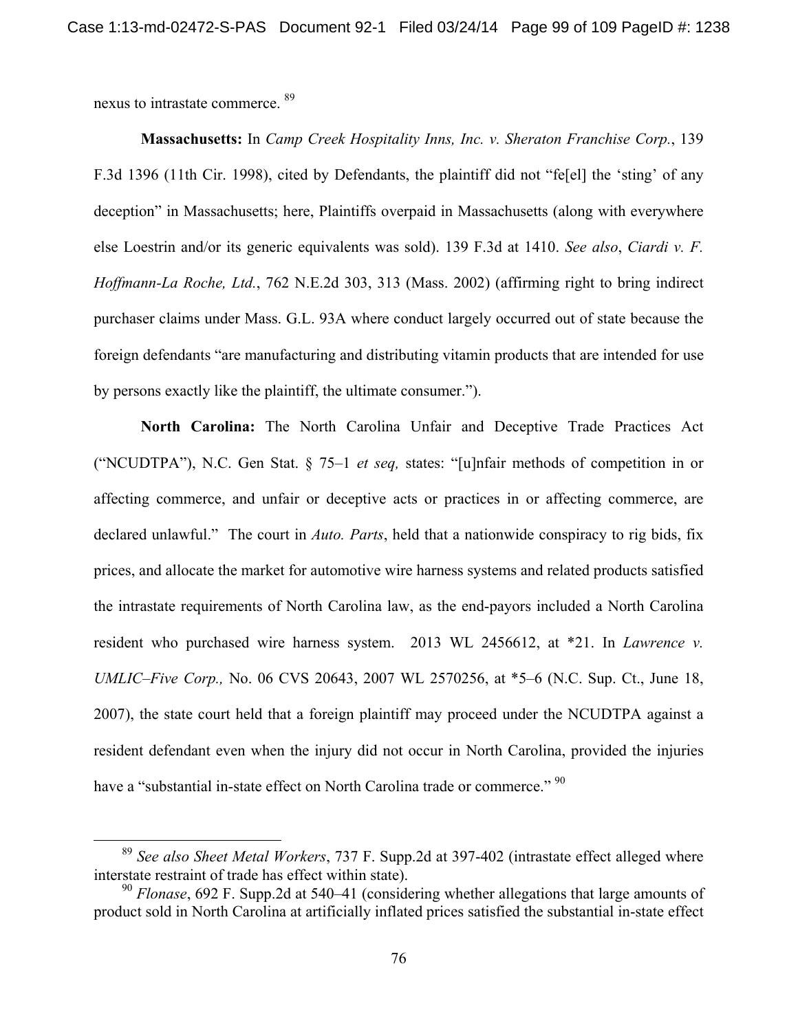nexus to intrastate commerce.[89]

**Massachusetts:** In *Camp Creek Hospitality Inns, Inc. v. Sheraton Franchise Corp.*, 139 F.3d 1396 (11th Cir. 1998), cited by Defendants, the plaintiff did not "fe[el] the 'sting' of any deception" in Massachusetts; here, Plaintiffs overpaid in Massachusetts (along with everywhere else Loestrin and/or its generic equivalents was sold). 139 F.3d at 1410. *See also*, *Ciardi v. F. Hoffmann-La Roche, Ltd.*, 762 N.E.2d 303, 313 (Mass. 2002) (affirming right to bring indirect purchaser claims under Mass. G.L. 93A where conduct largely occurred out of state because the foreign defendants "are manufacturing and distributing vitamin products that are intended for use by persons exactly like the plaintiff, the ultimate consumer.").

**North Carolina:** The North Carolina Unfair and Deceptive Trade Practices Act ("NCUDTPA"), N.C. Gen Stat. § 75–1 *et seq,* states: "[u]nfair methods of competition in or affecting commerce, and unfair or deceptive acts or practices in or affecting commerce, are declared unlawful." The court in *Auto. Parts*, held that a nationwide conspiracy to rig bids, fix prices, and allocate the market for automotive wire harness systems and related products satisfied the intrastate requirements of North Carolina law, as the end-payors included a North Carolina resident who purchased wire harness system. 2013 WL 2456612, at \*21. In *Lawrence v. UMLIC–Five Corp.,* No. 06 CVS 20643, 2007 WL 2570256, at \*5–6 (N.C. Sup. Ct., June 18, 2007), the state court held that a foreign plaintiff may proceed under the NCUDTPA against a resident defendant even when the injury did not occur in North Carolina, provided the injuries have a "substantial in-state effect on North Carolina trade or commerce."[90]

---

[89] *See also Sheet Metal Workers*, 737 F. Supp.2d at 397-402 (intrastate effect alleged where interstate restraint of trade has effect within state).

[90] *Flonase*, 692 F. Supp.2d at 540–41 (considering whether allegations that large amounts of product sold in North Carolina at artificially inflated prices satisfied the substantial in-state effect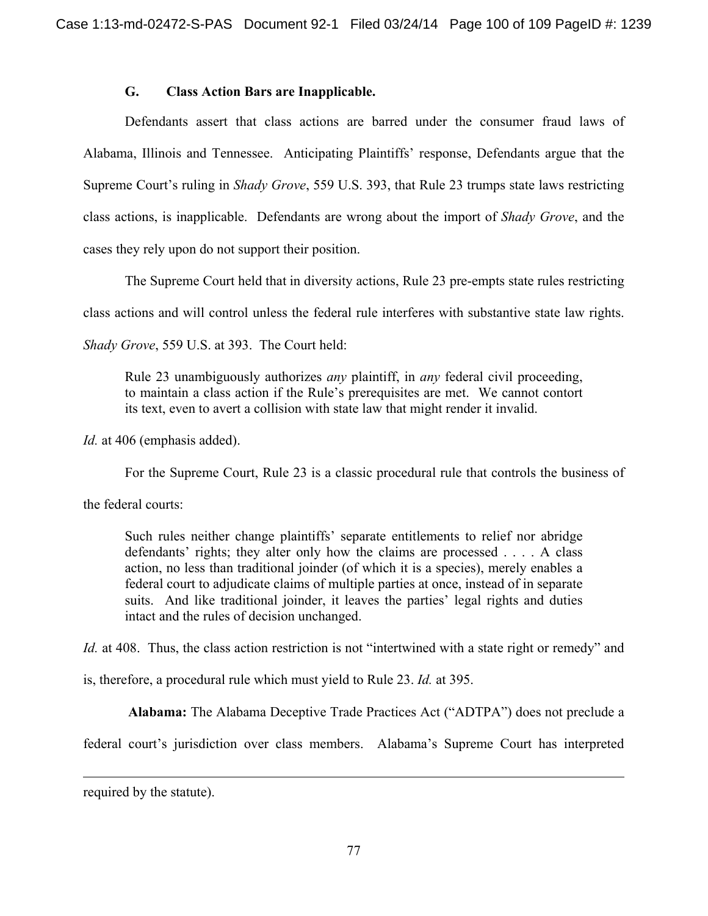### G. Class Action Bars are Inapplicable.

Defendants assert that class actions are barred under the consumer fraud laws of Alabama, Illinois and Tennessee. Anticipating Plaintiffs' response, Defendants argue that the Supreme Court's ruling in *Shady Grove*, 559 U.S. 393, that Rule 23 trumps state laws restricting class actions, is inapplicable. Defendants are wrong about the import of *Shady Grove*, and the cases they rely upon do not support their position.

The Supreme Court held that in diversity actions, Rule 23 pre-empts state rules restricting class actions and will control unless the federal rule interferes with substantive state law rights. *Shady Grove*, 559 U.S. at 393. The Court held:

> Rule 23 unambiguously authorizes *any* plaintiff, in *any* federal civil proceeding, to maintain a class action if the Rule's prerequisites are met. We cannot contort its text, even to avert a collision with state law that might render it invalid.

*Id.* at 406 (emphasis added).

For the Supreme Court, Rule 23 is a classic procedural rule that controls the business of the federal courts:

> Such rules neither change plaintiffs' separate entitlements to relief nor abridge defendants' rights; they alter only how the claims are processed . . . . A class action, no less than traditional joinder (of which it is a species), merely enables a federal court to adjudicate claims of multiple parties at once, instead of in separate suits. And like traditional joinder, it leaves the parties' legal rights and duties intact and the rules of decision unchanged.

*Id.* at 408. Thus, the class action restriction is not "intertwined with a state right or remedy" and is, therefore, a procedural rule which must yield to Rule 23. *Id.* at 395.

**Alabama:** The Alabama Deceptive Trade Practices Act ("ADTPA") does not preclude a federal court's jurisdiction over class members. Alabama's Supreme Court has interpreted

---

required by the statute).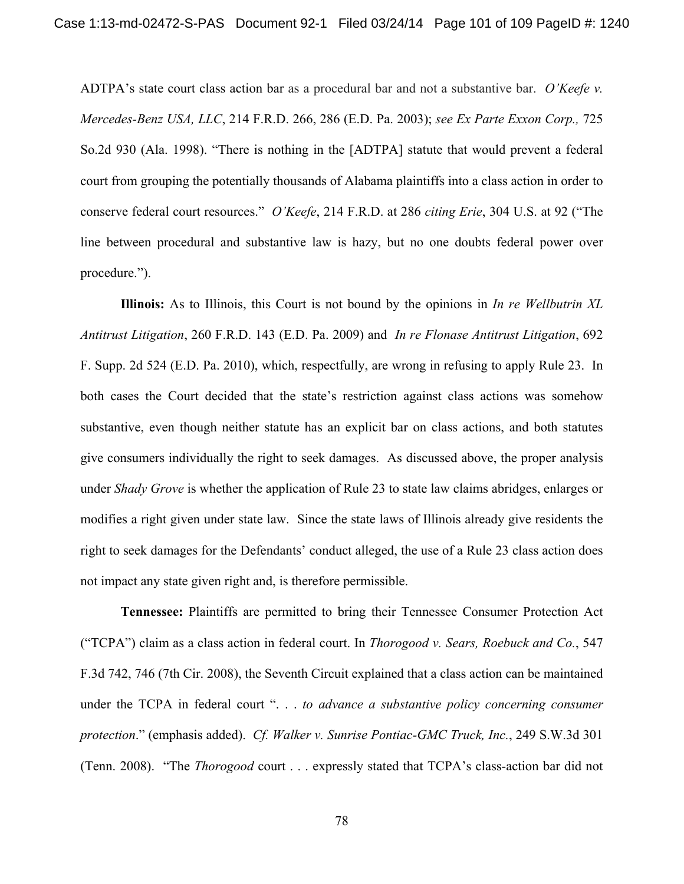ADTPA's state court class action bar as a procedural bar and not a substantive bar. *O'Keefe v. Mercedes-Benz USA, LLC*, 214 F.R.D. 266, 286 (E.D. Pa. 2003); *see Ex Parte Exxon Corp.,* 725 So.2d 930 (Ala. 1998). "There is nothing in the [ADTPA] statute that would prevent a federal court from grouping the potentially thousands of Alabama plaintiffs into a class action in order to conserve federal court resources." *O'Keefe*, 214 F.R.D. at 286 *citing Erie*, 304 U.S. at 92 ("The line between procedural and substantive law is hazy, but no one doubts federal power over procedure.").

**Illinois:** As to Illinois, this Court is not bound by the opinions in *In re Wellbutrin XL Antitrust Litigation*, 260 F.R.D. 143 (E.D. Pa. 2009) and *In re Flonase Antitrust Litigation*, 692 F. Supp. 2d 524 (E.D. Pa. 2010), which, respectfully, are wrong in refusing to apply Rule 23. In both cases the Court decided that the state's restriction against class actions was somehow substantive, even though neither statute has an explicit bar on class actions, and both statutes give consumers individually the right to seek damages. As discussed above, the proper analysis under *Shady Grove* is whether the application of Rule 23 to state law claims abridges, enlarges or modifies a right given under state law. Since the state laws of Illinois already give residents the right to seek damages for the Defendants' conduct alleged, the use of a Rule 23 class action does not impact any state given right and, is therefore permissible.

**Tennessee:** Plaintiffs are permitted to bring their Tennessee Consumer Protection Act ("TCPA") claim as a class action in federal court. In *Thorogood v. Sears, Roebuck and Co.*, 547 F.3d 742, 746 (7th Cir. 2008), the Seventh Circuit explained that a class action can be maintained under the TCPA in federal court ". . . *to advance a substantive policy concerning consumer protection*." (emphasis added). *Cf. Walker v. Sunrise Pontiac-GMC Truck, Inc.*, 249 S.W.3d 301 (Tenn. 2008). "The *Thorogood* court . . . expressly stated that TCPA's class-action bar did not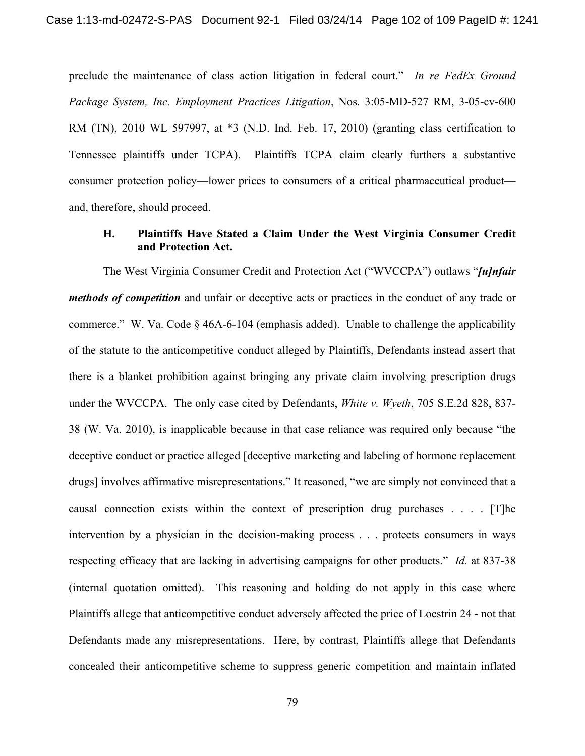preclude the maintenance of class action litigation in federal court." *In re FedEx Ground Package System, Inc. Employment Practices Litigation*, Nos. 3:05-MD-527 RM, 3-05-cv-600 RM (TN), 2010 WL 597997, at *3 (N.D. Ind. Feb. 17, 2010) (granting class certification to Tennessee plaintiffs under TCPA). Plaintiffs TCPA claim clearly furthers a substantive consumer protection policy—lower prices to consumers of a critical pharmaceutical product—and, therefore, should proceed.

### H. Plaintiffs Have Stated a Claim Under the West Virginia Consumer Credit and Protection Act.

The West Virginia Consumer Credit and Protection Act ("WVCCPA") outlaws "***[u]nfair methods of competition*** and unfair or deceptive acts or practices in the conduct of any trade or commerce." W. Va. Code § 46A-6-104 (emphasis added). Unable to challenge the applicability of the statute to the anticompetitive conduct alleged by Plaintiffs, Defendants instead assert that there is a blanket prohibition against bringing any private claim involving prescription drugs under the WVCCPA. The only case cited by Defendants, *White v. Wyeth*, 705 S.E.2d 828, 837-38 (W. Va. 2010), is inapplicable because in that case reliance was required only because "the deceptive conduct or practice alleged [deceptive marketing and labeling of hormone replacement drugs] involves affirmative misrepresentations." It reasoned, "we are simply not convinced that a causal connection exists within the context of prescription drug purchases . . . . [T]he intervention by a physician in the decision-making process . . . protects consumers in ways respecting efficacy that are lacking in advertising campaigns for other products." *Id.* at 837-38 (internal quotation omitted). This reasoning and holding do not apply in this case where Plaintiffs allege that anticompetitive conduct adversely affected the price of Loestrin 24 - not that Defendants made any misrepresentations. Here, by contrast, Plaintiffs allege that Defendants concealed their anticompetitive scheme to suppress generic competition and maintain inflated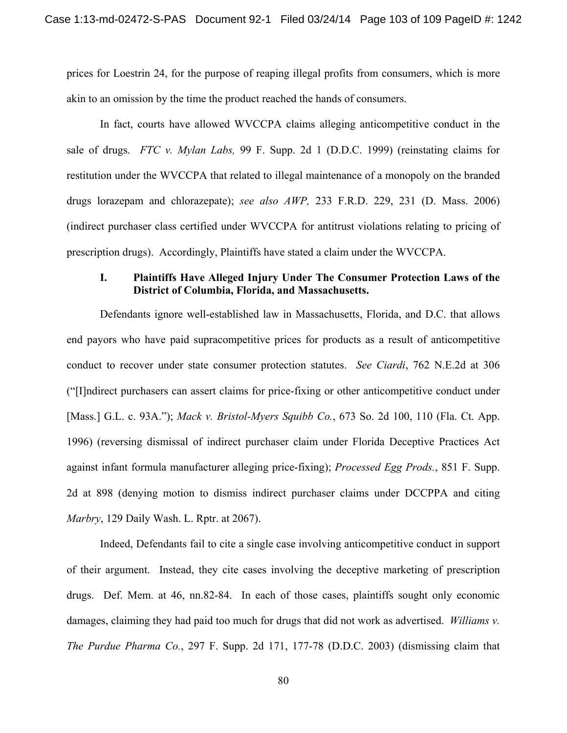prices for Loestrin 24, for the purpose of reaping illegal profits from consumers, which is more akin to an omission by the time the product reached the hands of consumers.

In fact, courts have allowed WVCCPA claims alleging anticompetitive conduct in the sale of drugs. *FTC v. Mylan Labs,* 99 F. Supp. 2d 1 (D.D.C. 1999) (reinstating claims for restitution under the WVCCPA that related to illegal maintenance of a monopoly on the branded drugs lorazepam and chlorazepate); *see also AWP,* 233 F.R.D. 229, 231 (D. Mass. 2006) (indirect purchaser class certified under WVCCPA for antitrust violations relating to pricing of prescription drugs). Accordingly, Plaintiffs have stated a claim under the WVCCPA.

### I. Plaintiffs Have Alleged Injury Under The Consumer Protection Laws of the District of Columbia, Florida, and Massachusetts.

Defendants ignore well-established law in Massachusetts, Florida, and D.C. that allows end payors who have paid supracompetitive prices for products as a result of anticompetitive conduct to recover under state consumer protection statutes. *See Ciardi*, 762 N.E.2d at 306 ("[I]ndirect purchasers can assert claims for price-fixing or other anticompetitive conduct under [Mass.] G.L. c. 93A."); *Mack v. Bristol-Myers Squibb Co.*, 673 So. 2d 100, 110 (Fla. Ct. App. 1996) (reversing dismissal of indirect purchaser claim under Florida Deceptive Practices Act against infant formula manufacturer alleging price-fixing); *Processed Egg Prods.*, 851 F. Supp. 2d at 898 (denying motion to dismiss indirect purchaser claims under DCCPPA and citing *Marbry*, 129 Daily Wash. L. Rptr. at 2067).

Indeed, Defendants fail to cite a single case involving anticompetitive conduct in support of their argument. Instead, they cite cases involving the deceptive marketing of prescription drugs. Def. Mem. at 46, nn.82-84. In each of those cases, plaintiffs sought only economic damages, claiming they had paid too much for drugs that did not work as advertised. *Williams v. The Purdue Pharma Co.*, 297 F. Supp. 2d 171, 177-78 (D.D.C. 2003) (dismissing claim that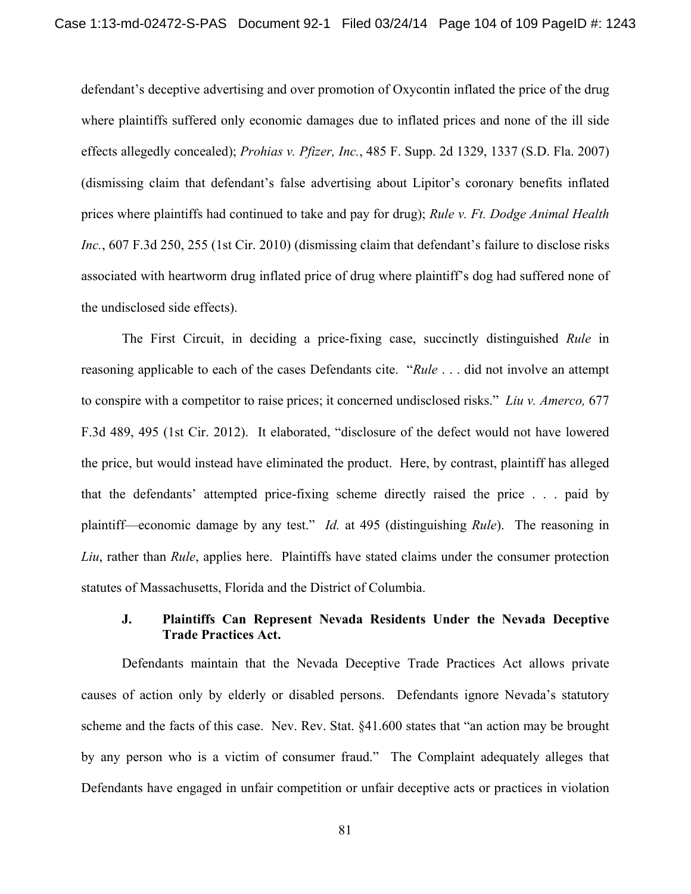defendant's deceptive advertising and over promotion of Oxycontin inflated the price of the drug where plaintiffs suffered only economic damages due to inflated prices and none of the ill side effects allegedly concealed); *Prohias v. Pfizer, Inc.*, 485 F. Supp. 2d 1329, 1337 (S.D. Fla. 2007) (dismissing claim that defendant's false advertising about Lipitor's coronary benefits inflated prices where plaintiffs had continued to take and pay for drug); *Rule v. Ft. Dodge Animal Health Inc.*, 607 F.3d 250, 255 (1st Cir. 2010) (dismissing claim that defendant's failure to disclose risks associated with heartworm drug inflated price of drug where plaintiff's dog had suffered none of the undisclosed side effects).

The First Circuit, in deciding a price-fixing case, succinctly distinguished *Rule* in reasoning applicable to each of the cases Defendants cite. "*Rule* . . . did not involve an attempt to conspire with a competitor to raise prices; it concerned undisclosed risks." *Liu v. Amerco,* 677 F.3d 489, 495 (1st Cir. 2012). It elaborated, "disclosure of the defect would not have lowered the price, but would instead have eliminated the product. Here, by contrast, plaintiff has alleged that the defendants' attempted price-fixing scheme directly raised the price . . . paid by plaintiff—economic damage by any test." *Id.* at 495 (distinguishing *Rule*). The reasoning in *Liu*, rather than *Rule*, applies here. Plaintiffs have stated claims under the consumer protection statutes of Massachusetts, Florida and the District of Columbia.

### J. Plaintiffs Can Represent Nevada Residents Under the Nevada Deceptive Trade Practices Act.

Defendants maintain that the Nevada Deceptive Trade Practices Act allows private causes of action only by elderly or disabled persons. Defendants ignore Nevada's statutory scheme and the facts of this case. Nev. Rev. Stat. §41.600 states that "an action may be brought by any person who is a victim of consumer fraud." The Complaint adequately alleges that Defendants have engaged in unfair competition or unfair deceptive acts or practices in violation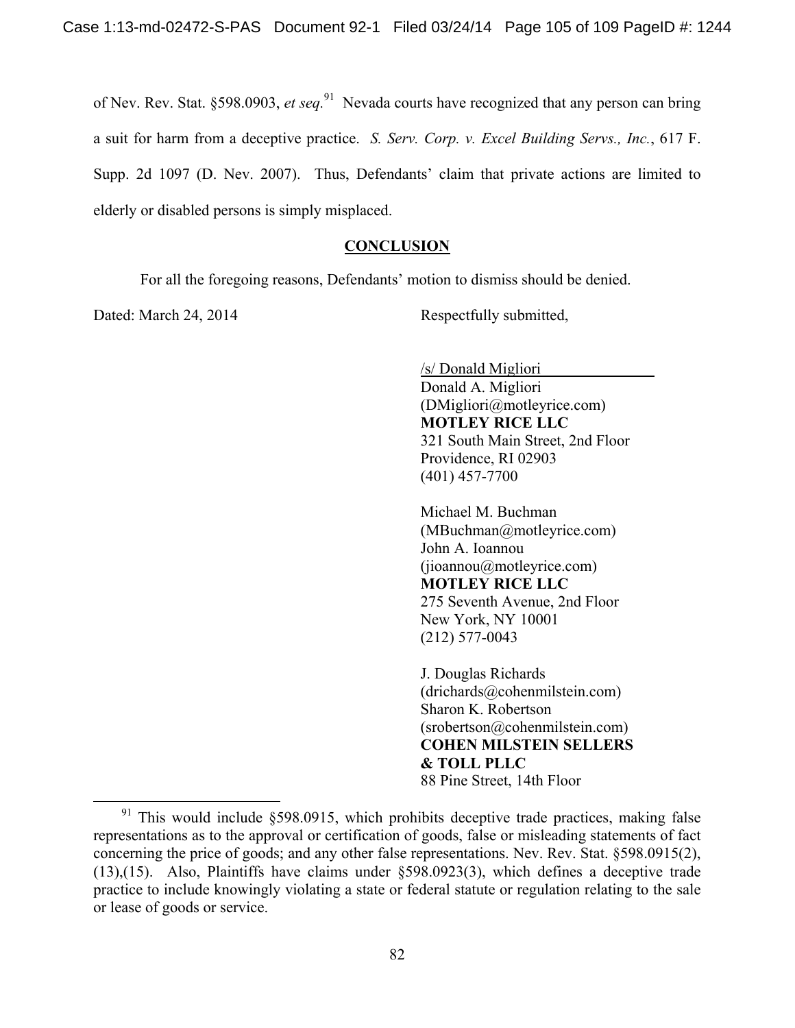of Nev. Rev. Stat. §598.0903, *et seq.*[91] Nevada courts have recognized that any person can bring a suit for harm from a deceptive practice. *S. Serv. Corp. v. Excel Building Servs., Inc.*, 617 F. Supp. 2d 1097 (D. Nev. 2007). Thus, Defendants' claim that private actions are limited to elderly or disabled persons is simply misplaced.

**CONCLUSION**

For all the foregoing reasons, Defendants' motion to dismiss should be denied.

Dated: March 24, 2014

Respectfully submitted,

/s/ Donald Migliori
Donald A. Migliori
(DMigliori@motleyrice.com)
**MOTLEY RICE LLC**
321 South Main Street, 2nd Floor
Providence, RI 02903
(401) 457-7700

Michael M. Buchman
(MBuchman@motleyrice.com)
John A. Ioannou
(jioannou@motleyrice.com)
**MOTLEY RICE LLC**
275 Seventh Avenue, 2nd Floor
New York, NY 10001
(212) 577-0043

J. Douglas Richards
(drichards@cohenmilstein.com)
Sharon K. Robertson
(srobertson@cohenmilstein.com)
**COHEN MILSTEIN SELLERS & TOLL PLLC**
88 Pine Street, 14th Floor

---

[91] This would include §598.0915, which prohibits deceptive trade practices, making false representations as to the approval or certification of goods, false or misleading statements of fact concerning the price of goods; and any other false representations. Nev. Rev. Stat. §598.0915(2), (13),(15). Also, Plaintiffs have claims under §598.0923(3), which defines a deceptive trade practice to include knowingly violating a state or federal statute or regulation relating to the sale or lease of goods or service.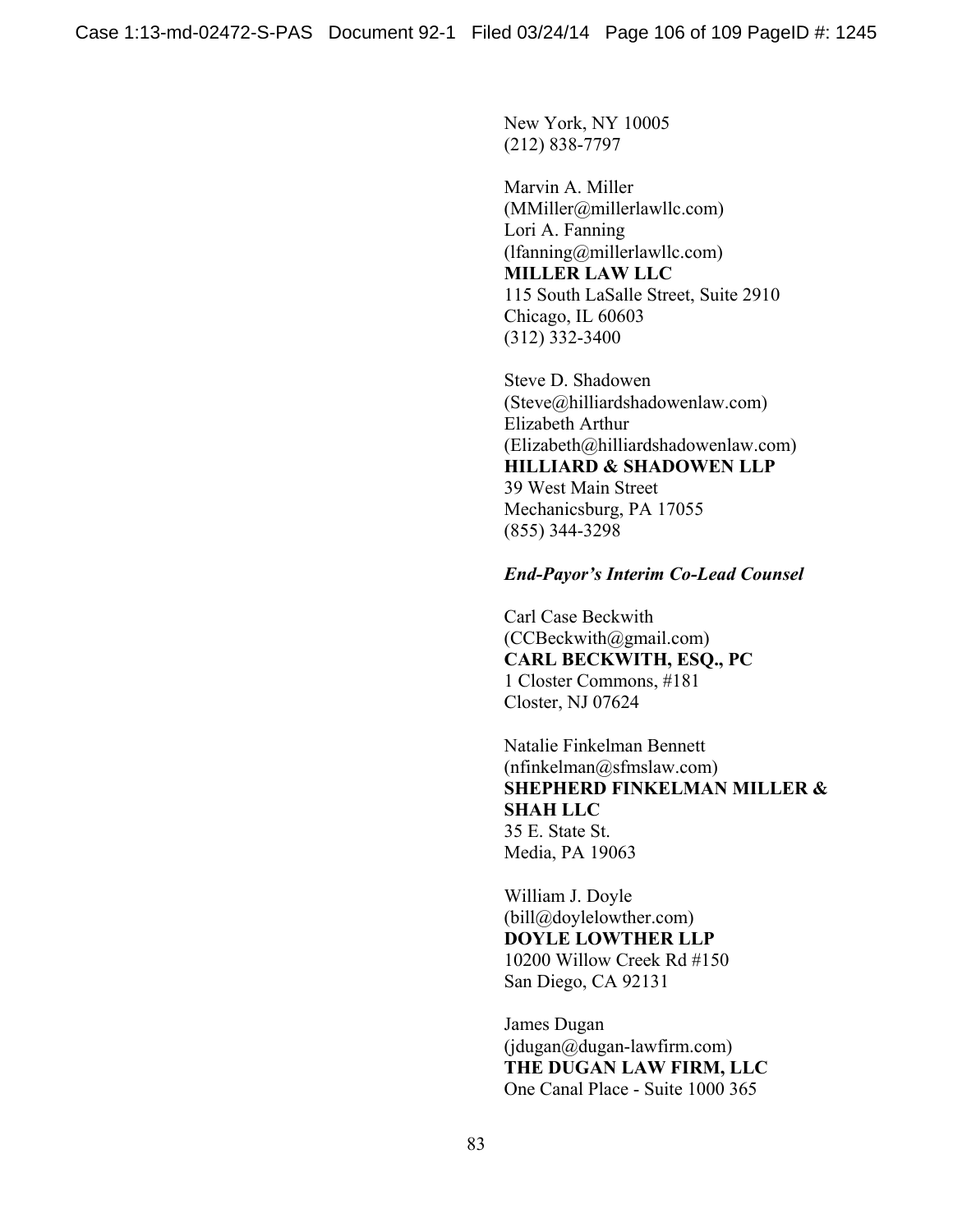New York, NY 10005
(212) 838-7797

Marvin A. Miller
(MMiller@millerlawllc.com)
Lori A. Fanning
(lfanning@millerlawllc.com)
**MILLER LAW LLC**
115 South LaSalle Street, Suite 2910
Chicago, IL 60603
(312) 332-3400

Steve D. Shadowen
(Steve@hilliardshadowenlaw.com)
Elizabeth Arthur
(Elizabeth@hilliardshadowenlaw.com)
**HILLIARD & SHADOWEN LLP**
39 West Main Street
Mechanicsburg, PA 17055
(855) 344-3298

***End-Payor's Interim Co-Lead Counsel***

Carl Case Beckwith
(CCBeckwith@gmail.com)
**CARL BECKWITH, ESQ., PC**
1 Closter Commons, #181
Closter, NJ 07624

Natalie Finkelman Bennett
(nfinkelman@sfmslaw.com)
**SHEPHERD FINKELMAN MILLER & SHAH LLC**
35 E. State St.
Media, PA 19063

William J. Doyle
(bill@doylelowther.com)
**DOYLE LOWTHER LLP**
10200 Willow Creek Rd #150
San Diego, CA 92131

James Dugan
(jdugan@dugan-lawfirm.com)
**THE DUGAN LAW FIRM, LLC**
One Canal Place - Suite 1000 365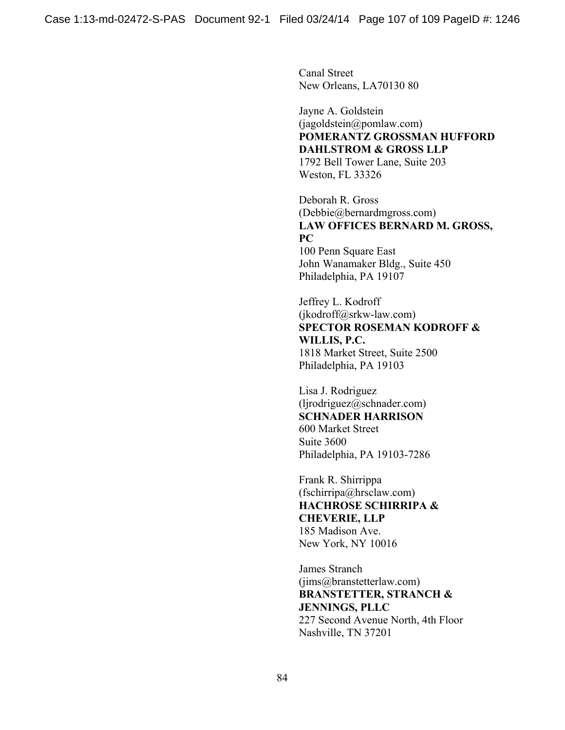Canal Street
New Orleans, LA70130 80

Jayne A. Goldstein
(jagoldstein@pomlaw.com)
**POMERANTZ GROSSMAN HUFFORD DAHLSTROM & GROSS LLP**
1792 Bell Tower Lane, Suite 203
Weston, FL 33326

Deborah R. Gross
(Debbie@bernardmgross.com)
**LAW OFFICES BERNARD M. GROSS, PC**
100 Penn Square East
John Wanamaker Bldg., Suite 450
Philadelphia, PA 19107

Jeffrey L. Kodroff
(jkodroff@srkw-law.com)
**SPECTOR ROSEMAN KODROFF & WILLIS, P.C.**
1818 Market Street, Suite 2500
Philadelphia, PA 19103

Lisa J. Rodriguez
(ljrodriguez@schnader.com)
**SCHNADER HARRISON**
600 Market Street
Suite 3600
Philadelphia, PA 19103-7286

Frank R. Shirrippa
(fschirripa@hrsclaw.com)
**HACHROSE SCHIRRIPA & CHEVERIE, LLP**
185 Madison Ave.
New York, NY 10016

James Stranch
(jims@branstetterlaw.com)
**BRANSTETTER, STRANCH & JENNINGS, PLLC**
227 Second Avenue North, 4th Floor
Nashville, TN 37201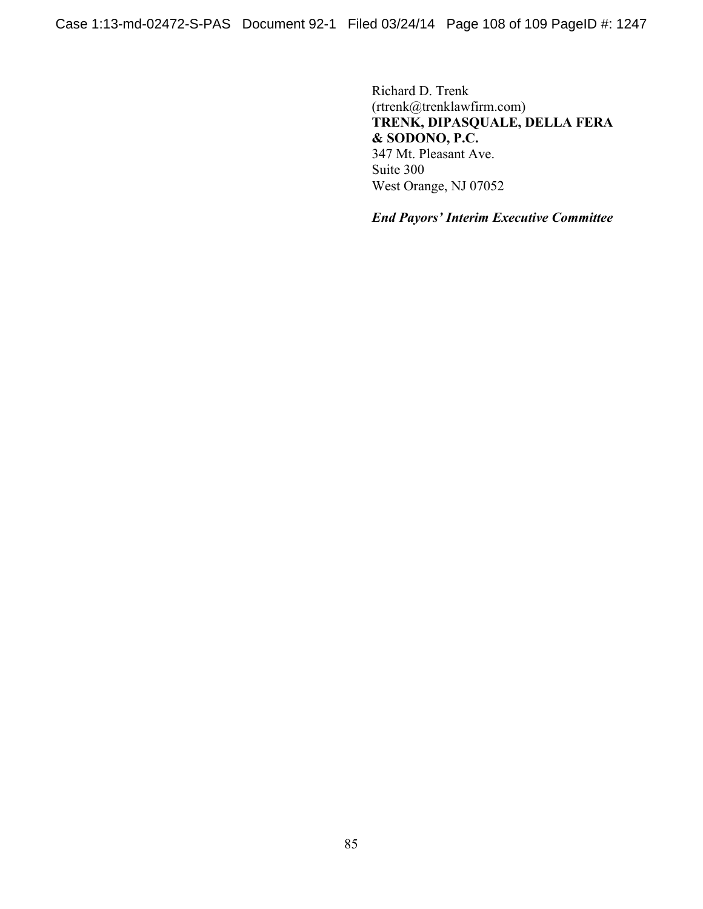Richard D. Trenk
(rtrenk@trenklawfirm.com)
**TRENK, DIPASQUALE, DELLA FERA & SODONO, P.C.**
347 Mt. Pleasant Ave.
Suite 300
West Orange, NJ 07052

***End Payors' Interim Executive Committee***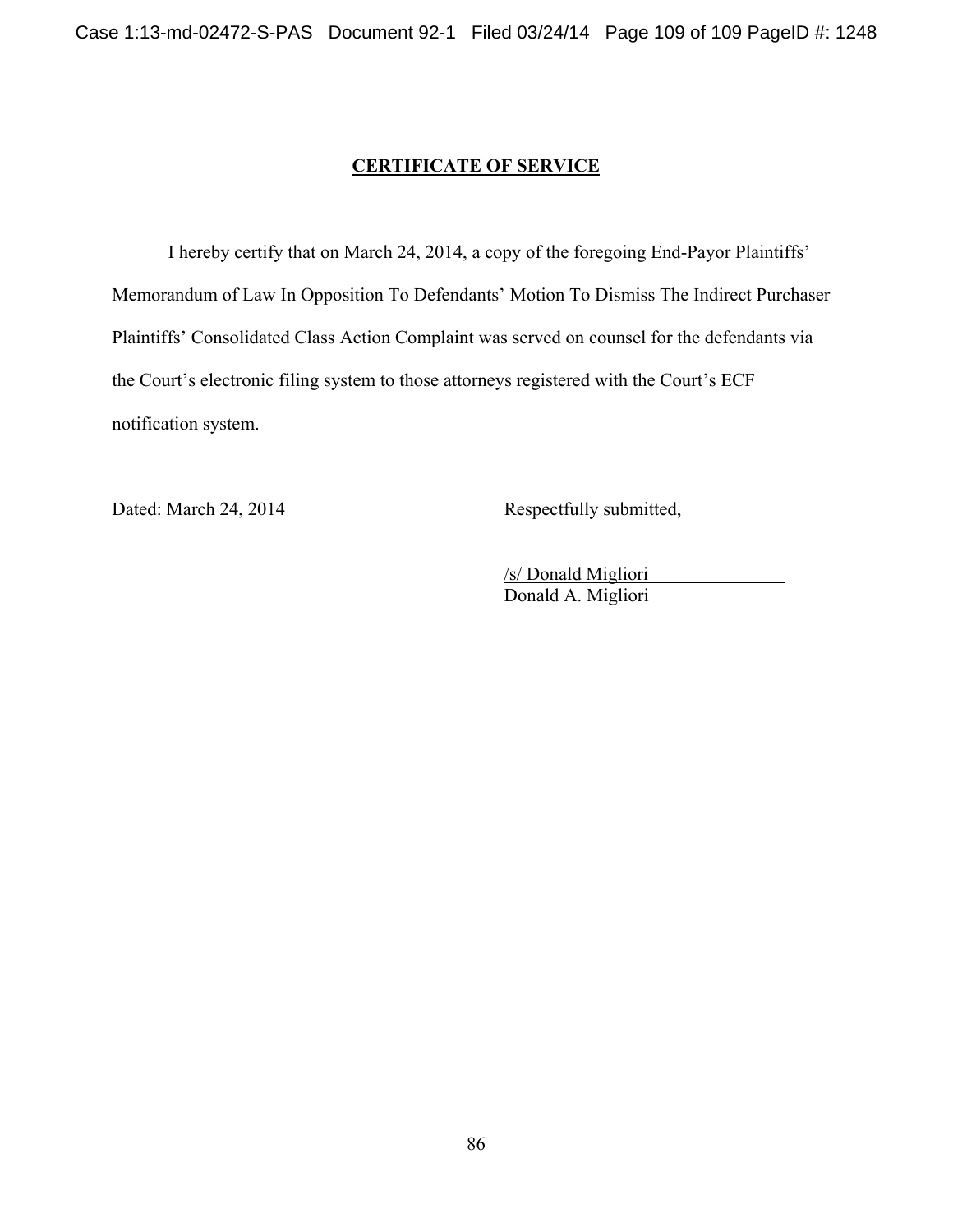# CERTIFICATE OF SERVICE

I hereby certify that on March 24, 2014, a copy of the foregoing End-Payor Plaintiffs' Memorandum of Law In Opposition To Defendants' Motion To Dismiss The Indirect Purchaser Plaintiffs' Consolidated Class Action Complaint was served on counsel for the defendants via the Court's electronic filing system to those attorneys registered with the Court's ECF notification system.

Dated: March 24, 2014

Respectfully submitted,

/s/ Donald Migliori
Donald A. Migliori